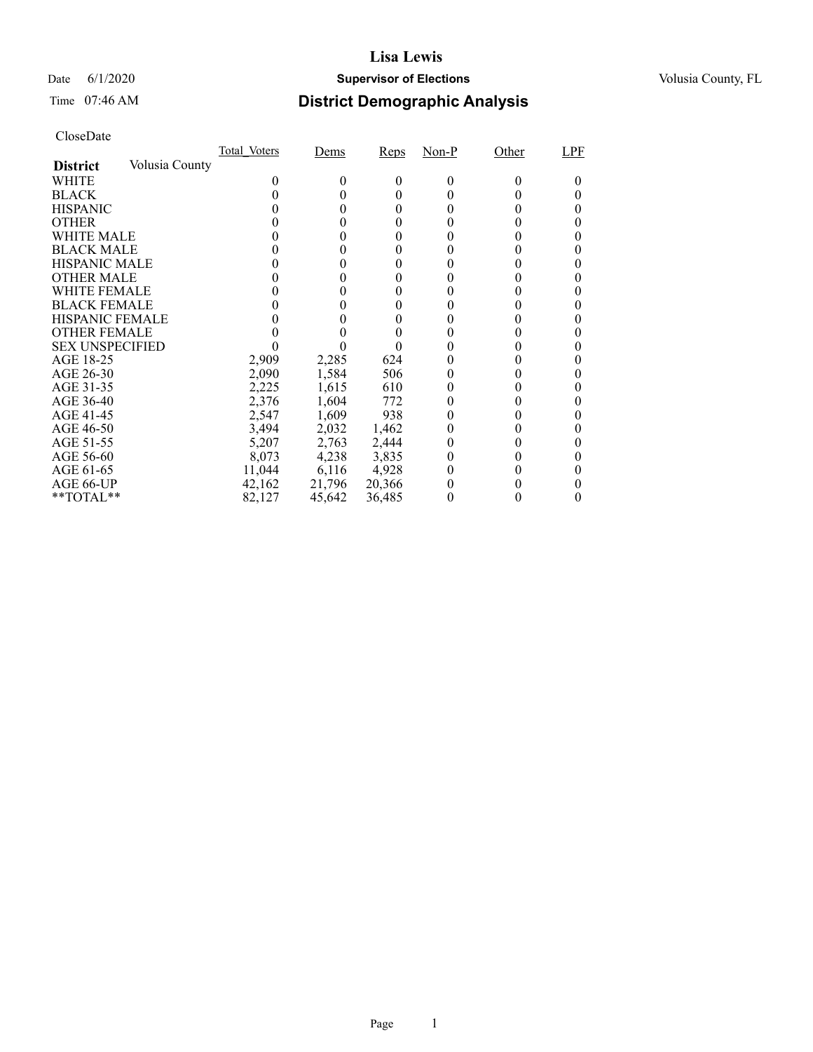# Lisa Lewis

Date 6/1/2020 **Supervisor of Elections** Volusia County, FL

Time 07:46 AM

## District Demographic Analysis

CloseDate

| District | Volusia County | Total_Voters | Dems | Reps | Non-P | Other | LPF |
|---|---|---|---|---|---|---|---|
| WHITE | | 0 | 0 | 0 | 0 | 0 | 0 |
| BLACK | | 0 | 0 | 0 | 0 | 0 | 0 |
| HISPANIC | | 0 | 0 | 0 | 0 | 0 | 0 |
| OTHER | | 0 | 0 | 0 | 0 | 0 | 0 |
| WHITE MALE | | 0 | 0 | 0 | 0 | 0 | 0 |
| BLACK MALE | | 0 | 0 | 0 | 0 | 0 | 0 |
| HISPANIC MALE | | 0 | 0 | 0 | 0 | 0 | 0 |
| OTHER MALE | | 0 | 0 | 0 | 0 | 0 | 0 |
| WHITE FEMALE | | 0 | 0 | 0 | 0 | 0 | 0 |
| BLACK FEMALE | | 0 | 0 | 0 | 0 | 0 | 0 |
| HISPANIC FEMALE | | 0 | 0 | 0 | 0 | 0 | 0 |
| OTHER FEMALE | | 0 | 0 | 0 | 0 | 0 | 0 |
| SEX UNSPECIFIED | | 0 | 0 | 0 | 0 | 0 | 0 |
| AGE 18-25 | | 2,909 | 2,285 | 624 | 0 | 0 | 0 |
| AGE 26-30 | | 2,090 | 1,584 | 506 | 0 | 0 | 0 |
| AGE 31-35 | | 2,225 | 1,615 | 610 | 0 | 0 | 0 |
| AGE 36-40 | | 2,376 | 1,604 | 772 | 0 | 0 | 0 |
| AGE 41-45 | | 2,547 | 1,609 | 938 | 0 | 0 | 0 |
| AGE 46-50 | | 3,494 | 2,032 | 1,462 | 0 | 0 | 0 |
| AGE 51-55 | | 5,207 | 2,763 | 2,444 | 0 | 0 | 0 |
| AGE 56-60 | | 8,073 | 4,238 | 3,835 | 0 | 0 | 0 |
| AGE 61-65 | | 11,044 | 6,116 | 4,928 | 0 | 0 | 0 |
| AGE 66-UP | | 42,162 | 21,796 | 20,366 | 0 | 0 | 0 |
| **TOTAL** | | 82,127 | 45,642 | 36,485 | 0 | 0 | 0 |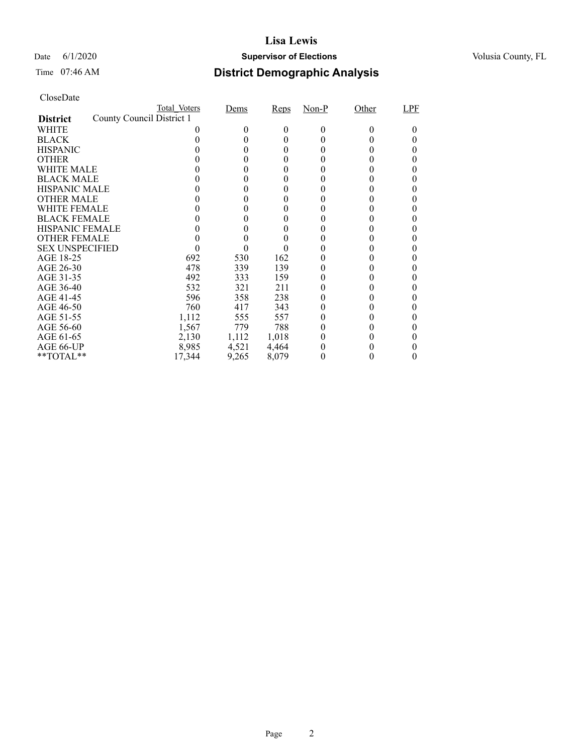# Lisa Lewis

Date 6/1/2020 **Supervisor of Elections** Volusia County, FL

Time 07:46 AM

## District Demographic Analysis

CloseDate

| | Total_Voters | Dems | Reps | Non-P | Other | LPF |
|---|---|---|---|---|---|---|
| **District** County Council District 1 | | | | | | |
| WHITE | 0 | 0 | 0 | 0 | 0 | 0 |
| BLACK | 0 | 0 | 0 | 0 | 0 | 0 |
| HISPANIC | 0 | 0 | 0 | 0 | 0 | 0 |
| OTHER | 0 | 0 | 0 | 0 | 0 | 0 |
| WHITE MALE | 0 | 0 | 0 | 0 | 0 | 0 |
| BLACK MALE | 0 | 0 | 0 | 0 | 0 | 0 |
| HISPANIC MALE | 0 | 0 | 0 | 0 | 0 | 0 |
| OTHER MALE | 0 | 0 | 0 | 0 | 0 | 0 |
| WHITE FEMALE | 0 | 0 | 0 | 0 | 0 | 0 |
| BLACK FEMALE | 0 | 0 | 0 | 0 | 0 | 0 |
| HISPANIC FEMALE | 0 | 0 | 0 | 0 | 0 | 0 |
| OTHER FEMALE | 0 | 0 | 0 | 0 | 0 | 0 |
| SEX UNSPECIFIED | 0 | 0 | 0 | 0 | 0 | 0 |
| AGE 18-25 | 692 | 530 | 162 | 0 | 0 | 0 |
| AGE 26-30 | 478 | 339 | 139 | 0 | 0 | 0 |
| AGE 31-35 | 492 | 333 | 159 | 0 | 0 | 0 |
| AGE 36-40 | 532 | 321 | 211 | 0 | 0 | 0 |
| AGE 41-45 | 596 | 358 | 238 | 0 | 0 | 0 |
| AGE 46-50 | 760 | 417 | 343 | 0 | 0 | 0 |
| AGE 51-55 | 1,112 | 555 | 557 | 0 | 0 | 0 |
| AGE 56-60 | 1,567 | 779 | 788 | 0 | 0 | 0 |
| AGE 61-65 | 2,130 | 1,112 | 1,018 | 0 | 0 | 0 |
| AGE 66-UP | 8,985 | 4,521 | 4,464 | 0 | 0 | 0 |
| **TOTAL** | 17,344 | 9,265 | 8,079 | 0 | 0 | 0 |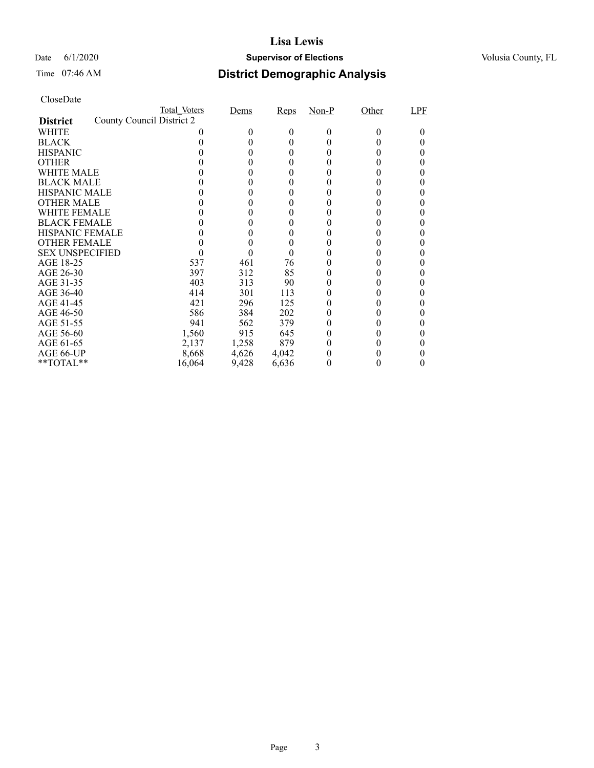# Lisa Lewis

Date 6/1/2020 **Supervisor of Elections** Volusia County, FL

Time 07:46 AM

## District Demographic Analysis

CloseDate

| **District** | Total_Voters | Dems | Reps | Non-P | Other | LPF |
|---|---|---|---|---|---|---|
| County Council District 2 | | | | | | |
| WHITE | 0 | 0 | 0 | 0 | 0 | 0 |
| BLACK | 0 | 0 | 0 | 0 | 0 | 0 |
| HISPANIC | 0 | 0 | 0 | 0 | 0 | 0 |
| OTHER | 0 | 0 | 0 | 0 | 0 | 0 |
| WHITE MALE | 0 | 0 | 0 | 0 | 0 | 0 |
| BLACK MALE | 0 | 0 | 0 | 0 | 0 | 0 |
| HISPANIC MALE | 0 | 0 | 0 | 0 | 0 | 0 |
| OTHER MALE | 0 | 0 | 0 | 0 | 0 | 0 |
| WHITE FEMALE | 0 | 0 | 0 | 0 | 0 | 0 |
| BLACK FEMALE | 0 | 0 | 0 | 0 | 0 | 0 |
| HISPANIC FEMALE | 0 | 0 | 0 | 0 | 0 | 0 |
| OTHER FEMALE | 0 | 0 | 0 | 0 | 0 | 0 |
| SEX UNSPECIFIED | 0 | 0 | 0 | 0 | 0 | 0 |
| AGE 18-25 | 537 | 461 | 76 | 0 | 0 | 0 |
| AGE 26-30 | 397 | 312 | 85 | 0 | 0 | 0 |
| AGE 31-35 | 403 | 313 | 90 | 0 | 0 | 0 |
| AGE 36-40 | 414 | 301 | 113 | 0 | 0 | 0 |
| AGE 41-45 | 421 | 296 | 125 | 0 | 0 | 0 |
| AGE 46-50 | 586 | 384 | 202 | 0 | 0 | 0 |
| AGE 51-55 | 941 | 562 | 379 | 0 | 0 | 0 |
| AGE 56-60 | 1,560 | 915 | 645 | 0 | 0 | 0 |
| AGE 61-65 | 2,137 | 1,258 | 879 | 0 | 0 | 0 |
| AGE 66-UP | 8,668 | 4,626 | 4,042 | 0 | 0 | 0 |
| **TOTAL** | 16,064 | 9,428 | 6,636 | 0 | 0 | 0 |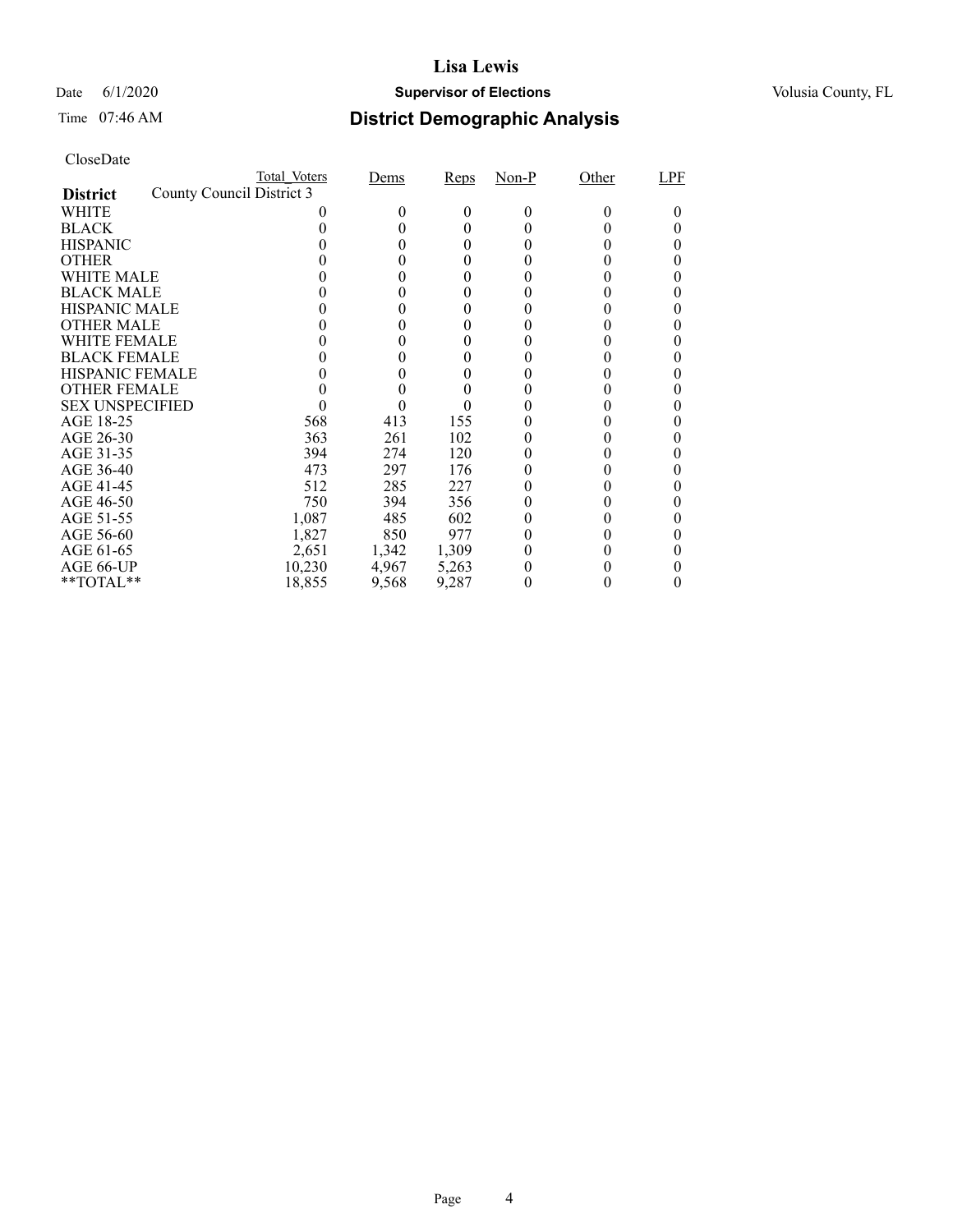# Lisa Lewis

Date 6/1/2020 **Supervisor of Elections** Volusia County, FL

Time 07:46 AM **District Demographic Analysis**

CloseDate

| District | Total_Voters | Dems | Reps | Non-P | Other | LPF |
|---|---|---|---|---|---|---|
| County Council District 3 | | | | | | |
| WHITE | 0 | 0 | 0 | 0 | 0 | 0 |
| BLACK | 0 | 0 | 0 | 0 | 0 | 0 |
| HISPANIC | 0 | 0 | 0 | 0 | 0 | 0 |
| OTHER | 0 | 0 | 0 | 0 | 0 | 0 |
| WHITE MALE | 0 | 0 | 0 | 0 | 0 | 0 |
| BLACK MALE | 0 | 0 | 0 | 0 | 0 | 0 |
| HISPANIC MALE | 0 | 0 | 0 | 0 | 0 | 0 |
| OTHER MALE | 0 | 0 | 0 | 0 | 0 | 0 |
| WHITE FEMALE | 0 | 0 | 0 | 0 | 0 | 0 |
| BLACK FEMALE | 0 | 0 | 0 | 0 | 0 | 0 |
| HISPANIC FEMALE | 0 | 0 | 0 | 0 | 0 | 0 |
| OTHER FEMALE | 0 | 0 | 0 | 0 | 0 | 0 |
| SEX UNSPECIFIED | 0 | 0 | 0 | 0 | 0 | 0 |
| AGE 18-25 | 568 | 413 | 155 | 0 | 0 | 0 |
| AGE 26-30 | 363 | 261 | 102 | 0 | 0 | 0 |
| AGE 31-35 | 394 | 274 | 120 | 0 | 0 | 0 |
| AGE 36-40 | 473 | 297 | 176 | 0 | 0 | 0 |
| AGE 41-45 | 512 | 285 | 227 | 0 | 0 | 0 |
| AGE 46-50 | 750 | 394 | 356 | 0 | 0 | 0 |
| AGE 51-55 | 1,087 | 485 | 602 | 0 | 0 | 0 |
| AGE 56-60 | 1,827 | 850 | 977 | 0 | 0 | 0 |
| AGE 61-65 | 2,651 | 1,342 | 1,309 | 0 | 0 | 0 |
| AGE 66-UP | 10,230 | 4,967 | 5,263 | 0 | 0 | 0 |
| **TOTAL** | 18,855 | 9,568 | 9,287 | 0 | 0 | 0 |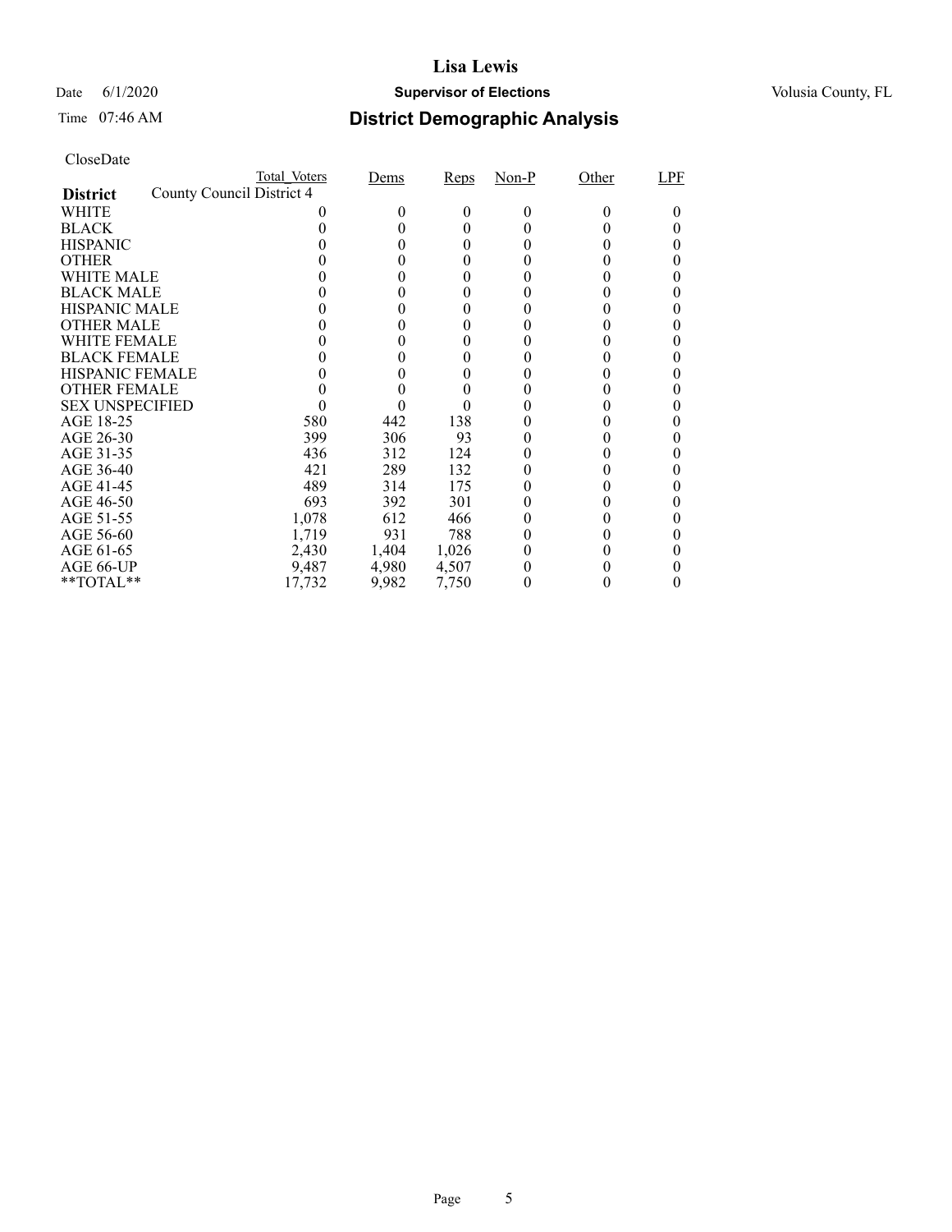# Lisa Lewis

Date 6/1/2020 **Supervisor of Elections** Volusia County, FL

Time 07:46 AM

## District Demographic Analysis

CloseDate

| District | Total_Voters | Dems | Reps | Non-P | Other | LPF |
|---|---|---|---|---|---|---|
| County Council District 4 | | | | | | |
| WHITE | 0 | 0 | 0 | 0 | 0 | 0 |
| BLACK | 0 | 0 | 0 | 0 | 0 | 0 |
| HISPANIC | 0 | 0 | 0 | 0 | 0 | 0 |
| OTHER | 0 | 0 | 0 | 0 | 0 | 0 |
| WHITE MALE | 0 | 0 | 0 | 0 | 0 | 0 |
| BLACK MALE | 0 | 0 | 0 | 0 | 0 | 0 |
| HISPANIC MALE | 0 | 0 | 0 | 0 | 0 | 0 |
| OTHER MALE | 0 | 0 | 0 | 0 | 0 | 0 |
| WHITE FEMALE | 0 | 0 | 0 | 0 | 0 | 0 |
| BLACK FEMALE | 0 | 0 | 0 | 0 | 0 | 0 |
| HISPANIC FEMALE | 0 | 0 | 0 | 0 | 0 | 0 |
| OTHER FEMALE | 0 | 0 | 0 | 0 | 0 | 0 |
| SEX UNSPECIFIED | 0 | 0 | 0 | 0 | 0 | 0 |
| AGE 18-25 | 580 | 442 | 138 | 0 | 0 | 0 |
| AGE 26-30 | 399 | 306 | 93 | 0 | 0 | 0 |
| AGE 31-35 | 436 | 312 | 124 | 0 | 0 | 0 |
| AGE 36-40 | 421 | 289 | 132 | 0 | 0 | 0 |
| AGE 41-45 | 489 | 314 | 175 | 0 | 0 | 0 |
| AGE 46-50 | 693 | 392 | 301 | 0 | 0 | 0 |
| AGE 51-55 | 1,078 | 612 | 466 | 0 | 0 | 0 |
| AGE 56-60 | 1,719 | 931 | 788 | 0 | 0 | 0 |
| AGE 61-65 | 2,430 | 1,404 | 1,026 | 0 | 0 | 0 |
| AGE 66-UP | 9,487 | 4,980 | 4,507 | 0 | 0 | 0 |
| **TOTAL** | 17,732 | 9,982 | 7,750 | 0 | 0 | 0 |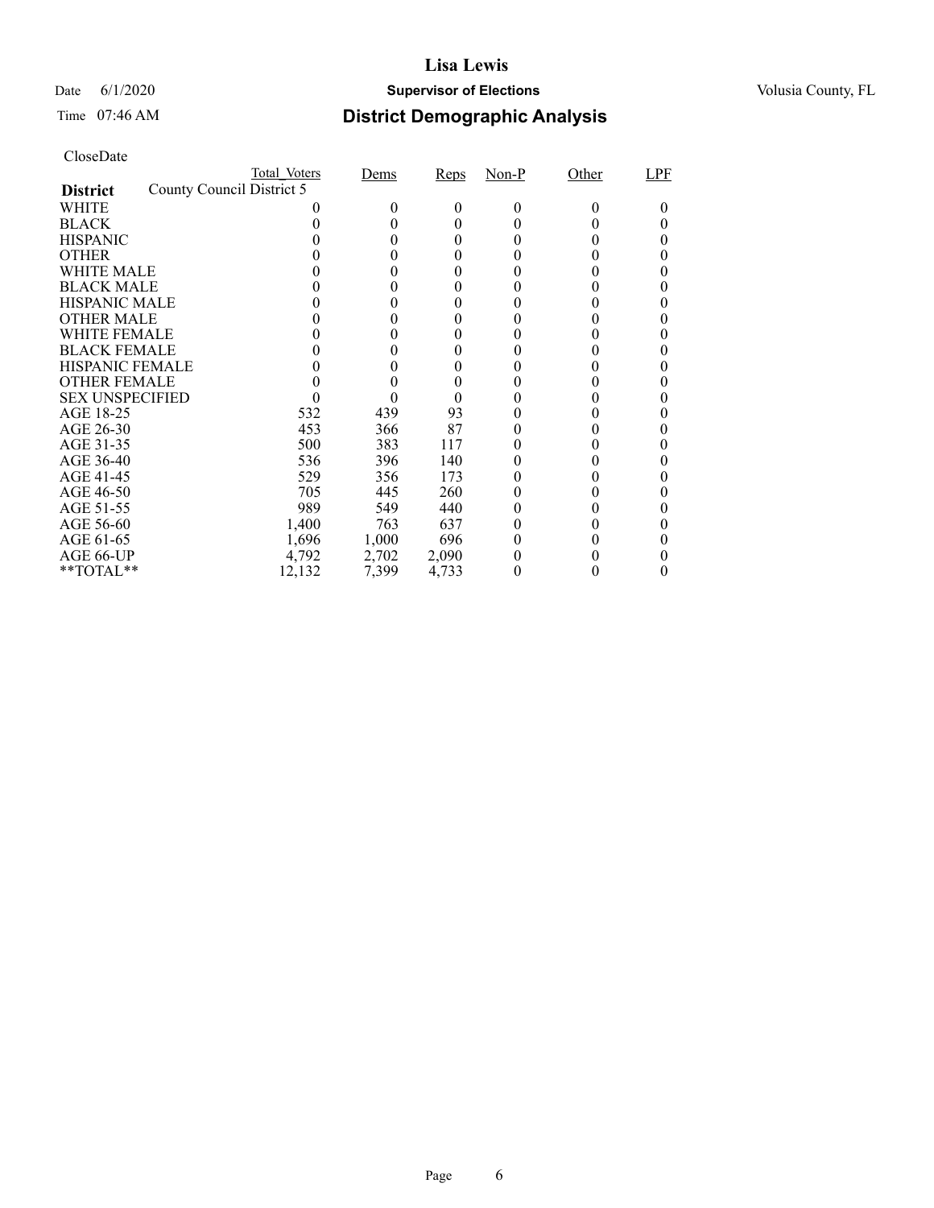# Lisa Lewis

Date 6/1/2020 **Supervisor of Elections** Volusia County, FL

Time 07:46 AM

## District Demographic Analysis

CloseDate

| District | Total_Voters | Dems | Reps | Non-P | Other | LPF |
|---|---|---|---|---|---|---|
| County Council District 5 | | | | | | |
| WHITE | 0 | 0 | 0 | 0 | 0 | 0 |
| BLACK | 0 | 0 | 0 | 0 | 0 | 0 |
| HISPANIC | 0 | 0 | 0 | 0 | 0 | 0 |
| OTHER | 0 | 0 | 0 | 0 | 0 | 0 |
| WHITE MALE | 0 | 0 | 0 | 0 | 0 | 0 |
| BLACK MALE | 0 | 0 | 0 | 0 | 0 | 0 |
| HISPANIC MALE | 0 | 0 | 0 | 0 | 0 | 0 |
| OTHER MALE | 0 | 0 | 0 | 0 | 0 | 0 |
| WHITE FEMALE | 0 | 0 | 0 | 0 | 0 | 0 |
| BLACK FEMALE | 0 | 0 | 0 | 0 | 0 | 0 |
| HISPANIC FEMALE | 0 | 0 | 0 | 0 | 0 | 0 |
| OTHER FEMALE | 0 | 0 | 0 | 0 | 0 | 0 |
| SEX UNSPECIFIED | 0 | 0 | 0 | 0 | 0 | 0 |
| AGE 18-25 | 532 | 439 | 93 | 0 | 0 | 0 |
| AGE 26-30 | 453 | 366 | 87 | 0 | 0 | 0 |
| AGE 31-35 | 500 | 383 | 117 | 0 | 0 | 0 |
| AGE 36-40 | 536 | 396 | 140 | 0 | 0 | 0 |
| AGE 41-45 | 529 | 356 | 173 | 0 | 0 | 0 |
| AGE 46-50 | 705 | 445 | 260 | 0 | 0 | 0 |
| AGE 51-55 | 989 | 549 | 440 | 0 | 0 | 0 |
| AGE 56-60 | 1,400 | 763 | 637 | 0 | 0 | 0 |
| AGE 61-65 | 1,696 | 1,000 | 696 | 0 | 0 | 0 |
| AGE 66-UP | 4,792 | 2,702 | 2,090 | 0 | 0 | 0 |
| **TOTAL** | 12,132 | 7,399 | 4,733 | 0 | 0 | 0 |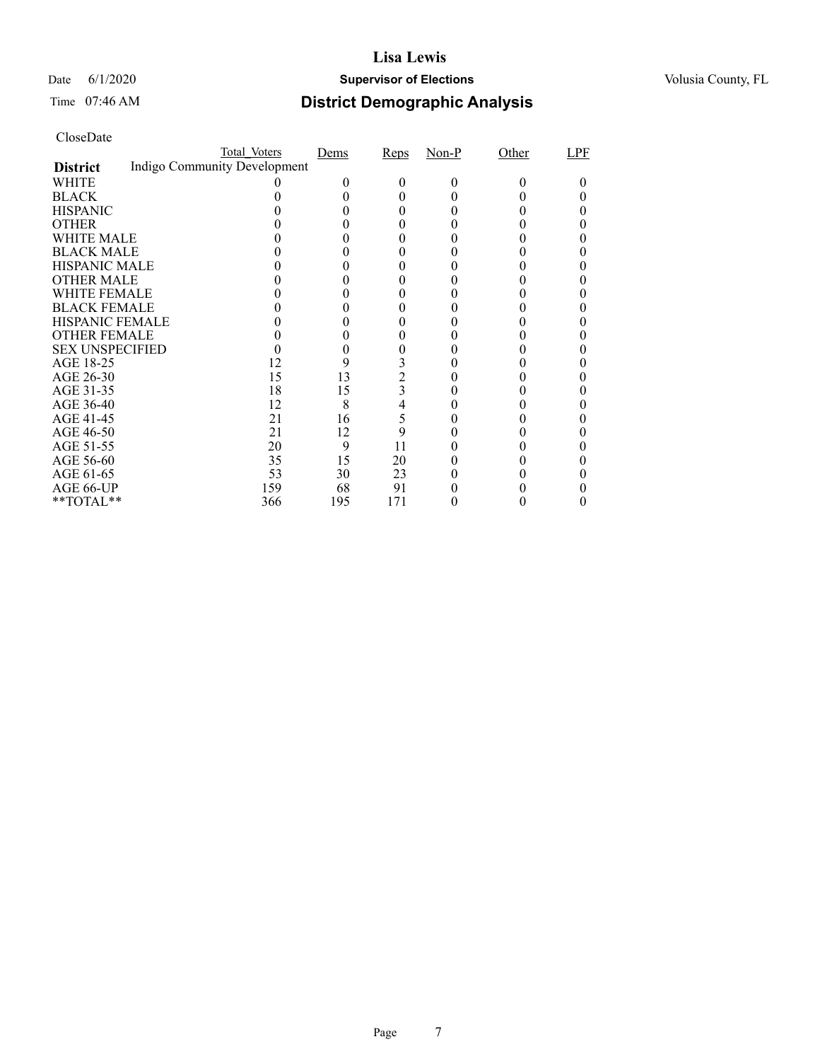# Lisa Lewis

Date 6/1/2020 **Supervisor of Elections** Volusia County, FL

Time 07:46 AM

## District Demographic Analysis

CloseDate

| District | Total_Voters | Dems | Reps | Non-P | Other | LPF |
|---|---|---|---|---|---|---|
| Indigo Community Development | | | | | | |
| WHITE | 0 | 0 | 0 | 0 | 0 | 0 |
| BLACK | 0 | 0 | 0 | 0 | 0 | 0 |
| HISPANIC | 0 | 0 | 0 | 0 | 0 | 0 |
| OTHER | 0 | 0 | 0 | 0 | 0 | 0 |
| WHITE MALE | 0 | 0 | 0 | 0 | 0 | 0 |
| BLACK MALE | 0 | 0 | 0 | 0 | 0 | 0 |
| HISPANIC MALE | 0 | 0 | 0 | 0 | 0 | 0 |
| OTHER MALE | 0 | 0 | 0 | 0 | 0 | 0 |
| WHITE FEMALE | 0 | 0 | 0 | 0 | 0 | 0 |
| BLACK FEMALE | 0 | 0 | 0 | 0 | 0 | 0 |
| HISPANIC FEMALE | 0 | 0 | 0 | 0 | 0 | 0 |
| OTHER FEMALE | 0 | 0 | 0 | 0 | 0 | 0 |
| SEX UNSPECIFIED | 0 | 0 | 0 | 0 | 0 | 0 |
| AGE 18-25 | 12 | 9 | 3 | 0 | 0 | 0 |
| AGE 26-30 | 15 | 13 | 2 | 0 | 0 | 0 |
| AGE 31-35 | 18 | 15 | 3 | 0 | 0 | 0 |
| AGE 36-40 | 12 | 8 | 4 | 0 | 0 | 0 |
| AGE 41-45 | 21 | 16 | 5 | 0 | 0 | 0 |
| AGE 46-50 | 21 | 12 | 9 | 0 | 0 | 0 |
| AGE 51-55 | 20 | 9 | 11 | 0 | 0 | 0 |
| AGE 56-60 | 35 | 15 | 20 | 0 | 0 | 0 |
| AGE 61-65 | 53 | 30 | 23 | 0 | 0 | 0 |
| AGE 66-UP | 159 | 68 | 91 | 0 | 0 | 0 |
| **TOTAL** | 366 | 195 | 171 | 0 | 0 | 0 |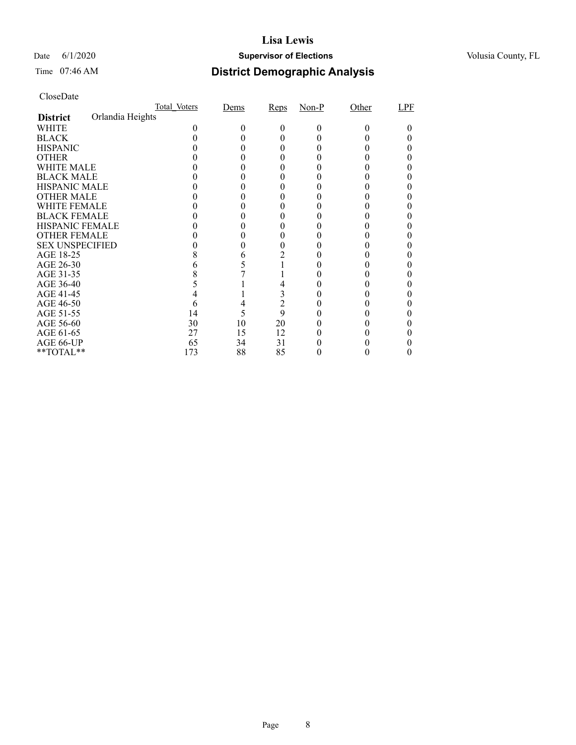# Lisa Lewis

Date 6/1/2020 **Supervisor of Elections** Volusia County, FL

Time 07:46 AM

## District Demographic Analysis

CloseDate

| | Total_Voters | Dems | Reps | Non-P | Other | LPF |
|---|---|---|---|---|---|---|
| **District** Orlandia Heights | | | | | | |
| WHITE | 0 | 0 | 0 | 0 | 0 | 0 |
| BLACK | 0 | 0 | 0 | 0 | 0 | 0 |
| HISPANIC | 0 | 0 | 0 | 0 | 0 | 0 |
| OTHER | 0 | 0 | 0 | 0 | 0 | 0 |
| WHITE MALE | 0 | 0 | 0 | 0 | 0 | 0 |
| BLACK MALE | 0 | 0 | 0 | 0 | 0 | 0 |
| HISPANIC MALE | 0 | 0 | 0 | 0 | 0 | 0 |
| OTHER MALE | 0 | 0 | 0 | 0 | 0 | 0 |
| WHITE FEMALE | 0 | 0 | 0 | 0 | 0 | 0 |
| BLACK FEMALE | 0 | 0 | 0 | 0 | 0 | 0 |
| HISPANIC FEMALE | 0 | 0 | 0 | 0 | 0 | 0 |
| OTHER FEMALE | 0 | 0 | 0 | 0 | 0 | 0 |
| SEX UNSPECIFIED | 0 | 0 | 0 | 0 | 0 | 0 |
| AGE 18-25 | 8 | 6 | 2 | 0 | 0 | 0 |
| AGE 26-30 | 6 | 5 | 1 | 0 | 0 | 0 |
| AGE 31-35 | 8 | 7 | 1 | 0 | 0 | 0 |
| AGE 36-40 | 5 | 1 | 4 | 0 | 0 | 0 |
| AGE 41-45 | 4 | 1 | 3 | 0 | 0 | 0 |
| AGE 46-50 | 6 | 4 | 2 | 0 | 0 | 0 |
| AGE 51-55 | 14 | 5 | 9 | 0 | 0 | 0 |
| AGE 56-60 | 30 | 10 | 20 | 0 | 0 | 0 |
| AGE 61-65 | 27 | 15 | 12 | 0 | 0 | 0 |
| AGE 66-UP | 65 | 34 | 31 | 0 | 0 | 0 |
| **TOTAL** | 173 | 88 | 85 | 0 | 0 | 0 |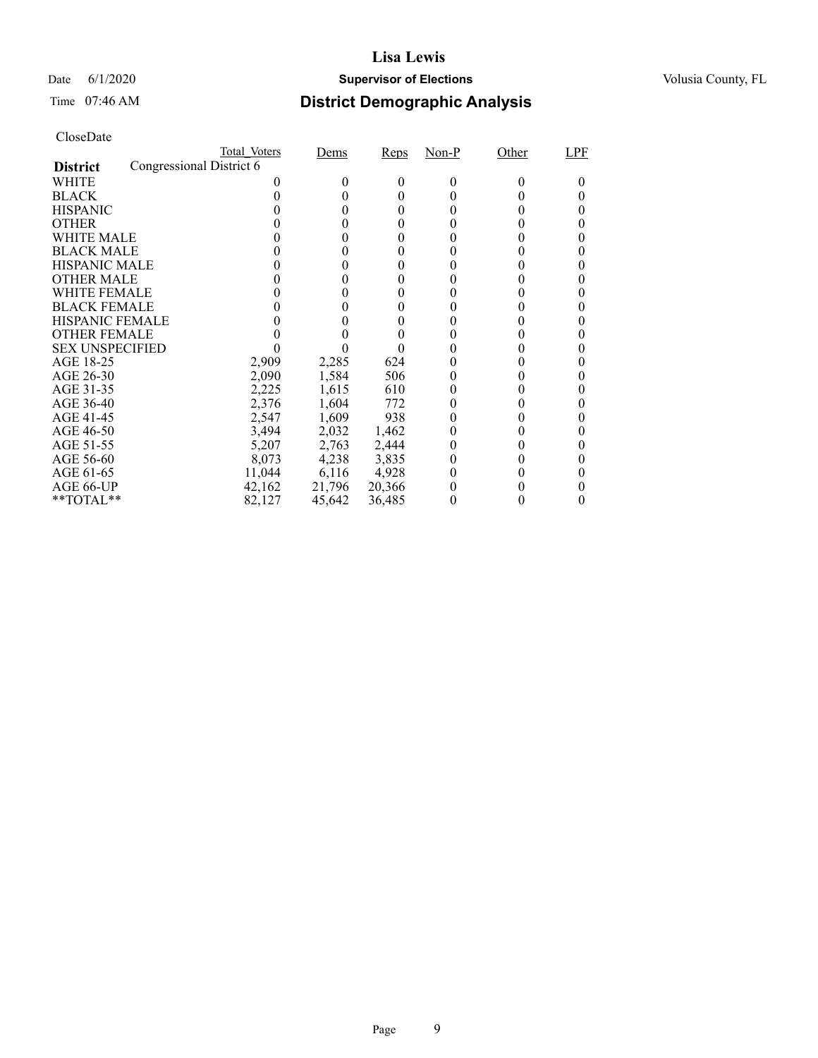# Lisa Lewis

Date 6/1/2020 **Supervisor of Elections** Volusia County, FL

Time 07:46 AM

## District Demographic Analysis

CloseDate

| **District** | Total_Voters | Dems | Reps | Non-P | Other | LPF |
|---|---|---|---|---|---|---|
| Congressional District 6 | | | | | | |
| WHITE | 0 | 0 | 0 | 0 | 0 | 0 |
| BLACK | 0 | 0 | 0 | 0 | 0 | 0 |
| HISPANIC | 0 | 0 | 0 | 0 | 0 | 0 |
| OTHER | 0 | 0 | 0 | 0 | 0 | 0 |
| WHITE MALE | 0 | 0 | 0 | 0 | 0 | 0 |
| BLACK MALE | 0 | 0 | 0 | 0 | 0 | 0 |
| HISPANIC MALE | 0 | 0 | 0 | 0 | 0 | 0 |
| OTHER MALE | 0 | 0 | 0 | 0 | 0 | 0 |
| WHITE FEMALE | 0 | 0 | 0 | 0 | 0 | 0 |
| BLACK FEMALE | 0 | 0 | 0 | 0 | 0 | 0 |
| HISPANIC FEMALE | 0 | 0 | 0 | 0 | 0 | 0 |
| OTHER FEMALE | 0 | 0 | 0 | 0 | 0 | 0 |
| SEX UNSPECIFIED | 0 | 0 | 0 | 0 | 0 | 0 |
| AGE 18-25 | 2,909 | 2,285 | 624 | 0 | 0 | 0 |
| AGE 26-30 | 2,090 | 1,584 | 506 | 0 | 0 | 0 |
| AGE 31-35 | 2,225 | 1,615 | 610 | 0 | 0 | 0 |
| AGE 36-40 | 2,376 | 1,604 | 772 | 0 | 0 | 0 |
| AGE 41-45 | 2,547 | 1,609 | 938 | 0 | 0 | 0 |
| AGE 46-50 | 3,494 | 2,032 | 1,462 | 0 | 0 | 0 |
| AGE 51-55 | 5,207 | 2,763 | 2,444 | 0 | 0 | 0 |
| AGE 56-60 | 8,073 | 4,238 | 3,835 | 0 | 0 | 0 |
| AGE 61-65 | 11,044 | 6,116 | 4,928 | 0 | 0 | 0 |
| AGE 66-UP | 42,162 | 21,796 | 20,366 | 0 | 0 | 0 |
| **TOTAL** | 82,127 | 45,642 | 36,485 | 0 | 0 | 0 |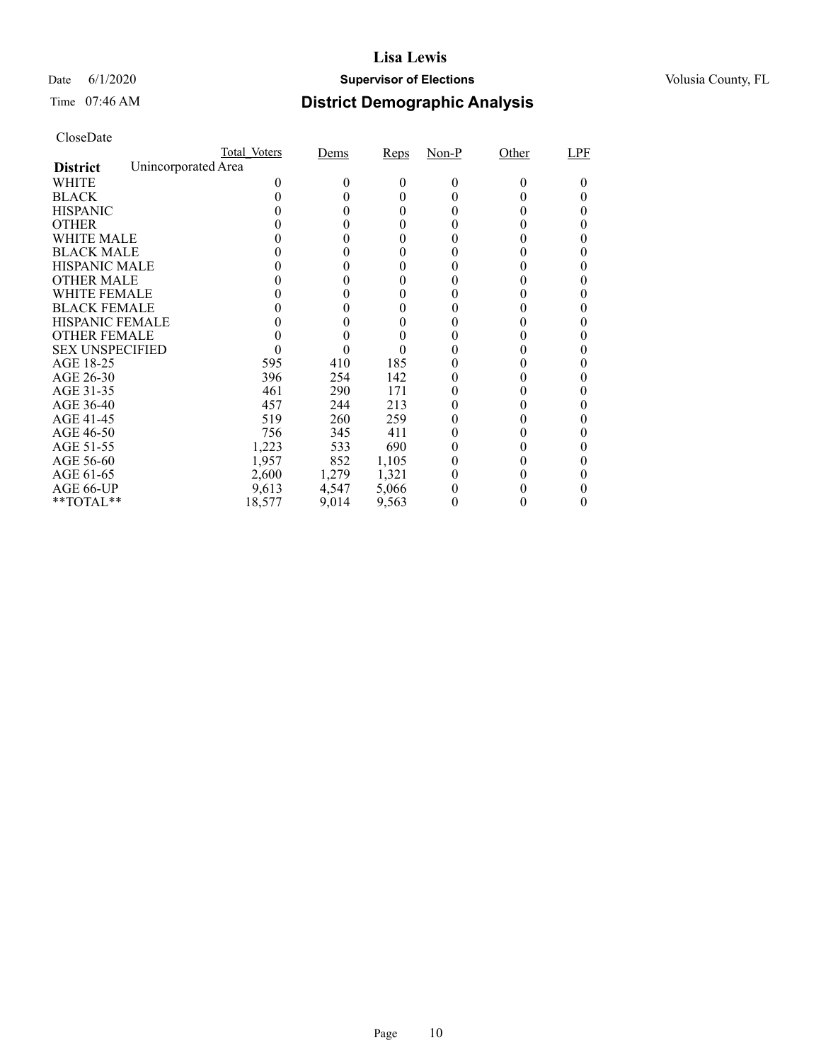# Lisa Lewis

Date 6/1/2020 **Supervisor of Elections** Volusia County, FL

Time 07:46 AM **District Demographic Analysis**

CloseDate

| | Total_Voters | Dems | Reps | Non-P | Other | LPF |
|---|---|---|---|---|---|---|
| **District** Unincorporated Area | | | | | | |
| WHITE | 0 | 0 | 0 | 0 | 0 | 0 |
| BLACK | 0 | 0 | 0 | 0 | 0 | 0 |
| HISPANIC | 0 | 0 | 0 | 0 | 0 | 0 |
| OTHER | 0 | 0 | 0 | 0 | 0 | 0 |
| WHITE MALE | 0 | 0 | 0 | 0 | 0 | 0 |
| BLACK MALE | 0 | 0 | 0 | 0 | 0 | 0 |
| HISPANIC MALE | 0 | 0 | 0 | 0 | 0 | 0 |
| OTHER MALE | 0 | 0 | 0 | 0 | 0 | 0 |
| WHITE FEMALE | 0 | 0 | 0 | 0 | 0 | 0 |
| BLACK FEMALE | 0 | 0 | 0 | 0 | 0 | 0 |
| HISPANIC FEMALE | 0 | 0 | 0 | 0 | 0 | 0 |
| OTHER FEMALE | 0 | 0 | 0 | 0 | 0 | 0 |
| SEX UNSPECIFIED | 0 | 0 | 0 | 0 | 0 | 0 |
| AGE 18-25 | 595 | 410 | 185 | 0 | 0 | 0 |
| AGE 26-30 | 396 | 254 | 142 | 0 | 0 | 0 |
| AGE 31-35 | 461 | 290 | 171 | 0 | 0 | 0 |
| AGE 36-40 | 457 | 244 | 213 | 0 | 0 | 0 |
| AGE 41-45 | 519 | 260 | 259 | 0 | 0 | 0 |
| AGE 46-50 | 756 | 345 | 411 | 0 | 0 | 0 |
| AGE 51-55 | 1,223 | 533 | 690 | 0 | 0 | 0 |
| AGE 56-60 | 1,957 | 852 | 1,105 | 0 | 0 | 0 |
| AGE 61-65 | 2,600 | 1,279 | 1,321 | 0 | 0 | 0 |
| AGE 66-UP | 9,613 | 4,547 | 5,066 | 0 | 0 | 0 |
| **TOTAL** | 18,577 | 9,014 | 9,563 | 0 | 0 | 0 |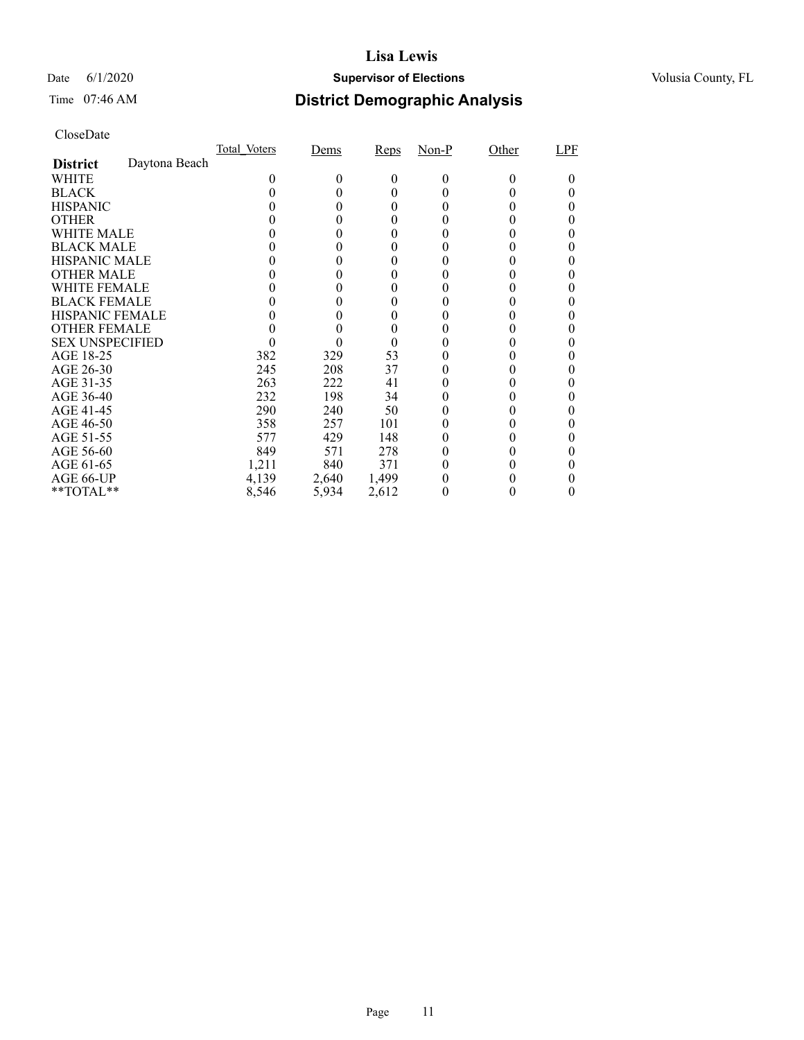# Lisa Lewis

Date 6/1/2020 **Supervisor of Elections** Volusia County, FL

Time 07:46 AM

## District Demographic Analysis

CloseDate

| | Total_Voters | Dems | Reps | Non-P | Other | LPF |
|---|---|---|---|---|---|---|
| **District** Daytona Beach | | | | | | |
| WHITE | 0 | 0 | 0 | 0 | 0 | 0 |
| BLACK | 0 | 0 | 0 | 0 | 0 | 0 |
| HISPANIC | 0 | 0 | 0 | 0 | 0 | 0 |
| OTHER | 0 | 0 | 0 | 0 | 0 | 0 |
| WHITE MALE | 0 | 0 | 0 | 0 | 0 | 0 |
| BLACK MALE | 0 | 0 | 0 | 0 | 0 | 0 |
| HISPANIC MALE | 0 | 0 | 0 | 0 | 0 | 0 |
| OTHER MALE | 0 | 0 | 0 | 0 | 0 | 0 |
| WHITE FEMALE | 0 | 0 | 0 | 0 | 0 | 0 |
| BLACK FEMALE | 0 | 0 | 0 | 0 | 0 | 0 |
| HISPANIC FEMALE | 0 | 0 | 0 | 0 | 0 | 0 |
| OTHER FEMALE | 0 | 0 | 0 | 0 | 0 | 0 |
| SEX UNSPECIFIED | 0 | 0 | 0 | 0 | 0 | 0 |
| AGE 18-25 | 382 | 329 | 53 | 0 | 0 | 0 |
| AGE 26-30 | 245 | 208 | 37 | 0 | 0 | 0 |
| AGE 31-35 | 263 | 222 | 41 | 0 | 0 | 0 |
| AGE 36-40 | 232 | 198 | 34 | 0 | 0 | 0 |
| AGE 41-45 | 290 | 240 | 50 | 0 | 0 | 0 |
| AGE 46-50 | 358 | 257 | 101 | 0 | 0 | 0 |
| AGE 51-55 | 577 | 429 | 148 | 0 | 0 | 0 |
| AGE 56-60 | 849 | 571 | 278 | 0 | 0 | 0 |
| AGE 61-65 | 1,211 | 840 | 371 | 0 | 0 | 0 |
| AGE 66-UP | 4,139 | 2,640 | 1,499 | 0 | 0 | 0 |
| **TOTAL** | 8,546 | 5,934 | 2,612 | 0 | 0 | 0 |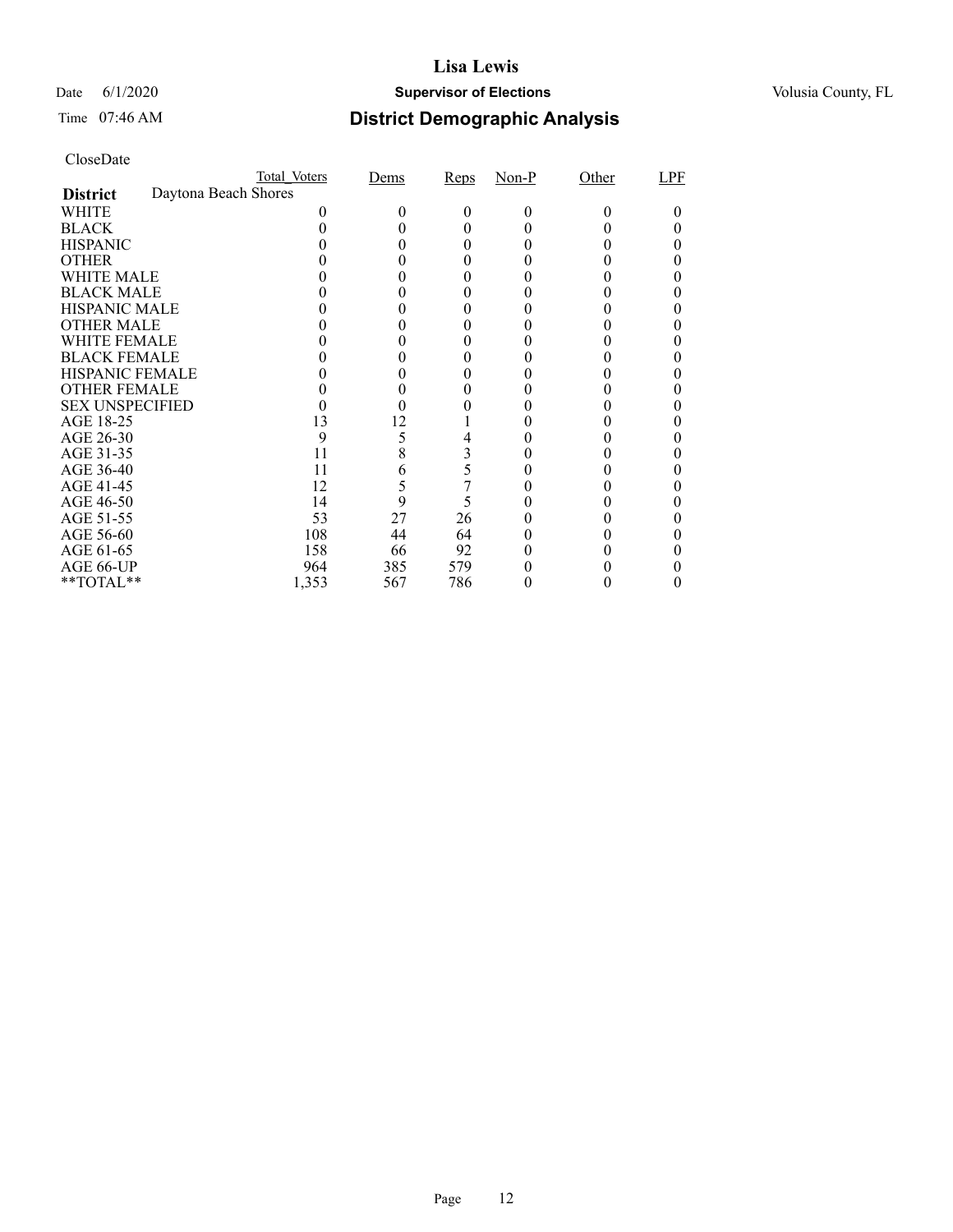# Lisa Lewis

Date 6/1/2020 **Supervisor of Elections** Volusia County, FL

Time 07:46 AM **District Demographic Analysis**

CloseDate

| | Total_Voters | Dems | Reps | Non-P | Other | LPF |
|---|---|---|---|---|---|---|
| **District** Daytona Beach Shores | | | | | | |
| WHITE | 0 | 0 | 0 | 0 | 0 | 0 |
| BLACK | 0 | 0 | 0 | 0 | 0 | 0 |
| HISPANIC | 0 | 0 | 0 | 0 | 0 | 0 |
| OTHER | 0 | 0 | 0 | 0 | 0 | 0 |
| WHITE MALE | 0 | 0 | 0 | 0 | 0 | 0 |
| BLACK MALE | 0 | 0 | 0 | 0 | 0 | 0 |
| HISPANIC MALE | 0 | 0 | 0 | 0 | 0 | 0 |
| OTHER MALE | 0 | 0 | 0 | 0 | 0 | 0 |
| WHITE FEMALE | 0 | 0 | 0 | 0 | 0 | 0 |
| BLACK FEMALE | 0 | 0 | 0 | 0 | 0 | 0 |
| HISPANIC FEMALE | 0 | 0 | 0 | 0 | 0 | 0 |
| OTHER FEMALE | 0 | 0 | 0 | 0 | 0 | 0 |
| SEX UNSPECIFIED | 0 | 0 | 0 | 0 | 0 | 0 |
| AGE 18-25 | 13 | 12 | 1 | 0 | 0 | 0 |
| AGE 26-30 | 9 | 5 | 4 | 0 | 0 | 0 |
| AGE 31-35 | 11 | 8 | 3 | 0 | 0 | 0 |
| AGE 36-40 | 11 | 6 | 5 | 0 | 0 | 0 |
| AGE 41-45 | 12 | 5 | 7 | 0 | 0 | 0 |
| AGE 46-50 | 14 | 9 | 5 | 0 | 0 | 0 |
| AGE 51-55 | 53 | 27 | 26 | 0 | 0 | 0 |
| AGE 56-60 | 108 | 44 | 64 | 0 | 0 | 0 |
| AGE 61-65 | 158 | 66 | 92 | 0 | 0 | 0 |
| AGE 66-UP | 964 | 385 | 579 | 0 | 0 | 0 |
| **TOTAL** | 1,353 | 567 | 786 | 0 | 0 | 0 |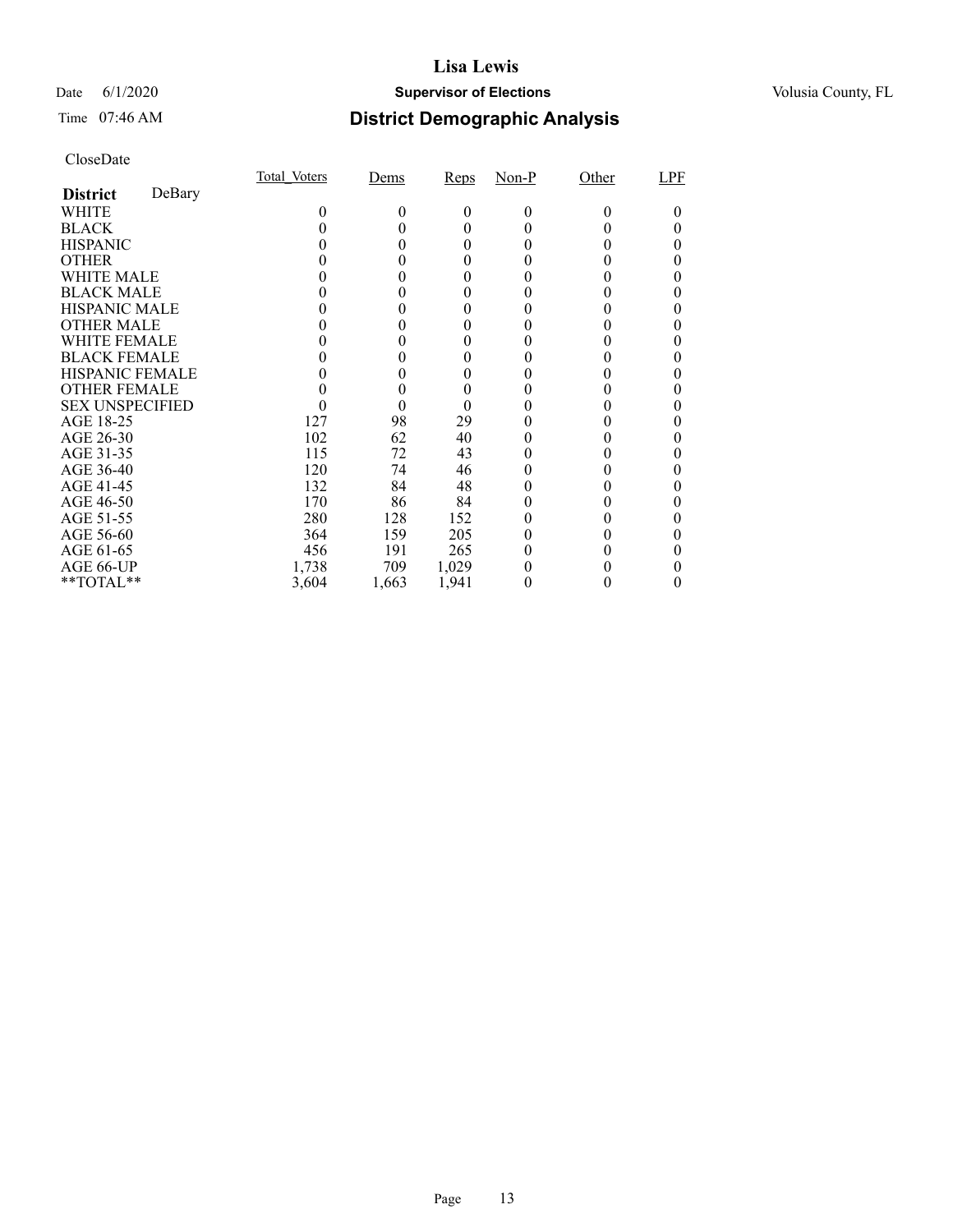# Lisa Lewis

Date 6/1/2020 **Supervisor of Elections** Volusia County, FL

Time 07:46 AM **District Demographic Analysis**

CloseDate

| **District** DeBary | Total_Voters | Dems | Reps | Non-P | Other | LPF |
|---|---|---|---|---|---|---|
| WHITE | 0 | 0 | 0 | 0 | 0 | 0 |
| BLACK | 0 | 0 | 0 | 0 | 0 | 0 |
| HISPANIC | 0 | 0 | 0 | 0 | 0 | 0 |
| OTHER | 0 | 0 | 0 | 0 | 0 | 0 |
| WHITE MALE | 0 | 0 | 0 | 0 | 0 | 0 |
| BLACK MALE | 0 | 0 | 0 | 0 | 0 | 0 |
| HISPANIC MALE | 0 | 0 | 0 | 0 | 0 | 0 |
| OTHER MALE | 0 | 0 | 0 | 0 | 0 | 0 |
| WHITE FEMALE | 0 | 0 | 0 | 0 | 0 | 0 |
| BLACK FEMALE | 0 | 0 | 0 | 0 | 0 | 0 |
| HISPANIC FEMALE | 0 | 0 | 0 | 0 | 0 | 0 |
| OTHER FEMALE | 0 | 0 | 0 | 0 | 0 | 0 |
| SEX UNSPECIFIED | 0 | 0 | 0 | 0 | 0 | 0 |
| AGE 18-25 | 127 | 98 | 29 | 0 | 0 | 0 |
| AGE 26-30 | 102 | 62 | 40 | 0 | 0 | 0 |
| AGE 31-35 | 115 | 72 | 43 | 0 | 0 | 0 |
| AGE 36-40 | 120 | 74 | 46 | 0 | 0 | 0 |
| AGE 41-45 | 132 | 84 | 48 | 0 | 0 | 0 |
| AGE 46-50 | 170 | 86 | 84 | 0 | 0 | 0 |
| AGE 51-55 | 280 | 128 | 152 | 0 | 0 | 0 |
| AGE 56-60 | 364 | 159 | 205 | 0 | 0 | 0 |
| AGE 61-65 | 456 | 191 | 265 | 0 | 0 | 0 |
| AGE 66-UP | 1,738 | 709 | 1,029 | 0 | 0 | 0 |
| **TOTAL** | 3,604 | 1,663 | 1,941 | 0 | 0 | 0 |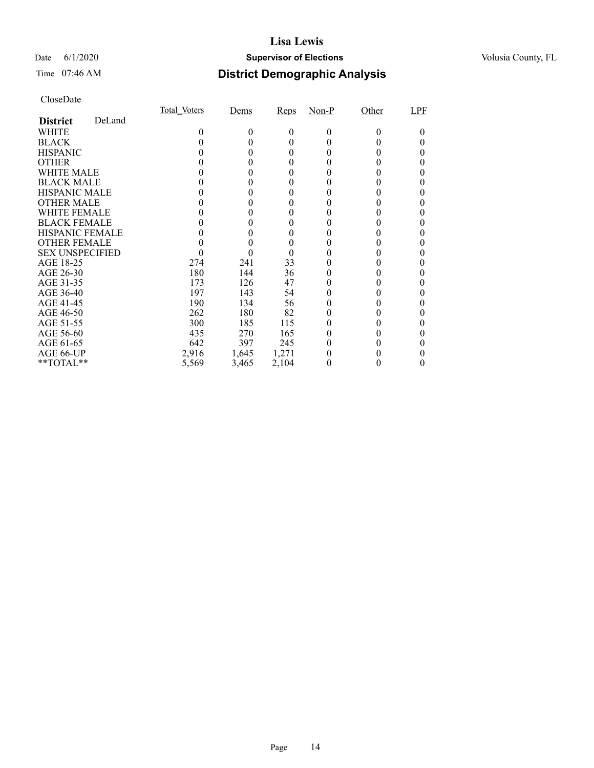# Lisa Lewis

Date 6/1/2020 **Supervisor of Elections** Volusia County, FL

Time 07:46 AM **District Demographic Analysis**

CloseDate

| **District** DeLand | Total_Voters | Dems | Reps | Non-P | Other | LPF |
|---|---|---|---|---|---|---|
| WHITE | 0 | 0 | 0 | 0 | 0 | 0 |
| BLACK | 0 | 0 | 0 | 0 | 0 | 0 |
| HISPANIC | 0 | 0 | 0 | 0 | 0 | 0 |
| OTHER | 0 | 0 | 0 | 0 | 0 | 0 |
| WHITE MALE | 0 | 0 | 0 | 0 | 0 | 0 |
| BLACK MALE | 0 | 0 | 0 | 0 | 0 | 0 |
| HISPANIC MALE | 0 | 0 | 0 | 0 | 0 | 0 |
| OTHER MALE | 0 | 0 | 0 | 0 | 0 | 0 |
| WHITE FEMALE | 0 | 0 | 0 | 0 | 0 | 0 |
| BLACK FEMALE | 0 | 0 | 0 | 0 | 0 | 0 |
| HISPANIC FEMALE | 0 | 0 | 0 | 0 | 0 | 0 |
| OTHER FEMALE | 0 | 0 | 0 | 0 | 0 | 0 |
| SEX UNSPECIFIED | 0 | 0 | 0 | 0 | 0 | 0 |
| AGE 18-25 | 274 | 241 | 33 | 0 | 0 | 0 |
| AGE 26-30 | 180 | 144 | 36 | 0 | 0 | 0 |
| AGE 31-35 | 173 | 126 | 47 | 0 | 0 | 0 |
| AGE 36-40 | 197 | 143 | 54 | 0 | 0 | 0 |
| AGE 41-45 | 190 | 134 | 56 | 0 | 0 | 0 |
| AGE 46-50 | 262 | 180 | 82 | 0 | 0 | 0 |
| AGE 51-55 | 300 | 185 | 115 | 0 | 0 | 0 |
| AGE 56-60 | 435 | 270 | 165 | 0 | 0 | 0 |
| AGE 61-65 | 642 | 397 | 245 | 0 | 0 | 0 |
| AGE 66-UP | 2,916 | 1,645 | 1,271 | 0 | 0 | 0 |
| **TOTAL** | 5,569 | 3,465 | 2,104 | 0 | 0 | 0 |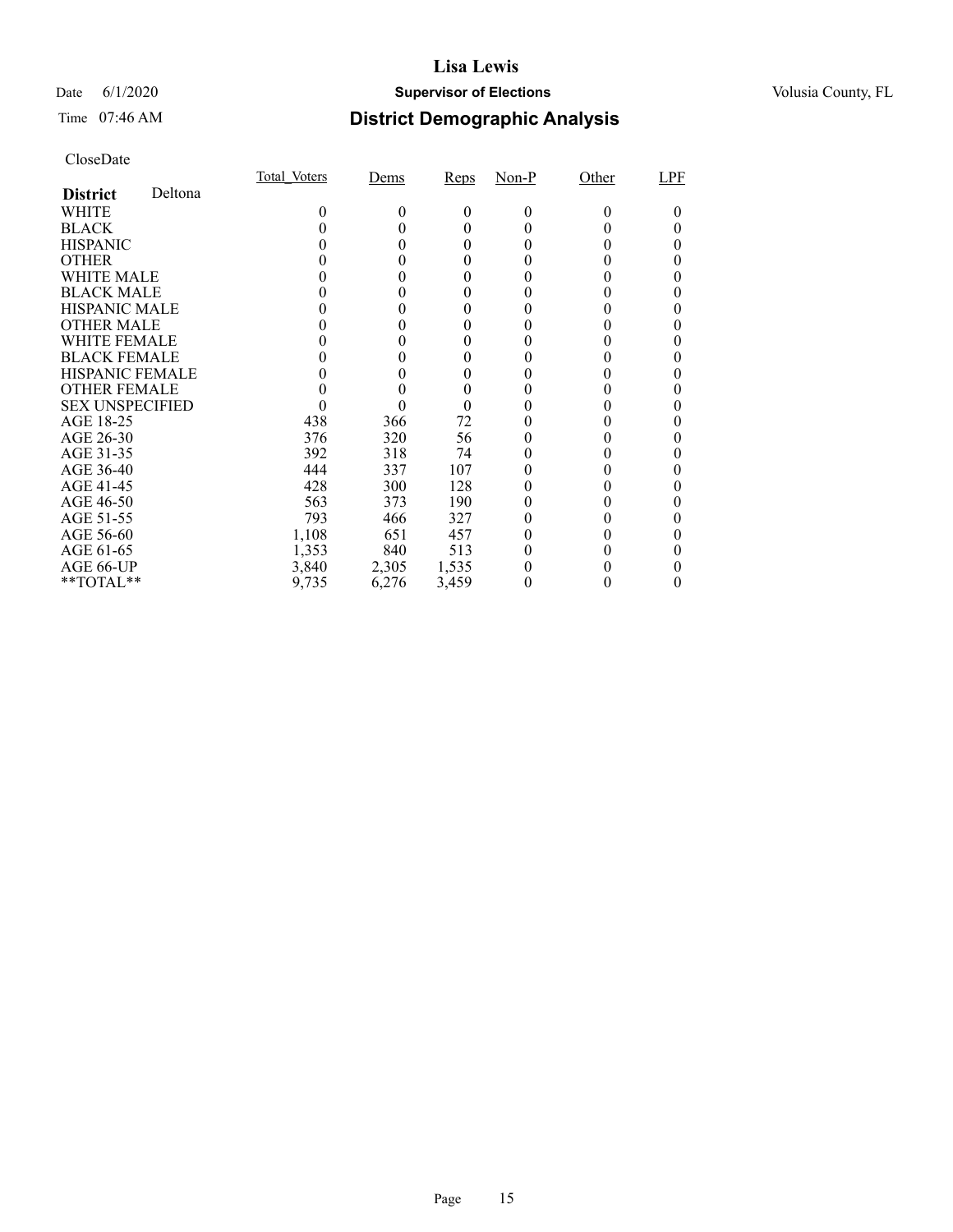# Lisa Lewis

Date 6/1/2020 **Supervisor of Elections** Volusia County, FL

Time 07:46 AM **District Demographic Analysis**

CloseDate

| **District** Deltona | Total_Voters | Dems | Reps | Non-P | Other | LPF |
|---|---|---|---|---|---|---|
| WHITE | 0 | 0 | 0 | 0 | 0 | 0 |
| BLACK | 0 | 0 | 0 | 0 | 0 | 0 |
| HISPANIC | 0 | 0 | 0 | 0 | 0 | 0 |
| OTHER | 0 | 0 | 0 | 0 | 0 | 0 |
| WHITE MALE | 0 | 0 | 0 | 0 | 0 | 0 |
| BLACK MALE | 0 | 0 | 0 | 0 | 0 | 0 |
| HISPANIC MALE | 0 | 0 | 0 | 0 | 0 | 0 |
| OTHER MALE | 0 | 0 | 0 | 0 | 0 | 0 |
| WHITE FEMALE | 0 | 0 | 0 | 0 | 0 | 0 |
| BLACK FEMALE | 0 | 0 | 0 | 0 | 0 | 0 |
| HISPANIC FEMALE | 0 | 0 | 0 | 0 | 0 | 0 |
| OTHER FEMALE | 0 | 0 | 0 | 0 | 0 | 0 |
| SEX UNSPECIFIED | 0 | 0 | 0 | 0 | 0 | 0 |
| AGE 18-25 | 438 | 366 | 72 | 0 | 0 | 0 |
| AGE 26-30 | 376 | 320 | 56 | 0 | 0 | 0 |
| AGE 31-35 | 392 | 318 | 74 | 0 | 0 | 0 |
| AGE 36-40 | 444 | 337 | 107 | 0 | 0 | 0 |
| AGE 41-45 | 428 | 300 | 128 | 0 | 0 | 0 |
| AGE 46-50 | 563 | 373 | 190 | 0 | 0 | 0 |
| AGE 51-55 | 793 | 466 | 327 | 0 | 0 | 0 |
| AGE 56-60 | 1,108 | 651 | 457 | 0 | 0 | 0 |
| AGE 61-65 | 1,353 | 840 | 513 | 0 | 0 | 0 |
| AGE 66-UP | 3,840 | 2,305 | 1,535 | 0 | 0 | 0 |
| **TOTAL** | 9,735 | 6,276 | 3,459 | 0 | 0 | 0 |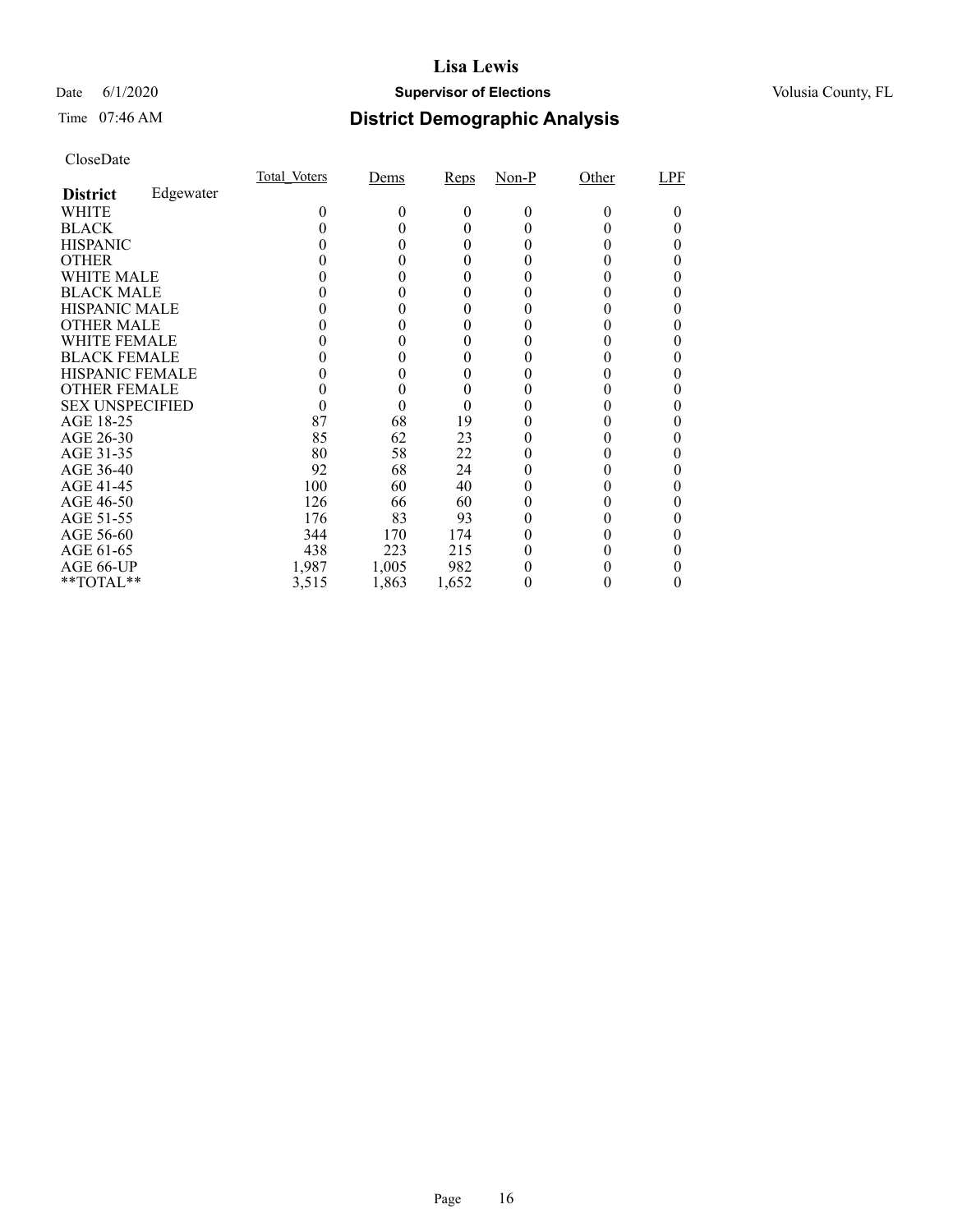CloseDate

| District Edgewater | Total_Voters | Dems | Reps | Non-P | Other | LPF |
|---|---|---|---|---|---|---|
| WHITE | 0 | 0 | 0 | 0 | 0 | 0 |
| BLACK | 0 | 0 | 0 | 0 | 0 | 0 |
| HISPANIC | 0 | 0 | 0 | 0 | 0 | 0 |
| OTHER | 0 | 0 | 0 | 0 | 0 | 0 |
| WHITE MALE | 0 | 0 | 0 | 0 | 0 | 0 |
| BLACK MALE | 0 | 0 | 0 | 0 | 0 | 0 |
| HISPANIC MALE | 0 | 0 | 0 | 0 | 0 | 0 |
| OTHER MALE | 0 | 0 | 0 | 0 | 0 | 0 |
| WHITE FEMALE | 0 | 0 | 0 | 0 | 0 | 0 |
| BLACK FEMALE | 0 | 0 | 0 | 0 | 0 | 0 |
| HISPANIC FEMALE | 0 | 0 | 0 | 0 | 0 | 0 |
| OTHER FEMALE | 0 | 0 | 0 | 0 | 0 | 0 |
| SEX UNSPECIFIED | 0 | 0 | 0 | 0 | 0 | 0 |
| AGE 18-25 | 87 | 68 | 19 | 0 | 0 | 0 |
| AGE 26-30 | 85 | 62 | 23 | 0 | 0 | 0 |
| AGE 31-35 | 80 | 58 | 22 | 0 | 0 | 0 |
| AGE 36-40 | 92 | 68 | 24 | 0 | 0 | 0 |
| AGE 41-45 | 100 | 60 | 40 | 0 | 0 | 0 |
| AGE 46-50 | 126 | 66 | 60 | 0 | 0 | 0 |
| AGE 51-55 | 176 | 83 | 93 | 0 | 0 | 0 |
| AGE 56-60 | 344 | 170 | 174 | 0 | 0 | 0 |
| AGE 61-65 | 438 | 223 | 215 | 0 | 0 | 0 |
| AGE 66-UP | 1,987 | 1,005 | 982 | 0 | 0 | 0 |
| **TOTAL** | 3,515 | 1,863 | 1,652 | 0 | 0 | 0 |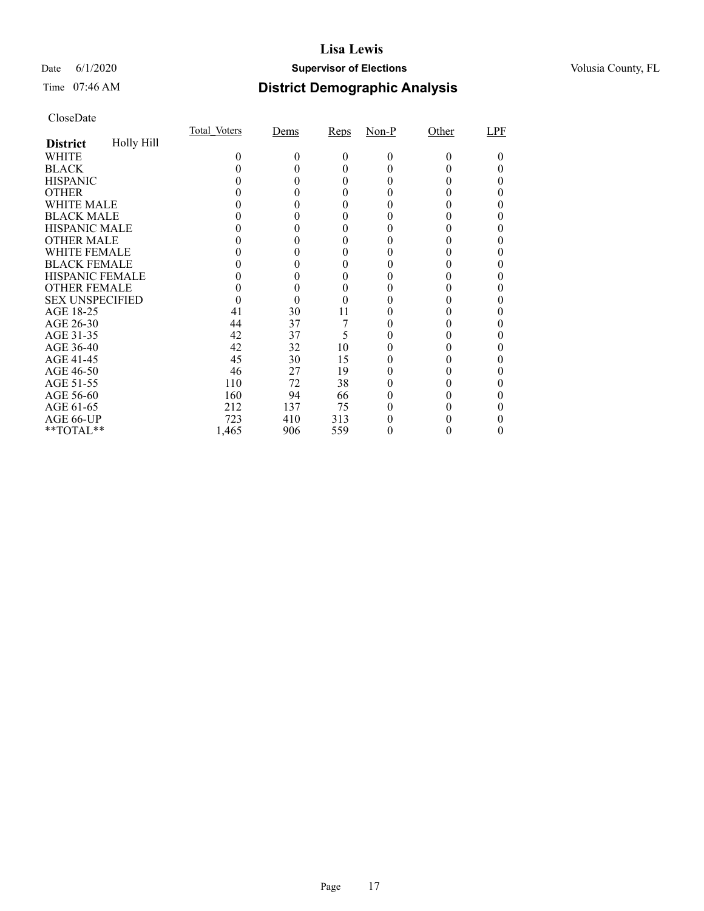# Lisa Lewis

Date 6/1/2020 **Supervisor of Elections** Volusia County, FL

Time 07:46 AM

## District Demographic Analysis

CloseDate

| | Total_Voters | Dems | Reps | Non-P | Other | LPF |
|---|---|---|---|---|---|---|
| **District** Holly Hill | | | | | | |
| WHITE | 0 | 0 | 0 | 0 | 0 | 0 |
| BLACK | 0 | 0 | 0 | 0 | 0 | 0 |
| HISPANIC | 0 | 0 | 0 | 0 | 0 | 0 |
| OTHER | 0 | 0 | 0 | 0 | 0 | 0 |
| WHITE MALE | 0 | 0 | 0 | 0 | 0 | 0 |
| BLACK MALE | 0 | 0 | 0 | 0 | 0 | 0 |
| HISPANIC MALE | 0 | 0 | 0 | 0 | 0 | 0 |
| OTHER MALE | 0 | 0 | 0 | 0 | 0 | 0 |
| WHITE FEMALE | 0 | 0 | 0 | 0 | 0 | 0 |
| BLACK FEMALE | 0 | 0 | 0 | 0 | 0 | 0 |
| HISPANIC FEMALE | 0 | 0 | 0 | 0 | 0 | 0 |
| OTHER FEMALE | 0 | 0 | 0 | 0 | 0 | 0 |
| SEX UNSPECIFIED | 0 | 0 | 0 | 0 | 0 | 0 |
| AGE 18-25 | 41 | 30 | 11 | 0 | 0 | 0 |
| AGE 26-30 | 44 | 37 | 7 | 0 | 0 | 0 |
| AGE 31-35 | 42 | 37 | 5 | 0 | 0 | 0 |
| AGE 36-40 | 42 | 32 | 10 | 0 | 0 | 0 |
| AGE 41-45 | 45 | 30 | 15 | 0 | 0 | 0 |
| AGE 46-50 | 46 | 27 | 19 | 0 | 0 | 0 |
| AGE 51-55 | 110 | 72 | 38 | 0 | 0 | 0 |
| AGE 56-60 | 160 | 94 | 66 | 0 | 0 | 0 |
| AGE 61-65 | 212 | 137 | 75 | 0 | 0 | 0 |
| AGE 66-UP | 723 | 410 | 313 | 0 | 0 | 0 |
| **TOTAL** | 1,465 | 906 | 559 | 0 | 0 | 0 |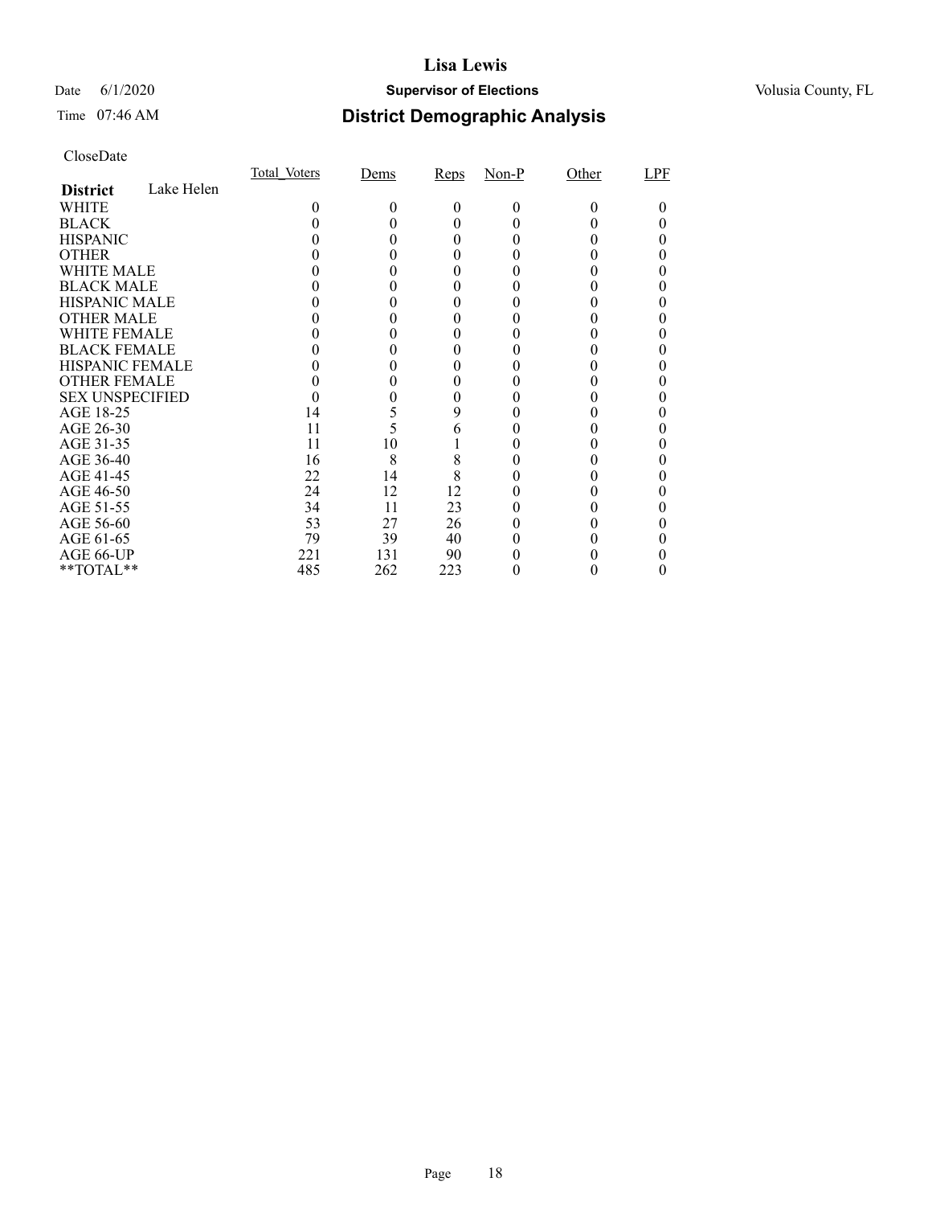# Lisa Lewis

Date 6/1/2020 **Supervisor of Elections** Volusia County, FL

Time 07:46 AM **District Demographic Analysis**

CloseDate

| | Total_Voters | Dems | Reps | Non-P | Other | LPF |
|---|---|---|---|---|---|---|
| **District** Lake Helen | | | | | | |
| WHITE | 0 | 0 | 0 | 0 | 0 | 0 |
| BLACK | 0 | 0 | 0 | 0 | 0 | 0 |
| HISPANIC | 0 | 0 | 0 | 0 | 0 | 0 |
| OTHER | 0 | 0 | 0 | 0 | 0 | 0 |
| WHITE MALE | 0 | 0 | 0 | 0 | 0 | 0 |
| BLACK MALE | 0 | 0 | 0 | 0 | 0 | 0 |
| HISPANIC MALE | 0 | 0 | 0 | 0 | 0 | 0 |
| OTHER MALE | 0 | 0 | 0 | 0 | 0 | 0 |
| WHITE FEMALE | 0 | 0 | 0 | 0 | 0 | 0 |
| BLACK FEMALE | 0 | 0 | 0 | 0 | 0 | 0 |
| HISPANIC FEMALE | 0 | 0 | 0 | 0 | 0 | 0 |
| OTHER FEMALE | 0 | 0 | 0 | 0 | 0 | 0 |
| SEX UNSPECIFIED | 0 | 0 | 0 | 0 | 0 | 0 |
| AGE 18-25 | 14 | 5 | 9 | 0 | 0 | 0 |
| AGE 26-30 | 11 | 5 | 6 | 0 | 0 | 0 |
| AGE 31-35 | 11 | 10 | 1 | 0 | 0 | 0 |
| AGE 36-40 | 16 | 8 | 8 | 0 | 0 | 0 |
| AGE 41-45 | 22 | 14 | 8 | 0 | 0 | 0 |
| AGE 46-50 | 24 | 12 | 12 | 0 | 0 | 0 |
| AGE 51-55 | 34 | 11 | 23 | 0 | 0 | 0 |
| AGE 56-60 | 53 | 27 | 26 | 0 | 0 | 0 |
| AGE 61-65 | 79 | 39 | 40 | 0 | 0 | 0 |
| AGE 66-UP | 221 | 131 | 90 | 0 | 0 | 0 |
| **TOTAL** | 485 | 262 | 223 | 0 | 0 | 0 |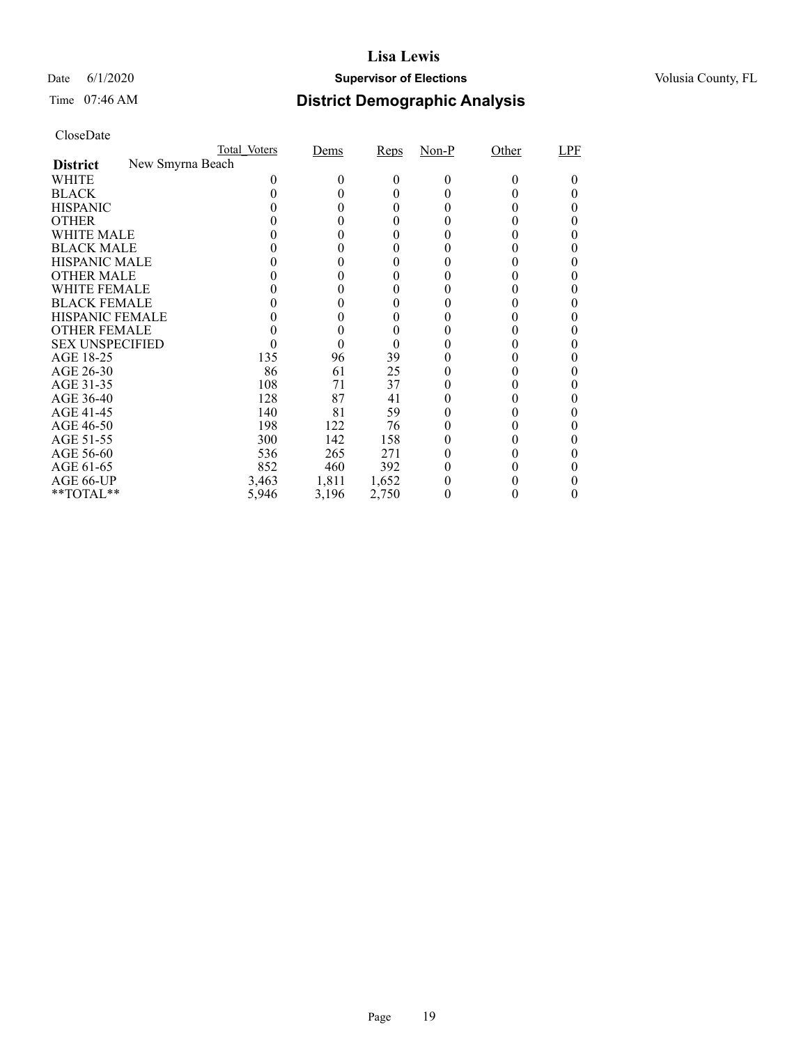# Lisa Lewis

Date 6/1/2020 **Supervisor of Elections** Volusia County, FL

Time 07:46 AM **District Demographic Analysis**

CloseDate

| | Total_Voters | Dems | Reps | Non-P | Other | LPF |
|---|---|---|---|---|---|---|
| **District** New Smyrna Beach | | | | | | |
| WHITE | 0 | 0 | 0 | 0 | 0 | 0 |
| BLACK | 0 | 0 | 0 | 0 | 0 | 0 |
| HISPANIC | 0 | 0 | 0 | 0 | 0 | 0 |
| OTHER | 0 | 0 | 0 | 0 | 0 | 0 |
| WHITE MALE | 0 | 0 | 0 | 0 | 0 | 0 |
| BLACK MALE | 0 | 0 | 0 | 0 | 0 | 0 |
| HISPANIC MALE | 0 | 0 | 0 | 0 | 0 | 0 |
| OTHER MALE | 0 | 0 | 0 | 0 | 0 | 0 |
| WHITE FEMALE | 0 | 0 | 0 | 0 | 0 | 0 |
| BLACK FEMALE | 0 | 0 | 0 | 0 | 0 | 0 |
| HISPANIC FEMALE | 0 | 0 | 0 | 0 | 0 | 0 |
| OTHER FEMALE | 0 | 0 | 0 | 0 | 0 | 0 |
| SEX UNSPECIFIED | 0 | 0 | 0 | 0 | 0 | 0 |
| AGE 18-25 | 135 | 96 | 39 | 0 | 0 | 0 |
| AGE 26-30 | 86 | 61 | 25 | 0 | 0 | 0 |
| AGE 31-35 | 108 | 71 | 37 | 0 | 0 | 0 |
| AGE 36-40 | 128 | 87 | 41 | 0 | 0 | 0 |
| AGE 41-45 | 140 | 81 | 59 | 0 | 0 | 0 |
| AGE 46-50 | 198 | 122 | 76 | 0 | 0 | 0 |
| AGE 51-55 | 300 | 142 | 158 | 0 | 0 | 0 |
| AGE 56-60 | 536 | 265 | 271 | 0 | 0 | 0 |
| AGE 61-65 | 852 | 460 | 392 | 0 | 0 | 0 |
| AGE 66-UP | 3,463 | 1,811 | 1,652 | 0 | 0 | 0 |
| **TOTAL** | 5,946 | 3,196 | 2,750 | 0 | 0 | 0 |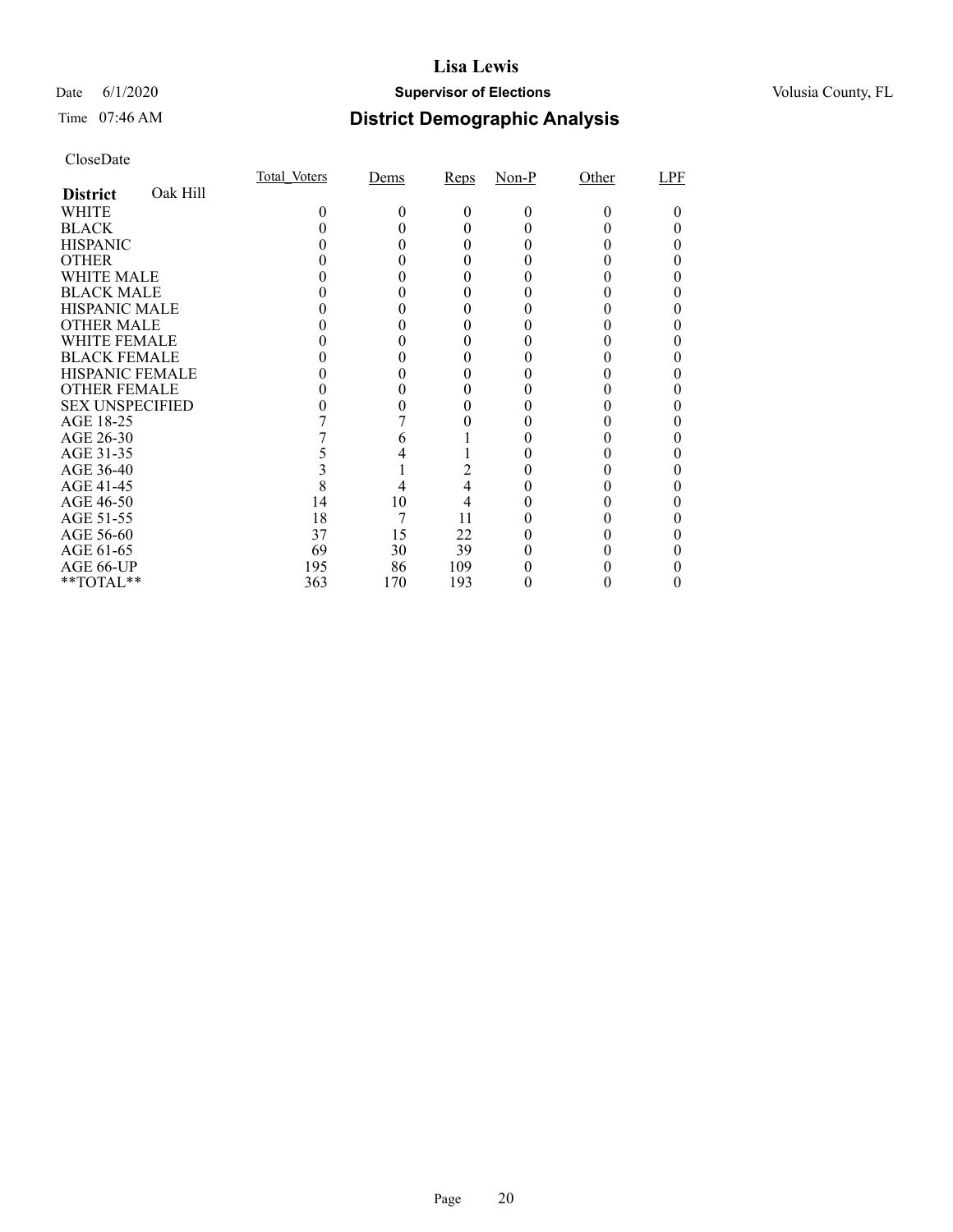# Lisa Lewis

Date 6/1/2020 **Supervisor of Elections** Volusia County, FL

Time 07:46 AM

## District Demographic Analysis

CloseDate

| **District** Oak Hill | Total_Voters | Dems | Reps | Non-P | Other | LPF |
|---|---|---|---|---|---|---|
| WHITE | 0 | 0 | 0 | 0 | 0 | 0 |
| BLACK | 0 | 0 | 0 | 0 | 0 | 0 |
| HISPANIC | 0 | 0 | 0 | 0 | 0 | 0 |
| OTHER | 0 | 0 | 0 | 0 | 0 | 0 |
| WHITE MALE | 0 | 0 | 0 | 0 | 0 | 0 |
| BLACK MALE | 0 | 0 | 0 | 0 | 0 | 0 |
| HISPANIC MALE | 0 | 0 | 0 | 0 | 0 | 0 |
| OTHER MALE | 0 | 0 | 0 | 0 | 0 | 0 |
| WHITE FEMALE | 0 | 0 | 0 | 0 | 0 | 0 |
| BLACK FEMALE | 0 | 0 | 0 | 0 | 0 | 0 |
| HISPANIC FEMALE | 0 | 0 | 0 | 0 | 0 | 0 |
| OTHER FEMALE | 0 | 0 | 0 | 0 | 0 | 0 |
| SEX UNSPECIFIED | 0 | 0 | 0 | 0 | 0 | 0 |
| AGE 18-25 | 7 | 7 | 0 | 0 | 0 | 0 |
| AGE 26-30 | 7 | 6 | 1 | 0 | 0 | 0 |
| AGE 31-35 | 5 | 4 | 1 | 0 | 0 | 0 |
| AGE 36-40 | 3 | 1 | 2 | 0 | 0 | 0 |
| AGE 41-45 | 8 | 4 | 4 | 0 | 0 | 0 |
| AGE 46-50 | 14 | 10 | 4 | 0 | 0 | 0 |
| AGE 51-55 | 18 | 7 | 11 | 0 | 0 | 0 |
| AGE 56-60 | 37 | 15 | 22 | 0 | 0 | 0 |
| AGE 61-65 | 69 | 30 | 39 | 0 | 0 | 0 |
| AGE 66-UP | 195 | 86 | 109 | 0 | 0 | 0 |
| **TOTAL** | 363 | 170 | 193 | 0 | 0 | 0 |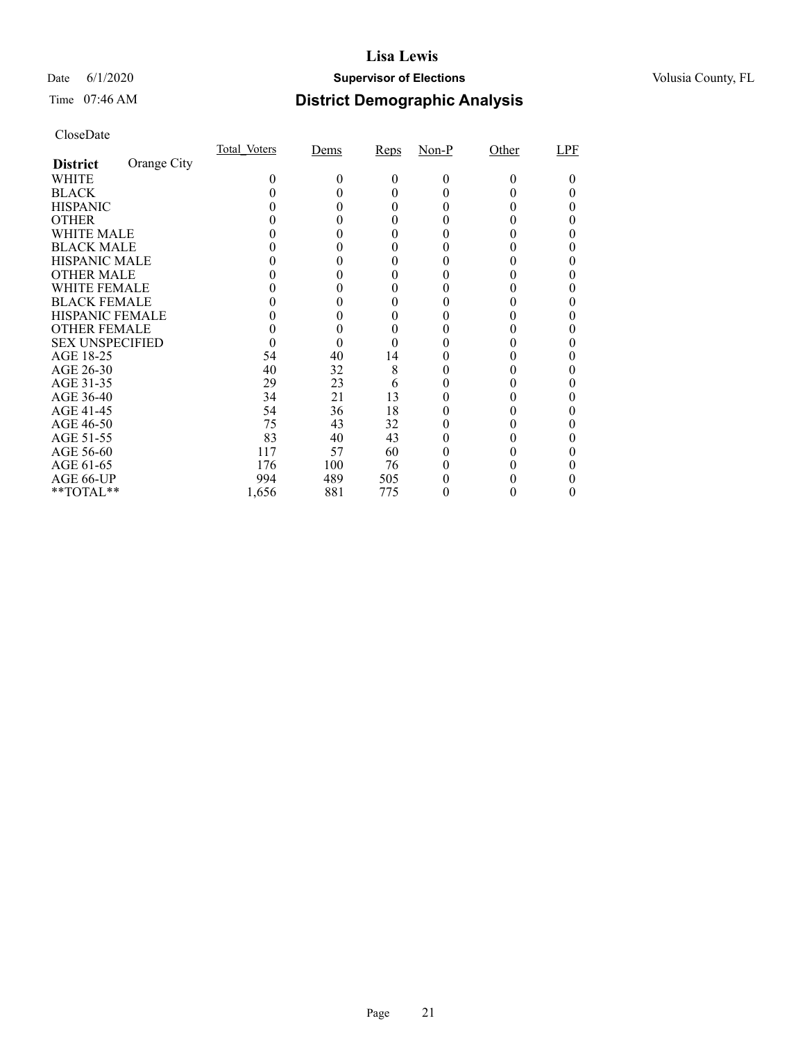# Lisa Lewis

Date 6/1/2020 **Supervisor of Elections** Volusia County, FL

Time 07:46 AM

## District Demographic Analysis

CloseDate

| **District** Orange City | Total_Voters | Dems | Reps | Non-P | Other | LPF |
|---|---|---|---|---|---|---|
| WHITE | 0 | 0 | 0 | 0 | 0 | 0 |
| BLACK | 0 | 0 | 0 | 0 | 0 | 0 |
| HISPANIC | 0 | 0 | 0 | 0 | 0 | 0 |
| OTHER | 0 | 0 | 0 | 0 | 0 | 0 |
| WHITE MALE | 0 | 0 | 0 | 0 | 0 | 0 |
| BLACK MALE | 0 | 0 | 0 | 0 | 0 | 0 |
| HISPANIC MALE | 0 | 0 | 0 | 0 | 0 | 0 |
| OTHER MALE | 0 | 0 | 0 | 0 | 0 | 0 |
| WHITE FEMALE | 0 | 0 | 0 | 0 | 0 | 0 |
| BLACK FEMALE | 0 | 0 | 0 | 0 | 0 | 0 |
| HISPANIC FEMALE | 0 | 0 | 0 | 0 | 0 | 0 |
| OTHER FEMALE | 0 | 0 | 0 | 0 | 0 | 0 |
| SEX UNSPECIFIED | 0 | 0 | 0 | 0 | 0 | 0 |
| AGE 18-25 | 54 | 40 | 14 | 0 | 0 | 0 |
| AGE 26-30 | 40 | 32 | 8 | 0 | 0 | 0 |
| AGE 31-35 | 29 | 23 | 6 | 0 | 0 | 0 |
| AGE 36-40 | 34 | 21 | 13 | 0 | 0 | 0 |
| AGE 41-45 | 54 | 36 | 18 | 0 | 0 | 0 |
| AGE 46-50 | 75 | 43 | 32 | 0 | 0 | 0 |
| AGE 51-55 | 83 | 40 | 43 | 0 | 0 | 0 |
| AGE 56-60 | 117 | 57 | 60 | 0 | 0 | 0 |
| AGE 61-65 | 176 | 100 | 76 | 0 | 0 | 0 |
| AGE 66-UP | 994 | 489 | 505 | 0 | 0 | 0 |
| **TOTAL** | 1,656 | 881 | 775 | 0 | 0 | 0 |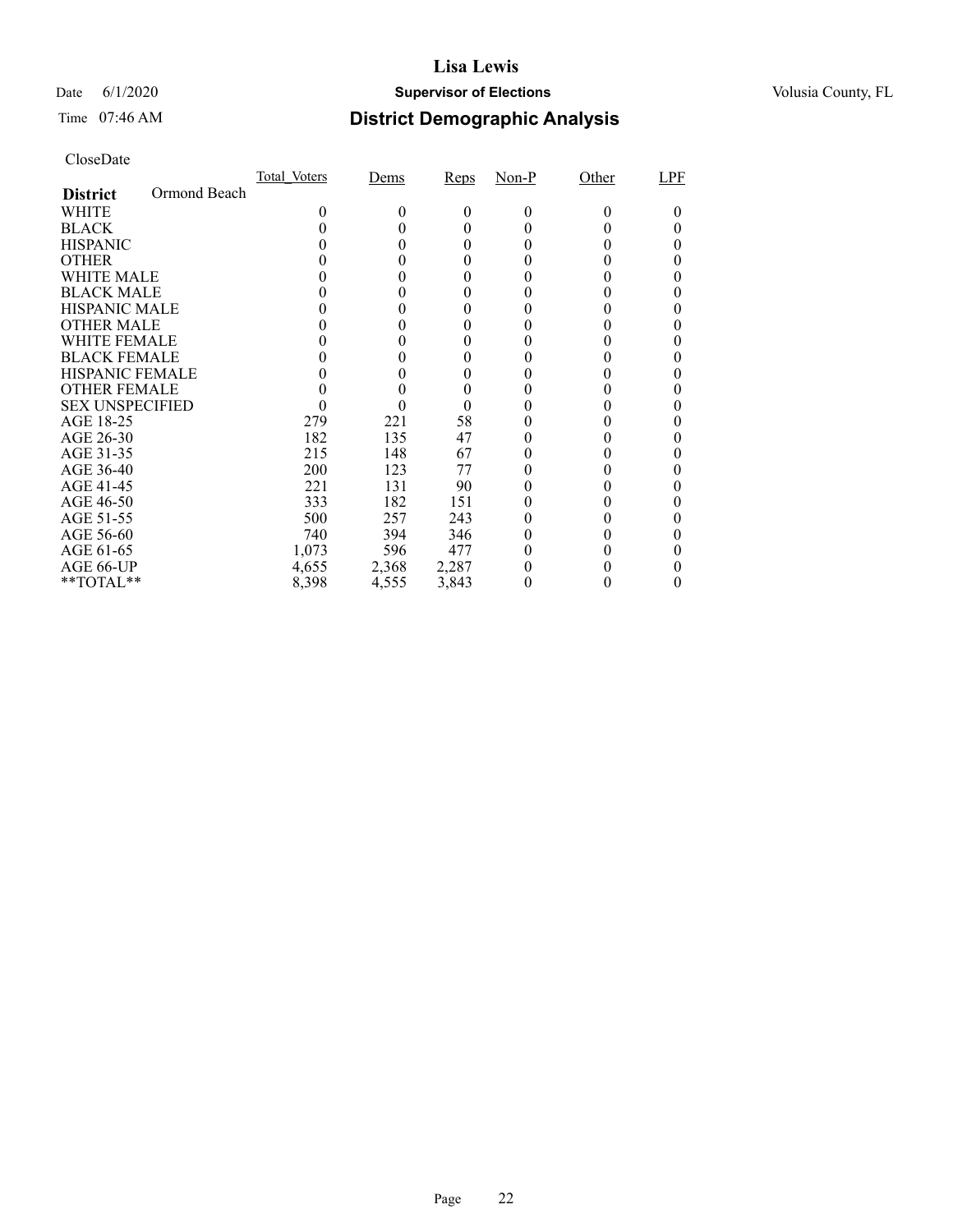# Lisa Lewis

Date 6/1/2020 **Supervisor of Elections** Volusia County, FL

Time 07:46 AM

## District Demographic Analysis

CloseDate

| **District** Ormond Beach | Total_Voters | Dems | Reps | Non-P | Other | LPF |
|---|---|---|---|---|---|---|
| WHITE | 0 | 0 | 0 | 0 | 0 | 0 |
| BLACK | 0 | 0 | 0 | 0 | 0 | 0 |
| HISPANIC | 0 | 0 | 0 | 0 | 0 | 0 |
| OTHER | 0 | 0 | 0 | 0 | 0 | 0 |
| WHITE MALE | 0 | 0 | 0 | 0 | 0 | 0 |
| BLACK MALE | 0 | 0 | 0 | 0 | 0 | 0 |
| HISPANIC MALE | 0 | 0 | 0 | 0 | 0 | 0 |
| OTHER MALE | 0 | 0 | 0 | 0 | 0 | 0 |
| WHITE FEMALE | 0 | 0 | 0 | 0 | 0 | 0 |
| BLACK FEMALE | 0 | 0 | 0 | 0 | 0 | 0 |
| HISPANIC FEMALE | 0 | 0 | 0 | 0 | 0 | 0 |
| OTHER FEMALE | 0 | 0 | 0 | 0 | 0 | 0 |
| SEX UNSPECIFIED | 0 | 0 | 0 | 0 | 0 | 0 |
| AGE 18-25 | 279 | 221 | 58 | 0 | 0 | 0 |
| AGE 26-30 | 182 | 135 | 47 | 0 | 0 | 0 |
| AGE 31-35 | 215 | 148 | 67 | 0 | 0 | 0 |
| AGE 36-40 | 200 | 123 | 77 | 0 | 0 | 0 |
| AGE 41-45 | 221 | 131 | 90 | 0 | 0 | 0 |
| AGE 46-50 | 333 | 182 | 151 | 0 | 0 | 0 |
| AGE 51-55 | 500 | 257 | 243 | 0 | 0 | 0 |
| AGE 56-60 | 740 | 394 | 346 | 0 | 0 | 0 |
| AGE 61-65 | 1,073 | 596 | 477 | 0 | 0 | 0 |
| AGE 66-UP | 4,655 | 2,368 | 2,287 | 0 | 0 | 0 |
| **TOTAL** | 8,398 | 4,555 | 3,843 | 0 | 0 | 0 |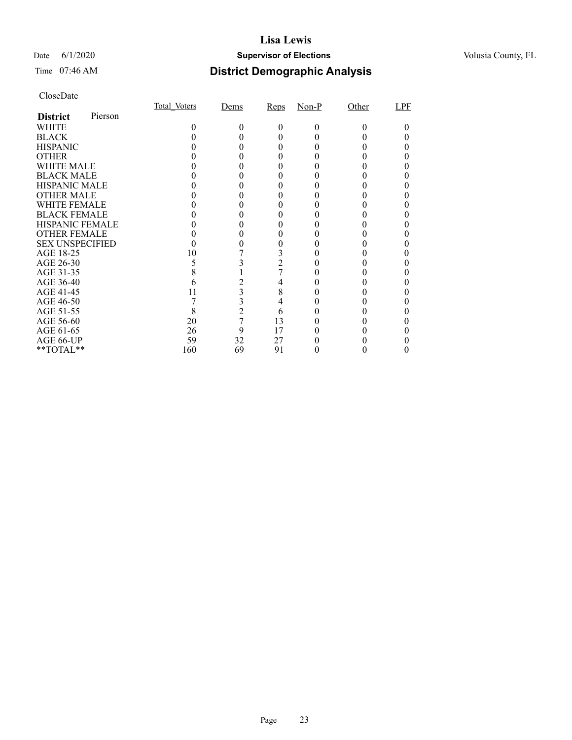# Lisa Lewis

Date 6/1/2020 **Supervisor of Elections** Volusia County, FL

Time 07:46 AM **District Demographic Analysis**

CloseDate

| **District** Pierson | Total_Voters | Dems | Reps | Non-P | Other | LPF |
|---|---|---|---|---|---|---|
| WHITE | 0 | 0 | 0 | 0 | 0 | 0 |
| BLACK | 0 | 0 | 0 | 0 | 0 | 0 |
| HISPANIC | 0 | 0 | 0 | 0 | 0 | 0 |
| OTHER | 0 | 0 | 0 | 0 | 0 | 0 |
| WHITE MALE | 0 | 0 | 0 | 0 | 0 | 0 |
| BLACK MALE | 0 | 0 | 0 | 0 | 0 | 0 |
| HISPANIC MALE | 0 | 0 | 0 | 0 | 0 | 0 |
| OTHER MALE | 0 | 0 | 0 | 0 | 0 | 0 |
| WHITE FEMALE | 0 | 0 | 0 | 0 | 0 | 0 |
| BLACK FEMALE | 0 | 0 | 0 | 0 | 0 | 0 |
| HISPANIC FEMALE | 0 | 0 | 0 | 0 | 0 | 0 |
| OTHER FEMALE | 0 | 0 | 0 | 0 | 0 | 0 |
| SEX UNSPECIFIED | 0 | 0 | 0 | 0 | 0 | 0 |
| AGE 18-25 | 10 | 7 | 3 | 0 | 0 | 0 |
| AGE 26-30 | 5 | 3 | 2 | 0 | 0 | 0 |
| AGE 31-35 | 8 | 1 | 7 | 0 | 0 | 0 |
| AGE 36-40 | 6 | 2 | 4 | 0 | 0 | 0 |
| AGE 41-45 | 11 | 3 | 8 | 0 | 0 | 0 |
| AGE 46-50 | 7 | 3 | 4 | 0 | 0 | 0 |
| AGE 51-55 | 8 | 2 | 6 | 0 | 0 | 0 |
| AGE 56-60 | 20 | 7 | 13 | 0 | 0 | 0 |
| AGE 61-65 | 26 | 9 | 17 | 0 | 0 | 0 |
| AGE 66-UP | 59 | 32 | 27 | 0 | 0 | 0 |
| **TOTAL** | 160 | 69 | 91 | 0 | 0 | 0 |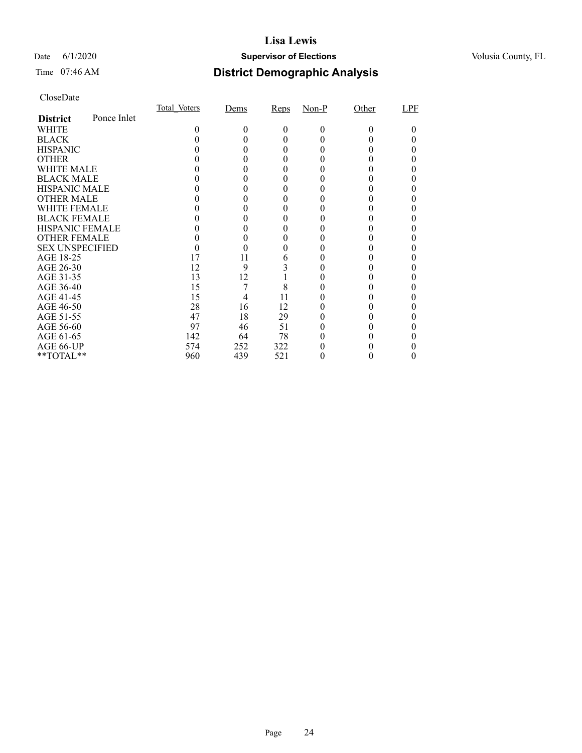# Lisa Lewis

Date 6/1/2020 **Supervisor of Elections** Volusia County, FL

Time 07:46 AM **District Demographic Analysis**

CloseDate

| **District** Ponce Inlet | Total_Voters | Dems | Reps | Non-P | Other | LPF |
|---|---|---|---|---|---|---|
| WHITE | 0 | 0 | 0 | 0 | 0 | 0 |
| BLACK | 0 | 0 | 0 | 0 | 0 | 0 |
| HISPANIC | 0 | 0 | 0 | 0 | 0 | 0 |
| OTHER | 0 | 0 | 0 | 0 | 0 | 0 |
| WHITE MALE | 0 | 0 | 0 | 0 | 0 | 0 |
| BLACK MALE | 0 | 0 | 0 | 0 | 0 | 0 |
| HISPANIC MALE | 0 | 0 | 0 | 0 | 0 | 0 |
| OTHER MALE | 0 | 0 | 0 | 0 | 0 | 0 |
| WHITE FEMALE | 0 | 0 | 0 | 0 | 0 | 0 |
| BLACK FEMALE | 0 | 0 | 0 | 0 | 0 | 0 |
| HISPANIC FEMALE | 0 | 0 | 0 | 0 | 0 | 0 |
| OTHER FEMALE | 0 | 0 | 0 | 0 | 0 | 0 |
| SEX UNSPECIFIED | 0 | 0 | 0 | 0 | 0 | 0 |
| AGE 18-25 | 17 | 11 | 6 | 0 | 0 | 0 |
| AGE 26-30 | 12 | 9 | 3 | 0 | 0 | 0 |
| AGE 31-35 | 13 | 12 | 1 | 0 | 0 | 0 |
| AGE 36-40 | 15 | 7 | 8 | 0 | 0 | 0 |
| AGE 41-45 | 15 | 4 | 11 | 0 | 0 | 0 |
| AGE 46-50 | 28 | 16 | 12 | 0 | 0 | 0 |
| AGE 51-55 | 47 | 18 | 29 | 0 | 0 | 0 |
| AGE 56-60 | 97 | 46 | 51 | 0 | 0 | 0 |
| AGE 61-65 | 142 | 64 | 78 | 0 | 0 | 0 |
| AGE 66-UP | 574 | 252 | 322 | 0 | 0 | 0 |
| **TOTAL** | 960 | 439 | 521 | 0 | 0 | 0 |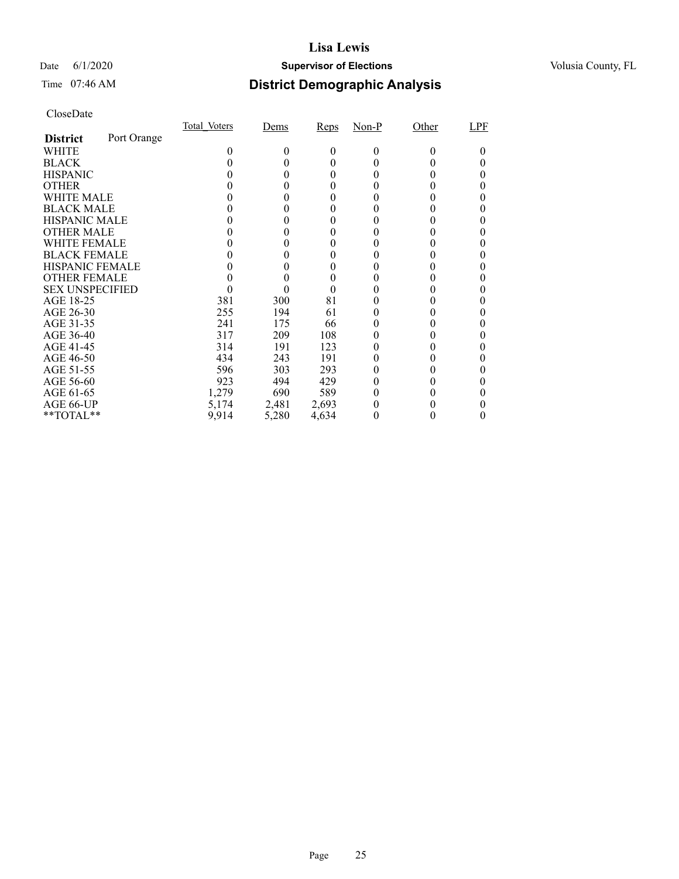# Lisa Lewis

Date 6/1/2020 **Supervisor of Elections** Volusia County, FL

Time 07:46 AM

## District Demographic Analysis

CloseDate

| **District** Port Orange | Total_Voters | Dems | Reps | Non-P | Other | LPF |
|---|---|---|---|---|---|---|
| WHITE | 0 | 0 | 0 | 0 | 0 | 0 |
| BLACK | 0 | 0 | 0 | 0 | 0 | 0 |
| HISPANIC | 0 | 0 | 0 | 0 | 0 | 0 |
| OTHER | 0 | 0 | 0 | 0 | 0 | 0 |
| WHITE MALE | 0 | 0 | 0 | 0 | 0 | 0 |
| BLACK MALE | 0 | 0 | 0 | 0 | 0 | 0 |
| HISPANIC MALE | 0 | 0 | 0 | 0 | 0 | 0 |
| OTHER MALE | 0 | 0 | 0 | 0 | 0 | 0 |
| WHITE FEMALE | 0 | 0 | 0 | 0 | 0 | 0 |
| BLACK FEMALE | 0 | 0 | 0 | 0 | 0 | 0 |
| HISPANIC FEMALE | 0 | 0 | 0 | 0 | 0 | 0 |
| OTHER FEMALE | 0 | 0 | 0 | 0 | 0 | 0 |
| SEX UNSPECIFIED | 0 | 0 | 0 | 0 | 0 | 0 |
| AGE 18-25 | 381 | 300 | 81 | 0 | 0 | 0 |
| AGE 26-30 | 255 | 194 | 61 | 0 | 0 | 0 |
| AGE 31-35 | 241 | 175 | 66 | 0 | 0 | 0 |
| AGE 36-40 | 317 | 209 | 108 | 0 | 0 | 0 |
| AGE 41-45 | 314 | 191 | 123 | 0 | 0 | 0 |
| AGE 46-50 | 434 | 243 | 191 | 0 | 0 | 0 |
| AGE 51-55 | 596 | 303 | 293 | 0 | 0 | 0 |
| AGE 56-60 | 923 | 494 | 429 | 0 | 0 | 0 |
| AGE 61-65 | 1,279 | 690 | 589 | 0 | 0 | 0 |
| AGE 66-UP | 5,174 | 2,481 | 2,693 | 0 | 0 | 0 |
| **TOTAL** | 9,914 | 5,280 | 4,634 | 0 | 0 | 0 |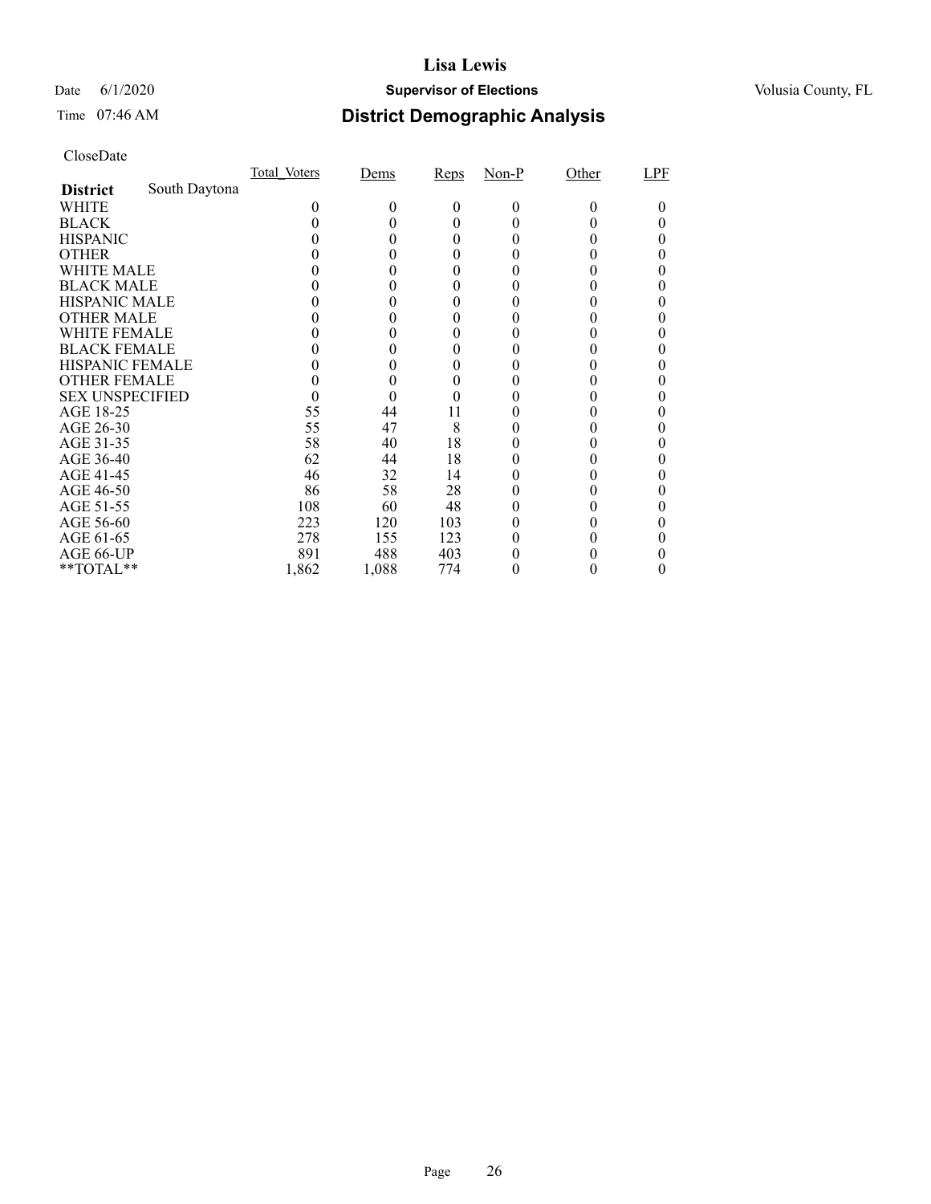# Lisa Lewis

Date 6/1/2020 **Supervisor of Elections** Volusia County, FL

Time 07:46 AM

## District Demographic Analysis

CloseDate

| **District** South Daytona | Total_Voters | Dems | Reps | Non-P | Other | LPF |
|---|---|---|---|---|---|---|
| WHITE | 0 | 0 | 0 | 0 | 0 | 0 |
| BLACK | 0 | 0 | 0 | 0 | 0 | 0 |
| HISPANIC | 0 | 0 | 0 | 0 | 0 | 0 |
| OTHER | 0 | 0 | 0 | 0 | 0 | 0 |
| WHITE MALE | 0 | 0 | 0 | 0 | 0 | 0 |
| BLACK MALE | 0 | 0 | 0 | 0 | 0 | 0 |
| HISPANIC MALE | 0 | 0 | 0 | 0 | 0 | 0 |
| OTHER MALE | 0 | 0 | 0 | 0 | 0 | 0 |
| WHITE FEMALE | 0 | 0 | 0 | 0 | 0 | 0 |
| BLACK FEMALE | 0 | 0 | 0 | 0 | 0 | 0 |
| HISPANIC FEMALE | 0 | 0 | 0 | 0 | 0 | 0 |
| OTHER FEMALE | 0 | 0 | 0 | 0 | 0 | 0 |
| SEX UNSPECIFIED | 0 | 0 | 0 | 0 | 0 | 0 |
| AGE 18-25 | 55 | 44 | 11 | 0 | 0 | 0 |
| AGE 26-30 | 55 | 47 | 8 | 0 | 0 | 0 |
| AGE 31-35 | 58 | 40 | 18 | 0 | 0 | 0 |
| AGE 36-40 | 62 | 44 | 18 | 0 | 0 | 0 |
| AGE 41-45 | 46 | 32 | 14 | 0 | 0 | 0 |
| AGE 46-50 | 86 | 58 | 28 | 0 | 0 | 0 |
| AGE 51-55 | 108 | 60 | 48 | 0 | 0 | 0 |
| AGE 56-60 | 223 | 120 | 103 | 0 | 0 | 0 |
| AGE 61-65 | 278 | 155 | 123 | 0 | 0 | 0 |
| AGE 66-UP | 891 | 488 | 403 | 0 | 0 | 0 |
| **TOTAL** | 1,862 | 1,088 | 774 | 0 | 0 | 0 |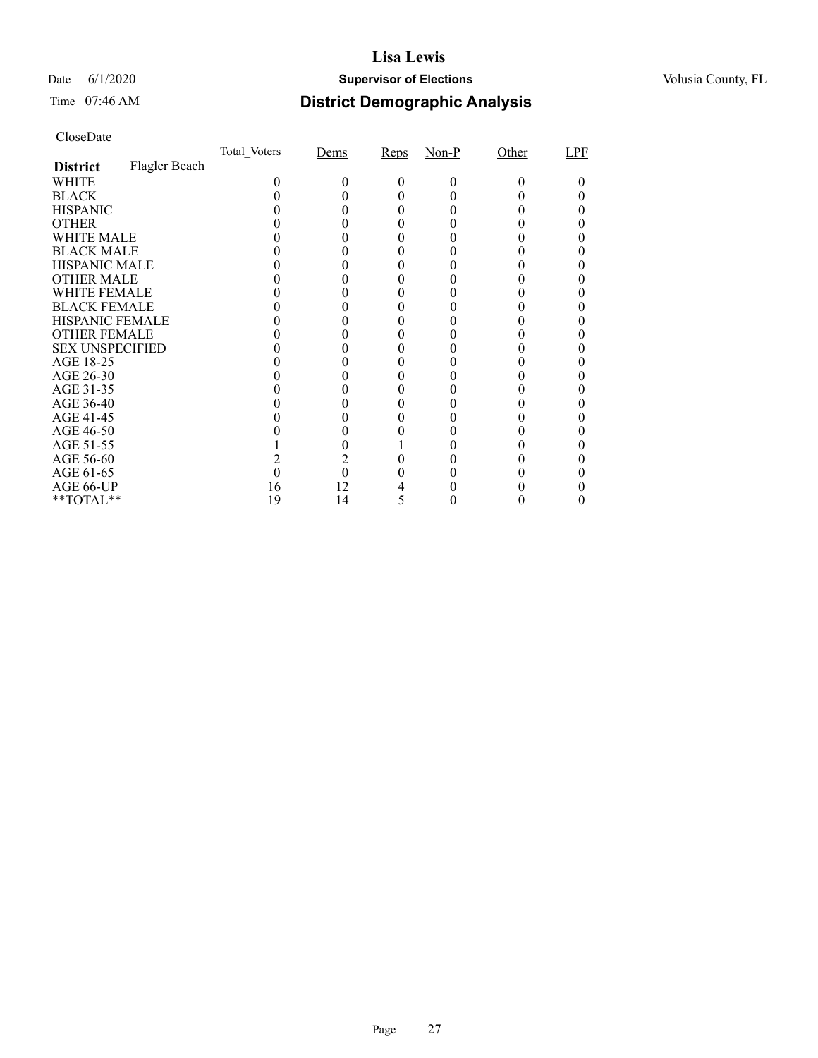# Lisa Lewis

Date 6/1/2020 **Supervisor of Elections** Volusia County, FL

Time 07:46 AM

## District Demographic Analysis

CloseDate

| **District** Flagler Beach | Total_Voters | Dems | Reps | Non-P | Other | LPF |
|---|---|---|---|---|---|---|
| WHITE | 0 | 0 | 0 | 0 | 0 | 0 |
| BLACK | 0 | 0 | 0 | 0 | 0 | 0 |
| HISPANIC | 0 | 0 | 0 | 0 | 0 | 0 |
| OTHER | 0 | 0 | 0 | 0 | 0 | 0 |
| WHITE MALE | 0 | 0 | 0 | 0 | 0 | 0 |
| BLACK MALE | 0 | 0 | 0 | 0 | 0 | 0 |
| HISPANIC MALE | 0 | 0 | 0 | 0 | 0 | 0 |
| OTHER MALE | 0 | 0 | 0 | 0 | 0 | 0 |
| WHITE FEMALE | 0 | 0 | 0 | 0 | 0 | 0 |
| BLACK FEMALE | 0 | 0 | 0 | 0 | 0 | 0 |
| HISPANIC FEMALE | 0 | 0 | 0 | 0 | 0 | 0 |
| OTHER FEMALE | 0 | 0 | 0 | 0 | 0 | 0 |
| SEX UNSPECIFIED | 0 | 0 | 0 | 0 | 0 | 0 |
| AGE 18-25 | 0 | 0 | 0 | 0 | 0 | 0 |
| AGE 26-30 | 0 | 0 | 0 | 0 | 0 | 0 |
| AGE 31-35 | 0 | 0 | 0 | 0 | 0 | 0 |
| AGE 36-40 | 0 | 0 | 0 | 0 | 0 | 0 |
| AGE 41-45 | 0 | 0 | 0 | 0 | 0 | 0 |
| AGE 46-50 | 0 | 0 | 0 | 0 | 0 | 0 |
| AGE 51-55 | 1 | 0 | 1 | 0 | 0 | 0 |
| AGE 56-60 | 2 | 2 | 0 | 0 | 0 | 0 |
| AGE 61-65 | 0 | 0 | 0 | 0 | 0 | 0 |
| AGE 66-UP | 16 | 12 | 4 | 0 | 0 | 0 |
| **TOTAL** | 19 | 14 | 5 | 0 | 0 | 0 |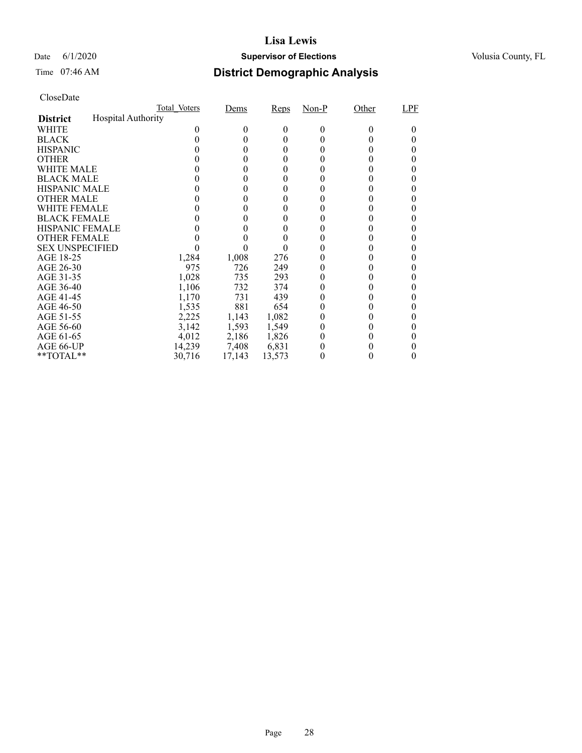**Lisa Lewis**

Date 6/1/2020 **Supervisor of Elections** Volusia County, FL

Time 07:46 AM

# District Demographic Analysis

CloseDate

| | Total_Voters | Dems | Reps | Non-P | Other | LPF |
|---|---|---|---|---|---|---|
| **District** Hospital Authority | | | | | | |
| WHITE | 0 | 0 | 0 | 0 | 0 | 0 |
| BLACK | 0 | 0 | 0 | 0 | 0 | 0 |
| HISPANIC | 0 | 0 | 0 | 0 | 0 | 0 |
| OTHER | 0 | 0 | 0 | 0 | 0 | 0 |
| WHITE MALE | 0 | 0 | 0 | 0 | 0 | 0 |
| BLACK MALE | 0 | 0 | 0 | 0 | 0 | 0 |
| HISPANIC MALE | 0 | 0 | 0 | 0 | 0 | 0 |
| OTHER MALE | 0 | 0 | 0 | 0 | 0 | 0 |
| WHITE FEMALE | 0 | 0 | 0 | 0 | 0 | 0 |
| BLACK FEMALE | 0 | 0 | 0 | 0 | 0 | 0 |
| HISPANIC FEMALE | 0 | 0 | 0 | 0 | 0 | 0 |
| OTHER FEMALE | 0 | 0 | 0 | 0 | 0 | 0 |
| SEX UNSPECIFIED | 0 | 0 | 0 | 0 | 0 | 0 |
| AGE 18-25 | 1,284 | 1,008 | 276 | 0 | 0 | 0 |
| AGE 26-30 | 975 | 726 | 249 | 0 | 0 | 0 |
| AGE 31-35 | 1,028 | 735 | 293 | 0 | 0 | 0 |
| AGE 36-40 | 1,106 | 732 | 374 | 0 | 0 | 0 |
| AGE 41-45 | 1,170 | 731 | 439 | 0 | 0 | 0 |
| AGE 46-50 | 1,535 | 881 | 654 | 0 | 0 | 0 |
| AGE 51-55 | 2,225 | 1,143 | 1,082 | 0 | 0 | 0 |
| AGE 56-60 | 3,142 | 1,593 | 1,549 | 0 | 0 | 0 |
| AGE 61-65 | 4,012 | 2,186 | 1,826 | 0 | 0 | 0 |
| AGE 66-UP | 14,239 | 7,408 | 6,831 | 0 | 0 | 0 |
| **TOTAL** | 30,716 | 17,143 | 13,573 | 0 | 0 | 0 |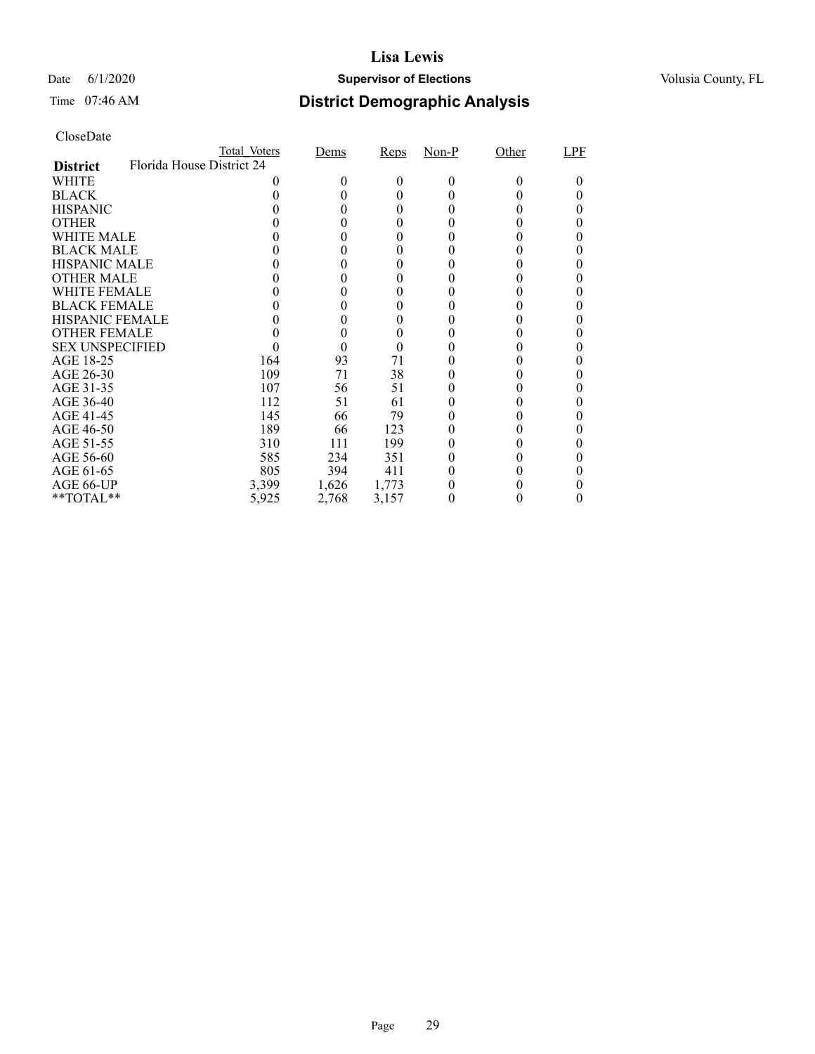# Lisa Lewis

Date 6/1/2020 **Supervisor of Elections** Volusia County, FL

Time 07:46 AM

## District Demographic Analysis

CloseDate

| **District** | Total_Voters | Dems | Reps | Non-P | Other | LPF |
|---|---|---|---|---|---|---|
| Florida House District 24 | | | | | | |
| WHITE | 0 | 0 | 0 | 0 | 0 | 0 |
| BLACK | 0 | 0 | 0 | 0 | 0 | 0 |
| HISPANIC | 0 | 0 | 0 | 0 | 0 | 0 |
| OTHER | 0 | 0 | 0 | 0 | 0 | 0 |
| WHITE MALE | 0 | 0 | 0 | 0 | 0 | 0 |
| BLACK MALE | 0 | 0 | 0 | 0 | 0 | 0 |
| HISPANIC MALE | 0 | 0 | 0 | 0 | 0 | 0 |
| OTHER MALE | 0 | 0 | 0 | 0 | 0 | 0 |
| WHITE FEMALE | 0 | 0 | 0 | 0 | 0 | 0 |
| BLACK FEMALE | 0 | 0 | 0 | 0 | 0 | 0 |
| HISPANIC FEMALE | 0 | 0 | 0 | 0 | 0 | 0 |
| OTHER FEMALE | 0 | 0 | 0 | 0 | 0 | 0 |
| SEX UNSPECIFIED | 0 | 0 | 0 | 0 | 0 | 0 |
| AGE 18-25 | 164 | 93 | 71 | 0 | 0 | 0 |
| AGE 26-30 | 109 | 71 | 38 | 0 | 0 | 0 |
| AGE 31-35 | 107 | 56 | 51 | 0 | 0 | 0 |
| AGE 36-40 | 112 | 51 | 61 | 0 | 0 | 0 |
| AGE 41-45 | 145 | 66 | 79 | 0 | 0 | 0 |
| AGE 46-50 | 189 | 66 | 123 | 0 | 0 | 0 |
| AGE 51-55 | 310 | 111 | 199 | 0 | 0 | 0 |
| AGE 56-60 | 585 | 234 | 351 | 0 | 0 | 0 |
| AGE 61-65 | 805 | 394 | 411 | 0 | 0 | 0 |
| AGE 66-UP | 3,399 | 1,626 | 1,773 | 0 | 0 | 0 |
| **TOTAL** | 5,925 | 2,768 | 3,157 | 0 | 0 | 0 |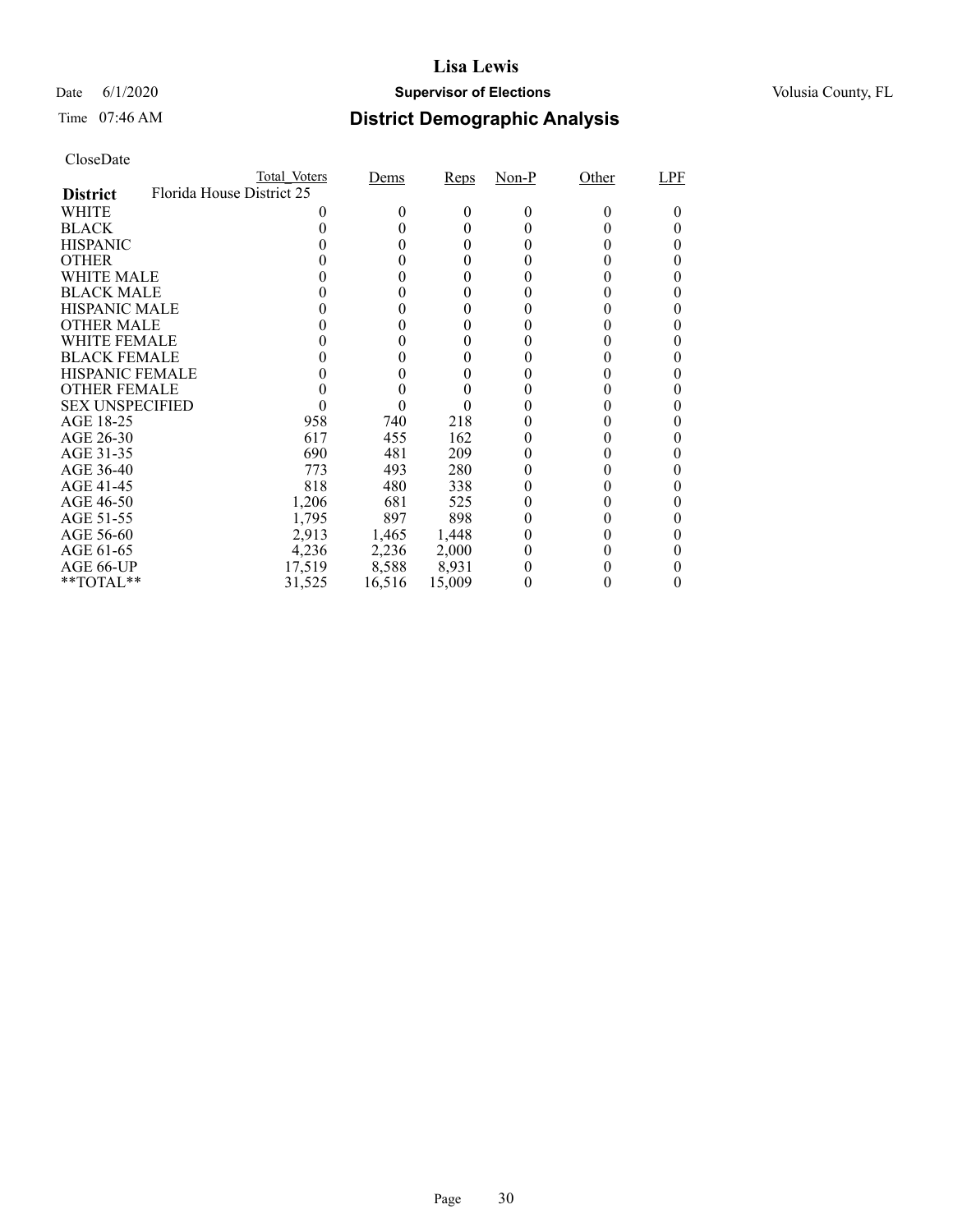# Lisa Lewis

Date 6/1/2020 **Supervisor of Elections** Volusia County, FL

Time 07:46 AM **District Demographic Analysis**

CloseDate

| | Total_Voters | Dems | Reps | Non-P | Other | LPF |
|---|---|---|---|---|---|---|
| **District** Florida House District 25 | | | | | | |
| WHITE | 0 | 0 | 0 | 0 | 0 | 0 |
| BLACK | 0 | 0 | 0 | 0 | 0 | 0 |
| HISPANIC | 0 | 0 | 0 | 0 | 0 | 0 |
| OTHER | 0 | 0 | 0 | 0 | 0 | 0 |
| WHITE MALE | 0 | 0 | 0 | 0 | 0 | 0 |
| BLACK MALE | 0 | 0 | 0 | 0 | 0 | 0 |
| HISPANIC MALE | 0 | 0 | 0 | 0 | 0 | 0 |
| OTHER MALE | 0 | 0 | 0 | 0 | 0 | 0 |
| WHITE FEMALE | 0 | 0 | 0 | 0 | 0 | 0 |
| BLACK FEMALE | 0 | 0 | 0 | 0 | 0 | 0 |
| HISPANIC FEMALE | 0 | 0 | 0 | 0 | 0 | 0 |
| OTHER FEMALE | 0 | 0 | 0 | 0 | 0 | 0 |
| SEX UNSPECIFIED | 0 | 0 | 0 | 0 | 0 | 0 |
| AGE 18-25 | 958 | 740 | 218 | 0 | 0 | 0 |
| AGE 26-30 | 617 | 455 | 162 | 0 | 0 | 0 |
| AGE 31-35 | 690 | 481 | 209 | 0 | 0 | 0 |
| AGE 36-40 | 773 | 493 | 280 | 0 | 0 | 0 |
| AGE 41-45 | 818 | 480 | 338 | 0 | 0 | 0 |
| AGE 46-50 | 1,206 | 681 | 525 | 0 | 0 | 0 |
| AGE 51-55 | 1,795 | 897 | 898 | 0 | 0 | 0 |
| AGE 56-60 | 2,913 | 1,465 | 1,448 | 0 | 0 | 0 |
| AGE 61-65 | 4,236 | 2,236 | 2,000 | 0 | 0 | 0 |
| AGE 66-UP | 17,519 | 8,588 | 8,931 | 0 | 0 | 0 |
| **TOTAL** | 31,525 | 16,516 | 15,009 | 0 | 0 | 0 |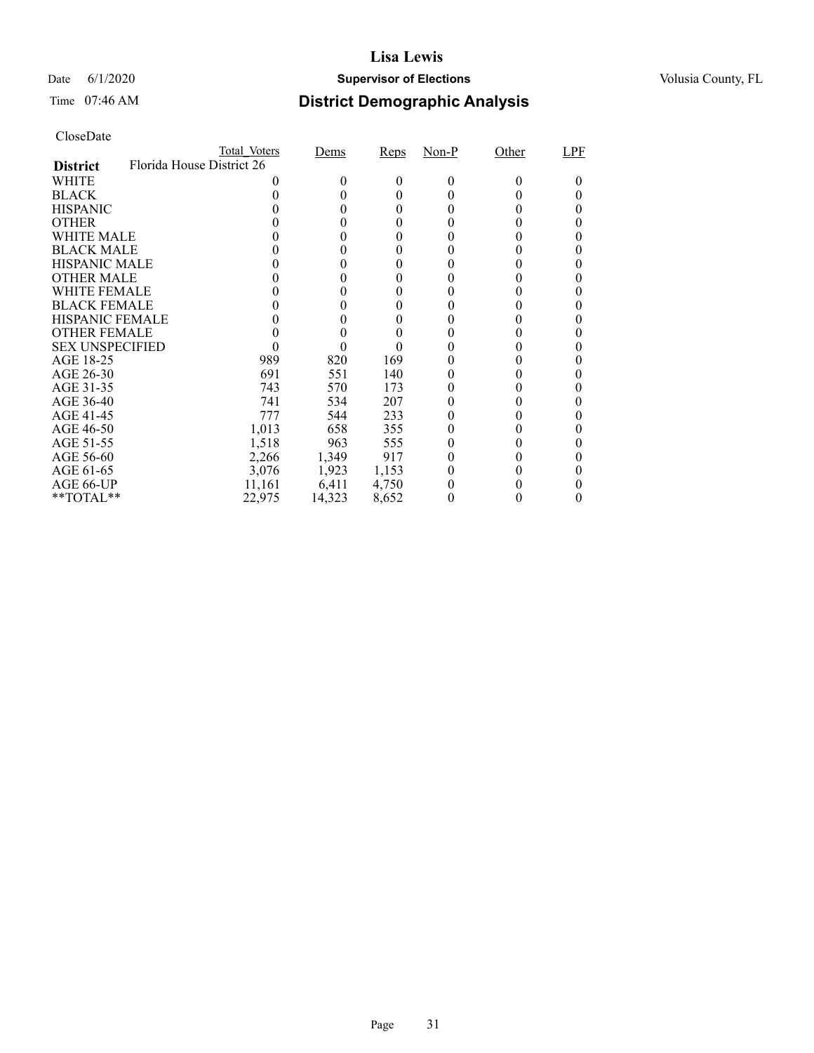# Lisa Lewis

Date 6/1/2020 **Supervisor of Elections** Volusia County, FL

Time 07:46 AM

## District Demographic Analysis

CloseDate

| | Total_Voters | Dems | Reps | Non-P | Other | LPF |
|---|---|---|---|---|---|---|
| **District** Florida House District 26 | | | | | | |
| WHITE | 0 | 0 | 0 | 0 | 0 | 0 |
| BLACK | 0 | 0 | 0 | 0 | 0 | 0 |
| HISPANIC | 0 | 0 | 0 | 0 | 0 | 0 |
| OTHER | 0 | 0 | 0 | 0 | 0 | 0 |
| WHITE MALE | 0 | 0 | 0 | 0 | 0 | 0 |
| BLACK MALE | 0 | 0 | 0 | 0 | 0 | 0 |
| HISPANIC MALE | 0 | 0 | 0 | 0 | 0 | 0 |
| OTHER MALE | 0 | 0 | 0 | 0 | 0 | 0 |
| WHITE FEMALE | 0 | 0 | 0 | 0 | 0 | 0 |
| BLACK FEMALE | 0 | 0 | 0 | 0 | 0 | 0 |
| HISPANIC FEMALE | 0 | 0 | 0 | 0 | 0 | 0 |
| OTHER FEMALE | 0 | 0 | 0 | 0 | 0 | 0 |
| SEX UNSPECIFIED | 0 | 0 | 0 | 0 | 0 | 0 |
| AGE 18-25 | 989 | 820 | 169 | 0 | 0 | 0 |
| AGE 26-30 | 691 | 551 | 140 | 0 | 0 | 0 |
| AGE 31-35 | 743 | 570 | 173 | 0 | 0 | 0 |
| AGE 36-40 | 741 | 534 | 207 | 0 | 0 | 0 |
| AGE 41-45 | 777 | 544 | 233 | 0 | 0 | 0 |
| AGE 46-50 | 1,013 | 658 | 355 | 0 | 0 | 0 |
| AGE 51-55 | 1,518 | 963 | 555 | 0 | 0 | 0 |
| AGE 56-60 | 2,266 | 1,349 | 917 | 0 | 0 | 0 |
| AGE 61-65 | 3,076 | 1,923 | 1,153 | 0 | 0 | 0 |
| AGE 66-UP | 11,161 | 6,411 | 4,750 | 0 | 0 | 0 |
| **TOTAL** | 22,975 | 14,323 | 8,652 | 0 | 0 | 0 |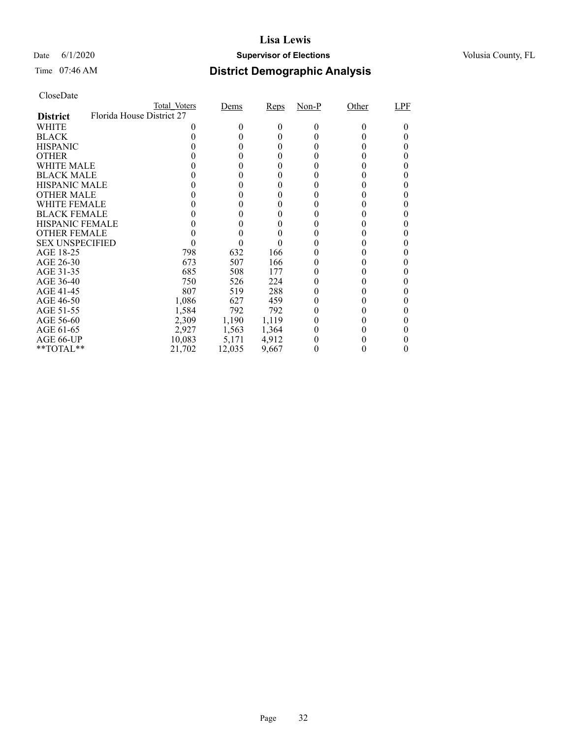# Lisa Lewis

Date 6/1/2020 **Supervisor of Elections** Volusia County, FL

Time 07:46 AM **District Demographic Analysis**

CloseDate

| **District** Florida House District 27 | Total_Voters | Dems | Reps | Non-P | Other | LPF |
|---|---|---|---|---|---|---|
| WHITE | 0 | 0 | 0 | 0 | 0 | 0 |
| BLACK | 0 | 0 | 0 | 0 | 0 | 0 |
| HISPANIC | 0 | 0 | 0 | 0 | 0 | 0 |
| OTHER | 0 | 0 | 0 | 0 | 0 | 0 |
| WHITE MALE | 0 | 0 | 0 | 0 | 0 | 0 |
| BLACK MALE | 0 | 0 | 0 | 0 | 0 | 0 |
| HISPANIC MALE | 0 | 0 | 0 | 0 | 0 | 0 |
| OTHER MALE | 0 | 0 | 0 | 0 | 0 | 0 |
| WHITE FEMALE | 0 | 0 | 0 | 0 | 0 | 0 |
| BLACK FEMALE | 0 | 0 | 0 | 0 | 0 | 0 |
| HISPANIC FEMALE | 0 | 0 | 0 | 0 | 0 | 0 |
| OTHER FEMALE | 0 | 0 | 0 | 0 | 0 | 0 |
| SEX UNSPECIFIED | 0 | 0 | 0 | 0 | 0 | 0 |
| AGE 18-25 | 798 | 632 | 166 | 0 | 0 | 0 |
| AGE 26-30 | 673 | 507 | 166 | 0 | 0 | 0 |
| AGE 31-35 | 685 | 508 | 177 | 0 | 0 | 0 |
| AGE 36-40 | 750 | 526 | 224 | 0 | 0 | 0 |
| AGE 41-45 | 807 | 519 | 288 | 0 | 0 | 0 |
| AGE 46-50 | 1,086 | 627 | 459 | 0 | 0 | 0 |
| AGE 51-55 | 1,584 | 792 | 792 | 0 | 0 | 0 |
| AGE 56-60 | 2,309 | 1,190 | 1,119 | 0 | 0 | 0 |
| AGE 61-65 | 2,927 | 1,563 | 1,364 | 0 | 0 | 0 |
| AGE 66-UP | 10,083 | 5,171 | 4,912 | 0 | 0 | 0 |
| **TOTAL** | 21,702 | 12,035 | 9,667 | 0 | 0 | 0 |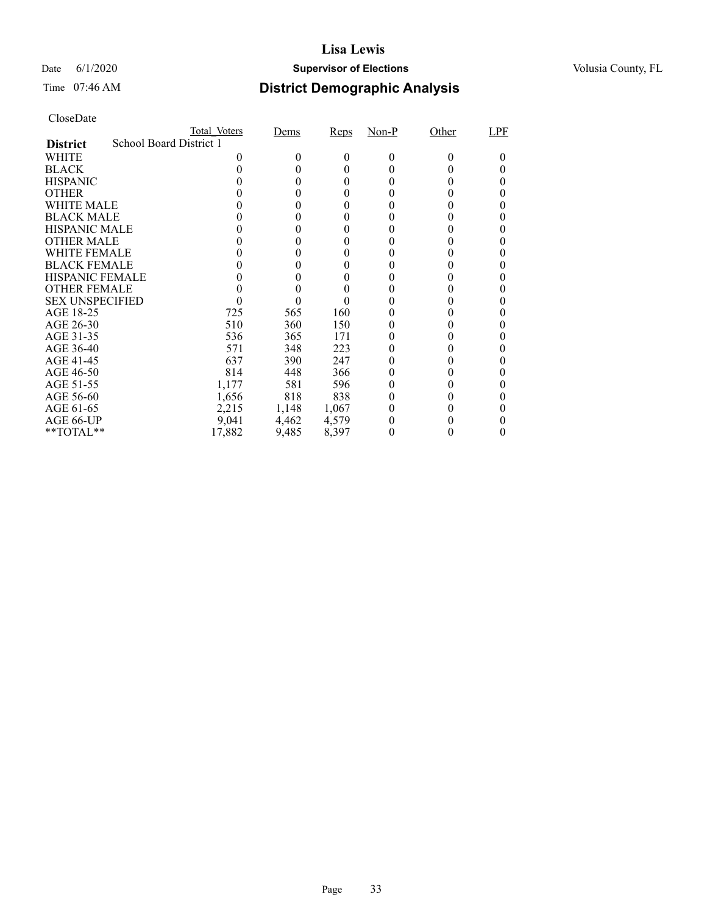# Lisa Lewis

Date 6/1/2020 **Supervisor of Elections** Volusia County, FL

Time 07:46 AM **District Demographic Analysis**

CloseDate

| | Total_Voters | Dems | Reps | Non-P | Other | LPF |
|---|---|---|---|---|---|---|
| **District** School Board District 1 | | | | | | |
| WHITE | 0 | 0 | 0 | 0 | 0 | 0 |
| BLACK | 0 | 0 | 0 | 0 | 0 | 0 |
| HISPANIC | 0 | 0 | 0 | 0 | 0 | 0 |
| OTHER | 0 | 0 | 0 | 0 | 0 | 0 |
| WHITE MALE | 0 | 0 | 0 | 0 | 0 | 0 |
| BLACK MALE | 0 | 0 | 0 | 0 | 0 | 0 |
| HISPANIC MALE | 0 | 0 | 0 | 0 | 0 | 0 |
| OTHER MALE | 0 | 0 | 0 | 0 | 0 | 0 |
| WHITE FEMALE | 0 | 0 | 0 | 0 | 0 | 0 |
| BLACK FEMALE | 0 | 0 | 0 | 0 | 0 | 0 |
| HISPANIC FEMALE | 0 | 0 | 0 | 0 | 0 | 0 |
| OTHER FEMALE | 0 | 0 | 0 | 0 | 0 | 0 |
| SEX UNSPECIFIED | 0 | 0 | 0 | 0 | 0 | 0 |
| AGE 18-25 | 725 | 565 | 160 | 0 | 0 | 0 |
| AGE 26-30 | 510 | 360 | 150 | 0 | 0 | 0 |
| AGE 31-35 | 536 | 365 | 171 | 0 | 0 | 0 |
| AGE 36-40 | 571 | 348 | 223 | 0 | 0 | 0 |
| AGE 41-45 | 637 | 390 | 247 | 0 | 0 | 0 |
| AGE 46-50 | 814 | 448 | 366 | 0 | 0 | 0 |
| AGE 51-55 | 1,177 | 581 | 596 | 0 | 0 | 0 |
| AGE 56-60 | 1,656 | 818 | 838 | 0 | 0 | 0 |
| AGE 61-65 | 2,215 | 1,148 | 1,067 | 0 | 0 | 0 |
| AGE 66-UP | 9,041 | 4,462 | 4,579 | 0 | 0 | 0 |
| **TOTAL** | 17,882 | 9,485 | 8,397 | 0 | 0 | 0 |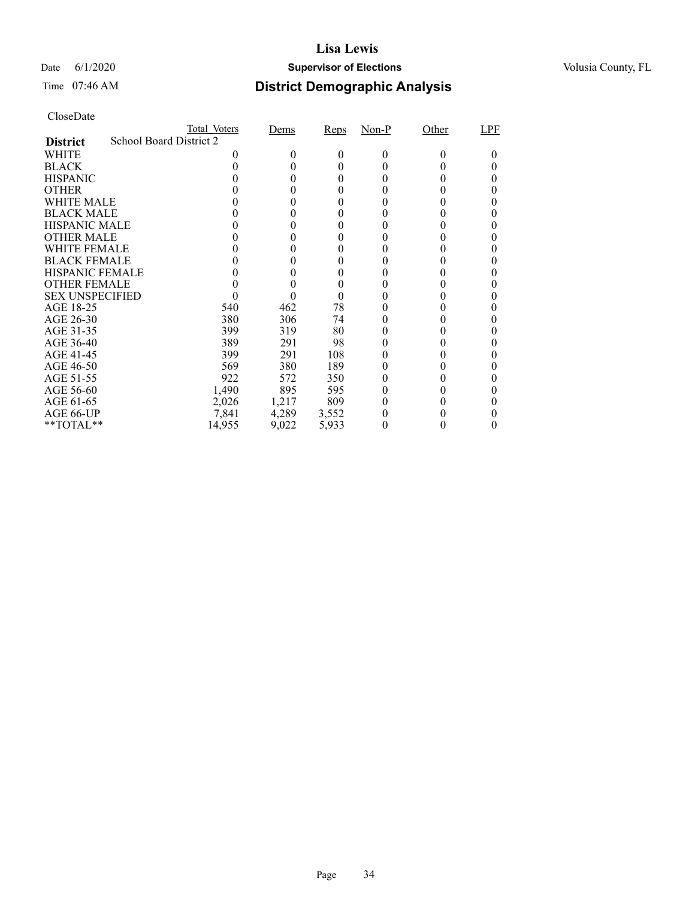# Lisa Lewis

Date 6/1/2020 **Supervisor of Elections** Volusia County, FL

Time 07:46 AM

## District Demographic Analysis

CloseDate

| **District** School Board District 2 | Total_Voters | Dems | Reps | Non-P | Other | LPF |
|---|---|---|---|---|---|---|
| WHITE | 0 | 0 | 0 | 0 | 0 | 0 |
| BLACK | 0 | 0 | 0 | 0 | 0 | 0 |
| HISPANIC | 0 | 0 | 0 | 0 | 0 | 0 |
| OTHER | 0 | 0 | 0 | 0 | 0 | 0 |
| WHITE MALE | 0 | 0 | 0 | 0 | 0 | 0 |
| BLACK MALE | 0 | 0 | 0 | 0 | 0 | 0 |
| HISPANIC MALE | 0 | 0 | 0 | 0 | 0 | 0 |
| OTHER MALE | 0 | 0 | 0 | 0 | 0 | 0 |
| WHITE FEMALE | 0 | 0 | 0 | 0 | 0 | 0 |
| BLACK FEMALE | 0 | 0 | 0 | 0 | 0 | 0 |
| HISPANIC FEMALE | 0 | 0 | 0 | 0 | 0 | 0 |
| OTHER FEMALE | 0 | 0 | 0 | 0 | 0 | 0 |
| SEX UNSPECIFIED | 0 | 0 | 0 | 0 | 0 | 0 |
| AGE 18-25 | 540 | 462 | 78 | 0 | 0 | 0 |
| AGE 26-30 | 380 | 306 | 74 | 0 | 0 | 0 |
| AGE 31-35 | 399 | 319 | 80 | 0 | 0 | 0 |
| AGE 36-40 | 389 | 291 | 98 | 0 | 0 | 0 |
| AGE 41-45 | 399 | 291 | 108 | 0 | 0 | 0 |
| AGE 46-50 | 569 | 380 | 189 | 0 | 0 | 0 |
| AGE 51-55 | 922 | 572 | 350 | 0 | 0 | 0 |
| AGE 56-60 | 1,490 | 895 | 595 | 0 | 0 | 0 |
| AGE 61-65 | 2,026 | 1,217 | 809 | 0 | 0 | 0 |
| AGE 66-UP | 7,841 | 4,289 | 3,552 | 0 | 0 | 0 |
| **TOTAL** | 14,955 | 9,022 | 5,933 | 0 | 0 | 0 |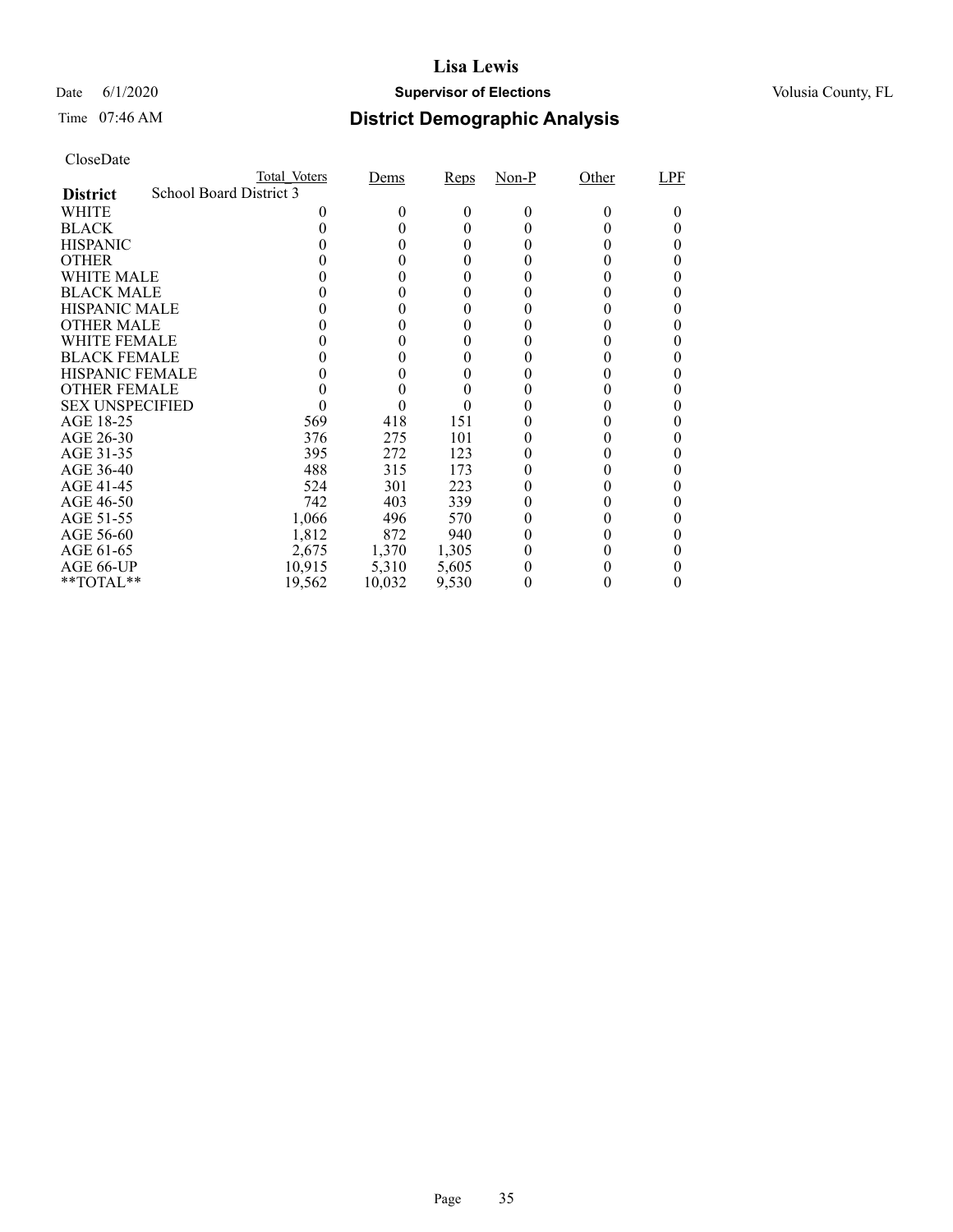# Lisa Lewis

Date 6/1/2020 **Supervisor of Elections** Volusia County, FL

Time 07:46 AM **District Demographic Analysis**

CloseDate

| | Total_Voters | Dems | Reps | Non-P | Other | LPF |
|---|---|---|---|---|---|---|
| **District** School Board District 3 | | | | | | |
| WHITE | 0 | 0 | 0 | 0 | 0 | 0 |
| BLACK | 0 | 0 | 0 | 0 | 0 | 0 |
| HISPANIC | 0 | 0 | 0 | 0 | 0 | 0 |
| OTHER | 0 | 0 | 0 | 0 | 0 | 0 |
| WHITE MALE | 0 | 0 | 0 | 0 | 0 | 0 |
| BLACK MALE | 0 | 0 | 0 | 0 | 0 | 0 |
| HISPANIC MALE | 0 | 0 | 0 | 0 | 0 | 0 |
| OTHER MALE | 0 | 0 | 0 | 0 | 0 | 0 |
| WHITE FEMALE | 0 | 0 | 0 | 0 | 0 | 0 |
| BLACK FEMALE | 0 | 0 | 0 | 0 | 0 | 0 |
| HISPANIC FEMALE | 0 | 0 | 0 | 0 | 0 | 0 |
| OTHER FEMALE | 0 | 0 | 0 | 0 | 0 | 0 |
| SEX UNSPECIFIED | 0 | 0 | 0 | 0 | 0 | 0 |
| AGE 18-25 | 569 | 418 | 151 | 0 | 0 | 0 |
| AGE 26-30 | 376 | 275 | 101 | 0 | 0 | 0 |
| AGE 31-35 | 395 | 272 | 123 | 0 | 0 | 0 |
| AGE 36-40 | 488 | 315 | 173 | 0 | 0 | 0 |
| AGE 41-45 | 524 | 301 | 223 | 0 | 0 | 0 |
| AGE 46-50 | 742 | 403 | 339 | 0 | 0 | 0 |
| AGE 51-55 | 1,066 | 496 | 570 | 0 | 0 | 0 |
| AGE 56-60 | 1,812 | 872 | 940 | 0 | 0 | 0 |
| AGE 61-65 | 2,675 | 1,370 | 1,305 | 0 | 0 | 0 |
| AGE 66-UP | 10,915 | 5,310 | 5,605 | 0 | 0 | 0 |
| **TOTAL** | 19,562 | 10,032 | 9,530 | 0 | 0 | 0 |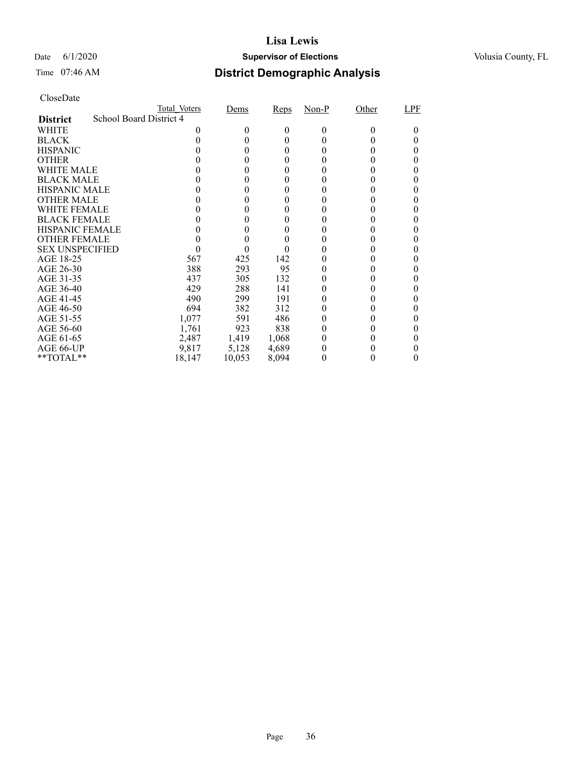# Lisa Lewis

Date 6/1/2020 **Supervisor of Elections** Volusia County, FL

Time 07:46 AM **District Demographic Analysis**

CloseDate

| | Total_Voters | Dems | Reps | Non-P | Other | LPF |
|---|---|---|---|---|---|---|
| **District** School Board District 4 | | | | | | |
| WHITE | 0 | 0 | 0 | 0 | 0 | 0 |
| BLACK | 0 | 0 | 0 | 0 | 0 | 0 |
| HISPANIC | 0 | 0 | 0 | 0 | 0 | 0 |
| OTHER | 0 | 0 | 0 | 0 | 0 | 0 |
| WHITE MALE | 0 | 0 | 0 | 0 | 0 | 0 |
| BLACK MALE | 0 | 0 | 0 | 0 | 0 | 0 |
| HISPANIC MALE | 0 | 0 | 0 | 0 | 0 | 0 |
| OTHER MALE | 0 | 0 | 0 | 0 | 0 | 0 |
| WHITE FEMALE | 0 | 0 | 0 | 0 | 0 | 0 |
| BLACK FEMALE | 0 | 0 | 0 | 0 | 0 | 0 |
| HISPANIC FEMALE | 0 | 0 | 0 | 0 | 0 | 0 |
| OTHER FEMALE | 0 | 0 | 0 | 0 | 0 | 0 |
| SEX UNSPECIFIED | 0 | 0 | 0 | 0 | 0 | 0 |
| AGE 18-25 | 567 | 425 | 142 | 0 | 0 | 0 |
| AGE 26-30 | 388 | 293 | 95 | 0 | 0 | 0 |
| AGE 31-35 | 437 | 305 | 132 | 0 | 0 | 0 |
| AGE 36-40 | 429 | 288 | 141 | 0 | 0 | 0 |
| AGE 41-45 | 490 | 299 | 191 | 0 | 0 | 0 |
| AGE 46-50 | 694 | 382 | 312 | 0 | 0 | 0 |
| AGE 51-55 | 1,077 | 591 | 486 | 0 | 0 | 0 |
| AGE 56-60 | 1,761 | 923 | 838 | 0 | 0 | 0 |
| AGE 61-65 | 2,487 | 1,419 | 1,068 | 0 | 0 | 0 |
| AGE 66-UP | 9,817 | 5,128 | 4,689 | 0 | 0 | 0 |
| **TOTAL** | 18,147 | 10,053 | 8,094 | 0 | 0 | 0 |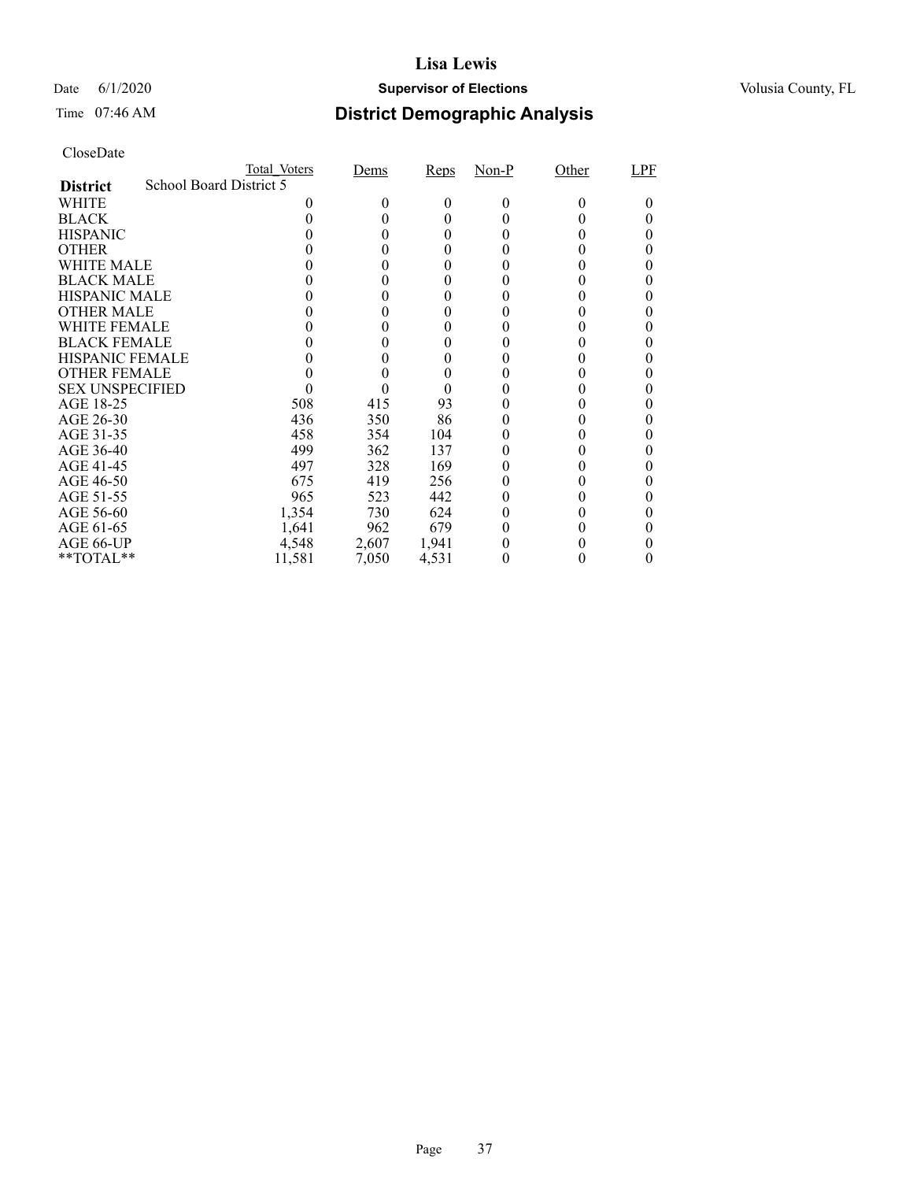# Lisa Lewis

Date 6/1/2020 **Supervisor of Elections** Volusia County, FL

Time 07:46 AM

## District Demographic Analysis

CloseDate

| District | Total_Voters | Dems | Reps | Non-P | Other | LPF |
|---|---|---|---|---|---|---|
| **School Board District 5** | | | | | | |
| WHITE | 0 | 0 | 0 | 0 | 0 | 0 |
| BLACK | 0 | 0 | 0 | 0 | 0 | 0 |
| HISPANIC | 0 | 0 | 0 | 0 | 0 | 0 |
| OTHER | 0 | 0 | 0 | 0 | 0 | 0 |
| WHITE MALE | 0 | 0 | 0 | 0 | 0 | 0 |
| BLACK MALE | 0 | 0 | 0 | 0 | 0 | 0 |
| HISPANIC MALE | 0 | 0 | 0 | 0 | 0 | 0 |
| OTHER MALE | 0 | 0 | 0 | 0 | 0 | 0 |
| WHITE FEMALE | 0 | 0 | 0 | 0 | 0 | 0 |
| BLACK FEMALE | 0 | 0 | 0 | 0 | 0 | 0 |
| HISPANIC FEMALE | 0 | 0 | 0 | 0 | 0 | 0 |
| OTHER FEMALE | 0 | 0 | 0 | 0 | 0 | 0 |
| SEX UNSPECIFIED | 0 | 0 | 0 | 0 | 0 | 0 |
| AGE 18-25 | 508 | 415 | 93 | 0 | 0 | 0 |
| AGE 26-30 | 436 | 350 | 86 | 0 | 0 | 0 |
| AGE 31-35 | 458 | 354 | 104 | 0 | 0 | 0 |
| AGE 36-40 | 499 | 362 | 137 | 0 | 0 | 0 |
| AGE 41-45 | 497 | 328 | 169 | 0 | 0 | 0 |
| AGE 46-50 | 675 | 419 | 256 | 0 | 0 | 0 |
| AGE 51-55 | 965 | 523 | 442 | 0 | 0 | 0 |
| AGE 56-60 | 1,354 | 730 | 624 | 0 | 0 | 0 |
| AGE 61-65 | 1,641 | 962 | 679 | 0 | 0 | 0 |
| AGE 66-UP | 4,548 | 2,607 | 1,941 | 0 | 0 | 0 |
| **TOTAL** | 11,581 | 7,050 | 4,531 | 0 | 0 | 0 |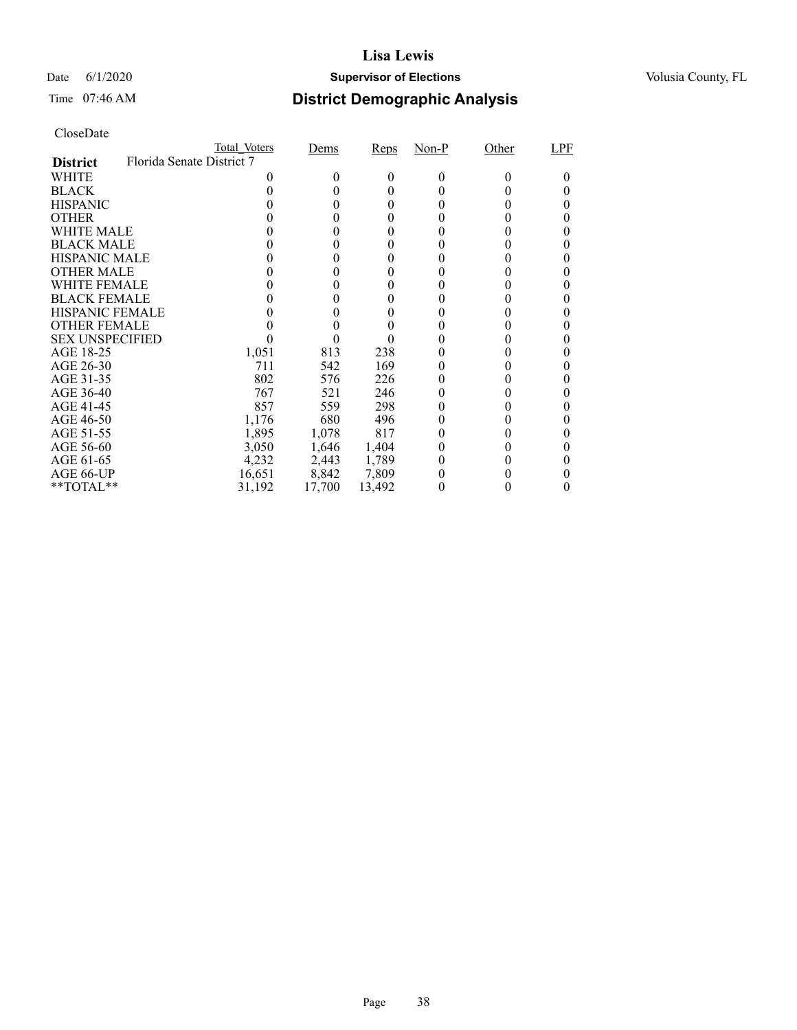# Lisa Lewis

Date 6/1/2020 **Supervisor of Elections** Volusia County, FL

Time 07:46 AM

## District Demographic Analysis

CloseDate

| | Total_Voters | Dems | Reps | Non-P | Other | LPF |
|---|---|---|---|---|---|---|
| **District** Florida Senate District 7 | | | | | | |
| WHITE | 0 | 0 | 0 | 0 | 0 | 0 |
| BLACK | 0 | 0 | 0 | 0 | 0 | 0 |
| HISPANIC | 0 | 0 | 0 | 0 | 0 | 0 |
| OTHER | 0 | 0 | 0 | 0 | 0 | 0 |
| WHITE MALE | 0 | 0 | 0 | 0 | 0 | 0 |
| BLACK MALE | 0 | 0 | 0 | 0 | 0 | 0 |
| HISPANIC MALE | 0 | 0 | 0 | 0 | 0 | 0 |
| OTHER MALE | 0 | 0 | 0 | 0 | 0 | 0 |
| WHITE FEMALE | 0 | 0 | 0 | 0 | 0 | 0 |
| BLACK FEMALE | 0 | 0 | 0 | 0 | 0 | 0 |
| HISPANIC FEMALE | 0 | 0 | 0 | 0 | 0 | 0 |
| OTHER FEMALE | 0 | 0 | 0 | 0 | 0 | 0 |
| SEX UNSPECIFIED | 0 | 0 | 0 | 0 | 0 | 0 |
| AGE 18-25 | 1,051 | 813 | 238 | 0 | 0 | 0 |
| AGE 26-30 | 711 | 542 | 169 | 0 | 0 | 0 |
| AGE 31-35 | 802 | 576 | 226 | 0 | 0 | 0 |
| AGE 36-40 | 767 | 521 | 246 | 0 | 0 | 0 |
| AGE 41-45 | 857 | 559 | 298 | 0 | 0 | 0 |
| AGE 46-50 | 1,176 | 680 | 496 | 0 | 0 | 0 |
| AGE 51-55 | 1,895 | 1,078 | 817 | 0 | 0 | 0 |
| AGE 56-60 | 3,050 | 1,646 | 1,404 | 0 | 0 | 0 |
| AGE 61-65 | 4,232 | 2,443 | 1,789 | 0 | 0 | 0 |
| AGE 66-UP | 16,651 | 8,842 | 7,809 | 0 | 0 | 0 |
| **TOTAL** | 31,192 | 17,700 | 13,492 | 0 | 0 | 0 |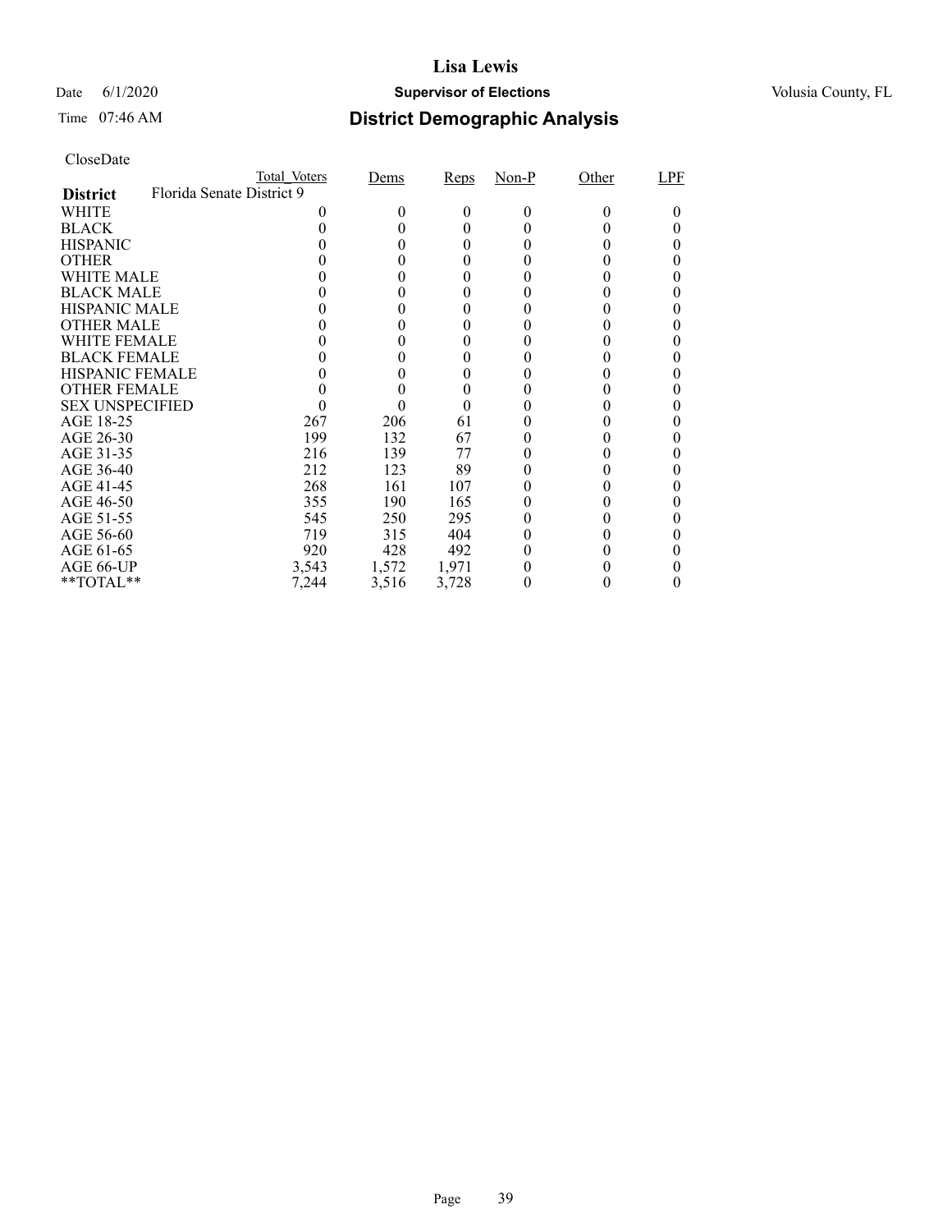# Lisa Lewis

Date 6/1/2020 **Supervisor of Elections** Volusia County, FL

Time 07:46 AM **District Demographic Analysis**

CloseDate

| District | Total_Voters | Dems | Reps | Non-P | Other | LPF |
|---|---|---|---|---|---|---|
| **Florida Senate District 9** | | | | | | |
| WHITE | 0 | 0 | 0 | 0 | 0 | 0 |
| BLACK | 0 | 0 | 0 | 0 | 0 | 0 |
| HISPANIC | 0 | 0 | 0 | 0 | 0 | 0 |
| OTHER | 0 | 0 | 0 | 0 | 0 | 0 |
| WHITE MALE | 0 | 0 | 0 | 0 | 0 | 0 |
| BLACK MALE | 0 | 0 | 0 | 0 | 0 | 0 |
| HISPANIC MALE | 0 | 0 | 0 | 0 | 0 | 0 |
| OTHER MALE | 0 | 0 | 0 | 0 | 0 | 0 |
| WHITE FEMALE | 0 | 0 | 0 | 0 | 0 | 0 |
| BLACK FEMALE | 0 | 0 | 0 | 0 | 0 | 0 |
| HISPANIC FEMALE | 0 | 0 | 0 | 0 | 0 | 0 |
| OTHER FEMALE | 0 | 0 | 0 | 0 | 0 | 0 |
| SEX UNSPECIFIED | 0 | 0 | 0 | 0 | 0 | 0 |
| AGE 18-25 | 267 | 206 | 61 | 0 | 0 | 0 |
| AGE 26-30 | 199 | 132 | 67 | 0 | 0 | 0 |
| AGE 31-35 | 216 | 139 | 77 | 0 | 0 | 0 |
| AGE 36-40 | 212 | 123 | 89 | 0 | 0 | 0 |
| AGE 41-45 | 268 | 161 | 107 | 0 | 0 | 0 |
| AGE 46-50 | 355 | 190 | 165 | 0 | 0 | 0 |
| AGE 51-55 | 545 | 250 | 295 | 0 | 0 | 0 |
| AGE 56-60 | 719 | 315 | 404 | 0 | 0 | 0 |
| AGE 61-65 | 920 | 428 | 492 | 0 | 0 | 0 |
| AGE 66-UP | 3,543 | 1,572 | 1,971 | 0 | 0 | 0 |
| **TOTAL** | 7,244 | 3,516 | 3,728 | 0 | 0 | 0 |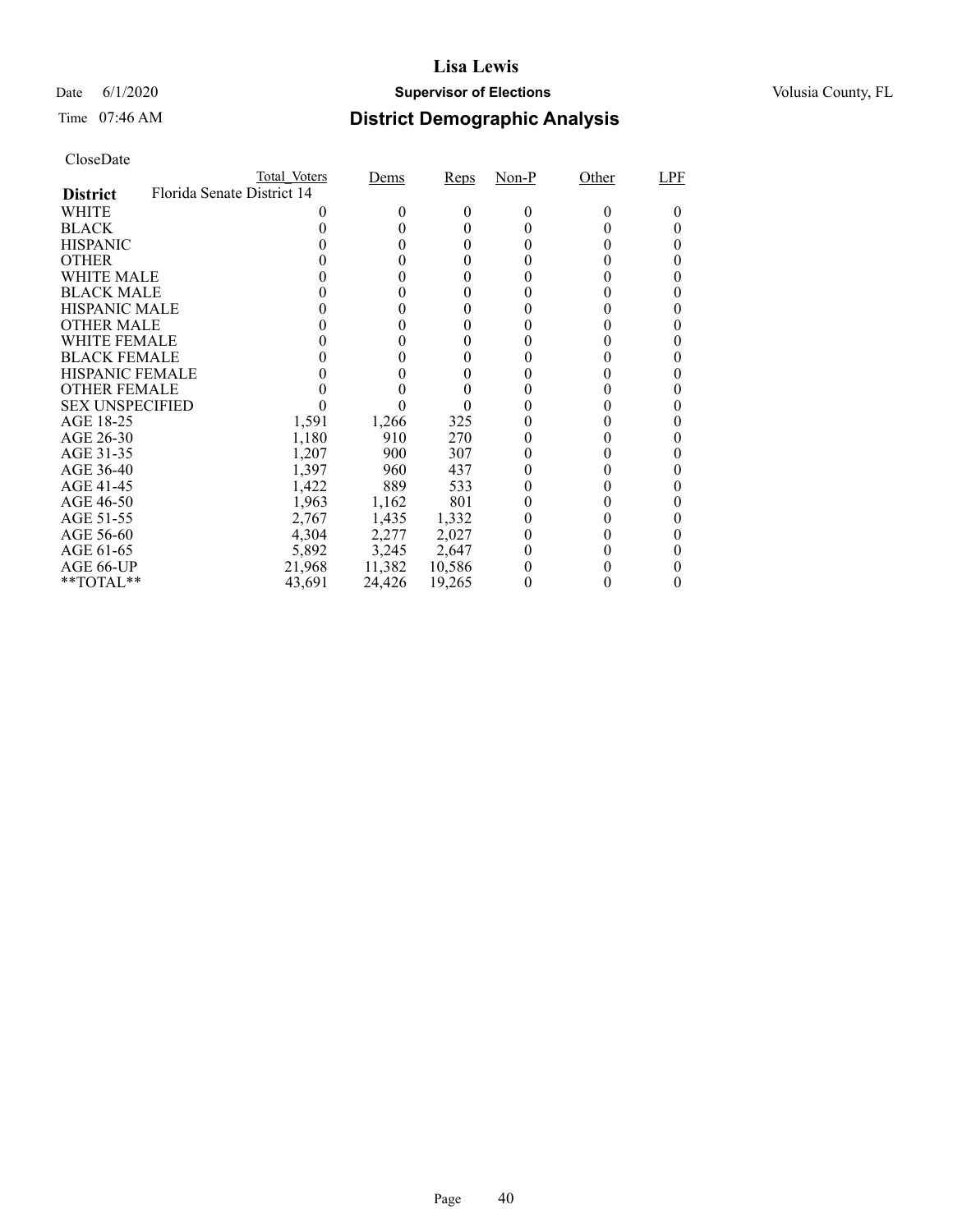# Lisa Lewis

Date 6/1/2020 **Supervisor of Elections** Volusia County, FL

Time 07:46 AM **District Demographic Analysis**

CloseDate

| **District** | Total_Voters | Dems | Reps | Non-P | Other | LPF |
|---|---|---|---|---|---|---|
| Florida Senate District 14 | | | | | | |
| WHITE | 0 | 0 | 0 | 0 | 0 | 0 |
| BLACK | 0 | 0 | 0 | 0 | 0 | 0 |
| HISPANIC | 0 | 0 | 0 | 0 | 0 | 0 |
| OTHER | 0 | 0 | 0 | 0 | 0 | 0 |
| WHITE MALE | 0 | 0 | 0 | 0 | 0 | 0 |
| BLACK MALE | 0 | 0 | 0 | 0 | 0 | 0 |
| HISPANIC MALE | 0 | 0 | 0 | 0 | 0 | 0 |
| OTHER MALE | 0 | 0 | 0 | 0 | 0 | 0 |
| WHITE FEMALE | 0 | 0 | 0 | 0 | 0 | 0 |
| BLACK FEMALE | 0 | 0 | 0 | 0 | 0 | 0 |
| HISPANIC FEMALE | 0 | 0 | 0 | 0 | 0 | 0 |
| OTHER FEMALE | 0 | 0 | 0 | 0 | 0 | 0 |
| SEX UNSPECIFIED | 0 | 0 | 0 | 0 | 0 | 0 |
| AGE 18-25 | 1,591 | 1,266 | 325 | 0 | 0 | 0 |
| AGE 26-30 | 1,180 | 910 | 270 | 0 | 0 | 0 |
| AGE 31-35 | 1,207 | 900 | 307 | 0 | 0 | 0 |
| AGE 36-40 | 1,397 | 960 | 437 | 0 | 0 | 0 |
| AGE 41-45 | 1,422 | 889 | 533 | 0 | 0 | 0 |
| AGE 46-50 | 1,963 | 1,162 | 801 | 0 | 0 | 0 |
| AGE 51-55 | 2,767 | 1,435 | 1,332 | 0 | 0 | 0 |
| AGE 56-60 | 4,304 | 2,277 | 2,027 | 0 | 0 | 0 |
| AGE 61-65 | 5,892 | 3,245 | 2,647 | 0 | 0 | 0 |
| AGE 66-UP | 21,968 | 11,382 | 10,586 | 0 | 0 | 0 |
| **TOTAL** | 43,691 | 24,426 | 19,265 | 0 | 0 | 0 |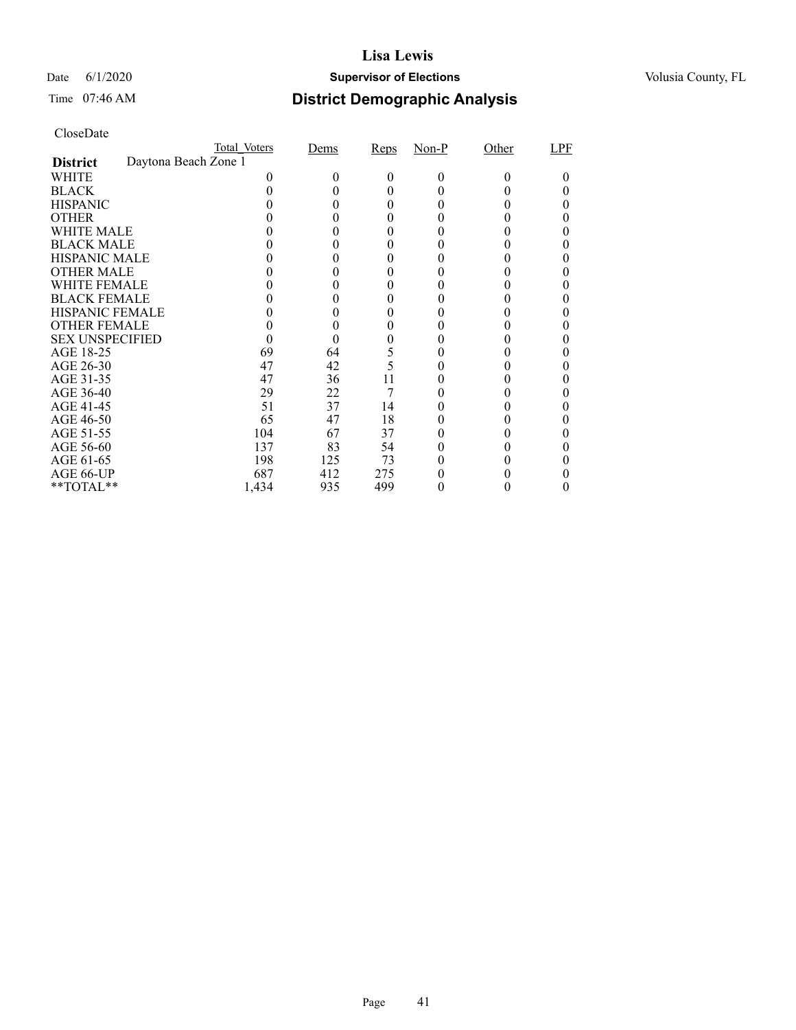# Lisa Lewis

Date 6/1/2020 **Supervisor of Elections** Volusia County, FL

Time 07:46 AM

## District Demographic Analysis

CloseDate

| | Total_Voters | Dems | Reps | Non-P | Other | LPF |
|---|---|---|---|---|---|---|
| **District** Daytona Beach Zone 1 | | | | | | |
| WHITE | 0 | 0 | 0 | 0 | 0 | 0 |
| BLACK | 0 | 0 | 0 | 0 | 0 | 0 |
| HISPANIC | 0 | 0 | 0 | 0 | 0 | 0 |
| OTHER | 0 | 0 | 0 | 0 | 0 | 0 |
| WHITE MALE | 0 | 0 | 0 | 0 | 0 | 0 |
| BLACK MALE | 0 | 0 | 0 | 0 | 0 | 0 |
| HISPANIC MALE | 0 | 0 | 0 | 0 | 0 | 0 |
| OTHER MALE | 0 | 0 | 0 | 0 | 0 | 0 |
| WHITE FEMALE | 0 | 0 | 0 | 0 | 0 | 0 |
| BLACK FEMALE | 0 | 0 | 0 | 0 | 0 | 0 |
| HISPANIC FEMALE | 0 | 0 | 0 | 0 | 0 | 0 |
| OTHER FEMALE | 0 | 0 | 0 | 0 | 0 | 0 |
| SEX UNSPECIFIED | 0 | 0 | 0 | 0 | 0 | 0 |
| AGE 18-25 | 69 | 64 | 5 | 0 | 0 | 0 |
| AGE 26-30 | 47 | 42 | 5 | 0 | 0 | 0 |
| AGE 31-35 | 47 | 36 | 11 | 0 | 0 | 0 |
| AGE 36-40 | 29 | 22 | 7 | 0 | 0 | 0 |
| AGE 41-45 | 51 | 37 | 14 | 0 | 0 | 0 |
| AGE 46-50 | 65 | 47 | 18 | 0 | 0 | 0 |
| AGE 51-55 | 104 | 67 | 37 | 0 | 0 | 0 |
| AGE 56-60 | 137 | 83 | 54 | 0 | 0 | 0 |
| AGE 61-65 | 198 | 125 | 73 | 0 | 0 | 0 |
| AGE 66-UP | 687 | 412 | 275 | 0 | 0 | 0 |
| **TOTAL** | 1,434 | 935 | 499 | 0 | 0 | 0 |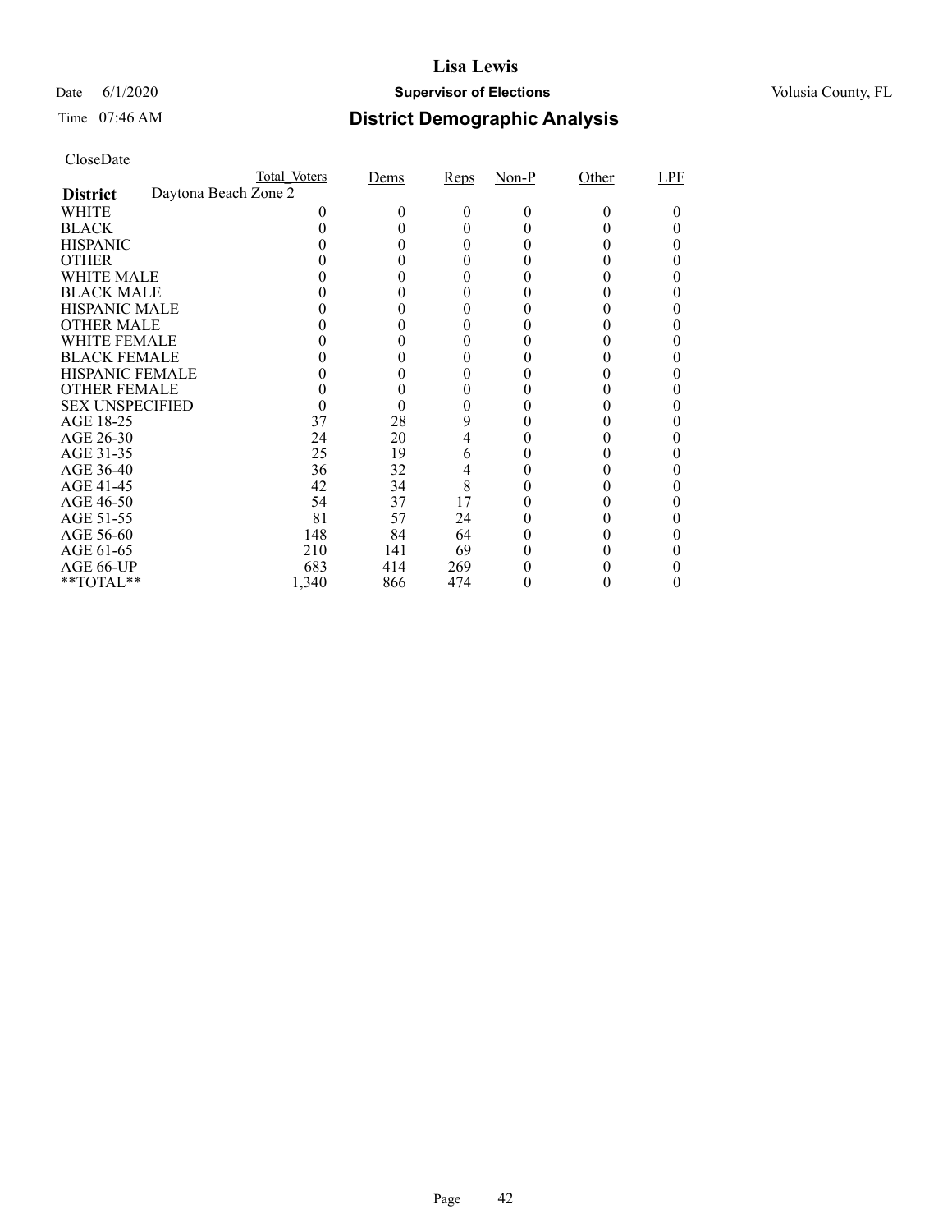# Lisa Lewis

Date 6/1/2020 **Supervisor of Elections** Volusia County, FL

Time 07:46 AM **District Demographic Analysis**

CloseDate

| | Total_Voters | Dems | Reps | Non-P | Other | LPF |
|---|---|---|---|---|---|---|
| **District** Daytona Beach Zone 2 | | | | | | |
| WHITE | 0 | 0 | 0 | 0 | 0 | 0 |
| BLACK | 0 | 0 | 0 | 0 | 0 | 0 |
| HISPANIC | 0 | 0 | 0 | 0 | 0 | 0 |
| OTHER | 0 | 0 | 0 | 0 | 0 | 0 |
| WHITE MALE | 0 | 0 | 0 | 0 | 0 | 0 |
| BLACK MALE | 0 | 0 | 0 | 0 | 0 | 0 |
| HISPANIC MALE | 0 | 0 | 0 | 0 | 0 | 0 |
| OTHER MALE | 0 | 0 | 0 | 0 | 0 | 0 |
| WHITE FEMALE | 0 | 0 | 0 | 0 | 0 | 0 |
| BLACK FEMALE | 0 | 0 | 0 | 0 | 0 | 0 |
| HISPANIC FEMALE | 0 | 0 | 0 | 0 | 0 | 0 |
| OTHER FEMALE | 0 | 0 | 0 | 0 | 0 | 0 |
| SEX UNSPECIFIED | 0 | 0 | 0 | 0 | 0 | 0 |
| AGE 18-25 | 37 | 28 | 9 | 0 | 0 | 0 |
| AGE 26-30 | 24 | 20 | 4 | 0 | 0 | 0 |
| AGE 31-35 | 25 | 19 | 6 | 0 | 0 | 0 |
| AGE 36-40 | 36 | 32 | 4 | 0 | 0 | 0 |
| AGE 41-45 | 42 | 34 | 8 | 0 | 0 | 0 |
| AGE 46-50 | 54 | 37 | 17 | 0 | 0 | 0 |
| AGE 51-55 | 81 | 57 | 24 | 0 | 0 | 0 |
| AGE 56-60 | 148 | 84 | 64 | 0 | 0 | 0 |
| AGE 61-65 | 210 | 141 | 69 | 0 | 0 | 0 |
| AGE 66-UP | 683 | 414 | 269 | 0 | 0 | 0 |
| **TOTAL** | 1,340 | 866 | 474 | 0 | 0 | 0 |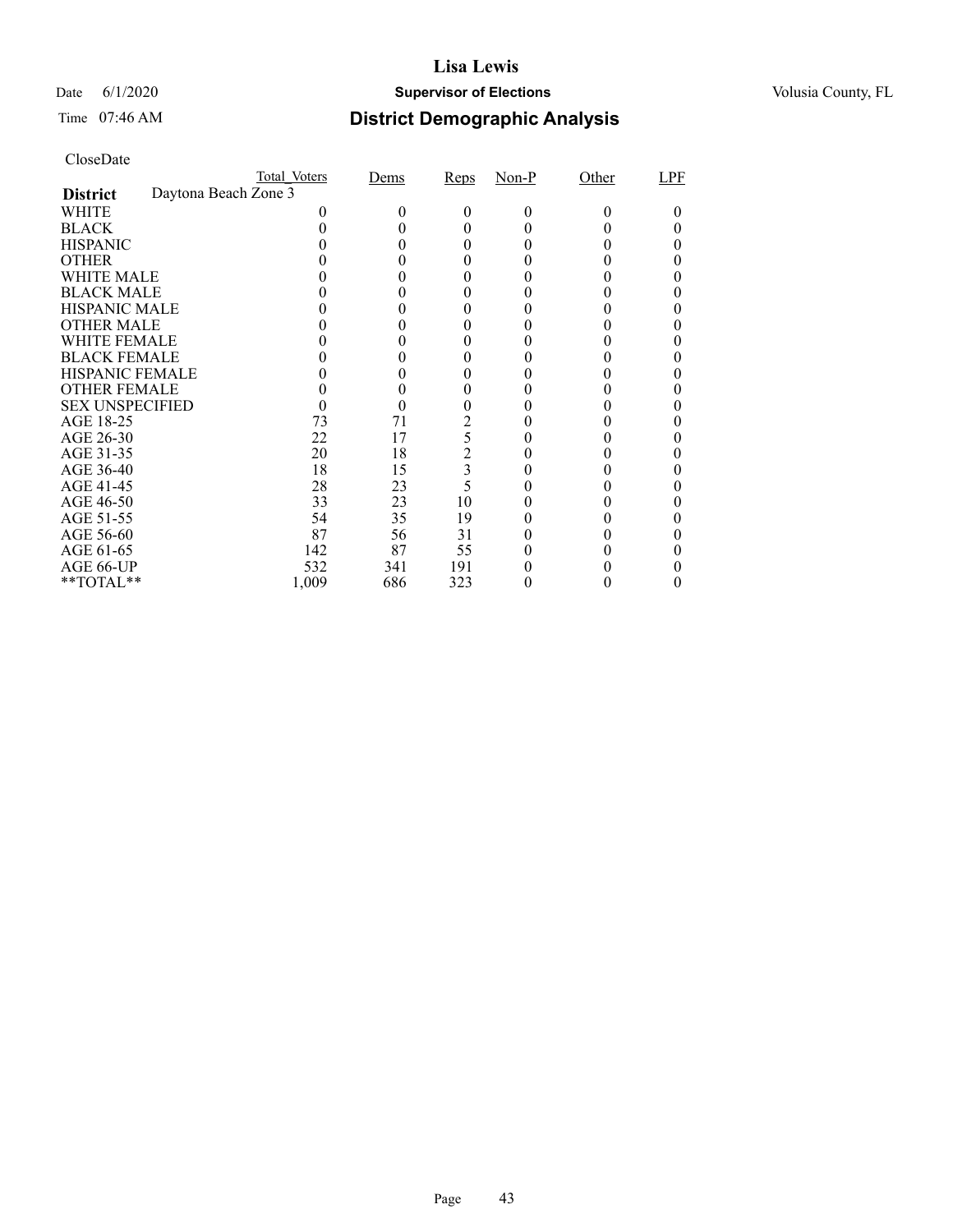# Lisa Lewis

Date 6/1/2020 **Supervisor of Elections** Volusia County, FL

Time 07:46 AM

## District Demographic Analysis

CloseDate

| | Total_Voters | Dems | Reps | Non-P | Other | LPF |
|---|---|---|---|---|---|---|
| **District** Daytona Beach Zone 3 | | | | | | |
| WHITE | 0 | 0 | 0 | 0 | 0 | 0 |
| BLACK | 0 | 0 | 0 | 0 | 0 | 0 |
| HISPANIC | 0 | 0 | 0 | 0 | 0 | 0 |
| OTHER | 0 | 0 | 0 | 0 | 0 | 0 |
| WHITE MALE | 0 | 0 | 0 | 0 | 0 | 0 |
| BLACK MALE | 0 | 0 | 0 | 0 | 0 | 0 |
| HISPANIC MALE | 0 | 0 | 0 | 0 | 0 | 0 |
| OTHER MALE | 0 | 0 | 0 | 0 | 0 | 0 |
| WHITE FEMALE | 0 | 0 | 0 | 0 | 0 | 0 |
| BLACK FEMALE | 0 | 0 | 0 | 0 | 0 | 0 |
| HISPANIC FEMALE | 0 | 0 | 0 | 0 | 0 | 0 |
| OTHER FEMALE | 0 | 0 | 0 | 0 | 0 | 0 |
| SEX UNSPECIFIED | 0 | 0 | 0 | 0 | 0 | 0 |
| AGE 18-25 | 73 | 71 | 2 | 0 | 0 | 0 |
| AGE 26-30 | 22 | 17 | 5 | 0 | 0 | 0 |
| AGE 31-35 | 20 | 18 | 2 | 0 | 0 | 0 |
| AGE 36-40 | 18 | 15 | 3 | 0 | 0 | 0 |
| AGE 41-45 | 28 | 23 | 5 | 0 | 0 | 0 |
| AGE 46-50 | 33 | 23 | 10 | 0 | 0 | 0 |
| AGE 51-55 | 54 | 35 | 19 | 0 | 0 | 0 |
| AGE 56-60 | 87 | 56 | 31 | 0 | 0 | 0 |
| AGE 61-65 | 142 | 87 | 55 | 0 | 0 | 0 |
| AGE 66-UP | 532 | 341 | 191 | 0 | 0 | 0 |
| **TOTAL** | 1,009 | 686 | 323 | 0 | 0 | 0 |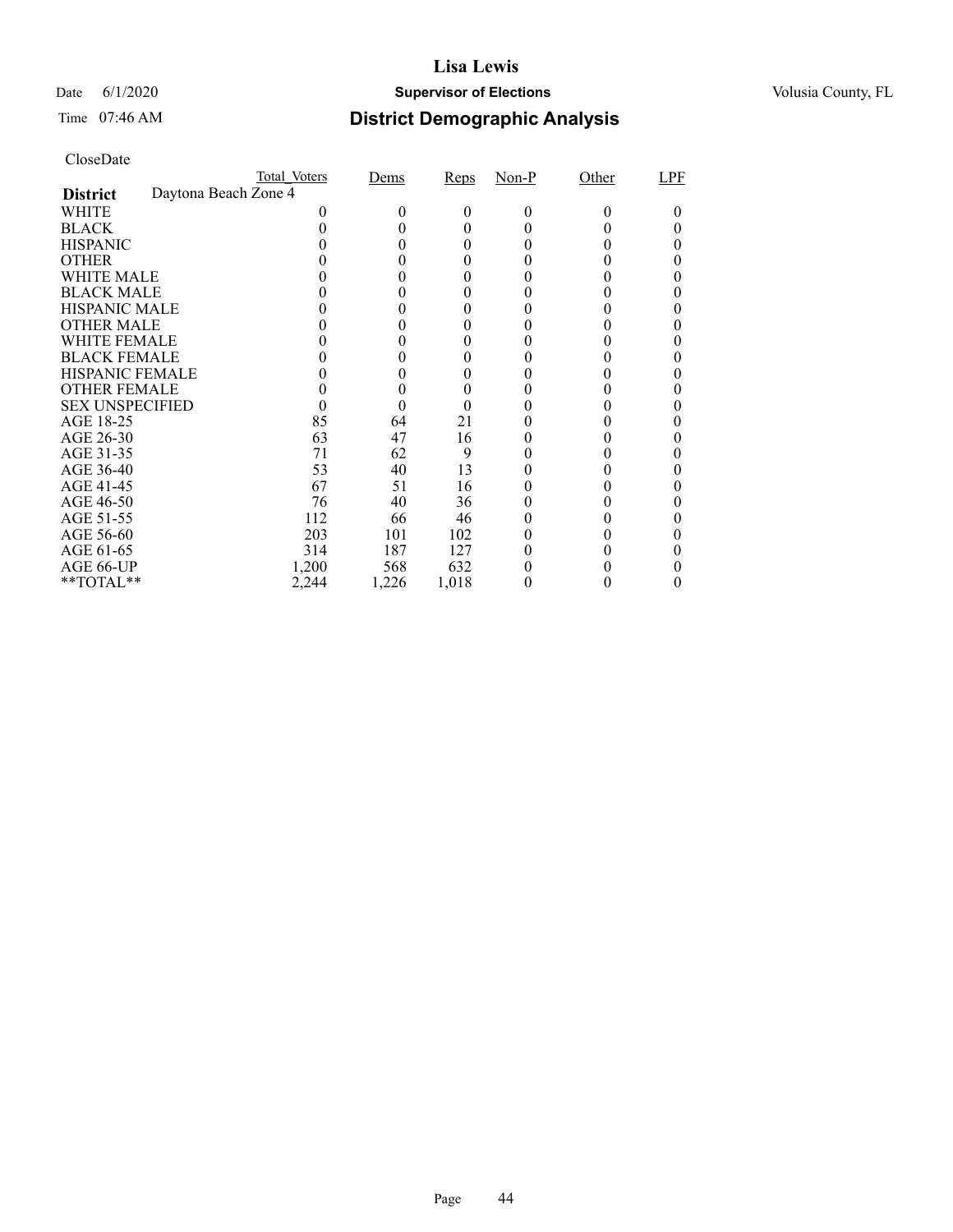# Lisa Lewis

Date 6/1/2020 **Supervisor of Elections** Volusia County, FL

Time 07:46 AM **District Demographic Analysis**

CloseDate

| | Total_Voters | Dems | Reps | Non-P | Other | LPF |
|---|---|---|---|---|---|---|
| **District** Daytona Beach Zone 4 | | | | | | |
| WHITE | 0 | 0 | 0 | 0 | 0 | 0 |
| BLACK | 0 | 0 | 0 | 0 | 0 | 0 |
| HISPANIC | 0 | 0 | 0 | 0 | 0 | 0 |
| OTHER | 0 | 0 | 0 | 0 | 0 | 0 |
| WHITE MALE | 0 | 0 | 0 | 0 | 0 | 0 |
| BLACK MALE | 0 | 0 | 0 | 0 | 0 | 0 |
| HISPANIC MALE | 0 | 0 | 0 | 0 | 0 | 0 |
| OTHER MALE | 0 | 0 | 0 | 0 | 0 | 0 |
| WHITE FEMALE | 0 | 0 | 0 | 0 | 0 | 0 |
| BLACK FEMALE | 0 | 0 | 0 | 0 | 0 | 0 |
| HISPANIC FEMALE | 0 | 0 | 0 | 0 | 0 | 0 |
| OTHER FEMALE | 0 | 0 | 0 | 0 | 0 | 0 |
| SEX UNSPECIFIED | 0 | 0 | 0 | 0 | 0 | 0 |
| AGE 18-25 | 85 | 64 | 21 | 0 | 0 | 0 |
| AGE 26-30 | 63 | 47 | 16 | 0 | 0 | 0 |
| AGE 31-35 | 71 | 62 | 9 | 0 | 0 | 0 |
| AGE 36-40 | 53 | 40 | 13 | 0 | 0 | 0 |
| AGE 41-45 | 67 | 51 | 16 | 0 | 0 | 0 |
| AGE 46-50 | 76 | 40 | 36 | 0 | 0 | 0 |
| AGE 51-55 | 112 | 66 | 46 | 0 | 0 | 0 |
| AGE 56-60 | 203 | 101 | 102 | 0 | 0 | 0 |
| AGE 61-65 | 314 | 187 | 127 | 0 | 0 | 0 |
| AGE 66-UP | 1,200 | 568 | 632 | 0 | 0 | 0 |
| **TOTAL** | 2,244 | 1,226 | 1,018 | 0 | 0 | 0 |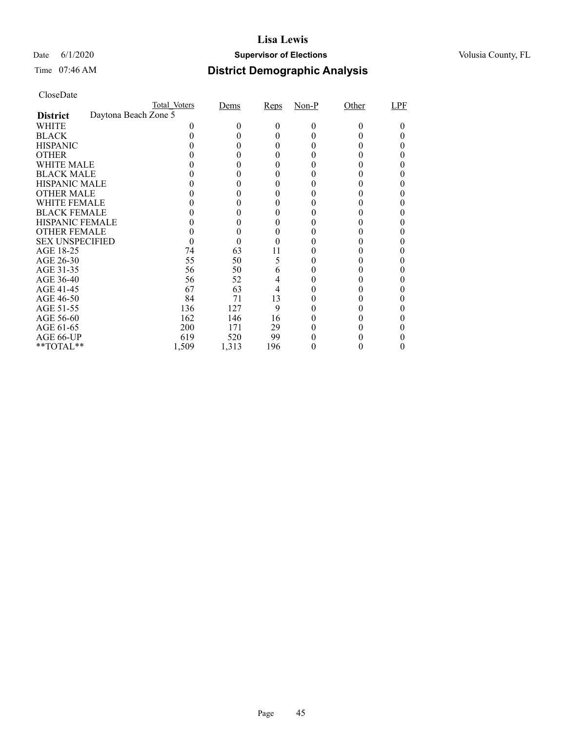# Lisa Lewis

Date 6/1/2020 **Supervisor of Elections** Volusia County, FL

Time 07:46 AM

## District Demographic Analysis

CloseDate

| | Total_Voters | Dems | Reps | Non-P | Other | LPF |
|---|---|---|---|---|---|---|
| **District** Daytona Beach Zone 5 | | | | | | |
| WHITE | 0 | 0 | 0 | 0 | 0 | 0 |
| BLACK | 0 | 0 | 0 | 0 | 0 | 0 |
| HISPANIC | 0 | 0 | 0 | 0 | 0 | 0 |
| OTHER | 0 | 0 | 0 | 0 | 0 | 0 |
| WHITE MALE | 0 | 0 | 0 | 0 | 0 | 0 |
| BLACK MALE | 0 | 0 | 0 | 0 | 0 | 0 |
| HISPANIC MALE | 0 | 0 | 0 | 0 | 0 | 0 |
| OTHER MALE | 0 | 0 | 0 | 0 | 0 | 0 |
| WHITE FEMALE | 0 | 0 | 0 | 0 | 0 | 0 |
| BLACK FEMALE | 0 | 0 | 0 | 0 | 0 | 0 |
| HISPANIC FEMALE | 0 | 0 | 0 | 0 | 0 | 0 |
| OTHER FEMALE | 0 | 0 | 0 | 0 | 0 | 0 |
| SEX UNSPECIFIED | 0 | 0 | 0 | 0 | 0 | 0 |
| AGE 18-25 | 74 | 63 | 11 | 0 | 0 | 0 |
| AGE 26-30 | 55 | 50 | 5 | 0 | 0 | 0 |
| AGE 31-35 | 56 | 50 | 6 | 0 | 0 | 0 |
| AGE 36-40 | 56 | 52 | 4 | 0 | 0 | 0 |
| AGE 41-45 | 67 | 63 | 4 | 0 | 0 | 0 |
| AGE 46-50 | 84 | 71 | 13 | 0 | 0 | 0 |
| AGE 51-55 | 136 | 127 | 9 | 0 | 0 | 0 |
| AGE 56-60 | 162 | 146 | 16 | 0 | 0 | 0 |
| AGE 61-65 | 200 | 171 | 29 | 0 | 0 | 0 |
| AGE 66-UP | 619 | 520 | 99 | 0 | 0 | 0 |
| **TOTAL** | 1,509 | 1,313 | 196 | 0 | 0 | 0 |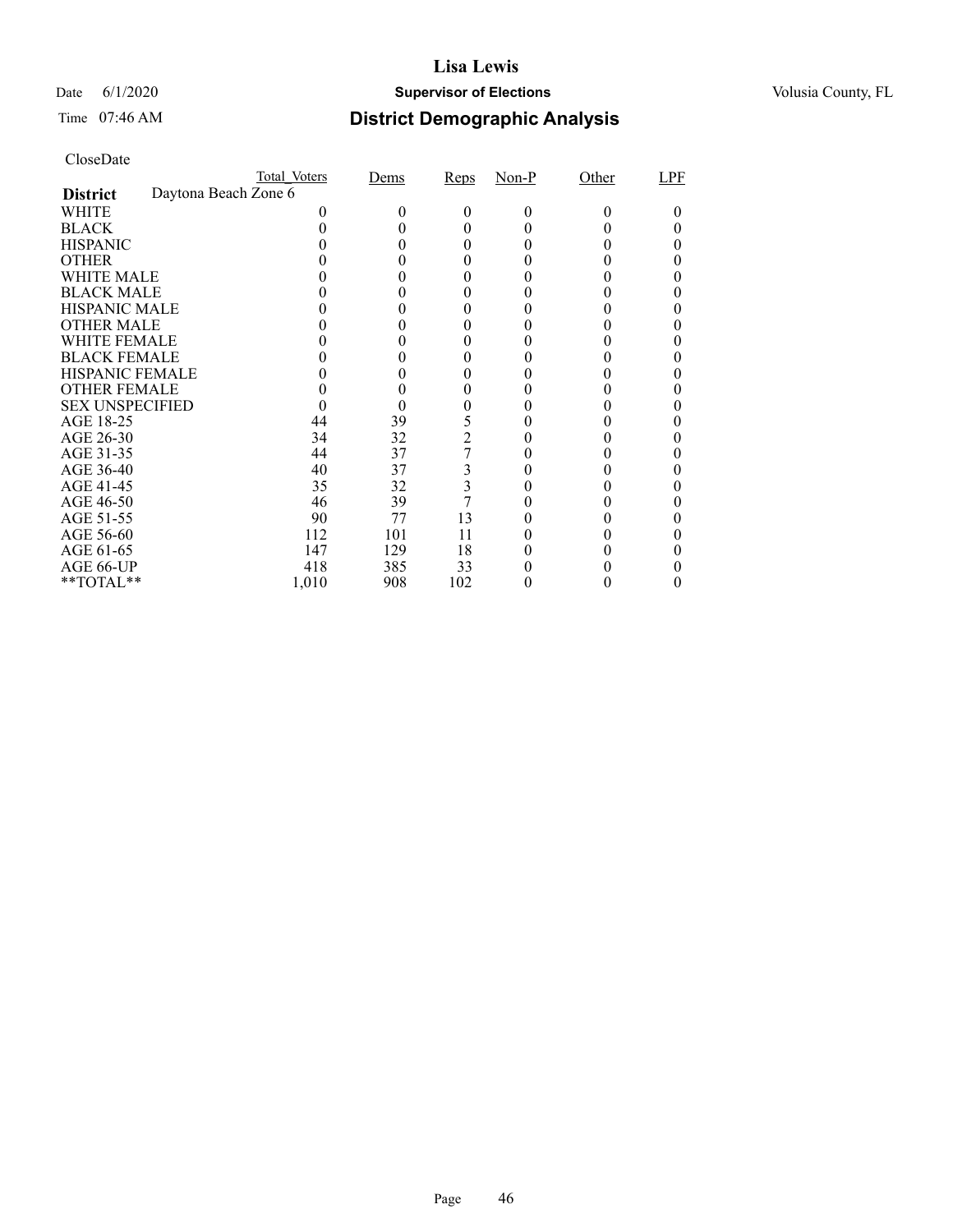# Lisa Lewis

Date 6/1/2020 **Supervisor of Elections** Volusia County, FL

Time 07:46 AM

## District Demographic Analysis

CloseDate

| | Total_Voters | Dems | Reps | Non-P | Other | LPF |
|---|---|---|---|---|---|---|
| **District** Daytona Beach Zone 6 | | | | | | |
| WHITE | 0 | 0 | 0 | 0 | 0 | 0 |
| BLACK | 0 | 0 | 0 | 0 | 0 | 0 |
| HISPANIC | 0 | 0 | 0 | 0 | 0 | 0 |
| OTHER | 0 | 0 | 0 | 0 | 0 | 0 |
| WHITE MALE | 0 | 0 | 0 | 0 | 0 | 0 |
| BLACK MALE | 0 | 0 | 0 | 0 | 0 | 0 |
| HISPANIC MALE | 0 | 0 | 0 | 0 | 0 | 0 |
| OTHER MALE | 0 | 0 | 0 | 0 | 0 | 0 |
| WHITE FEMALE | 0 | 0 | 0 | 0 | 0 | 0 |
| BLACK FEMALE | 0 | 0 | 0 | 0 | 0 | 0 |
| HISPANIC FEMALE | 0 | 0 | 0 | 0 | 0 | 0 |
| OTHER FEMALE | 0 | 0 | 0 | 0 | 0 | 0 |
| SEX UNSPECIFIED | 0 | 0 | 0 | 0 | 0 | 0 |
| AGE 18-25 | 44 | 39 | 5 | 0 | 0 | 0 |
| AGE 26-30 | 34 | 32 | 2 | 0 | 0 | 0 |
| AGE 31-35 | 44 | 37 | 7 | 0 | 0 | 0 |
| AGE 36-40 | 40 | 37 | 3 | 0 | 0 | 0 |
| AGE 41-45 | 35 | 32 | 3 | 0 | 0 | 0 |
| AGE 46-50 | 46 | 39 | 7 | 0 | 0 | 0 |
| AGE 51-55 | 90 | 77 | 13 | 0 | 0 | 0 |
| AGE 56-60 | 112 | 101 | 11 | 0 | 0 | 0 |
| AGE 61-65 | 147 | 129 | 18 | 0 | 0 | 0 |
| AGE 66-UP | 418 | 385 | 33 | 0 | 0 | 0 |
| **TOTAL** | 1,010 | 908 | 102 | 0 | 0 | 0 |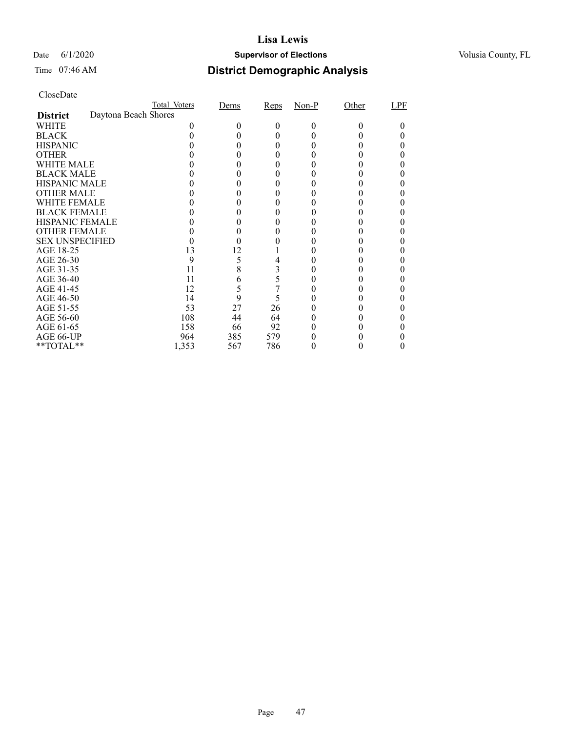# Lisa Lewis

Date 6/1/2020 **Supervisor of Elections** Volusia County, FL

Time 07:46 AM

## District Demographic Analysis

CloseDate

| **District** Daytona Beach Shores | Total_Voters | Dems | Reps | Non-P | Other | LPF |
|---|---|---|---|---|---|---|
| WHITE | 0 | 0 | 0 | 0 | 0 | 0 |
| BLACK | 0 | 0 | 0 | 0 | 0 | 0 |
| HISPANIC | 0 | 0 | 0 | 0 | 0 | 0 |
| OTHER | 0 | 0 | 0 | 0 | 0 | 0 |
| WHITE MALE | 0 | 0 | 0 | 0 | 0 | 0 |
| BLACK MALE | 0 | 0 | 0 | 0 | 0 | 0 |
| HISPANIC MALE | 0 | 0 | 0 | 0 | 0 | 0 |
| OTHER MALE | 0 | 0 | 0 | 0 | 0 | 0 |
| WHITE FEMALE | 0 | 0 | 0 | 0 | 0 | 0 |
| BLACK FEMALE | 0 | 0 | 0 | 0 | 0 | 0 |
| HISPANIC FEMALE | 0 | 0 | 0 | 0 | 0 | 0 |
| OTHER FEMALE | 0 | 0 | 0 | 0 | 0 | 0 |
| SEX UNSPECIFIED | 0 | 0 | 0 | 0 | 0 | 0 |
| AGE 18-25 | 13 | 12 | 1 | 0 | 0 | 0 |
| AGE 26-30 | 9 | 5 | 4 | 0 | 0 | 0 |
| AGE 31-35 | 11 | 8 | 3 | 0 | 0 | 0 |
| AGE 36-40 | 11 | 6 | 5 | 0 | 0 | 0 |
| AGE 41-45 | 12 | 5 | 7 | 0 | 0 | 0 |
| AGE 46-50 | 14 | 9 | 5 | 0 | 0 | 0 |
| AGE 51-55 | 53 | 27 | 26 | 0 | 0 | 0 |
| AGE 56-60 | 108 | 44 | 64 | 0 | 0 | 0 |
| AGE 61-65 | 158 | 66 | 92 | 0 | 0 | 0 |
| AGE 66-UP | 964 | 385 | 579 | 0 | 0 | 0 |
| **TOTAL** | 1,353 | 567 | 786 | 0 | 0 | 0 |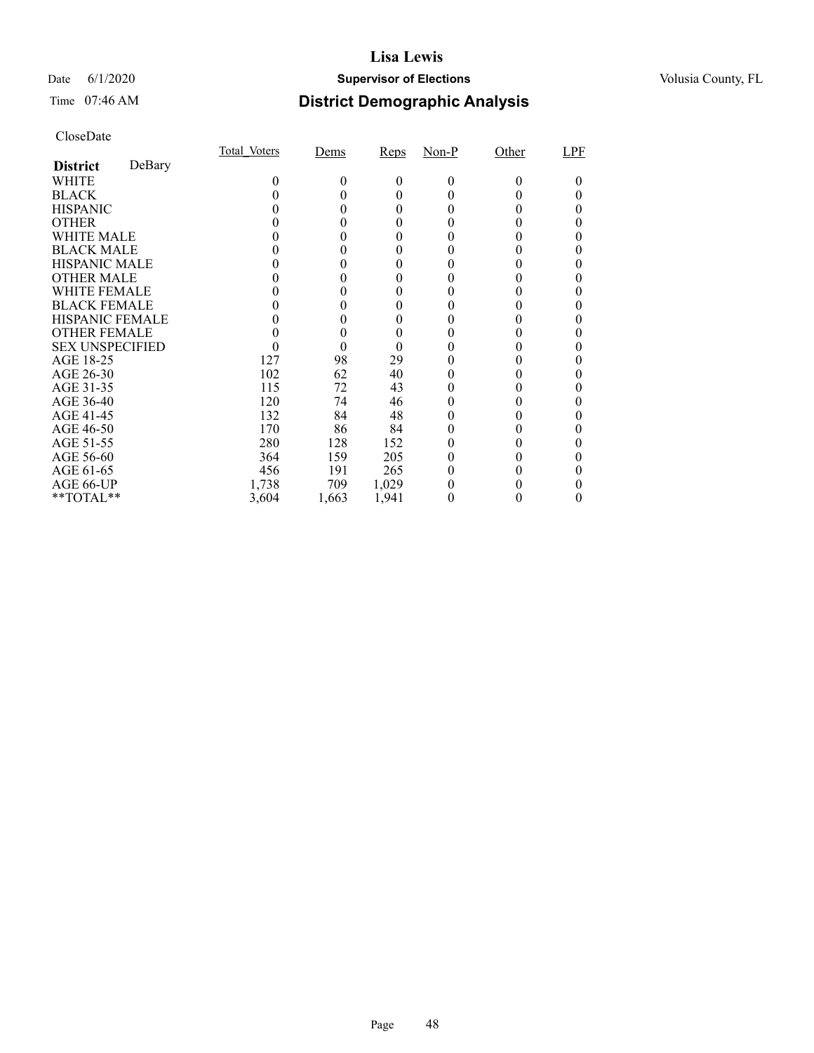# Lisa Lewis

Date 6/1/2020 **Supervisor of Elections** Volusia County, FL

Time 07:46 AM

## District Demographic Analysis

CloseDate

| **District** DeBary | Total_Voters | Dems | Reps | Non-P | Other | LPF |
|---|---|---|---|---|---|---|
| WHITE | 0 | 0 | 0 | 0 | 0 | 0 |
| BLACK | 0 | 0 | 0 | 0 | 0 | 0 |
| HISPANIC | 0 | 0 | 0 | 0 | 0 | 0 |
| OTHER | 0 | 0 | 0 | 0 | 0 | 0 |
| WHITE MALE | 0 | 0 | 0 | 0 | 0 | 0 |
| BLACK MALE | 0 | 0 | 0 | 0 | 0 | 0 |
| HISPANIC MALE | 0 | 0 | 0 | 0 | 0 | 0 |
| OTHER MALE | 0 | 0 | 0 | 0 | 0 | 0 |
| WHITE FEMALE | 0 | 0 | 0 | 0 | 0 | 0 |
| BLACK FEMALE | 0 | 0 | 0 | 0 | 0 | 0 |
| HISPANIC FEMALE | 0 | 0 | 0 | 0 | 0 | 0 |
| OTHER FEMALE | 0 | 0 | 0 | 0 | 0 | 0 |
| SEX UNSPECIFIED | 0 | 0 | 0 | 0 | 0 | 0 |
| AGE 18-25 | 127 | 98 | 29 | 0 | 0 | 0 |
| AGE 26-30 | 102 | 62 | 40 | 0 | 0 | 0 |
| AGE 31-35 | 115 | 72 | 43 | 0 | 0 | 0 |
| AGE 36-40 | 120 | 74 | 46 | 0 | 0 | 0 |
| AGE 41-45 | 132 | 84 | 48 | 0 | 0 | 0 |
| AGE 46-50 | 170 | 86 | 84 | 0 | 0 | 0 |
| AGE 51-55 | 280 | 128 | 152 | 0 | 0 | 0 |
| AGE 56-60 | 364 | 159 | 205 | 0 | 0 | 0 |
| AGE 61-65 | 456 | 191 | 265 | 0 | 0 | 0 |
| AGE 66-UP | 1,738 | 709 | 1,029 | 0 | 0 | 0 |
| **TOTAL** | 3,604 | 1,663 | 1,941 | 0 | 0 | 0 |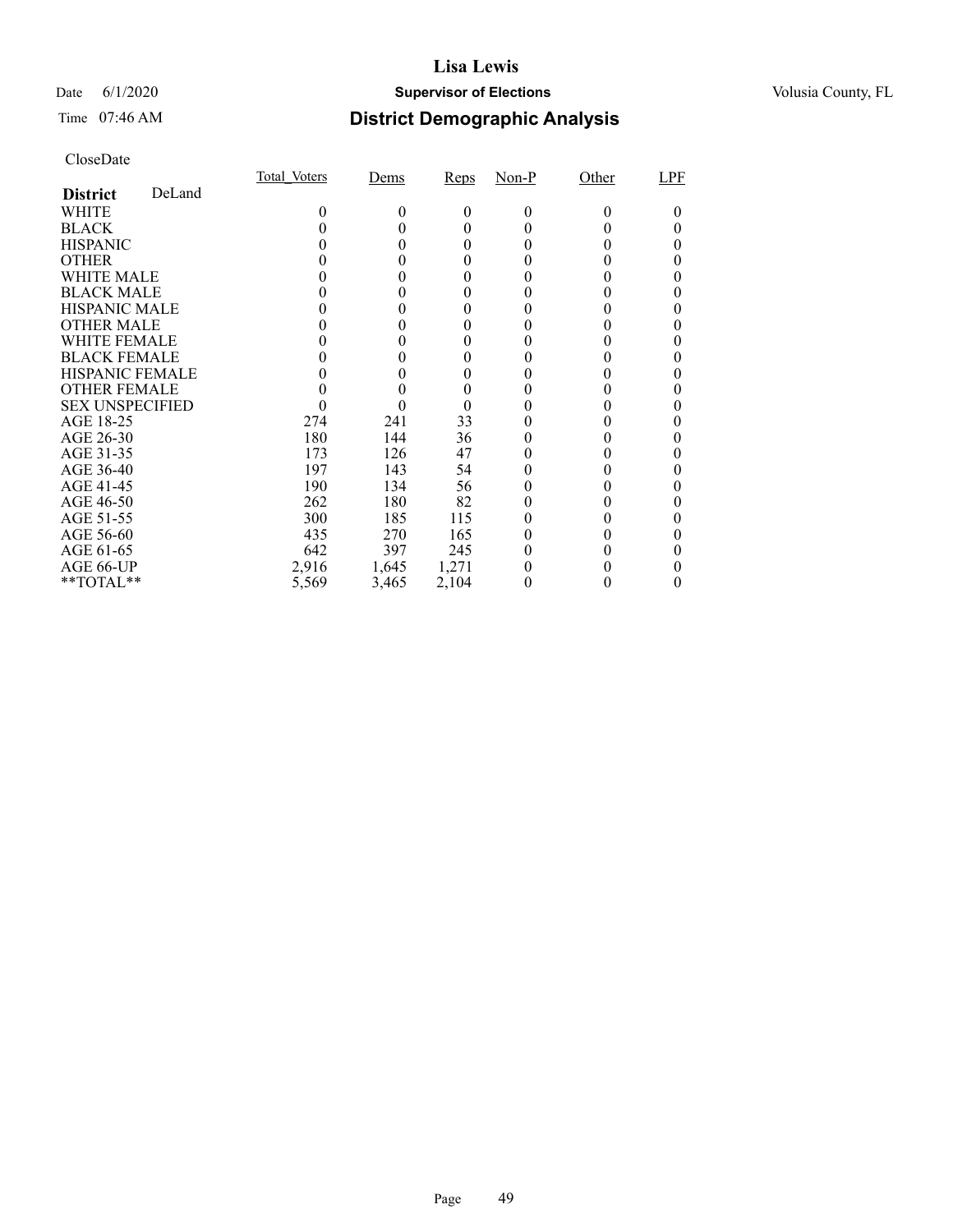# Lisa Lewis

Date 6/1/2020 **Supervisor of Elections** Volusia County, FL

Time 07:46 AM **District Demographic Analysis**

CloseDate

| **District** DeLand | Total_Voters | Dems | Reps | Non-P | Other | LPF |
|---|---|---|---|---|---|---|
| WHITE | 0 | 0 | 0 | 0 | 0 | 0 |
| BLACK | 0 | 0 | 0 | 0 | 0 | 0 |
| HISPANIC | 0 | 0 | 0 | 0 | 0 | 0 |
| OTHER | 0 | 0 | 0 | 0 | 0 | 0 |
| WHITE MALE | 0 | 0 | 0 | 0 | 0 | 0 |
| BLACK MALE | 0 | 0 | 0 | 0 | 0 | 0 |
| HISPANIC MALE | 0 | 0 | 0 | 0 | 0 | 0 |
| OTHER MALE | 0 | 0 | 0 | 0 | 0 | 0 |
| WHITE FEMALE | 0 | 0 | 0 | 0 | 0 | 0 |
| BLACK FEMALE | 0 | 0 | 0 | 0 | 0 | 0 |
| HISPANIC FEMALE | 0 | 0 | 0 | 0 | 0 | 0 |
| OTHER FEMALE | 0 | 0 | 0 | 0 | 0 | 0 |
| SEX UNSPECIFIED | 0 | 0 | 0 | 0 | 0 | 0 |
| AGE 18-25 | 274 | 241 | 33 | 0 | 0 | 0 |
| AGE 26-30 | 180 | 144 | 36 | 0 | 0 | 0 |
| AGE 31-35 | 173 | 126 | 47 | 0 | 0 | 0 |
| AGE 36-40 | 197 | 143 | 54 | 0 | 0 | 0 |
| AGE 41-45 | 190 | 134 | 56 | 0 | 0 | 0 |
| AGE 46-50 | 262 | 180 | 82 | 0 | 0 | 0 |
| AGE 51-55 | 300 | 185 | 115 | 0 | 0 | 0 |
| AGE 56-60 | 435 | 270 | 165 | 0 | 0 | 0 |
| AGE 61-65 | 642 | 397 | 245 | 0 | 0 | 0 |
| AGE 66-UP | 2,916 | 1,645 | 1,271 | 0 | 0 | 0 |
| **TOTAL** | 5,569 | 3,465 | 2,104 | 0 | 0 | 0 |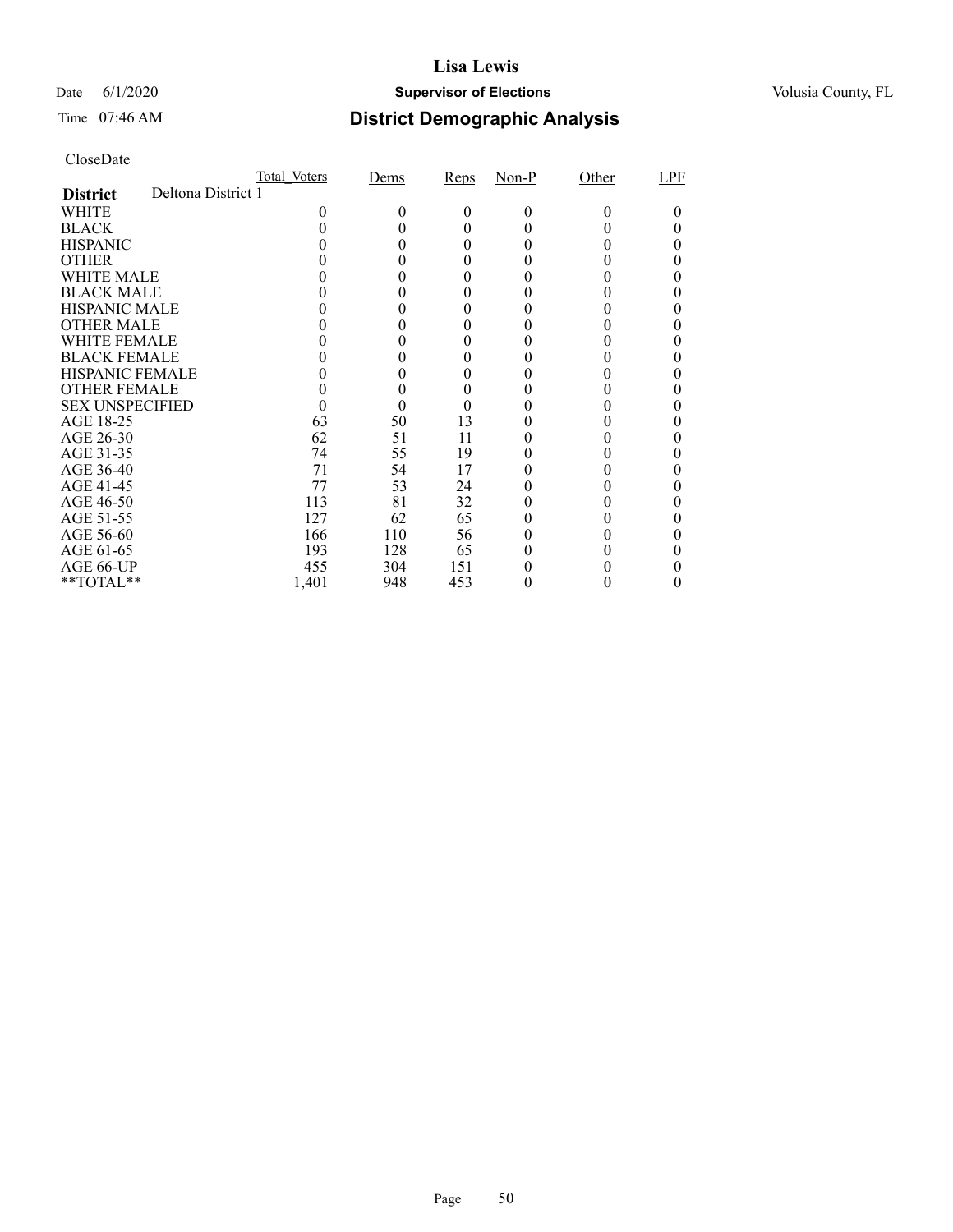# Lisa Lewis

Date 6/1/2020 **Supervisor of Elections** Volusia County, FL

Time 07:46 AM

## District Demographic Analysis

CloseDate

| | Total_Voters | Dems | Reps | Non-P | Other | LPF |
|---|---|---|---|---|---|---|
| **District** Deltona District 1 | | | | | | |
| WHITE | 0 | 0 | 0 | 0 | 0 | 0 |
| BLACK | 0 | 0 | 0 | 0 | 0 | 0 |
| HISPANIC | 0 | 0 | 0 | 0 | 0 | 0 |
| OTHER | 0 | 0 | 0 | 0 | 0 | 0 |
| WHITE MALE | 0 | 0 | 0 | 0 | 0 | 0 |
| BLACK MALE | 0 | 0 | 0 | 0 | 0 | 0 |
| HISPANIC MALE | 0 | 0 | 0 | 0 | 0 | 0 |
| OTHER MALE | 0 | 0 | 0 | 0 | 0 | 0 |
| WHITE FEMALE | 0 | 0 | 0 | 0 | 0 | 0 |
| BLACK FEMALE | 0 | 0 | 0 | 0 | 0 | 0 |
| HISPANIC FEMALE | 0 | 0 | 0 | 0 | 0 | 0 |
| OTHER FEMALE | 0 | 0 | 0 | 0 | 0 | 0 |
| SEX UNSPECIFIED | 0 | 0 | 0 | 0 | 0 | 0 |
| AGE 18-25 | 63 | 50 | 13 | 0 | 0 | 0 |
| AGE 26-30 | 62 | 51 | 11 | 0 | 0 | 0 |
| AGE 31-35 | 74 | 55 | 19 | 0 | 0 | 0 |
| AGE 36-40 | 71 | 54 | 17 | 0 | 0 | 0 |
| AGE 41-45 | 77 | 53 | 24 | 0 | 0 | 0 |
| AGE 46-50 | 113 | 81 | 32 | 0 | 0 | 0 |
| AGE 51-55 | 127 | 62 | 65 | 0 | 0 | 0 |
| AGE 56-60 | 166 | 110 | 56 | 0 | 0 | 0 |
| AGE 61-65 | 193 | 128 | 65 | 0 | 0 | 0 |
| AGE 66-UP | 455 | 304 | 151 | 0 | 0 | 0 |
| **TOTAL** | 1,401 | 948 | 453 | 0 | 0 | 0 |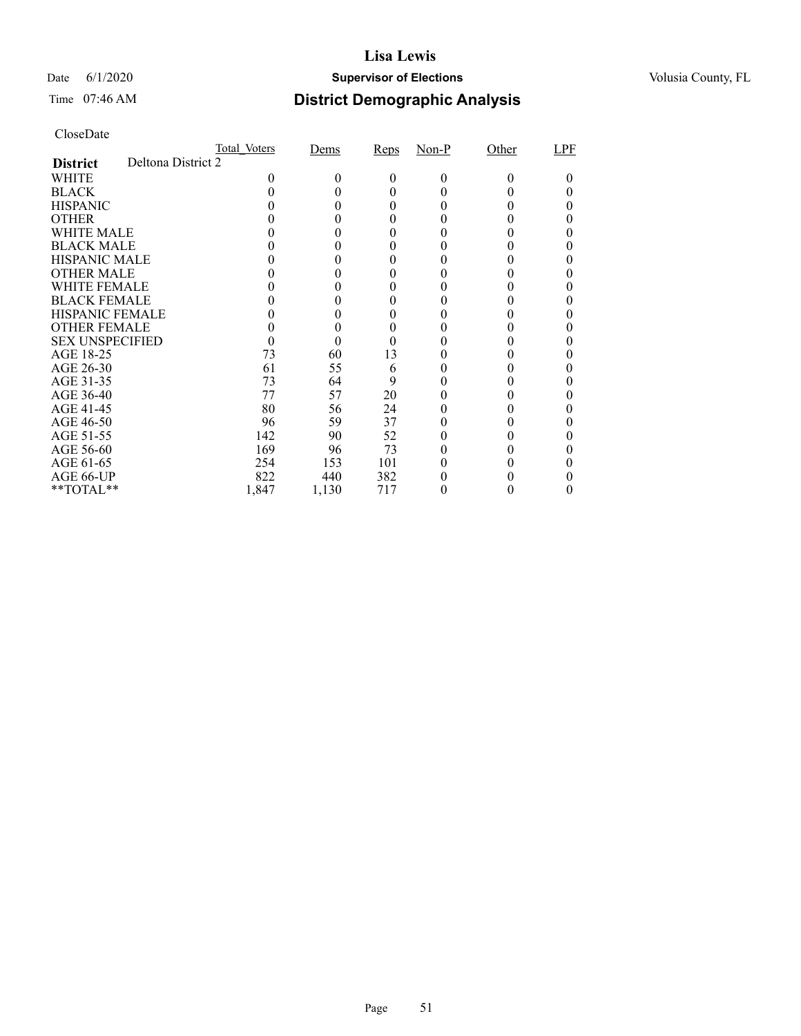# Lisa Lewis

Date 6/1/2020 **Supervisor of Elections** Volusia County, FL

Time 07:46 AM

## District Demographic Analysis

CloseDate

| | Total_Voters | Dems | Reps | Non-P | Other | LPF |
|---|---|---|---|---|---|---|
| **District** Deltona District 2 | | | | | | |
| WHITE | 0 | 0 | 0 | 0 | 0 | 0 |
| BLACK | 0 | 0 | 0 | 0 | 0 | 0 |
| HISPANIC | 0 | 0 | 0 | 0 | 0 | 0 |
| OTHER | 0 | 0 | 0 | 0 | 0 | 0 |
| WHITE MALE | 0 | 0 | 0 | 0 | 0 | 0 |
| BLACK MALE | 0 | 0 | 0 | 0 | 0 | 0 |
| HISPANIC MALE | 0 | 0 | 0 | 0 | 0 | 0 |
| OTHER MALE | 0 | 0 | 0 | 0 | 0 | 0 |
| WHITE FEMALE | 0 | 0 | 0 | 0 | 0 | 0 |
| BLACK FEMALE | 0 | 0 | 0 | 0 | 0 | 0 |
| HISPANIC FEMALE | 0 | 0 | 0 | 0 | 0 | 0 |
| OTHER FEMALE | 0 | 0 | 0 | 0 | 0 | 0 |
| SEX UNSPECIFIED | 0 | 0 | 0 | 0 | 0 | 0 |
| AGE 18-25 | 73 | 60 | 13 | 0 | 0 | 0 |
| AGE 26-30 | 61 | 55 | 6 | 0 | 0 | 0 |
| AGE 31-35 | 73 | 64 | 9 | 0 | 0 | 0 |
| AGE 36-40 | 77 | 57 | 20 | 0 | 0 | 0 |
| AGE 41-45 | 80 | 56 | 24 | 0 | 0 | 0 |
| AGE 46-50 | 96 | 59 | 37 | 0 | 0 | 0 |
| AGE 51-55 | 142 | 90 | 52 | 0 | 0 | 0 |
| AGE 56-60 | 169 | 96 | 73 | 0 | 0 | 0 |
| AGE 61-65 | 254 | 153 | 101 | 0 | 0 | 0 |
| AGE 66-UP | 822 | 440 | 382 | 0 | 0 | 0 |
| **TOTAL** | 1,847 | 1,130 | 717 | 0 | 0 | 0 |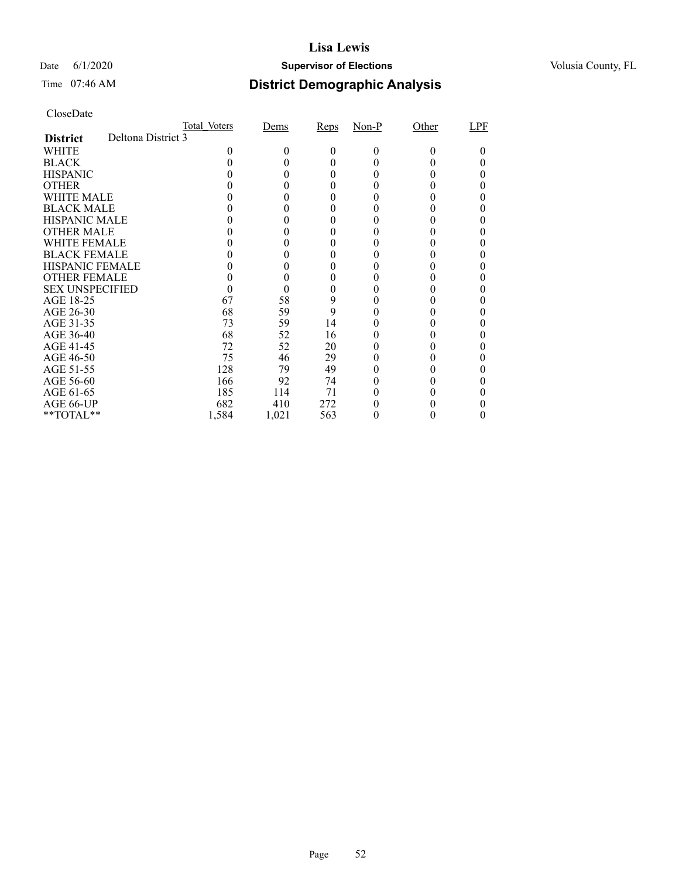# Lisa Lewis

Date 6/1/2020 **Supervisor of Elections** Volusia County, FL

Time 07:46 AM

## District Demographic Analysis

CloseDate

| | Total_Voters | Dems | Reps | Non-P | Other | LPF |
|---|---|---|---|---|---|---|
| **District** Deltona District 3 | | | | | | |
| WHITE | 0 | 0 | 0 | 0 | 0 | 0 |
| BLACK | 0 | 0 | 0 | 0 | 0 | 0 |
| HISPANIC | 0 | 0 | 0 | 0 | 0 | 0 |
| OTHER | 0 | 0 | 0 | 0 | 0 | 0 |
| WHITE MALE | 0 | 0 | 0 | 0 | 0 | 0 |
| BLACK MALE | 0 | 0 | 0 | 0 | 0 | 0 |
| HISPANIC MALE | 0 | 0 | 0 | 0 | 0 | 0 |
| OTHER MALE | 0 | 0 | 0 | 0 | 0 | 0 |
| WHITE FEMALE | 0 | 0 | 0 | 0 | 0 | 0 |
| BLACK FEMALE | 0 | 0 | 0 | 0 | 0 | 0 |
| HISPANIC FEMALE | 0 | 0 | 0 | 0 | 0 | 0 |
| OTHER FEMALE | 0 | 0 | 0 | 0 | 0 | 0 |
| SEX UNSPECIFIED | 0 | 0 | 0 | 0 | 0 | 0 |
| AGE 18-25 | 67 | 58 | 9 | 0 | 0 | 0 |
| AGE 26-30 | 68 | 59 | 9 | 0 | 0 | 0 |
| AGE 31-35 | 73 | 59 | 14 | 0 | 0 | 0 |
| AGE 36-40 | 68 | 52 | 16 | 0 | 0 | 0 |
| AGE 41-45 | 72 | 52 | 20 | 0 | 0 | 0 |
| AGE 46-50 | 75 | 46 | 29 | 0 | 0 | 0 |
| AGE 51-55 | 128 | 79 | 49 | 0 | 0 | 0 |
| AGE 56-60 | 166 | 92 | 74 | 0 | 0 | 0 |
| AGE 61-65 | 185 | 114 | 71 | 0 | 0 | 0 |
| AGE 66-UP | 682 | 410 | 272 | 0 | 0 | 0 |
| **TOTAL** | 1,584 | 1,021 | 563 | 0 | 0 | 0 |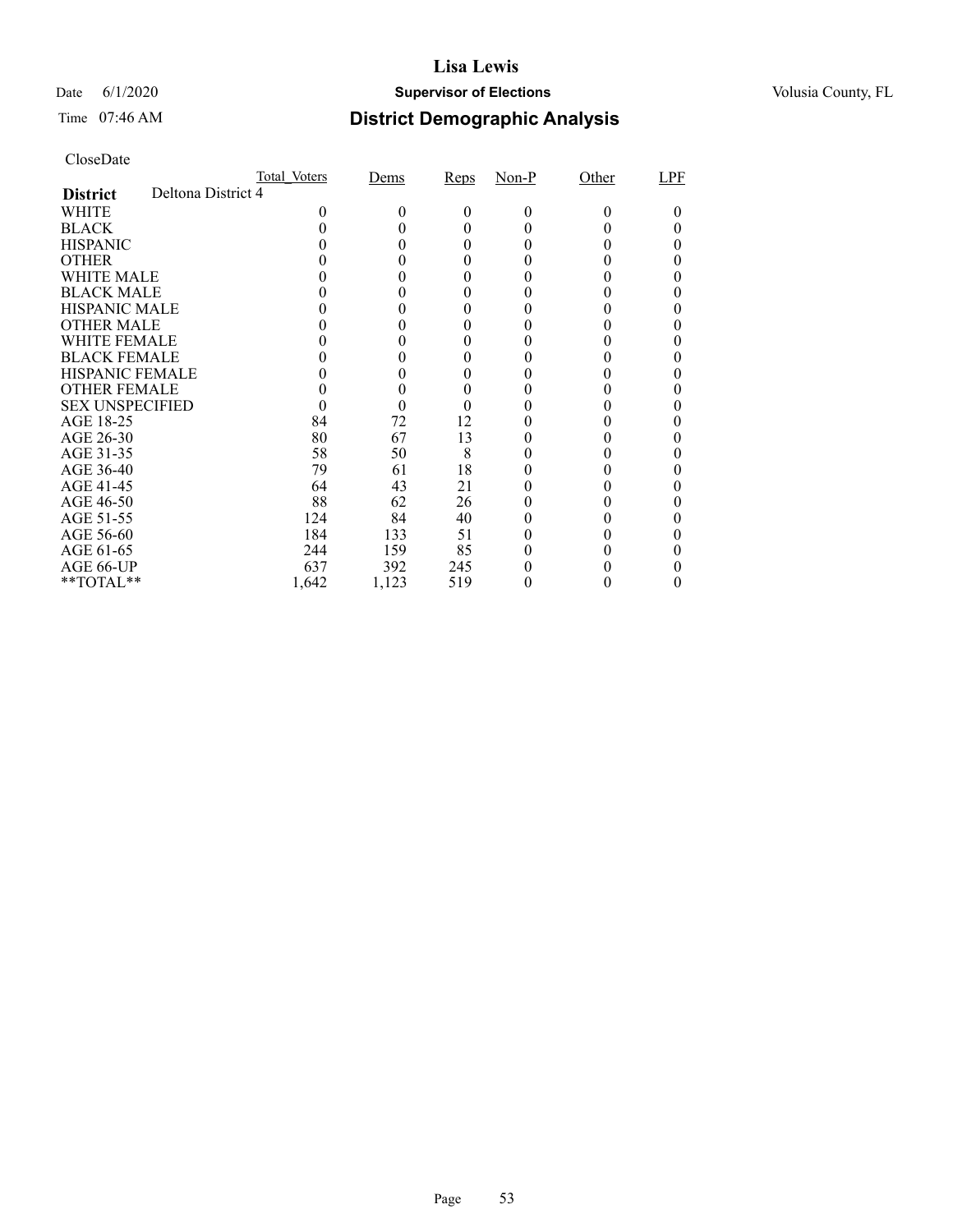# Lisa Lewis

Date 6/1/2020 **Supervisor of Elections** Volusia County, FL

Time 07:46 AM

## District Demographic Analysis

CloseDate

| | Total_Voters | Dems | Reps | Non-P | Other | LPF |
|---|---|---|---|---|---|---|
| **District** Deltona District 4 | | | | | | |
| WHITE | 0 | 0 | 0 | 0 | 0 | 0 |
| BLACK | 0 | 0 | 0 | 0 | 0 | 0 |
| HISPANIC | 0 | 0 | 0 | 0 | 0 | 0 |
| OTHER | 0 | 0 | 0 | 0 | 0 | 0 |
| WHITE MALE | 0 | 0 | 0 | 0 | 0 | 0 |
| BLACK MALE | 0 | 0 | 0 | 0 | 0 | 0 |
| HISPANIC MALE | 0 | 0 | 0 | 0 | 0 | 0 |
| OTHER MALE | 0 | 0 | 0 | 0 | 0 | 0 |
| WHITE FEMALE | 0 | 0 | 0 | 0 | 0 | 0 |
| BLACK FEMALE | 0 | 0 | 0 | 0 | 0 | 0 |
| HISPANIC FEMALE | 0 | 0 | 0 | 0 | 0 | 0 |
| OTHER FEMALE | 0 | 0 | 0 | 0 | 0 | 0 |
| SEX UNSPECIFIED | 0 | 0 | 0 | 0 | 0 | 0 |
| AGE 18-25 | 84 | 72 | 12 | 0 | 0 | 0 |
| AGE 26-30 | 80 | 67 | 13 | 0 | 0 | 0 |
| AGE 31-35 | 58 | 50 | 8 | 0 | 0 | 0 |
| AGE 36-40 | 79 | 61 | 18 | 0 | 0 | 0 |
| AGE 41-45 | 64 | 43 | 21 | 0 | 0 | 0 |
| AGE 46-50 | 88 | 62 | 26 | 0 | 0 | 0 |
| AGE 51-55 | 124 | 84 | 40 | 0 | 0 | 0 |
| AGE 56-60 | 184 | 133 | 51 | 0 | 0 | 0 |
| AGE 61-65 | 244 | 159 | 85 | 0 | 0 | 0 |
| AGE 66-UP | 637 | 392 | 245 | 0 | 0 | 0 |
| **TOTAL** | 1,642 | 1,123 | 519 | 0 | 0 | 0 |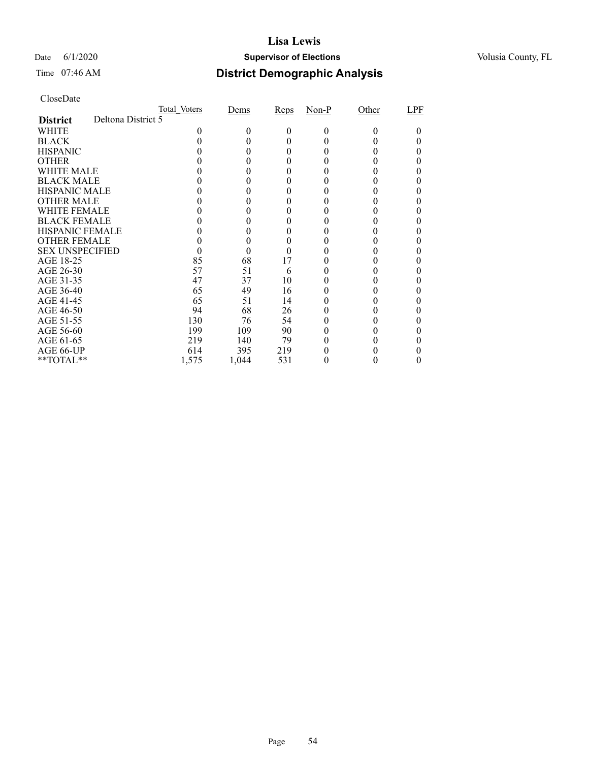# Lisa Lewis

Date 6/1/2020 **Supervisor of Elections** Volusia County, FL

Time 07:46 AM **District Demographic Analysis**

CloseDate

| | Total_Voters | Dems | Reps | Non-P | Other | LPF |
|---|---|---|---|---|---|---|
| **District** Deltona District 5 | | | | | | |
| WHITE | 0 | 0 | 0 | 0 | 0 | 0 |
| BLACK | 0 | 0 | 0 | 0 | 0 | 0 |
| HISPANIC | 0 | 0 | 0 | 0 | 0 | 0 |
| OTHER | 0 | 0 | 0 | 0 | 0 | 0 |
| WHITE MALE | 0 | 0 | 0 | 0 | 0 | 0 |
| BLACK MALE | 0 | 0 | 0 | 0 | 0 | 0 |
| HISPANIC MALE | 0 | 0 | 0 | 0 | 0 | 0 |
| OTHER MALE | 0 | 0 | 0 | 0 | 0 | 0 |
| WHITE FEMALE | 0 | 0 | 0 | 0 | 0 | 0 |
| BLACK FEMALE | 0 | 0 | 0 | 0 | 0 | 0 |
| HISPANIC FEMALE | 0 | 0 | 0 | 0 | 0 | 0 |
| OTHER FEMALE | 0 | 0 | 0 | 0 | 0 | 0 |
| SEX UNSPECIFIED | 0 | 0 | 0 | 0 | 0 | 0 |
| AGE 18-25 | 85 | 68 | 17 | 0 | 0 | 0 |
| AGE 26-30 | 57 | 51 | 6 | 0 | 0 | 0 |
| AGE 31-35 | 47 | 37 | 10 | 0 | 0 | 0 |
| AGE 36-40 | 65 | 49 | 16 | 0 | 0 | 0 |
| AGE 41-45 | 65 | 51 | 14 | 0 | 0 | 0 |
| AGE 46-50 | 94 | 68 | 26 | 0 | 0 | 0 |
| AGE 51-55 | 130 | 76 | 54 | 0 | 0 | 0 |
| AGE 56-60 | 199 | 109 | 90 | 0 | 0 | 0 |
| AGE 61-65 | 219 | 140 | 79 | 0 | 0 | 0 |
| AGE 66-UP | 614 | 395 | 219 | 0 | 0 | 0 |
| **TOTAL** | 1,575 | 1,044 | 531 | 0 | 0 | 0 |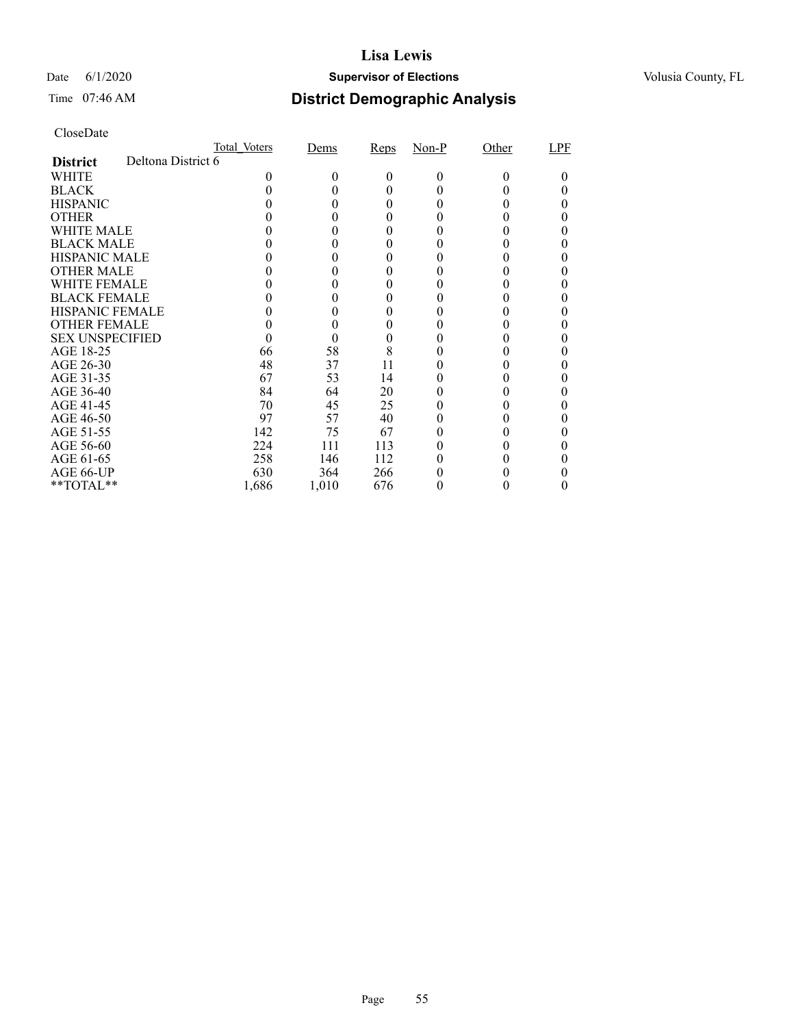# Lisa Lewis

Date 6/1/2020 **Supervisor of Elections** Volusia County, FL

Time 07:46 AM **District Demographic Analysis**

CloseDate

| | Total_Voters | Dems | Reps | Non-P | Other | LPF |
|---|---|---|---|---|---|---|
| **District** Deltona District 6 | | | | | | |
| WHITE | 0 | 0 | 0 | 0 | 0 | 0 |
| BLACK | 0 | 0 | 0 | 0 | 0 | 0 |
| HISPANIC | 0 | 0 | 0 | 0 | 0 | 0 |
| OTHER | 0 | 0 | 0 | 0 | 0 | 0 |
| WHITE MALE | 0 | 0 | 0 | 0 | 0 | 0 |
| BLACK MALE | 0 | 0 | 0 | 0 | 0 | 0 |
| HISPANIC MALE | 0 | 0 | 0 | 0 | 0 | 0 |
| OTHER MALE | 0 | 0 | 0 | 0 | 0 | 0 |
| WHITE FEMALE | 0 | 0 | 0 | 0 | 0 | 0 |
| BLACK FEMALE | 0 | 0 | 0 | 0 | 0 | 0 |
| HISPANIC FEMALE | 0 | 0 | 0 | 0 | 0 | 0 |
| OTHER FEMALE | 0 | 0 | 0 | 0 | 0 | 0 |
| SEX UNSPECIFIED | 0 | 0 | 0 | 0 | 0 | 0 |
| AGE 18-25 | 66 | 58 | 8 | 0 | 0 | 0 |
| AGE 26-30 | 48 | 37 | 11 | 0 | 0 | 0 |
| AGE 31-35 | 67 | 53 | 14 | 0 | 0 | 0 |
| AGE 36-40 | 84 | 64 | 20 | 0 | 0 | 0 |
| AGE 41-45 | 70 | 45 | 25 | 0 | 0 | 0 |
| AGE 46-50 | 97 | 57 | 40 | 0 | 0 | 0 |
| AGE 51-55 | 142 | 75 | 67 | 0 | 0 | 0 |
| AGE 56-60 | 224 | 111 | 113 | 0 | 0 | 0 |
| AGE 61-65 | 258 | 146 | 112 | 0 | 0 | 0 |
| AGE 66-UP | 630 | 364 | 266 | 0 | 0 | 0 |
| **TOTAL** | 1,686 | 1,010 | 676 | 0 | 0 | 0 |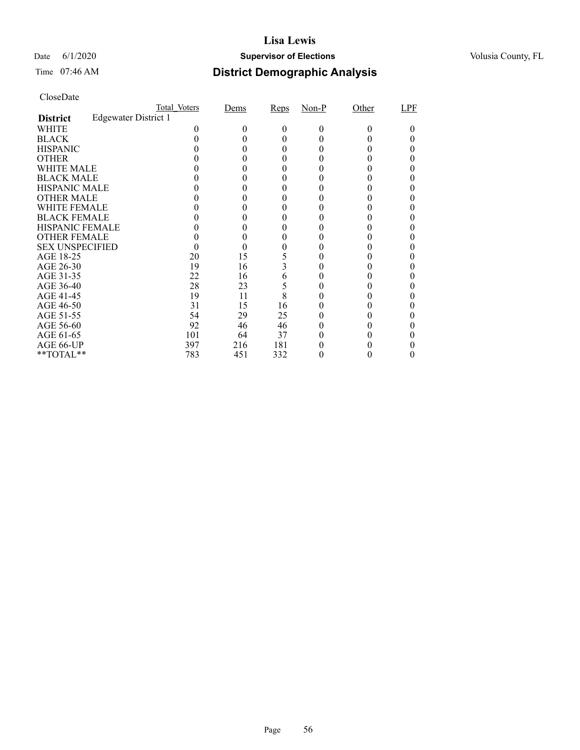# Lisa Lewis

Date 6/1/2020 **Supervisor of Elections** Volusia County, FL

Time 07:46 AM **District Demographic Analysis**

CloseDate

| | Total_Voters | Dems | Reps | Non-P | Other | LPF |
|---|---|---|---|---|---|---|
| **District** Edgewater District 1 | | | | | | |
| WHITE | 0 | 0 | 0 | 0 | 0 | 0 |
| BLACK | 0 | 0 | 0 | 0 | 0 | 0 |
| HISPANIC | 0 | 0 | 0 | 0 | 0 | 0 |
| OTHER | 0 | 0 | 0 | 0 | 0 | 0 |
| WHITE MALE | 0 | 0 | 0 | 0 | 0 | 0 |
| BLACK MALE | 0 | 0 | 0 | 0 | 0 | 0 |
| HISPANIC MALE | 0 | 0 | 0 | 0 | 0 | 0 |
| OTHER MALE | 0 | 0 | 0 | 0 | 0 | 0 |
| WHITE FEMALE | 0 | 0 | 0 | 0 | 0 | 0 |
| BLACK FEMALE | 0 | 0 | 0 | 0 | 0 | 0 |
| HISPANIC FEMALE | 0 | 0 | 0 | 0 | 0 | 0 |
| OTHER FEMALE | 0 | 0 | 0 | 0 | 0 | 0 |
| SEX UNSPECIFIED | 0 | 0 | 0 | 0 | 0 | 0 |
| AGE 18-25 | 20 | 15 | 5 | 0 | 0 | 0 |
| AGE 26-30 | 19 | 16 | 3 | 0 | 0 | 0 |
| AGE 31-35 | 22 | 16 | 6 | 0 | 0 | 0 |
| AGE 36-40 | 28 | 23 | 5 | 0 | 0 | 0 |
| AGE 41-45 | 19 | 11 | 8 | 0 | 0 | 0 |
| AGE 46-50 | 31 | 15 | 16 | 0 | 0 | 0 |
| AGE 51-55 | 54 | 29 | 25 | 0 | 0 | 0 |
| AGE 56-60 | 92 | 46 | 46 | 0 | 0 | 0 |
| AGE 61-65 | 101 | 64 | 37 | 0 | 0 | 0 |
| AGE 66-UP | 397 | 216 | 181 | 0 | 0 | 0 |
| **TOTAL** | 783 | 451 | 332 | 0 | 0 | 0 |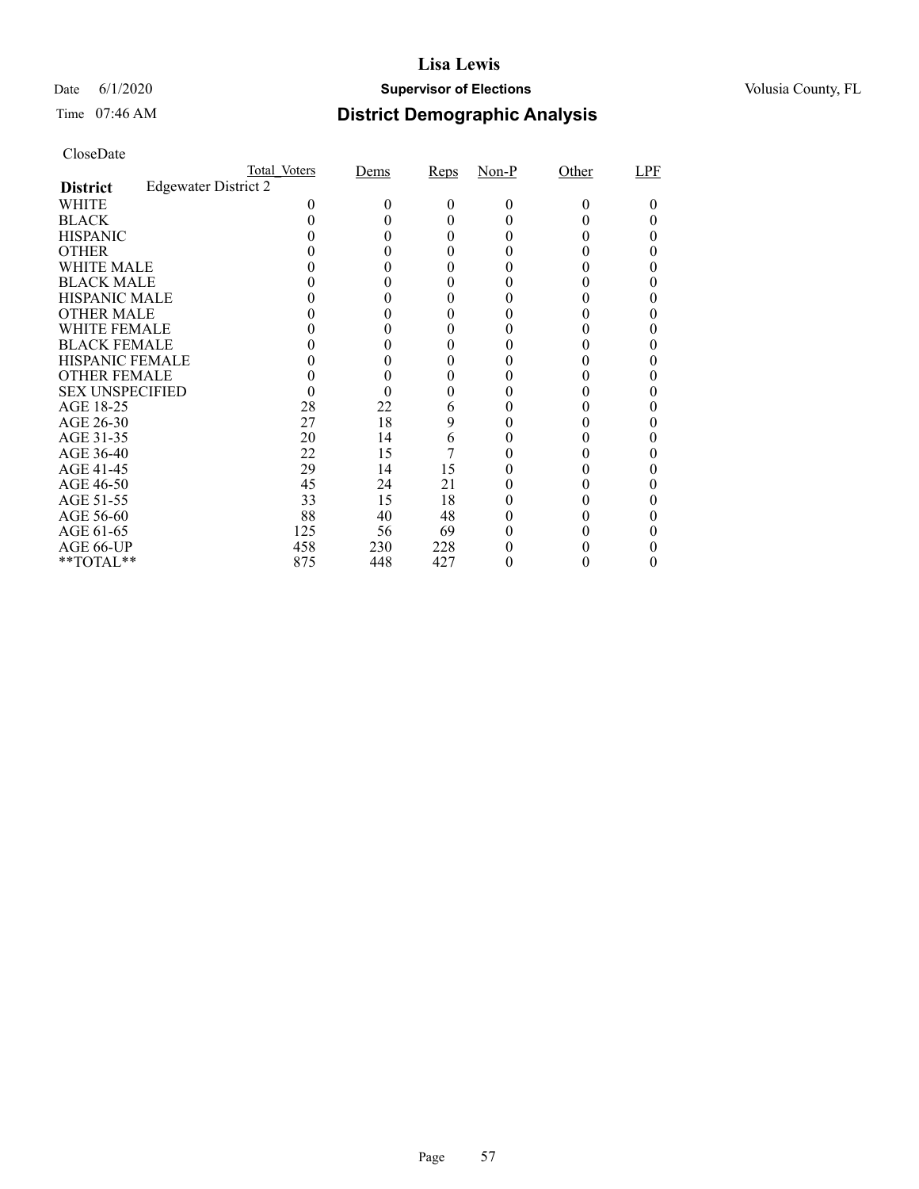# Lisa Lewis

Date 6/1/2020 **Supervisor of Elections** Volusia County, FL

Time 07:46 AM **District Demographic Analysis**

CloseDate

| District | Edgewater District 2 Total_Voters | Dems | Reps | Non-P | Other | LPF |
|---|---|---|---|---|---|---|
| WHITE | 0 | 0 | 0 | 0 | 0 | 0 |
| BLACK | 0 | 0 | 0 | 0 | 0 | 0 |
| HISPANIC | 0 | 0 | 0 | 0 | 0 | 0 |
| OTHER | 0 | 0 | 0 | 0 | 0 | 0 |
| WHITE MALE | 0 | 0 | 0 | 0 | 0 | 0 |
| BLACK MALE | 0 | 0 | 0 | 0 | 0 | 0 |
| HISPANIC MALE | 0 | 0 | 0 | 0 | 0 | 0 |
| OTHER MALE | 0 | 0 | 0 | 0 | 0 | 0 |
| WHITE FEMALE | 0 | 0 | 0 | 0 | 0 | 0 |
| BLACK FEMALE | 0 | 0 | 0 | 0 | 0 | 0 |
| HISPANIC FEMALE | 0 | 0 | 0 | 0 | 0 | 0 |
| OTHER FEMALE | 0 | 0 | 0 | 0 | 0 | 0 |
| SEX UNSPECIFIED | 0 | 0 | 0 | 0 | 0 | 0 |
| AGE 18-25 | 28 | 22 | 6 | 0 | 0 | 0 |
| AGE 26-30 | 27 | 18 | 9 | 0 | 0 | 0 |
| AGE 31-35 | 20 | 14 | 6 | 0 | 0 | 0 |
| AGE 36-40 | 22 | 15 | 7 | 0 | 0 | 0 |
| AGE 41-45 | 29 | 14 | 15 | 0 | 0 | 0 |
| AGE 46-50 | 45 | 24 | 21 | 0 | 0 | 0 |
| AGE 51-55 | 33 | 15 | 18 | 0 | 0 | 0 |
| AGE 56-60 | 88 | 40 | 48 | 0 | 0 | 0 |
| AGE 61-65 | 125 | 56 | 69 | 0 | 0 | 0 |
| AGE 66-UP | 458 | 230 | 228 | 0 | 0 | 0 |
| **TOTAL** | 875 | 448 | 427 | 0 | 0 | 0 |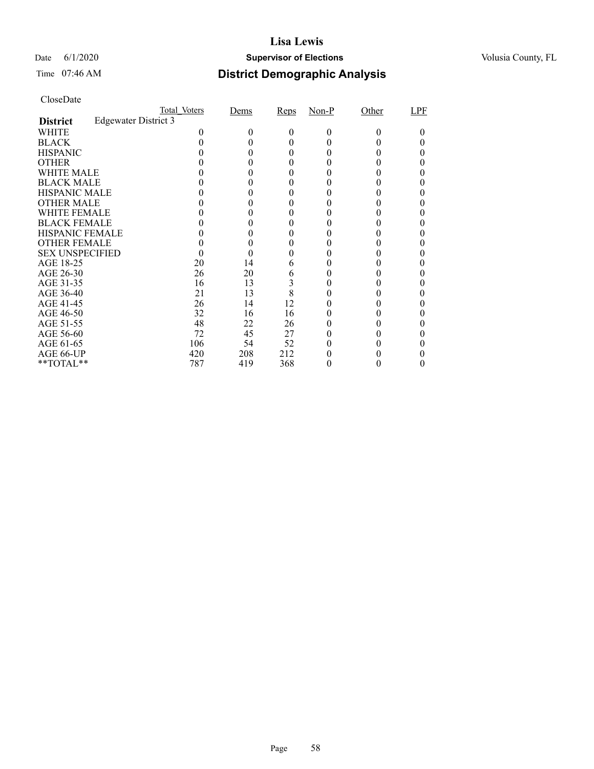# Lisa Lewis

Date 6/1/2020 **Supervisor of Elections** Volusia County, FL

Time 07:46 AM **District Demographic Analysis**

CloseDate

| | Total_Voters | Dems | Reps | Non-P | Other | LPF |
|---|---|---|---|---|---|---|
| **District** Edgewater District 3 | | | | | | |
| WHITE | 0 | 0 | 0 | 0 | 0 | 0 |
| BLACK | 0 | 0 | 0 | 0 | 0 | 0 |
| HISPANIC | 0 | 0 | 0 | 0 | 0 | 0 |
| OTHER | 0 | 0 | 0 | 0 | 0 | 0 |
| WHITE MALE | 0 | 0 | 0 | 0 | 0 | 0 |
| BLACK MALE | 0 | 0 | 0 | 0 | 0 | 0 |
| HISPANIC MALE | 0 | 0 | 0 | 0 | 0 | 0 |
| OTHER MALE | 0 | 0 | 0 | 0 | 0 | 0 |
| WHITE FEMALE | 0 | 0 | 0 | 0 | 0 | 0 |
| BLACK FEMALE | 0 | 0 | 0 | 0 | 0 | 0 |
| HISPANIC FEMALE | 0 | 0 | 0 | 0 | 0 | 0 |
| OTHER FEMALE | 0 | 0 | 0 | 0 | 0 | 0 |
| SEX UNSPECIFIED | 0 | 0 | 0 | 0 | 0 | 0 |
| AGE 18-25 | 20 | 14 | 6 | 0 | 0 | 0 |
| AGE 26-30 | 26 | 20 | 6 | 0 | 0 | 0 |
| AGE 31-35 | 16 | 13 | 3 | 0 | 0 | 0 |
| AGE 36-40 | 21 | 13 | 8 | 0 | 0 | 0 |
| AGE 41-45 | 26 | 14 | 12 | 0 | 0 | 0 |
| AGE 46-50 | 32 | 16 | 16 | 0 | 0 | 0 |
| AGE 51-55 | 48 | 22 | 26 | 0 | 0 | 0 |
| AGE 56-60 | 72 | 45 | 27 | 0 | 0 | 0 |
| AGE 61-65 | 106 | 54 | 52 | 0 | 0 | 0 |
| AGE 66-UP | 420 | 208 | 212 | 0 | 0 | 0 |
| **TOTAL** | 787 | 419 | 368 | 0 | 0 | 0 |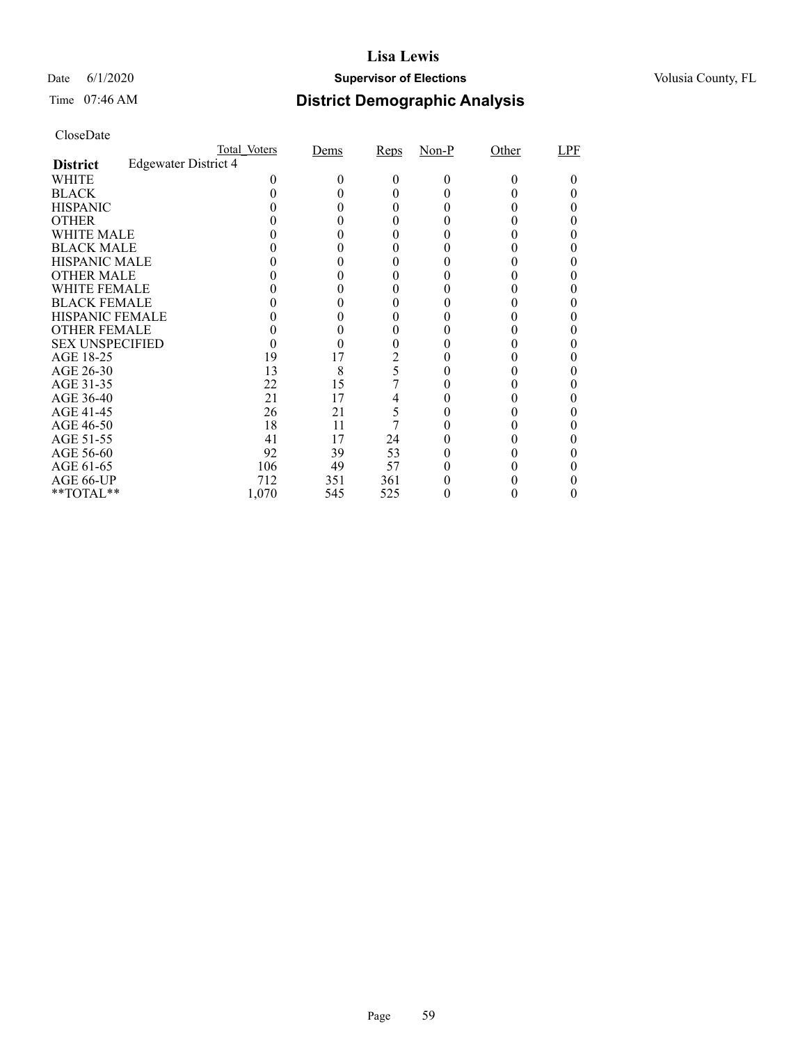# Lisa Lewis

Date 6/1/2020 **Supervisor of Elections** Volusia County, FL

Time 07:46 AM

## District Demographic Analysis

CloseDate

| | Total_Voters | Dems | Reps | Non-P | Other | LPF |
|---|---|---|---|---|---|---|
| **District** Edgewater District 4 | | | | | | |
| WHITE | 0 | 0 | 0 | 0 | 0 | 0 |
| BLACK | 0 | 0 | 0 | 0 | 0 | 0 |
| HISPANIC | 0 | 0 | 0 | 0 | 0 | 0 |
| OTHER | 0 | 0 | 0 | 0 | 0 | 0 |
| WHITE MALE | 0 | 0 | 0 | 0 | 0 | 0 |
| BLACK MALE | 0 | 0 | 0 | 0 | 0 | 0 |
| HISPANIC MALE | 0 | 0 | 0 | 0 | 0 | 0 |
| OTHER MALE | 0 | 0 | 0 | 0 | 0 | 0 |
| WHITE FEMALE | 0 | 0 | 0 | 0 | 0 | 0 |
| BLACK FEMALE | 0 | 0 | 0 | 0 | 0 | 0 |
| HISPANIC FEMALE | 0 | 0 | 0 | 0 | 0 | 0 |
| OTHER FEMALE | 0 | 0 | 0 | 0 | 0 | 0 |
| SEX UNSPECIFIED | 0 | 0 | 0 | 0 | 0 | 0 |
| AGE 18-25 | 19 | 17 | 2 | 0 | 0 | 0 |
| AGE 26-30 | 13 | 8 | 5 | 0 | 0 | 0 |
| AGE 31-35 | 22 | 15 | 7 | 0 | 0 | 0 |
| AGE 36-40 | 21 | 17 | 4 | 0 | 0 | 0 |
| AGE 41-45 | 26 | 21 | 5 | 0 | 0 | 0 |
| AGE 46-50 | 18 | 11 | 7 | 0 | 0 | 0 |
| AGE 51-55 | 41 | 17 | 24 | 0 | 0 | 0 |
| AGE 56-60 | 92 | 39 | 53 | 0 | 0 | 0 |
| AGE 61-65 | 106 | 49 | 57 | 0 | 0 | 0 |
| AGE 66-UP | 712 | 351 | 361 | 0 | 0 | 0 |
| **TOTAL** | 1,070 | 545 | 525 | 0 | 0 | 0 |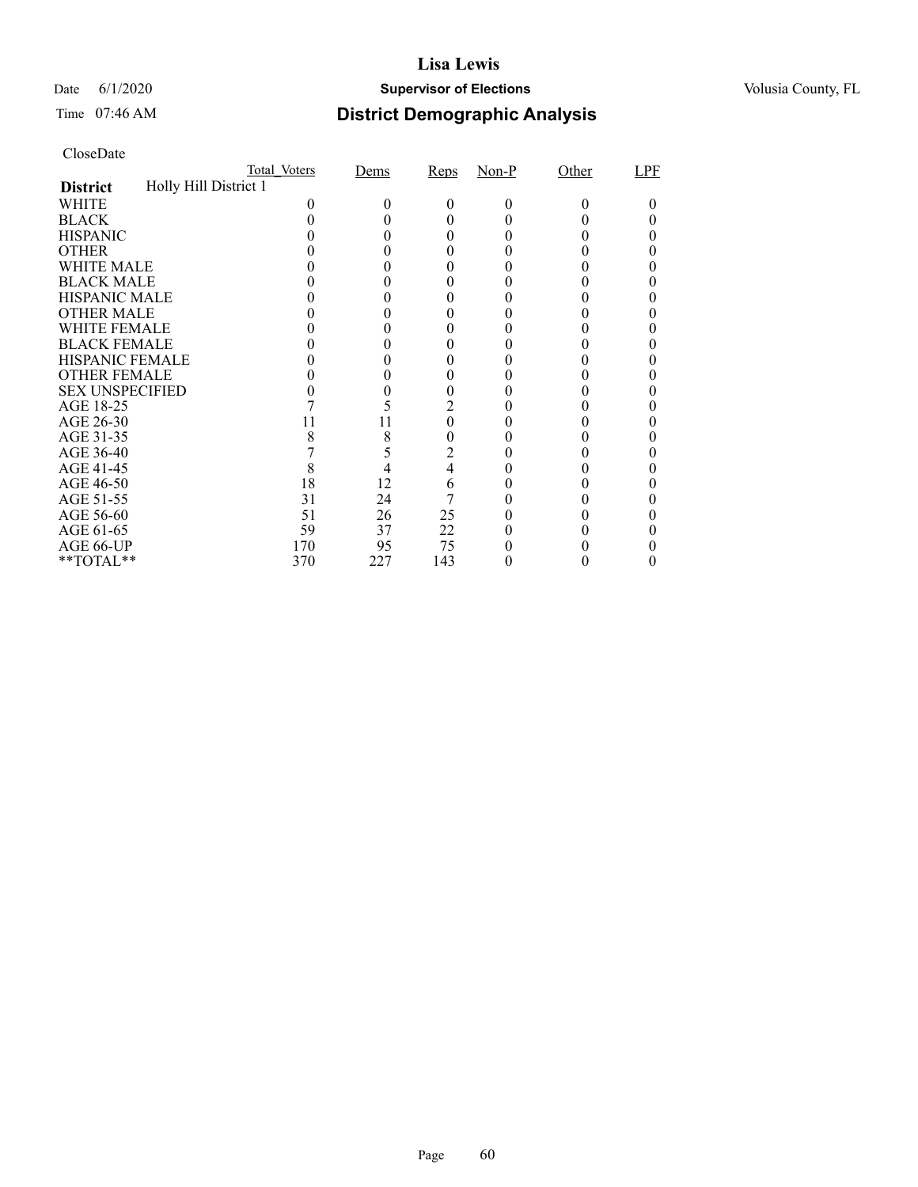# Lisa Lewis

Date 6/1/2020 **Supervisor of Elections** Volusia County, FL

Time 07:46 AM **District Demographic Analysis**

CloseDate

| | Total_Voters | Dems | Reps | Non-P | Other | LPF |
|---|---|---|---|---|---|---|
| **District** Holly Hill District 1 | | | | | | |
| WHITE | 0 | 0 | 0 | 0 | 0 | 0 |
| BLACK | 0 | 0 | 0 | 0 | 0 | 0 |
| HISPANIC | 0 | 0 | 0 | 0 | 0 | 0 |
| OTHER | 0 | 0 | 0 | 0 | 0 | 0 |
| WHITE MALE | 0 | 0 | 0 | 0 | 0 | 0 |
| BLACK MALE | 0 | 0 | 0 | 0 | 0 | 0 |
| HISPANIC MALE | 0 | 0 | 0 | 0 | 0 | 0 |
| OTHER MALE | 0 | 0 | 0 | 0 | 0 | 0 |
| WHITE FEMALE | 0 | 0 | 0 | 0 | 0 | 0 |
| BLACK FEMALE | 0 | 0 | 0 | 0 | 0 | 0 |
| HISPANIC FEMALE | 0 | 0 | 0 | 0 | 0 | 0 |
| OTHER FEMALE | 0 | 0 | 0 | 0 | 0 | 0 |
| SEX UNSPECIFIED | 0 | 0 | 0 | 0 | 0 | 0 |
| AGE 18-25 | 7 | 5 | 2 | 0 | 0 | 0 |
| AGE 26-30 | 11 | 11 | 0 | 0 | 0 | 0 |
| AGE 31-35 | 8 | 8 | 0 | 0 | 0 | 0 |
| AGE 36-40 | 7 | 5 | 2 | 0 | 0 | 0 |
| AGE 41-45 | 8 | 4 | 4 | 0 | 0 | 0 |
| AGE 46-50 | 18 | 12 | 6 | 0 | 0 | 0 |
| AGE 51-55 | 31 | 24 | 7 | 0 | 0 | 0 |
| AGE 56-60 | 51 | 26 | 25 | 0 | 0 | 0 |
| AGE 61-65 | 59 | 37 | 22 | 0 | 0 | 0 |
| AGE 66-UP | 170 | 95 | 75 | 0 | 0 | 0 |
| **TOTAL** | 370 | 227 | 143 | 0 | 0 | 0 |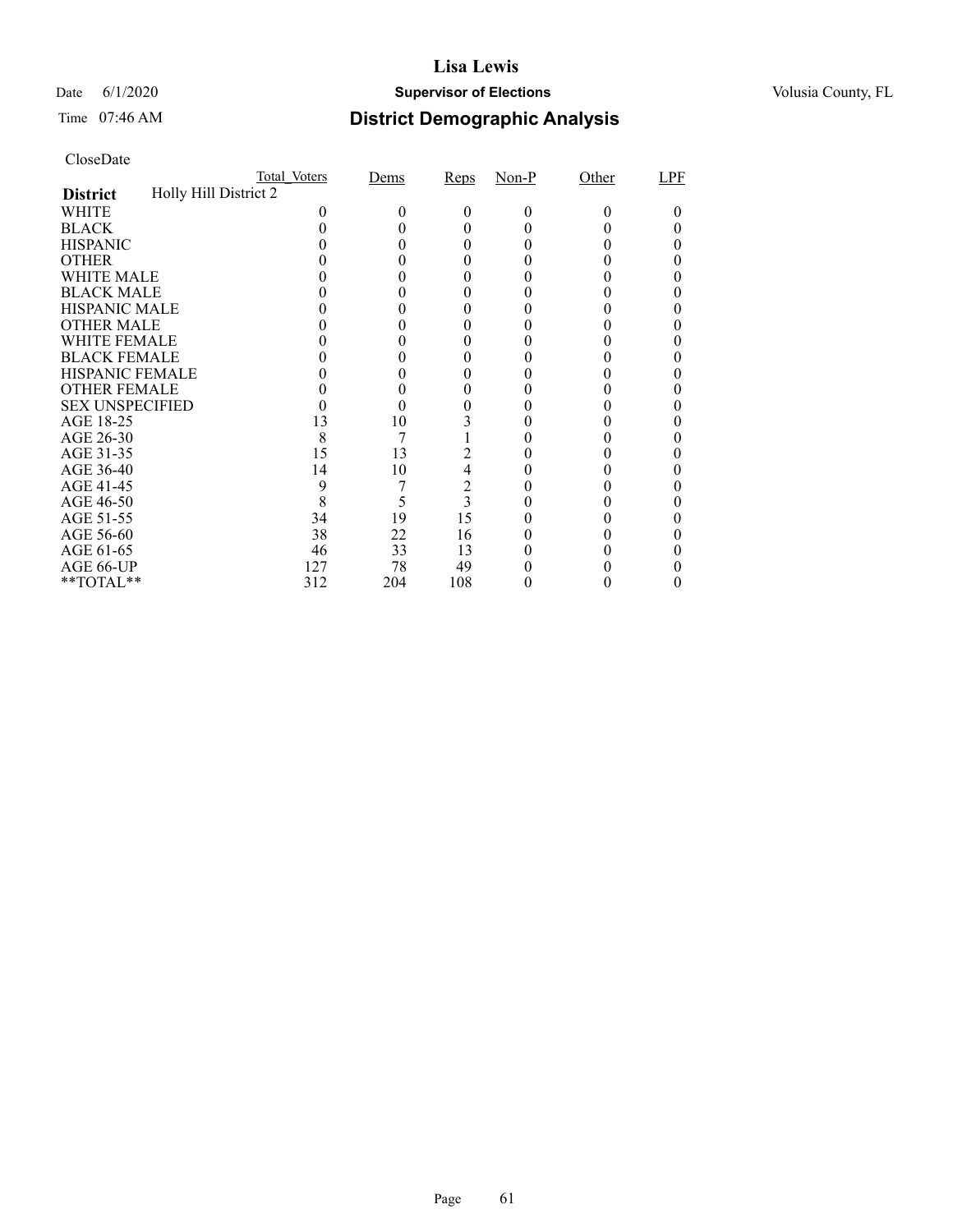# Lisa Lewis

Date 6/1/2020 **Supervisor of Elections** Volusia County, FL

Time 07:46 AM **District Demographic Analysis**

CloseDate

| District: Holly Hill District 2 | Total_Voters | Dems | Reps | Non-P | Other | LPF |
|---|---|---|---|---|---|---|
| WHITE | 0 | 0 | 0 | 0 | 0 | 0 |
| BLACK | 0 | 0 | 0 | 0 | 0 | 0 |
| HISPANIC | 0 | 0 | 0 | 0 | 0 | 0 |
| OTHER | 0 | 0 | 0 | 0 | 0 | 0 |
| WHITE MALE | 0 | 0 | 0 | 0 | 0 | 0 |
| BLACK MALE | 0 | 0 | 0 | 0 | 0 | 0 |
| HISPANIC MALE | 0 | 0 | 0 | 0 | 0 | 0 |
| OTHER MALE | 0 | 0 | 0 | 0 | 0 | 0 |
| WHITE FEMALE | 0 | 0 | 0 | 0 | 0 | 0 |
| BLACK FEMALE | 0 | 0 | 0 | 0 | 0 | 0 |
| HISPANIC FEMALE | 0 | 0 | 0 | 0 | 0 | 0 |
| OTHER FEMALE | 0 | 0 | 0 | 0 | 0 | 0 |
| SEX UNSPECIFIED | 0 | 0 | 0 | 0 | 0 | 0 |
| AGE 18-25 | 13 | 10 | 3 | 0 | 0 | 0 |
| AGE 26-30 | 8 | 7 | 1 | 0 | 0 | 0 |
| AGE 31-35 | 15 | 13 | 2 | 0 | 0 | 0 |
| AGE 36-40 | 14 | 10 | 4 | 0 | 0 | 0 |
| AGE 41-45 | 9 | 7 | 2 | 0 | 0 | 0 |
| AGE 46-50 | 8 | 5 | 3 | 0 | 0 | 0 |
| AGE 51-55 | 34 | 19 | 15 | 0 | 0 | 0 |
| AGE 56-60 | 38 | 22 | 16 | 0 | 0 | 0 |
| AGE 61-65 | 46 | 33 | 13 | 0 | 0 | 0 |
| AGE 66-UP | 127 | 78 | 49 | 0 | 0 | 0 |
| **TOTAL** | 312 | 204 | 108 | 0 | 0 | 0 |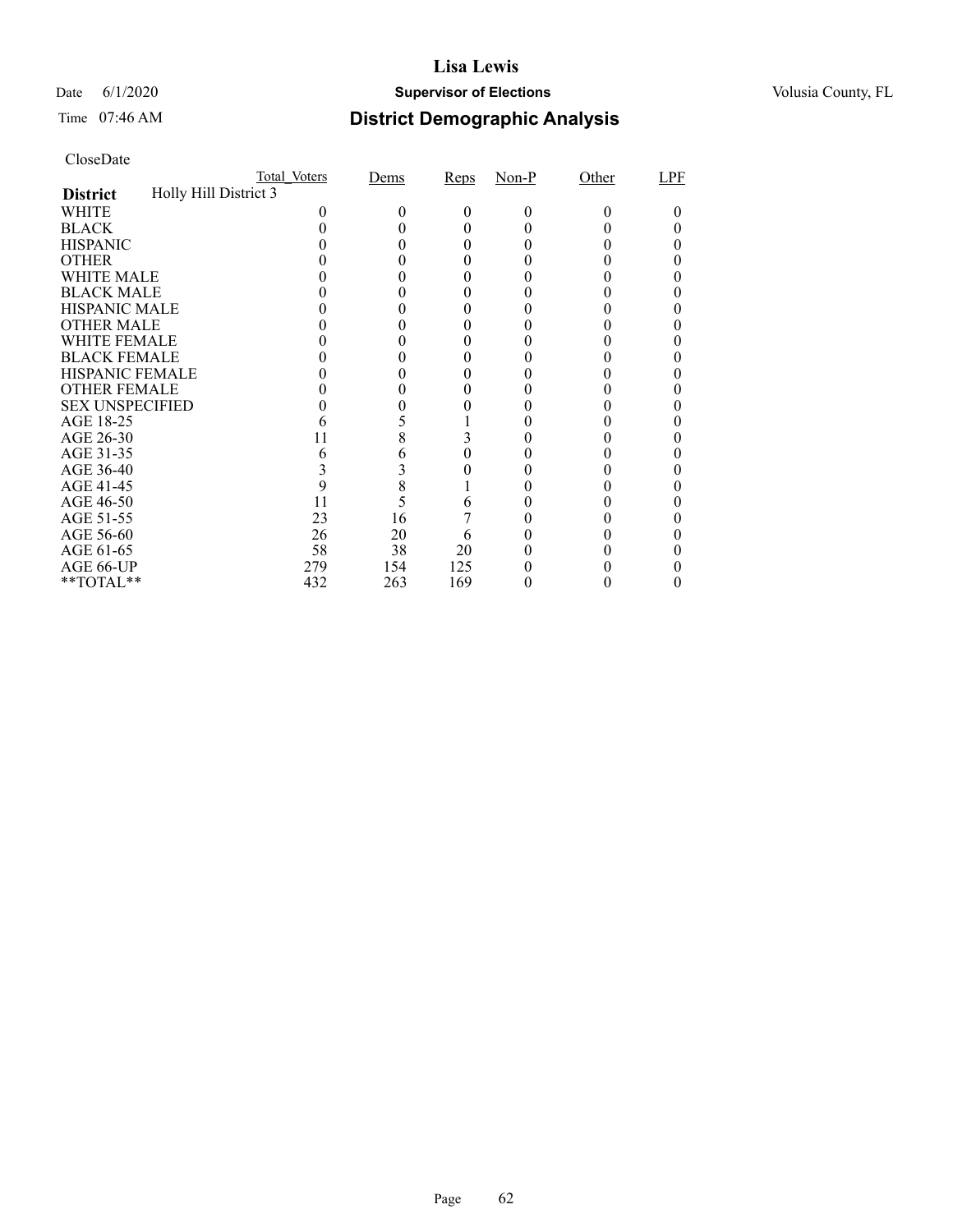# Lisa Lewis

Date 6/1/2020 **Supervisor of Elections** Volusia County, FL

Time 07:46 AM

## District Demographic Analysis

CloseDate

| | Total_Voters | Dems | Reps | Non-P | Other | LPF |
|---|---|---|---|---|---|---|
| **District** Holly Hill District 3 | | | | | | |
| WHITE | 0 | 0 | 0 | 0 | 0 | 0 |
| BLACK | 0 | 0 | 0 | 0 | 0 | 0 |
| HISPANIC | 0 | 0 | 0 | 0 | 0 | 0 |
| OTHER | 0 | 0 | 0 | 0 | 0 | 0 |
| WHITE MALE | 0 | 0 | 0 | 0 | 0 | 0 |
| BLACK MALE | 0 | 0 | 0 | 0 | 0 | 0 |
| HISPANIC MALE | 0 | 0 | 0 | 0 | 0 | 0 |
| OTHER MALE | 0 | 0 | 0 | 0 | 0 | 0 |
| WHITE FEMALE | 0 | 0 | 0 | 0 | 0 | 0 |
| BLACK FEMALE | 0 | 0 | 0 | 0 | 0 | 0 |
| HISPANIC FEMALE | 0 | 0 | 0 | 0 | 0 | 0 |
| OTHER FEMALE | 0 | 0 | 0 | 0 | 0 | 0 |
| SEX UNSPECIFIED | 0 | 0 | 0 | 0 | 0 | 0 |
| AGE 18-25 | 6 | 5 | 1 | 0 | 0 | 0 |
| AGE 26-30 | 11 | 8 | 3 | 0 | 0 | 0 |
| AGE 31-35 | 6 | 6 | 0 | 0 | 0 | 0 |
| AGE 36-40 | 3 | 3 | 0 | 0 | 0 | 0 |
| AGE 41-45 | 9 | 8 | 1 | 0 | 0 | 0 |
| AGE 46-50 | 11 | 5 | 6 | 0 | 0 | 0 |
| AGE 51-55 | 23 | 16 | 7 | 0 | 0 | 0 |
| AGE 56-60 | 26 | 20 | 6 | 0 | 0 | 0 |
| AGE 61-65 | 58 | 38 | 20 | 0 | 0 | 0 |
| AGE 66-UP | 279 | 154 | 125 | 0 | 0 | 0 |
| **TOTAL** | 432 | 263 | 169 | 0 | 0 | 0 |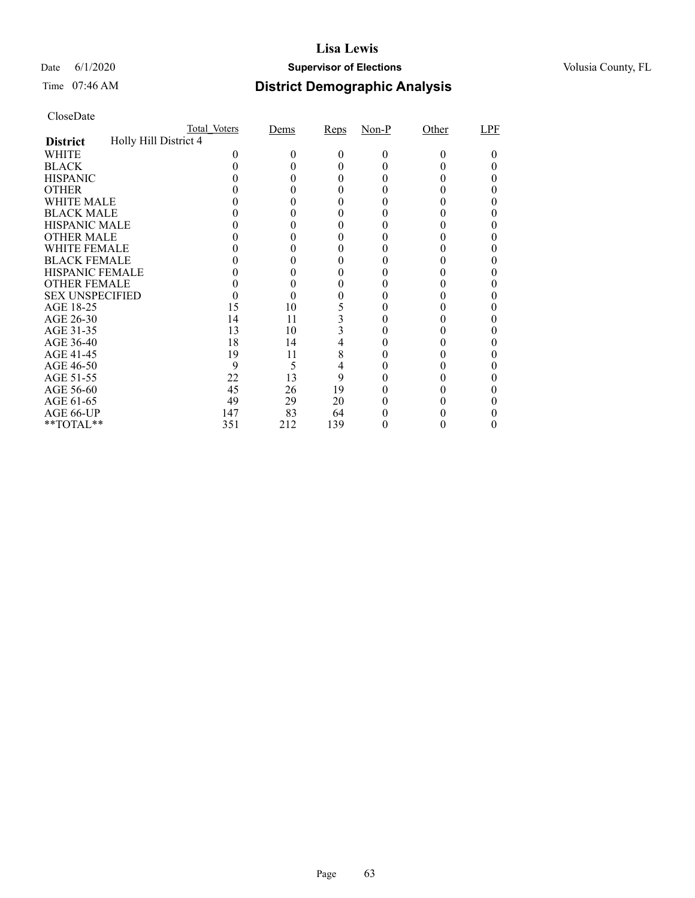# Lisa Lewis

Date 6/1/2020 **Supervisor of Elections** Volusia County, FL

Time 07:46 AM **District Demographic Analysis**

CloseDate

| | Total_Voters | Dems | Reps | Non-P | Other | LPF |
|---|---|---|---|---|---|---|
| **District** Holly Hill District 4 | | | | | | |
| WHITE | 0 | 0 | 0 | 0 | 0 | 0 |
| BLACK | 0 | 0 | 0 | 0 | 0 | 0 |
| HISPANIC | 0 | 0 | 0 | 0 | 0 | 0 |
| OTHER | 0 | 0 | 0 | 0 | 0 | 0 |
| WHITE MALE | 0 | 0 | 0 | 0 | 0 | 0 |
| BLACK MALE | 0 | 0 | 0 | 0 | 0 | 0 |
| HISPANIC MALE | 0 | 0 | 0 | 0 | 0 | 0 |
| OTHER MALE | 0 | 0 | 0 | 0 | 0 | 0 |
| WHITE FEMALE | 0 | 0 | 0 | 0 | 0 | 0 |
| BLACK FEMALE | 0 | 0 | 0 | 0 | 0 | 0 |
| HISPANIC FEMALE | 0 | 0 | 0 | 0 | 0 | 0 |
| OTHER FEMALE | 0 | 0 | 0 | 0 | 0 | 0 |
| SEX UNSPECIFIED | 0 | 0 | 0 | 0 | 0 | 0 |
| AGE 18-25 | 15 | 10 | 5 | 0 | 0 | 0 |
| AGE 26-30 | 14 | 11 | 3 | 0 | 0 | 0 |
| AGE 31-35 | 13 | 10 | 3 | 0 | 0 | 0 |
| AGE 36-40 | 18 | 14 | 4 | 0 | 0 | 0 |
| AGE 41-45 | 19 | 11 | 8 | 0 | 0 | 0 |
| AGE 46-50 | 9 | 5 | 4 | 0 | 0 | 0 |
| AGE 51-55 | 22 | 13 | 9 | 0 | 0 | 0 |
| AGE 56-60 | 45 | 26 | 19 | 0 | 0 | 0 |
| AGE 61-65 | 49 | 29 | 20 | 0 | 0 | 0 |
| AGE 66-UP | 147 | 83 | 64 | 0 | 0 | 0 |
| **TOTAL** | 351 | 212 | 139 | 0 | 0 | 0 |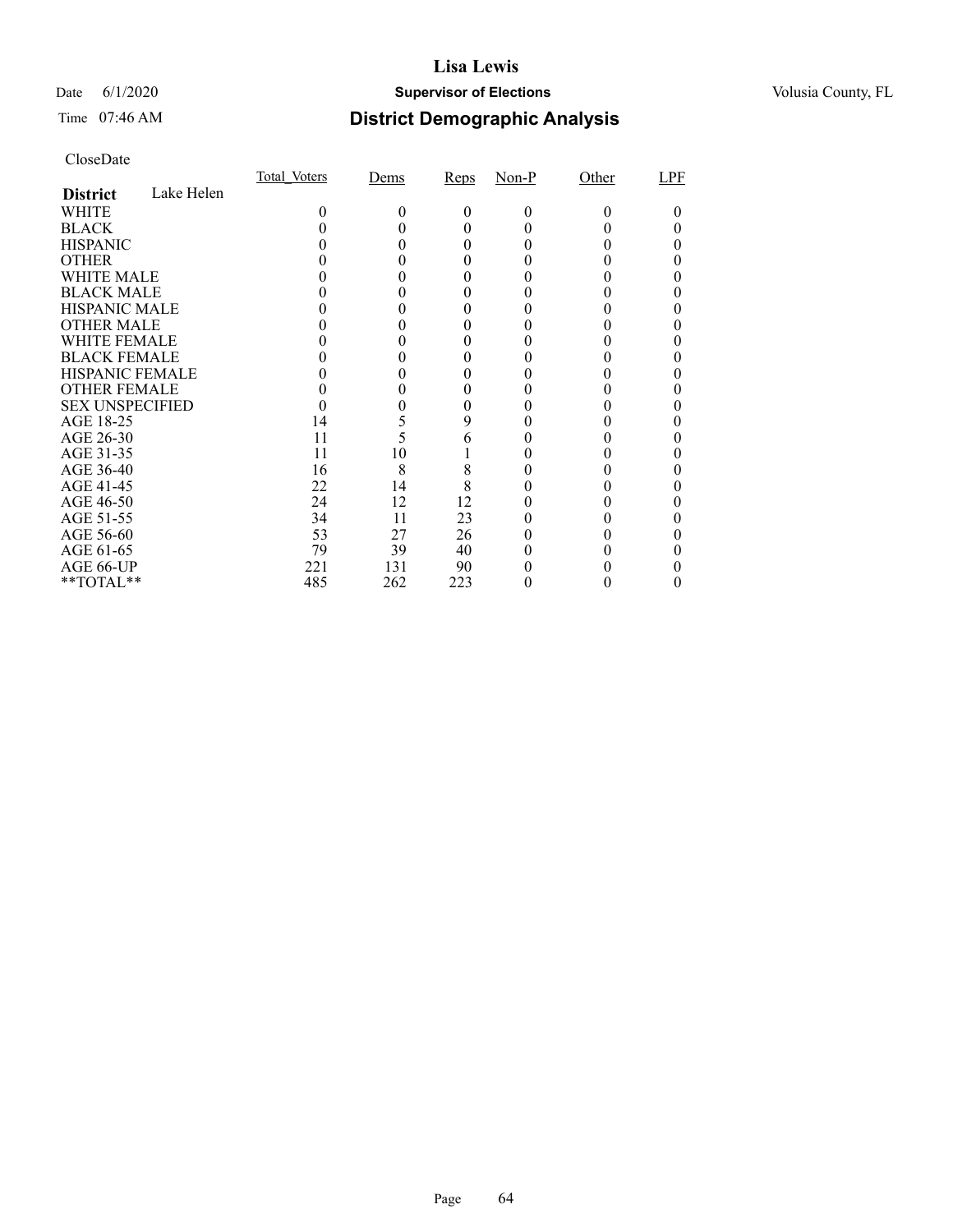# Lisa Lewis

Date 6/1/2020 **Supervisor of Elections** Volusia County, FL

Time 07:46 AM

## District Demographic Analysis

CloseDate

| | Total_Voters | Dems | Reps | Non-P | Other | LPF |
|---|---|---|---|---|---|---|
| **District** Lake Helen | | | | | | |
| WHITE | 0 | 0 | 0 | 0 | 0 | 0 |
| BLACK | 0 | 0 | 0 | 0 | 0 | 0 |
| HISPANIC | 0 | 0 | 0 | 0 | 0 | 0 |
| OTHER | 0 | 0 | 0 | 0 | 0 | 0 |
| WHITE MALE | 0 | 0 | 0 | 0 | 0 | 0 |
| BLACK MALE | 0 | 0 | 0 | 0 | 0 | 0 |
| HISPANIC MALE | 0 | 0 | 0 | 0 | 0 | 0 |
| OTHER MALE | 0 | 0 | 0 | 0 | 0 | 0 |
| WHITE FEMALE | 0 | 0 | 0 | 0 | 0 | 0 |
| BLACK FEMALE | 0 | 0 | 0 | 0 | 0 | 0 |
| HISPANIC FEMALE | 0 | 0 | 0 | 0 | 0 | 0 |
| OTHER FEMALE | 0 | 0 | 0 | 0 | 0 | 0 |
| SEX UNSPECIFIED | 0 | 0 | 0 | 0 | 0 | 0 |
| AGE 18-25 | 14 | 5 | 9 | 0 | 0 | 0 |
| AGE 26-30 | 11 | 5 | 6 | 0 | 0 | 0 |
| AGE 31-35 | 11 | 10 | 1 | 0 | 0 | 0 |
| AGE 36-40 | 16 | 8 | 8 | 0 | 0 | 0 |
| AGE 41-45 | 22 | 14 | 8 | 0 | 0 | 0 |
| AGE 46-50 | 24 | 12 | 12 | 0 | 0 | 0 |
| AGE 51-55 | 34 | 11 | 23 | 0 | 0 | 0 |
| AGE 56-60 | 53 | 27 | 26 | 0 | 0 | 0 |
| AGE 61-65 | 79 | 39 | 40 | 0 | 0 | 0 |
| AGE 66-UP | 221 | 131 | 90 | 0 | 0 | 0 |
| **TOTAL** | 485 | 262 | 223 | 0 | 0 | 0 |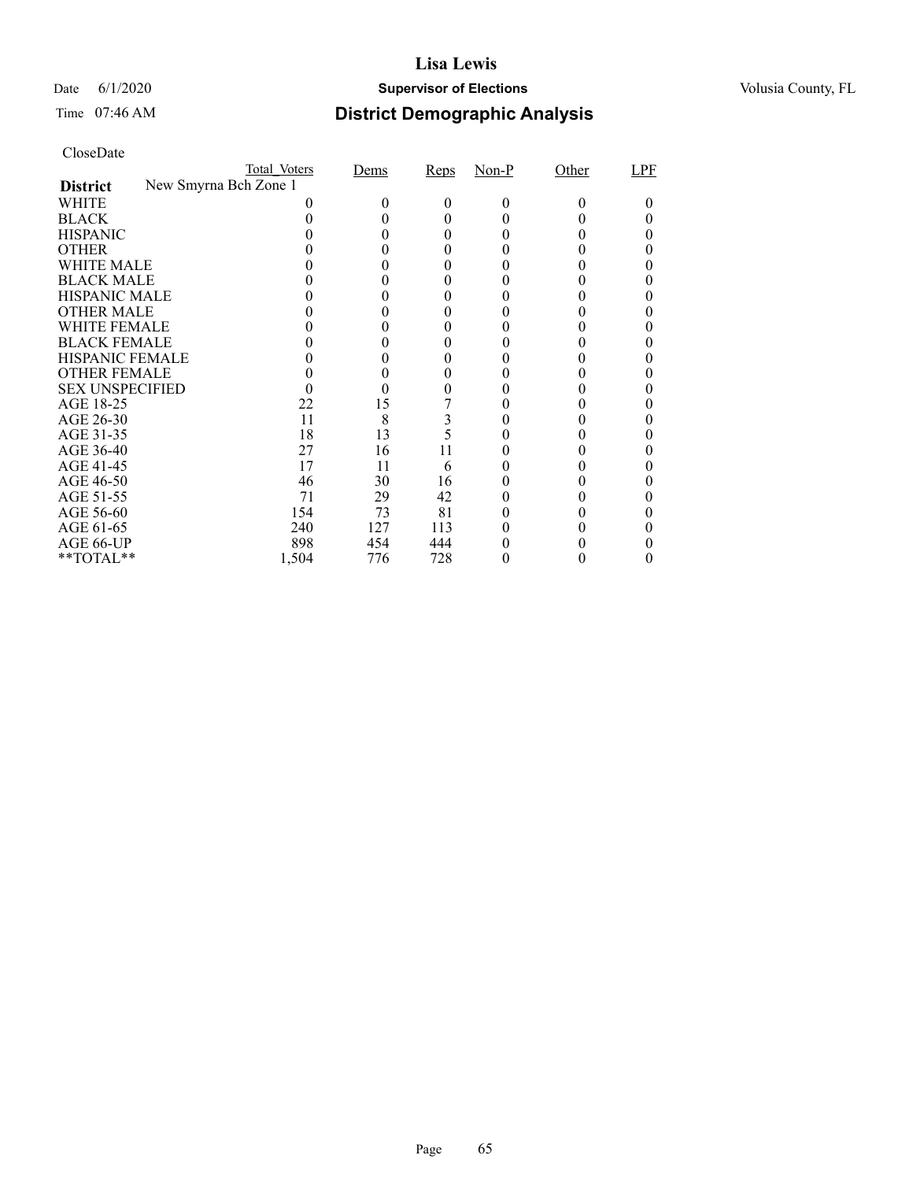# Lisa Lewis

Date 6/1/2020 **Supervisor of Elections** Volusia County, FL

Time 07:46 AM **District Demographic Analysis**

CloseDate

| | Total_Voters | Dems | Reps | Non-P | Other | LPF |
|---|---|---|---|---|---|---|
| **District** New Smyrna Bch Zone 1 | | | | | | |
| WHITE | 0 | 0 | 0 | 0 | 0 | 0 |
| BLACK | 0 | 0 | 0 | 0 | 0 | 0 |
| HISPANIC | 0 | 0 | 0 | 0 | 0 | 0 |
| OTHER | 0 | 0 | 0 | 0 | 0 | 0 |
| WHITE MALE | 0 | 0 | 0 | 0 | 0 | 0 |
| BLACK MALE | 0 | 0 | 0 | 0 | 0 | 0 |
| HISPANIC MALE | 0 | 0 | 0 | 0 | 0 | 0 |
| OTHER MALE | 0 | 0 | 0 | 0 | 0 | 0 |
| WHITE FEMALE | 0 | 0 | 0 | 0 | 0 | 0 |
| BLACK FEMALE | 0 | 0 | 0 | 0 | 0 | 0 |
| HISPANIC FEMALE | 0 | 0 | 0 | 0 | 0 | 0 |
| OTHER FEMALE | 0 | 0 | 0 | 0 | 0 | 0 |
| SEX UNSPECIFIED | 0 | 0 | 0 | 0 | 0 | 0 |
| AGE 18-25 | 22 | 15 | 7 | 0 | 0 | 0 |
| AGE 26-30 | 11 | 8 | 3 | 0 | 0 | 0 |
| AGE 31-35 | 18 | 13 | 5 | 0 | 0 | 0 |
| AGE 36-40 | 27 | 16 | 11 | 0 | 0 | 0 |
| AGE 41-45 | 17 | 11 | 6 | 0 | 0 | 0 |
| AGE 46-50 | 46 | 30 | 16 | 0 | 0 | 0 |
| AGE 51-55 | 71 | 29 | 42 | 0 | 0 | 0 |
| AGE 56-60 | 154 | 73 | 81 | 0 | 0 | 0 |
| AGE 61-65 | 240 | 127 | 113 | 0 | 0 | 0 |
| AGE 66-UP | 898 | 454 | 444 | 0 | 0 | 0 |
| **TOTAL** | 1,504 | 776 | 728 | 0 | 0 | 0 |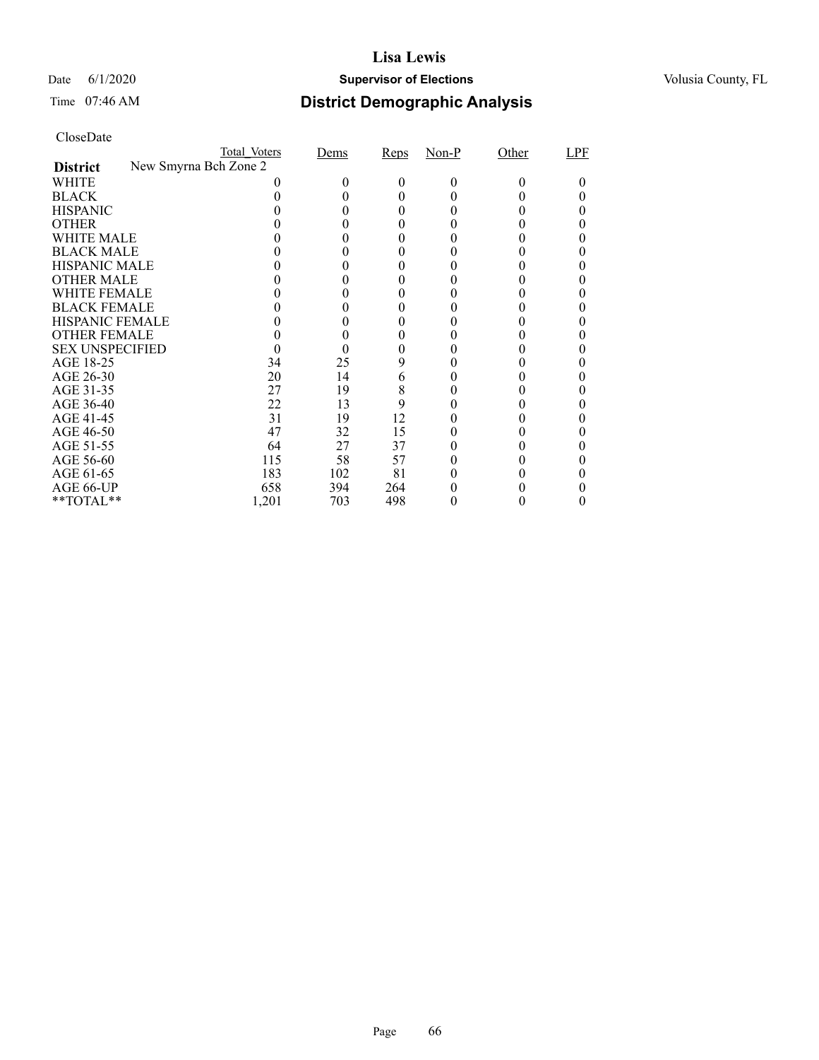CloseDate

| District | Total_Voters | Dems | Reps | Non-P | Other | LPF |
|---|---|---|---|---|---|---|
| New Smyrna Bch Zone 2 | | | | | | |
| WHITE | 0 | 0 | 0 | 0 | 0 | 0 |
| BLACK | 0 | 0 | 0 | 0 | 0 | 0 |
| HISPANIC | 0 | 0 | 0 | 0 | 0 | 0 |
| OTHER | 0 | 0 | 0 | 0 | 0 | 0 |
| WHITE MALE | 0 | 0 | 0 | 0 | 0 | 0 |
| BLACK MALE | 0 | 0 | 0 | 0 | 0 | 0 |
| HISPANIC MALE | 0 | 0 | 0 | 0 | 0 | 0 |
| OTHER MALE | 0 | 0 | 0 | 0 | 0 | 0 |
| WHITE FEMALE | 0 | 0 | 0 | 0 | 0 | 0 |
| BLACK FEMALE | 0 | 0 | 0 | 0 | 0 | 0 |
| HISPANIC FEMALE | 0 | 0 | 0 | 0 | 0 | 0 |
| OTHER FEMALE | 0 | 0 | 0 | 0 | 0 | 0 |
| SEX UNSPECIFIED | 0 | 0 | 0 | 0 | 0 | 0 |
| AGE 18-25 | 34 | 25 | 9 | 0 | 0 | 0 |
| AGE 26-30 | 20 | 14 | 6 | 0 | 0 | 0 |
| AGE 31-35 | 27 | 19 | 8 | 0 | 0 | 0 |
| AGE 36-40 | 22 | 13 | 9 | 0 | 0 | 0 |
| AGE 41-45 | 31 | 19 | 12 | 0 | 0 | 0 |
| AGE 46-50 | 47 | 32 | 15 | 0 | 0 | 0 |
| AGE 51-55 | 64 | 27 | 37 | 0 | 0 | 0 |
| AGE 56-60 | 115 | 58 | 57 | 0 | 0 | 0 |
| AGE 61-65 | 183 | 102 | 81 | 0 | 0 | 0 |
| AGE 66-UP | 658 | 394 | 264 | 0 | 0 | 0 |
| **TOTAL** | 1,201 | 703 | 498 | 0 | 0 | 0 |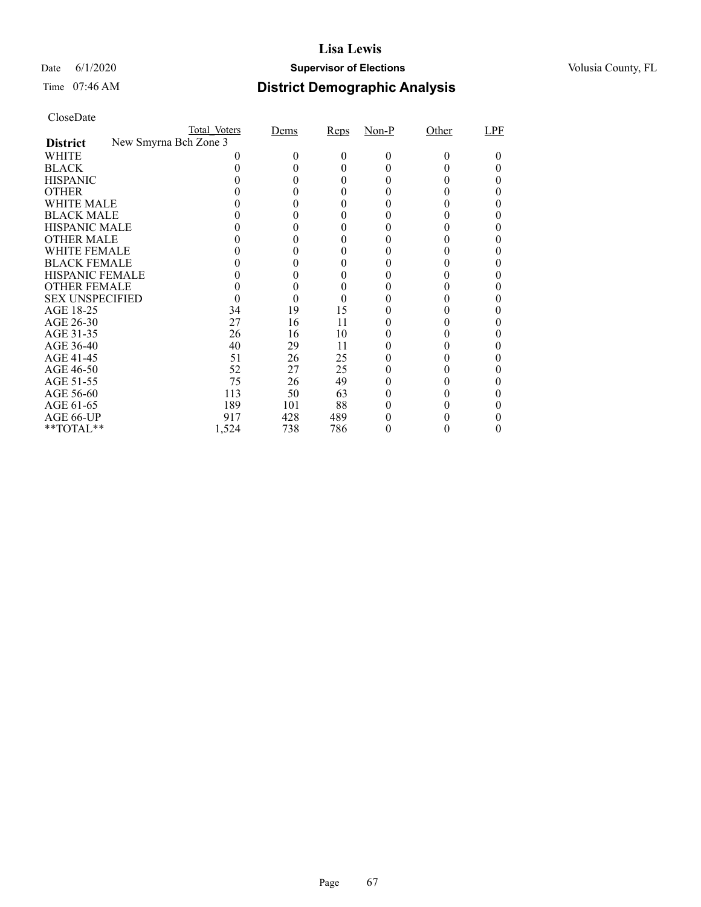# Lisa Lewis

Date 6/1/2020 **Supervisor of Elections** Volusia County, FL

Time 07:46 AM **District Demographic Analysis**

CloseDate

| **District** New Smyrna Bch Zone 3 | Total_Voters | Dems | Reps | Non-P | Other | LPF |
|---|---|---|---|---|---|---|
| WHITE | 0 | 0 | 0 | 0 | 0 | 0 |
| BLACK | 0 | 0 | 0 | 0 | 0 | 0 |
| HISPANIC | 0 | 0 | 0 | 0 | 0 | 0 |
| OTHER | 0 | 0 | 0 | 0 | 0 | 0 |
| WHITE MALE | 0 | 0 | 0 | 0 | 0 | 0 |
| BLACK MALE | 0 | 0 | 0 | 0 | 0 | 0 |
| HISPANIC MALE | 0 | 0 | 0 | 0 | 0 | 0 |
| OTHER MALE | 0 | 0 | 0 | 0 | 0 | 0 |
| WHITE FEMALE | 0 | 0 | 0 | 0 | 0 | 0 |
| BLACK FEMALE | 0 | 0 | 0 | 0 | 0 | 0 |
| HISPANIC FEMALE | 0 | 0 | 0 | 0 | 0 | 0 |
| OTHER FEMALE | 0 | 0 | 0 | 0 | 0 | 0 |
| SEX UNSPECIFIED | 0 | 0 | 0 | 0 | 0 | 0 |
| AGE 18-25 | 34 | 19 | 15 | 0 | 0 | 0 |
| AGE 26-30 | 27 | 16 | 11 | 0 | 0 | 0 |
| AGE 31-35 | 26 | 16 | 10 | 0 | 0 | 0 |
| AGE 36-40 | 40 | 29 | 11 | 0 | 0 | 0 |
| AGE 41-45 | 51 | 26 | 25 | 0 | 0 | 0 |
| AGE 46-50 | 52 | 27 | 25 | 0 | 0 | 0 |
| AGE 51-55 | 75 | 26 | 49 | 0 | 0 | 0 |
| AGE 56-60 | 113 | 50 | 63 | 0 | 0 | 0 |
| AGE 61-65 | 189 | 101 | 88 | 0 | 0 | 0 |
| AGE 66-UP | 917 | 428 | 489 | 0 | 0 | 0 |
| **TOTAL** | 1,524 | 738 | 786 | 0 | 0 | 0 |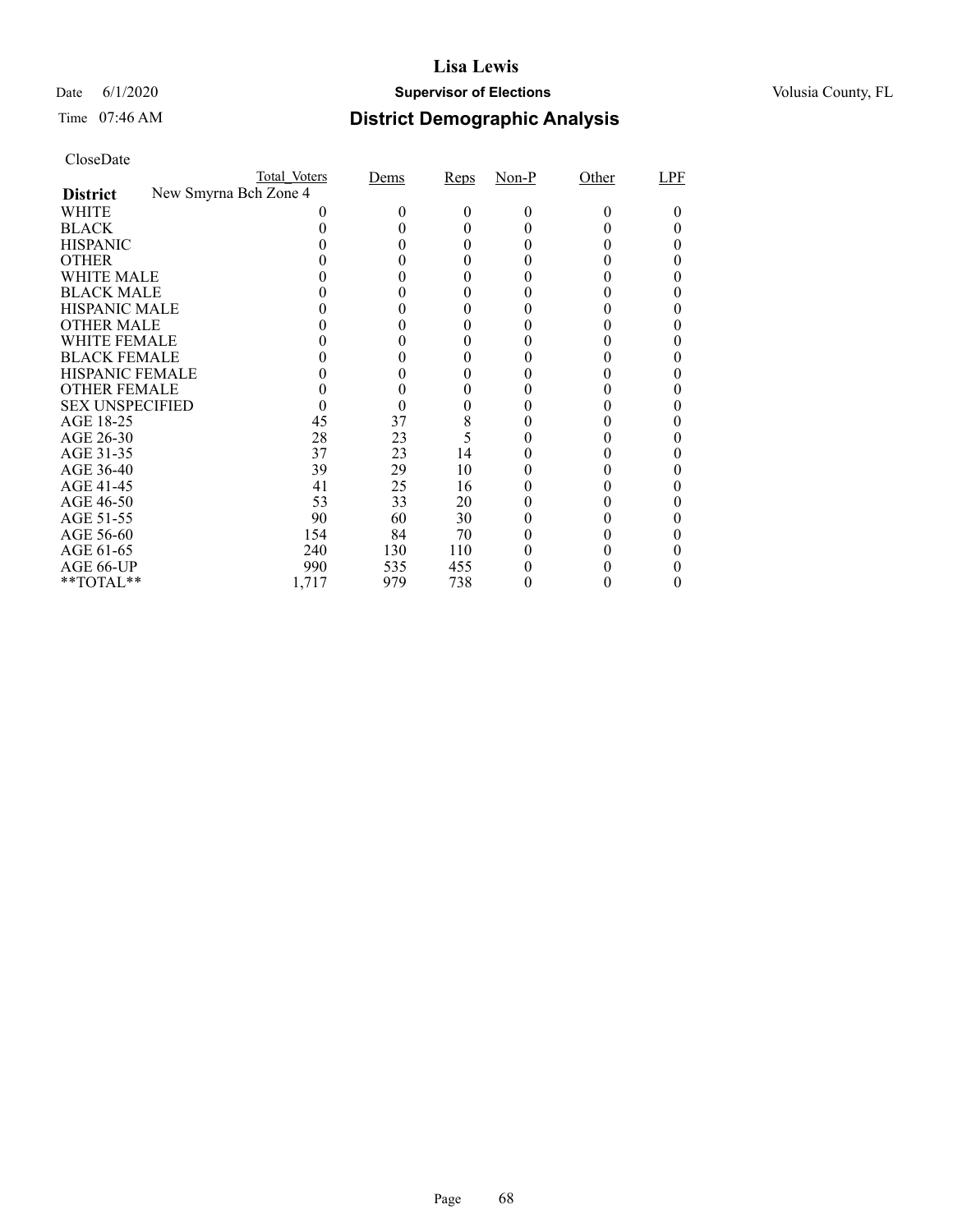# Lisa Lewis

Date 6/1/2020 **Supervisor of Elections** Volusia County, FL

Time 07:46 AM

## District Demographic Analysis

CloseDate

| **District** New Smyrna Bch Zone 4 | Total_Voters | Dems | Reps | Non-P | Other | LPF |
|---|---|---|---|---|---|---|
| WHITE | 0 | 0 | 0 | 0 | 0 | 0 |
| BLACK | 0 | 0 | 0 | 0 | 0 | 0 |
| HISPANIC | 0 | 0 | 0 | 0 | 0 | 0 |
| OTHER | 0 | 0 | 0 | 0 | 0 | 0 |
| WHITE MALE | 0 | 0 | 0 | 0 | 0 | 0 |
| BLACK MALE | 0 | 0 | 0 | 0 | 0 | 0 |
| HISPANIC MALE | 0 | 0 | 0 | 0 | 0 | 0 |
| OTHER MALE | 0 | 0 | 0 | 0 | 0 | 0 |
| WHITE FEMALE | 0 | 0 | 0 | 0 | 0 | 0 |
| BLACK FEMALE | 0 | 0 | 0 | 0 | 0 | 0 |
| HISPANIC FEMALE | 0 | 0 | 0 | 0 | 0 | 0 |
| OTHER FEMALE | 0 | 0 | 0 | 0 | 0 | 0 |
| SEX UNSPECIFIED | 0 | 0 | 0 | 0 | 0 | 0 |
| AGE 18-25 | 45 | 37 | 8 | 0 | 0 | 0 |
| AGE 26-30 | 28 | 23 | 5 | 0 | 0 | 0 |
| AGE 31-35 | 37 | 23 | 14 | 0 | 0 | 0 |
| AGE 36-40 | 39 | 29 | 10 | 0 | 0 | 0 |
| AGE 41-45 | 41 | 25 | 16 | 0 | 0 | 0 |
| AGE 46-50 | 53 | 33 | 20 | 0 | 0 | 0 |
| AGE 51-55 | 90 | 60 | 30 | 0 | 0 | 0 |
| AGE 56-60 | 154 | 84 | 70 | 0 | 0 | 0 |
| AGE 61-65 | 240 | 130 | 110 | 0 | 0 | 0 |
| AGE 66-UP | 990 | 535 | 455 | 0 | 0 | 0 |
| **TOTAL** | 1,717 | 979 | 738 | 0 | 0 | 0 |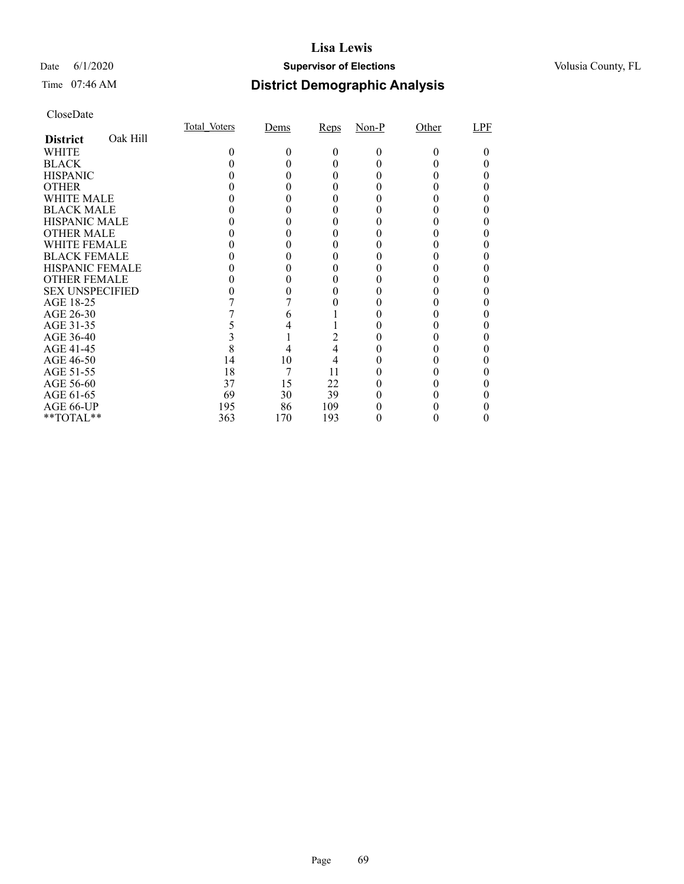**Lisa Lewis**

Date 6/1/2020 **Supervisor of Elections** Volusia County, FL

Time 07:46 AM

## District Demographic Analysis

CloseDate

| **District** Oak Hill | Total_Voters | Dems | Reps | Non-P | Other | LPF |
|---|---|---|---|---|---|---|
| WHITE | 0 | 0 | 0 | 0 | 0 | 0 |
| BLACK | 0 | 0 | 0 | 0 | 0 | 0 |
| HISPANIC | 0 | 0 | 0 | 0 | 0 | 0 |
| OTHER | 0 | 0 | 0 | 0 | 0 | 0 |
| WHITE MALE | 0 | 0 | 0 | 0 | 0 | 0 |
| BLACK MALE | 0 | 0 | 0 | 0 | 0 | 0 |
| HISPANIC MALE | 0 | 0 | 0 | 0 | 0 | 0 |
| OTHER MALE | 0 | 0 | 0 | 0 | 0 | 0 |
| WHITE FEMALE | 0 | 0 | 0 | 0 | 0 | 0 |
| BLACK FEMALE | 0 | 0 | 0 | 0 | 0 | 0 |
| HISPANIC FEMALE | 0 | 0 | 0 | 0 | 0 | 0 |
| OTHER FEMALE | 0 | 0 | 0 | 0 | 0 | 0 |
| SEX UNSPECIFIED | 0 | 0 | 0 | 0 | 0 | 0 |
| AGE 18-25 | 7 | 7 | 0 | 0 | 0 | 0 |
| AGE 26-30 | 7 | 6 | 1 | 0 | 0 | 0 |
| AGE 31-35 | 5 | 4 | 1 | 0 | 0 | 0 |
| AGE 36-40 | 3 | 1 | 2 | 0 | 0 | 0 |
| AGE 41-45 | 8 | 4 | 4 | 0 | 0 | 0 |
| AGE 46-50 | 14 | 10 | 4 | 0 | 0 | 0 |
| AGE 51-55 | 18 | 7 | 11 | 0 | 0 | 0 |
| AGE 56-60 | 37 | 15 | 22 | 0 | 0 | 0 |
| AGE 61-65 | 69 | 30 | 39 | 0 | 0 | 0 |
| AGE 66-UP | 195 | 86 | 109 | 0 | 0 | 0 |
| **TOTAL** | 363 | 170 | 193 | 0 | 0 | 0 |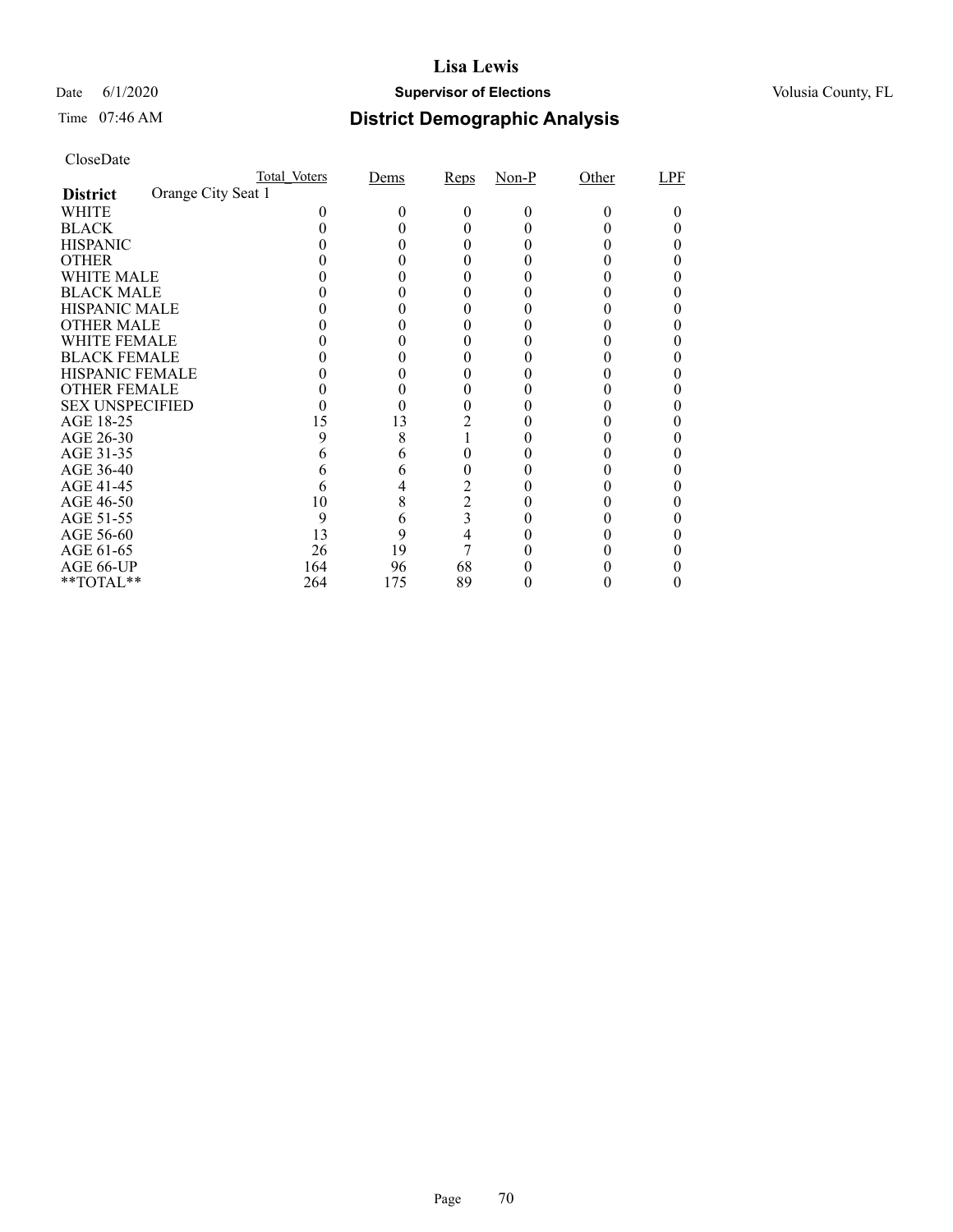# Lisa Lewis

Date 6/1/2020 **Supervisor of Elections** Volusia County, FL

Time 07:46 AM **District Demographic Analysis**

CloseDate

| **District** Orange City Seat 1 | Total_Voters | Dems | Reps | Non-P | Other | LPF |
|---|---|---|---|---|---|---|
| WHITE | 0 | 0 | 0 | 0 | 0 | 0 |
| BLACK | 0 | 0 | 0 | 0 | 0 | 0 |
| HISPANIC | 0 | 0 | 0 | 0 | 0 | 0 |
| OTHER | 0 | 0 | 0 | 0 | 0 | 0 |
| WHITE MALE | 0 | 0 | 0 | 0 | 0 | 0 |
| BLACK MALE | 0 | 0 | 0 | 0 | 0 | 0 |
| HISPANIC MALE | 0 | 0 | 0 | 0 | 0 | 0 |
| OTHER MALE | 0 | 0 | 0 | 0 | 0 | 0 |
| WHITE FEMALE | 0 | 0 | 0 | 0 | 0 | 0 |
| BLACK FEMALE | 0 | 0 | 0 | 0 | 0 | 0 |
| HISPANIC FEMALE | 0 | 0 | 0 | 0 | 0 | 0 |
| OTHER FEMALE | 0 | 0 | 0 | 0 | 0 | 0 |
| SEX UNSPECIFIED | 0 | 0 | 0 | 0 | 0 | 0 |
| AGE 18-25 | 15 | 13 | 2 | 0 | 0 | 0 |
| AGE 26-30 | 9 | 8 | 1 | 0 | 0 | 0 |
| AGE 31-35 | 6 | 6 | 0 | 0 | 0 | 0 |
| AGE 36-40 | 6 | 6 | 0 | 0 | 0 | 0 |
| AGE 41-45 | 6 | 4 | 2 | 0 | 0 | 0 |
| AGE 46-50 | 10 | 8 | 2 | 0 | 0 | 0 |
| AGE 51-55 | 9 | 6 | 3 | 0 | 0 | 0 |
| AGE 56-60 | 13 | 9 | 4 | 0 | 0 | 0 |
| AGE 61-65 | 26 | 19 | 7 | 0 | 0 | 0 |
| AGE 66-UP | 164 | 96 | 68 | 0 | 0 | 0 |
| **TOTAL** | 264 | 175 | 89 | 0 | 0 | 0 |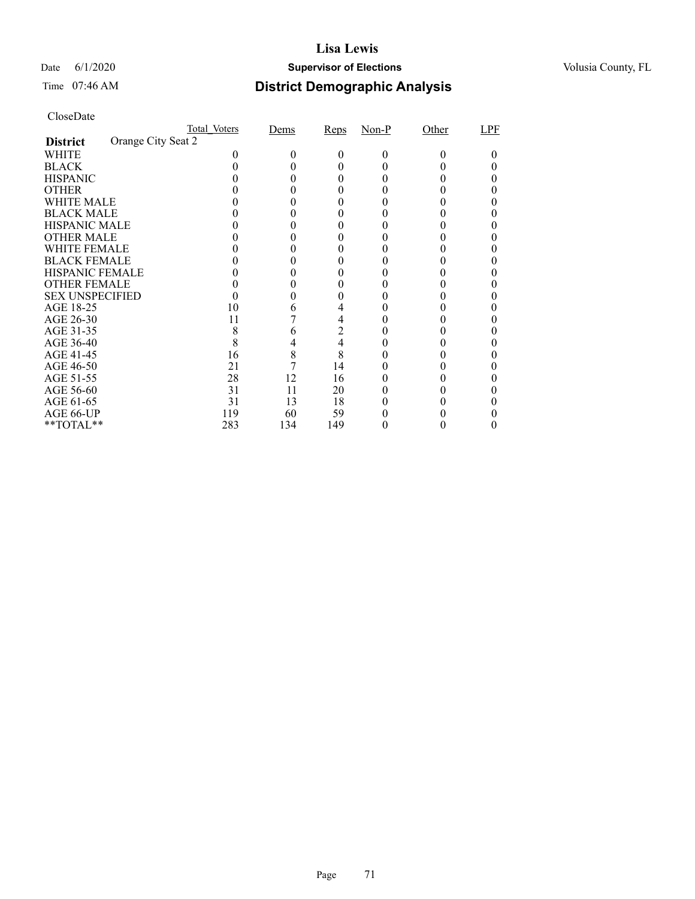# Lisa Lewis

Date 6/1/2020 **Supervisor of Elections** Volusia County, FL

Time 07:46 AM **District Demographic Analysis**

CloseDate

| **District** Orange City Seat 2 | Total_Voters | Dems | Reps | Non-P | Other | LPF |
|---|---|---|---|---|---|---|
| WHITE | 0 | 0 | 0 | 0 | 0 | 0 |
| BLACK | 0 | 0 | 0 | 0 | 0 | 0 |
| HISPANIC | 0 | 0 | 0 | 0 | 0 | 0 |
| OTHER | 0 | 0 | 0 | 0 | 0 | 0 |
| WHITE MALE | 0 | 0 | 0 | 0 | 0 | 0 |
| BLACK MALE | 0 | 0 | 0 | 0 | 0 | 0 |
| HISPANIC MALE | 0 | 0 | 0 | 0 | 0 | 0 |
| OTHER MALE | 0 | 0 | 0 | 0 | 0 | 0 |
| WHITE FEMALE | 0 | 0 | 0 | 0 | 0 | 0 |
| BLACK FEMALE | 0 | 0 | 0 | 0 | 0 | 0 |
| HISPANIC FEMALE | 0 | 0 | 0 | 0 | 0 | 0 |
| OTHER FEMALE | 0 | 0 | 0 | 0 | 0 | 0 |
| SEX UNSPECIFIED | 0 | 0 | 0 | 0 | 0 | 0 |
| AGE 18-25 | 10 | 6 | 4 | 0 | 0 | 0 |
| AGE 26-30 | 11 | 7 | 4 | 0 | 0 | 0 |
| AGE 31-35 | 8 | 6 | 2 | 0 | 0 | 0 |
| AGE 36-40 | 8 | 4 | 4 | 0 | 0 | 0 |
| AGE 41-45 | 16 | 8 | 8 | 0 | 0 | 0 |
| AGE 46-50 | 21 | 7 | 14 | 0 | 0 | 0 |
| AGE 51-55 | 28 | 12 | 16 | 0 | 0 | 0 |
| AGE 56-60 | 31 | 11 | 20 | 0 | 0 | 0 |
| AGE 61-65 | 31 | 13 | 18 | 0 | 0 | 0 |
| AGE 66-UP | 119 | 60 | 59 | 0 | 0 | 0 |
| **TOTAL** | 283 | 134 | 149 | 0 | 0 | 0 |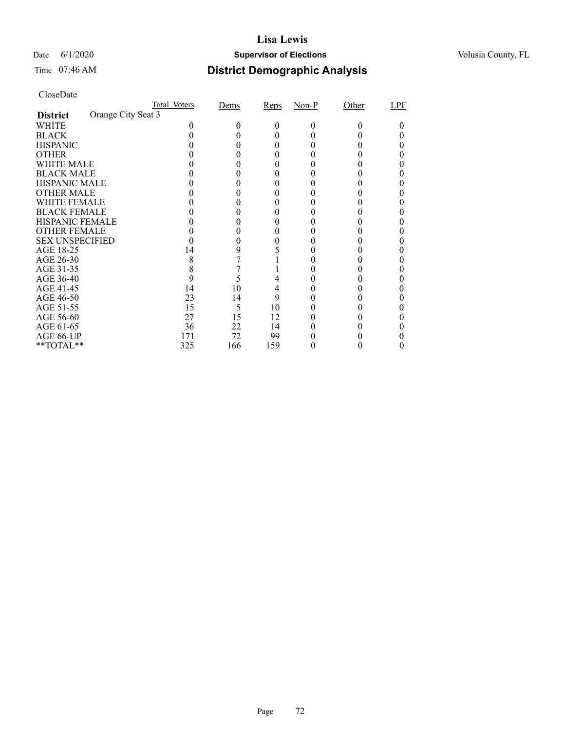# Lisa Lewis

Date 6/1/2020 **Supervisor of Elections** Volusia County, FL

Time 07:46 AM **District Demographic Analysis**

CloseDate

| | Total_Voters | Dems | Reps | Non-P | Other | LPF |
|---|---|---|---|---|---|---|
| **District** Orange City Seat 3 | | | | | | |
| WHITE | 0 | 0 | 0 | 0 | 0 | 0 |
| BLACK | 0 | 0 | 0 | 0 | 0 | 0 |
| HISPANIC | 0 | 0 | 0 | 0 | 0 | 0 |
| OTHER | 0 | 0 | 0 | 0 | 0 | 0 |
| WHITE MALE | 0 | 0 | 0 | 0 | 0 | 0 |
| BLACK MALE | 0 | 0 | 0 | 0 | 0 | 0 |
| HISPANIC MALE | 0 | 0 | 0 | 0 | 0 | 0 |
| OTHER MALE | 0 | 0 | 0 | 0 | 0 | 0 |
| WHITE FEMALE | 0 | 0 | 0 | 0 | 0 | 0 |
| BLACK FEMALE | 0 | 0 | 0 | 0 | 0 | 0 |
| HISPANIC FEMALE | 0 | 0 | 0 | 0 | 0 | 0 |
| OTHER FEMALE | 0 | 0 | 0 | 0 | 0 | 0 |
| SEX UNSPECIFIED | 0 | 0 | 0 | 0 | 0 | 0 |
| AGE 18-25 | 14 | 9 | 5 | 0 | 0 | 0 |
| AGE 26-30 | 8 | 7 | 1 | 0 | 0 | 0 |
| AGE 31-35 | 8 | 7 | 1 | 0 | 0 | 0 |
| AGE 36-40 | 9 | 5 | 4 | 0 | 0 | 0 |
| AGE 41-45 | 14 | 10 | 4 | 0 | 0 | 0 |
| AGE 46-50 | 23 | 14 | 9 | 0 | 0 | 0 |
| AGE 51-55 | 15 | 5 | 10 | 0 | 0 | 0 |
| AGE 56-60 | 27 | 15 | 12 | 0 | 0 | 0 |
| AGE 61-65 | 36 | 22 | 14 | 0 | 0 | 0 |
| AGE 66-UP | 171 | 72 | 99 | 0 | 0 | 0 |
| **TOTAL** | 325 | 166 | 159 | 0 | 0 | 0 |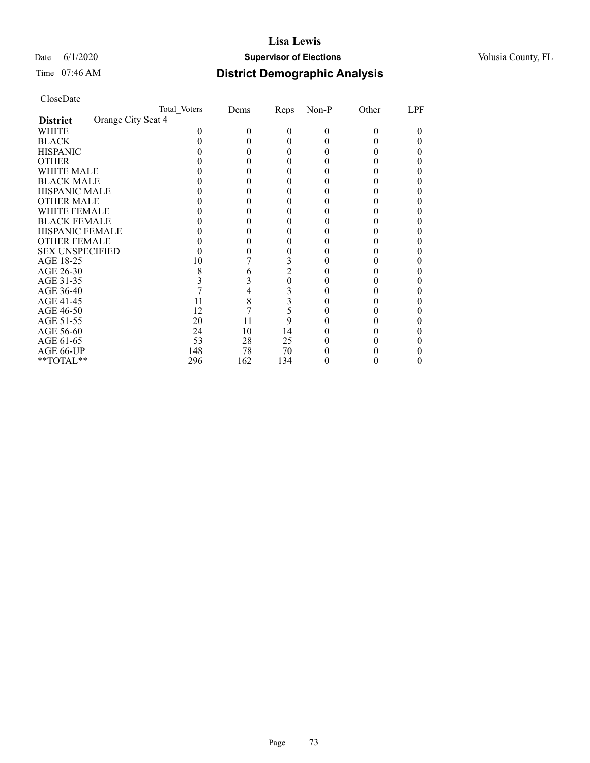# Lisa Lewis

Date 6/1/2020 **Supervisor of Elections** Volusia County, FL

Time 07:46 AM

## District Demographic Analysis

CloseDate

| | Total_Voters | Dems | Reps | Non-P | Other | LPF |
|---|---|---|---|---|---|---|
| **District** Orange City Seat 4 | | | | | | |
| WHITE | 0 | 0 | 0 | 0 | 0 | 0 |
| BLACK | 0 | 0 | 0 | 0 | 0 | 0 |
| HISPANIC | 0 | 0 | 0 | 0 | 0 | 0 |
| OTHER | 0 | 0 | 0 | 0 | 0 | 0 |
| WHITE MALE | 0 | 0 | 0 | 0 | 0 | 0 |
| BLACK MALE | 0 | 0 | 0 | 0 | 0 | 0 |
| HISPANIC MALE | 0 | 0 | 0 | 0 | 0 | 0 |
| OTHER MALE | 0 | 0 | 0 | 0 | 0 | 0 |
| WHITE FEMALE | 0 | 0 | 0 | 0 | 0 | 0 |
| BLACK FEMALE | 0 | 0 | 0 | 0 | 0 | 0 |
| HISPANIC FEMALE | 0 | 0 | 0 | 0 | 0 | 0 |
| OTHER FEMALE | 0 | 0 | 0 | 0 | 0 | 0 |
| SEX UNSPECIFIED | 0 | 0 | 0 | 0 | 0 | 0 |
| AGE 18-25 | 10 | 7 | 3 | 0 | 0 | 0 |
| AGE 26-30 | 8 | 6 | 2 | 0 | 0 | 0 |
| AGE 31-35 | 3 | 3 | 0 | 0 | 0 | 0 |
| AGE 36-40 | 7 | 4 | 3 | 0 | 0 | 0 |
| AGE 41-45 | 11 | 8 | 3 | 0 | 0 | 0 |
| AGE 46-50 | 12 | 7 | 5 | 0 | 0 | 0 |
| AGE 51-55 | 20 | 11 | 9 | 0 | 0 | 0 |
| AGE 56-60 | 24 | 10 | 14 | 0 | 0 | 0 |
| AGE 61-65 | 53 | 28 | 25 | 0 | 0 | 0 |
| AGE 66-UP | 148 | 78 | 70 | 0 | 0 | 0 |
| **TOTAL** | 296 | 162 | 134 | 0 | 0 | 0 |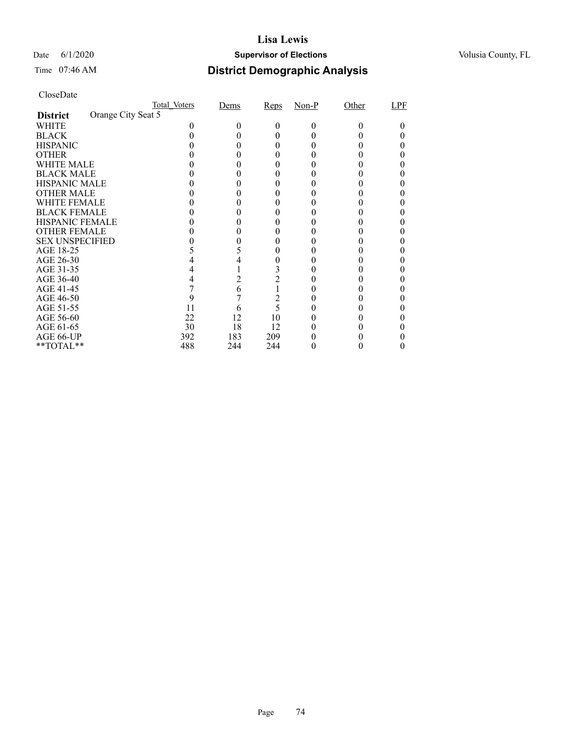# Lisa Lewis

Date 6/1/2020 **Supervisor of Elections** Volusia County, FL

Time 07:46 AM **District Demographic Analysis**

CloseDate

| **District** Orange City Seat 5 | Total_Voters | Dems | Reps | Non-P | Other | LPF |
|---|---|---|---|---|---|---|
| WHITE | 0 | 0 | 0 | 0 | 0 | 0 |
| BLACK | 0 | 0 | 0 | 0 | 0 | 0 |
| HISPANIC | 0 | 0 | 0 | 0 | 0 | 0 |
| OTHER | 0 | 0 | 0 | 0 | 0 | 0 |
| WHITE MALE | 0 | 0 | 0 | 0 | 0 | 0 |
| BLACK MALE | 0 | 0 | 0 | 0 | 0 | 0 |
| HISPANIC MALE | 0 | 0 | 0 | 0 | 0 | 0 |
| OTHER MALE | 0 | 0 | 0 | 0 | 0 | 0 |
| WHITE FEMALE | 0 | 0 | 0 | 0 | 0 | 0 |
| BLACK FEMALE | 0 | 0 | 0 | 0 | 0 | 0 |
| HISPANIC FEMALE | 0 | 0 | 0 | 0 | 0 | 0 |
| OTHER FEMALE | 0 | 0 | 0 | 0 | 0 | 0 |
| SEX UNSPECIFIED | 0 | 0 | 0 | 0 | 0 | 0 |
| AGE 18-25 | 5 | 5 | 0 | 0 | 0 | 0 |
| AGE 26-30 | 4 | 4 | 0 | 0 | 0 | 0 |
| AGE 31-35 | 4 | 1 | 3 | 0 | 0 | 0 |
| AGE 36-40 | 4 | 2 | 2 | 0 | 0 | 0 |
| AGE 41-45 | 7 | 6 | 1 | 0 | 0 | 0 |
| AGE 46-50 | 9 | 7 | 2 | 0 | 0 | 0 |
| AGE 51-55 | 11 | 6 | 5 | 0 | 0 | 0 |
| AGE 56-60 | 22 | 12 | 10 | 0 | 0 | 0 |
| AGE 61-65 | 30 | 18 | 12 | 0 | 0 | 0 |
| AGE 66-UP | 392 | 183 | 209 | 0 | 0 | 0 |
| **TOTAL** | 488 | 244 | 244 | 0 | 0 | 0 |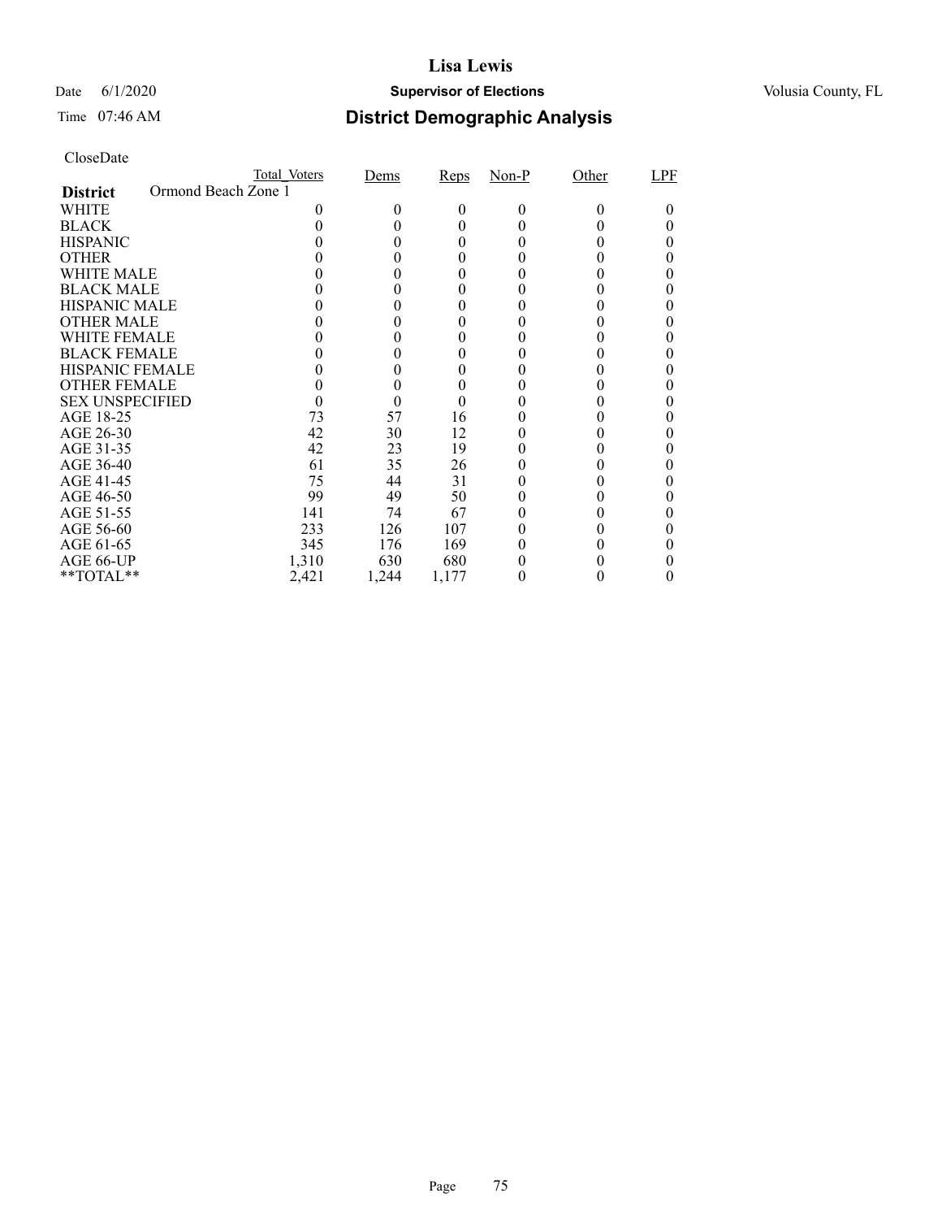# Lisa Lewis

Date 6/1/2020 **Supervisor of Elections** Volusia County, FL

Time 07:46 AM **District Demographic Analysis**

CloseDate

| | Total_Voters | Dems | Reps | Non-P | Other | LPF |
|---|---|---|---|---|---|---|
| **District** Ormond Beach Zone 1 | | | | | | |
| WHITE | 0 | 0 | 0 | 0 | 0 | 0 |
| BLACK | 0 | 0 | 0 | 0 | 0 | 0 |
| HISPANIC | 0 | 0 | 0 | 0 | 0 | 0 |
| OTHER | 0 | 0 | 0 | 0 | 0 | 0 |
| WHITE MALE | 0 | 0 | 0 | 0 | 0 | 0 |
| BLACK MALE | 0 | 0 | 0 | 0 | 0 | 0 |
| HISPANIC MALE | 0 | 0 | 0 | 0 | 0 | 0 |
| OTHER MALE | 0 | 0 | 0 | 0 | 0 | 0 |
| WHITE FEMALE | 0 | 0 | 0 | 0 | 0 | 0 |
| BLACK FEMALE | 0 | 0 | 0 | 0 | 0 | 0 |
| HISPANIC FEMALE | 0 | 0 | 0 | 0 | 0 | 0 |
| OTHER FEMALE | 0 | 0 | 0 | 0 | 0 | 0 |
| SEX UNSPECIFIED | 0 | 0 | 0 | 0 | 0 | 0 |
| AGE 18-25 | 73 | 57 | 16 | 0 | 0 | 0 |
| AGE 26-30 | 42 | 30 | 12 | 0 | 0 | 0 |
| AGE 31-35 | 42 | 23 | 19 | 0 | 0 | 0 |
| AGE 36-40 | 61 | 35 | 26 | 0 | 0 | 0 |
| AGE 41-45 | 75 | 44 | 31 | 0 | 0 | 0 |
| AGE 46-50 | 99 | 49 | 50 | 0 | 0 | 0 |
| AGE 51-55 | 141 | 74 | 67 | 0 | 0 | 0 |
| AGE 56-60 | 233 | 126 | 107 | 0 | 0 | 0 |
| AGE 61-65 | 345 | 176 | 169 | 0 | 0 | 0 |
| AGE 66-UP | 1,310 | 630 | 680 | 0 | 0 | 0 |
| **TOTAL** | 2,421 | 1,244 | 1,177 | 0 | 0 | 0 |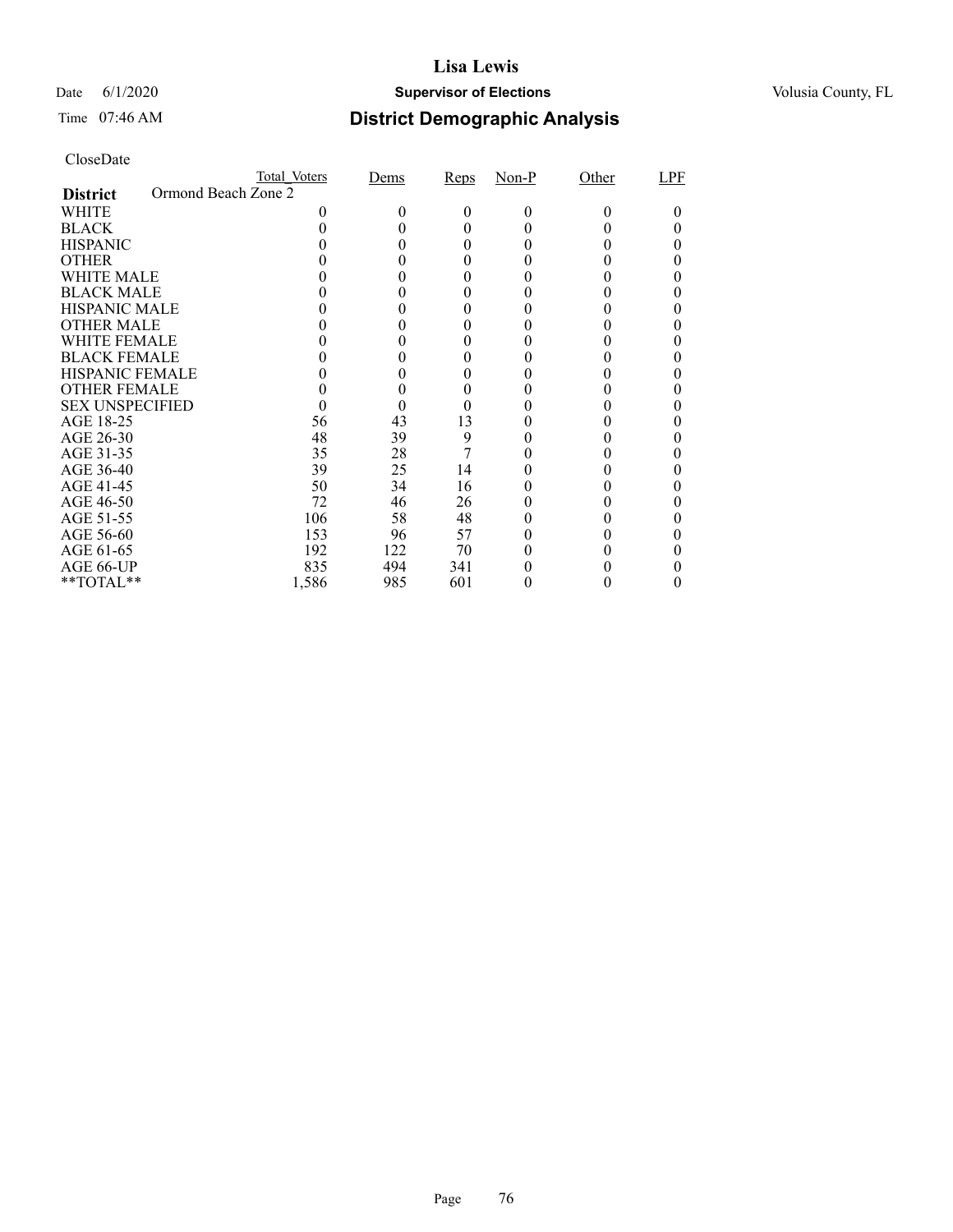# Lisa Lewis

Date 6/1/2020 **Supervisor of Elections** Volusia County, FL

Time 07:46 AM **District Demographic Analysis**

CloseDate

| **District** Ormond Beach Zone 2 | Total_Voters | Dems | Reps | Non-P | Other | LPF |
|---|---|---|---|---|---|---|
| WHITE | 0 | 0 | 0 | 0 | 0 | 0 |
| BLACK | 0 | 0 | 0 | 0 | 0 | 0 |
| HISPANIC | 0 | 0 | 0 | 0 | 0 | 0 |
| OTHER | 0 | 0 | 0 | 0 | 0 | 0 |
| WHITE MALE | 0 | 0 | 0 | 0 | 0 | 0 |
| BLACK MALE | 0 | 0 | 0 | 0 | 0 | 0 |
| HISPANIC MALE | 0 | 0 | 0 | 0 | 0 | 0 |
| OTHER MALE | 0 | 0 | 0 | 0 | 0 | 0 |
| WHITE FEMALE | 0 | 0 | 0 | 0 | 0 | 0 |
| BLACK FEMALE | 0 | 0 | 0 | 0 | 0 | 0 |
| HISPANIC FEMALE | 0 | 0 | 0 | 0 | 0 | 0 |
| OTHER FEMALE | 0 | 0 | 0 | 0 | 0 | 0 |
| SEX UNSPECIFIED | 0 | 0 | 0 | 0 | 0 | 0 |
| AGE 18-25 | 56 | 43 | 13 | 0 | 0 | 0 |
| AGE 26-30 | 48 | 39 | 9 | 0 | 0 | 0 |
| AGE 31-35 | 35 | 28 | 7 | 0 | 0 | 0 |
| AGE 36-40 | 39 | 25 | 14 | 0 | 0 | 0 |
| AGE 41-45 | 50 | 34 | 16 | 0 | 0 | 0 |
| AGE 46-50 | 72 | 46 | 26 | 0 | 0 | 0 |
| AGE 51-55 | 106 | 58 | 48 | 0 | 0 | 0 |
| AGE 56-60 | 153 | 96 | 57 | 0 | 0 | 0 |
| AGE 61-65 | 192 | 122 | 70 | 0 | 0 | 0 |
| AGE 66-UP | 835 | 494 | 341 | 0 | 0 | 0 |
| **TOTAL** | 1,586 | 985 | 601 | 0 | 0 | 0 |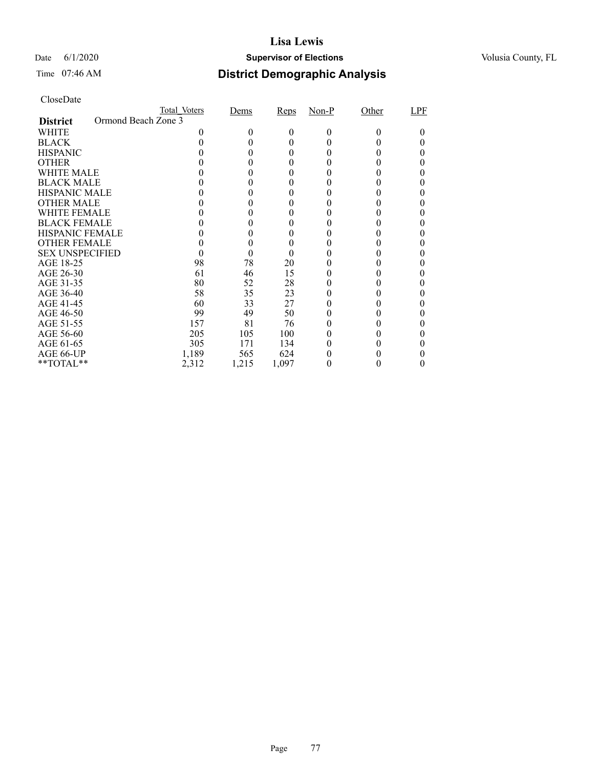# Lisa Lewis

Date 6/1/2020 **Supervisor of Elections** Volusia County, FL

Time 07:46 AM **District Demographic Analysis**

CloseDate

| **District** Ormond Beach Zone 3 | Total_Voters | Dems | Reps | Non-P | Other | LPF |
|---|---|---|---|---|---|---|
| WHITE | 0 | 0 | 0 | 0 | 0 | 0 |
| BLACK | 0 | 0 | 0 | 0 | 0 | 0 |
| HISPANIC | 0 | 0 | 0 | 0 | 0 | 0 |
| OTHER | 0 | 0 | 0 | 0 | 0 | 0 |
| WHITE MALE | 0 | 0 | 0 | 0 | 0 | 0 |
| BLACK MALE | 0 | 0 | 0 | 0 | 0 | 0 |
| HISPANIC MALE | 0 | 0 | 0 | 0 | 0 | 0 |
| OTHER MALE | 0 | 0 | 0 | 0 | 0 | 0 |
| WHITE FEMALE | 0 | 0 | 0 | 0 | 0 | 0 |
| BLACK FEMALE | 0 | 0 | 0 | 0 | 0 | 0 |
| HISPANIC FEMALE | 0 | 0 | 0 | 0 | 0 | 0 |
| OTHER FEMALE | 0 | 0 | 0 | 0 | 0 | 0 |
| SEX UNSPECIFIED | 0 | 0 | 0 | 0 | 0 | 0 |
| AGE 18-25 | 98 | 78 | 20 | 0 | 0 | 0 |
| AGE 26-30 | 61 | 46 | 15 | 0 | 0 | 0 |
| AGE 31-35 | 80 | 52 | 28 | 0 | 0 | 0 |
| AGE 36-40 | 58 | 35 | 23 | 0 | 0 | 0 |
| AGE 41-45 | 60 | 33 | 27 | 0 | 0 | 0 |
| AGE 46-50 | 99 | 49 | 50 | 0 | 0 | 0 |
| AGE 51-55 | 157 | 81 | 76 | 0 | 0 | 0 |
| AGE 56-60 | 205 | 105 | 100 | 0 | 0 | 0 |
| AGE 61-65 | 305 | 171 | 134 | 0 | 0 | 0 |
| AGE 66-UP | 1,189 | 565 | 624 | 0 | 0 | 0 |
| **TOTAL** | 2,312 | 1,215 | 1,097 | 0 | 0 | 0 |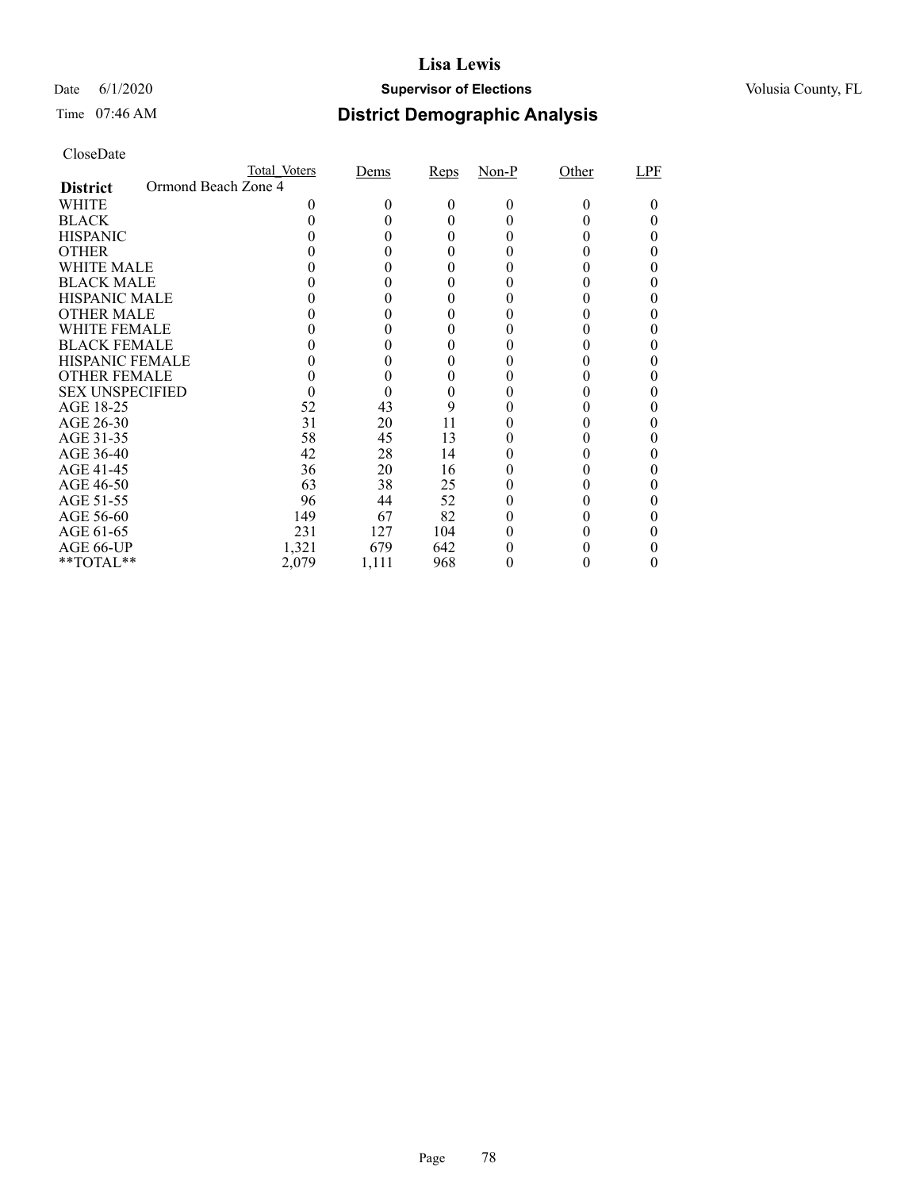# Lisa Lewis

Date 6/1/2020 **Supervisor of Elections** Volusia County, FL

Time 07:46 AM **District Demographic Analysis**

CloseDate

| | Total_Voters | Dems | Reps | Non-P | Other | LPF |
|---|---|---|---|---|---|---|
| **District** Ormond Beach Zone 4 | | | | | | |
| WHITE | 0 | 0 | 0 | 0 | 0 | 0 |
| BLACK | 0 | 0 | 0 | 0 | 0 | 0 |
| HISPANIC | 0 | 0 | 0 | 0 | 0 | 0 |
| OTHER | 0 | 0 | 0 | 0 | 0 | 0 |
| WHITE MALE | 0 | 0 | 0 | 0 | 0 | 0 |
| BLACK MALE | 0 | 0 | 0 | 0 | 0 | 0 |
| HISPANIC MALE | 0 | 0 | 0 | 0 | 0 | 0 |
| OTHER MALE | 0 | 0 | 0 | 0 | 0 | 0 |
| WHITE FEMALE | 0 | 0 | 0 | 0 | 0 | 0 |
| BLACK FEMALE | 0 | 0 | 0 | 0 | 0 | 0 |
| HISPANIC FEMALE | 0 | 0 | 0 | 0 | 0 | 0 |
| OTHER FEMALE | 0 | 0 | 0 | 0 | 0 | 0 |
| SEX UNSPECIFIED | 0 | 0 | 0 | 0 | 0 | 0 |
| AGE 18-25 | 52 | 43 | 9 | 0 | 0 | 0 |
| AGE 26-30 | 31 | 20 | 11 | 0 | 0 | 0 |
| AGE 31-35 | 58 | 45 | 13 | 0 | 0 | 0 |
| AGE 36-40 | 42 | 28 | 14 | 0 | 0 | 0 |
| AGE 41-45 | 36 | 20 | 16 | 0 | 0 | 0 |
| AGE 46-50 | 63 | 38 | 25 | 0 | 0 | 0 |
| AGE 51-55 | 96 | 44 | 52 | 0 | 0 | 0 |
| AGE 56-60 | 149 | 67 | 82 | 0 | 0 | 0 |
| AGE 61-65 | 231 | 127 | 104 | 0 | 0 | 0 |
| AGE 66-UP | 1,321 | 679 | 642 | 0 | 0 | 0 |
| **TOTAL** | 2,079 | 1,111 | 968 | 0 | 0 | 0 |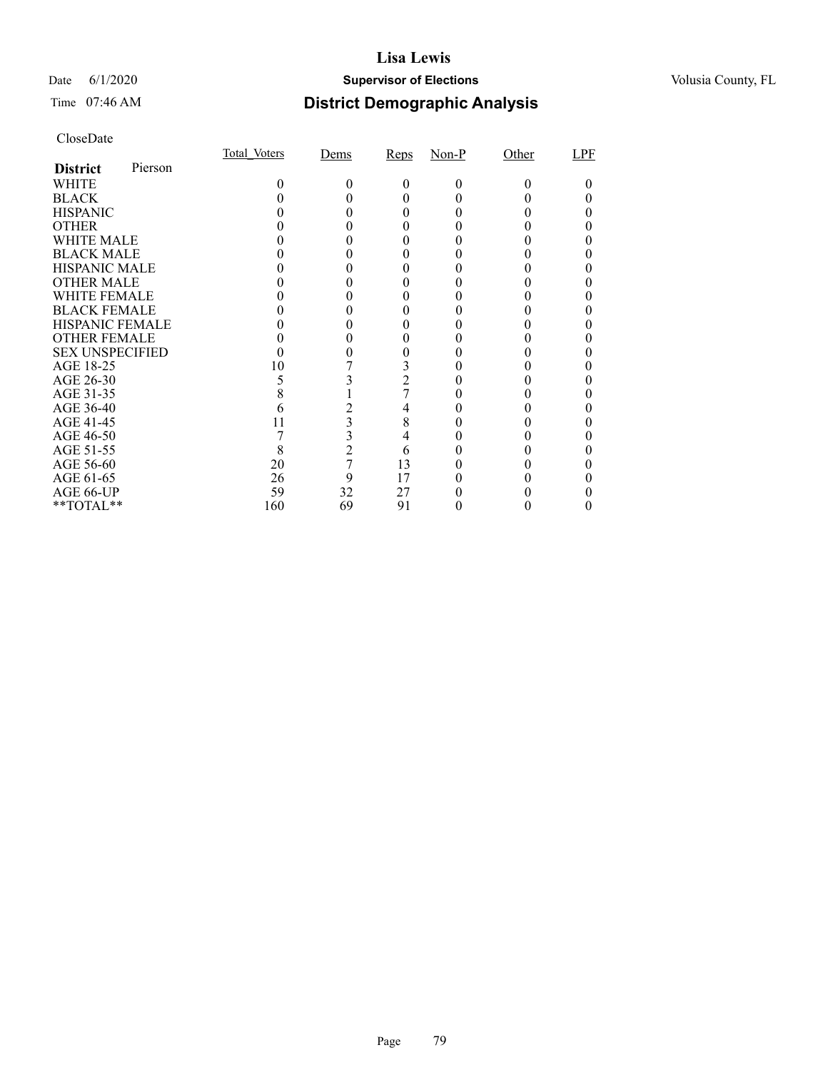# Lisa Lewis

Date 6/1/2020 **Supervisor of Elections** Volusia County, FL

Time 07:46 AM

## District Demographic Analysis

CloseDate

| **District** Pierson | Total_Voters | Dems | Reps | Non-P | Other | LPF |
|---|---|---|---|---|---|---|
| WHITE | 0 | 0 | 0 | 0 | 0 | 0 |
| BLACK | 0 | 0 | 0 | 0 | 0 | 0 |
| HISPANIC | 0 | 0 | 0 | 0 | 0 | 0 |
| OTHER | 0 | 0 | 0 | 0 | 0 | 0 |
| WHITE MALE | 0 | 0 | 0 | 0 | 0 | 0 |
| BLACK MALE | 0 | 0 | 0 | 0 | 0 | 0 |
| HISPANIC MALE | 0 | 0 | 0 | 0 | 0 | 0 |
| OTHER MALE | 0 | 0 | 0 | 0 | 0 | 0 |
| WHITE FEMALE | 0 | 0 | 0 | 0 | 0 | 0 |
| BLACK FEMALE | 0 | 0 | 0 | 0 | 0 | 0 |
| HISPANIC FEMALE | 0 | 0 | 0 | 0 | 0 | 0 |
| OTHER FEMALE | 0 | 0 | 0 | 0 | 0 | 0 |
| SEX UNSPECIFIED | 0 | 0 | 0 | 0 | 0 | 0 |
| AGE 18-25 | 10 | 7 | 3 | 0 | 0 | 0 |
| AGE 26-30 | 5 | 3 | 2 | 0 | 0 | 0 |
| AGE 31-35 | 8 | 1 | 7 | 0 | 0 | 0 |
| AGE 36-40 | 6 | 2 | 4 | 0 | 0 | 0 |
| AGE 41-45 | 11 | 3 | 8 | 0 | 0 | 0 |
| AGE 46-50 | 7 | 3 | 4 | 0 | 0 | 0 |
| AGE 51-55 | 8 | 2 | 6 | 0 | 0 | 0 |
| AGE 56-60 | 20 | 7 | 13 | 0 | 0 | 0 |
| AGE 61-65 | 26 | 9 | 17 | 0 | 0 | 0 |
| AGE 66-UP | 59 | 32 | 27 | 0 | 0 | 0 |
| **TOTAL** | 160 | 69 | 91 | 0 | 0 | 0 |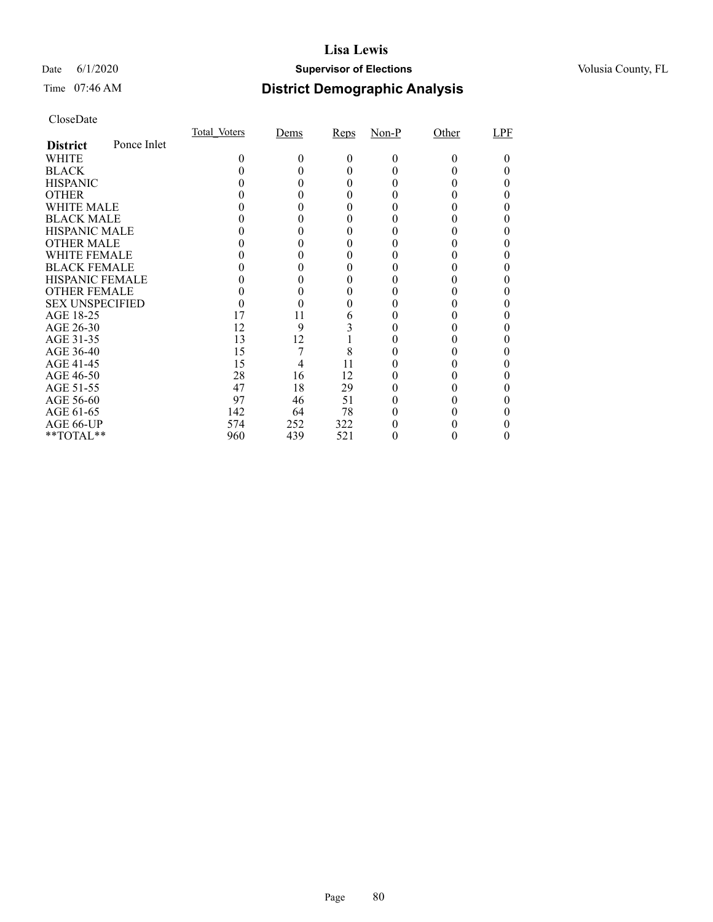# Lisa Lewis

Date 6/1/2020 **Supervisor of Elections** Volusia County, FL

Time 07:46 AM **District Demographic Analysis**

CloseDate

| **District** Ponce Inlet | Total_Voters | Dems | Reps | Non-P | Other | LPF |
|---|---|---|---|---|---|---|
| WHITE | 0 | 0 | 0 | 0 | 0 | 0 |
| BLACK | 0 | 0 | 0 | 0 | 0 | 0 |
| HISPANIC | 0 | 0 | 0 | 0 | 0 | 0 |
| OTHER | 0 | 0 | 0 | 0 | 0 | 0 |
| WHITE MALE | 0 | 0 | 0 | 0 | 0 | 0 |
| BLACK MALE | 0 | 0 | 0 | 0 | 0 | 0 |
| HISPANIC MALE | 0 | 0 | 0 | 0 | 0 | 0 |
| OTHER MALE | 0 | 0 | 0 | 0 | 0 | 0 |
| WHITE FEMALE | 0 | 0 | 0 | 0 | 0 | 0 |
| BLACK FEMALE | 0 | 0 | 0 | 0 | 0 | 0 |
| HISPANIC FEMALE | 0 | 0 | 0 | 0 | 0 | 0 |
| OTHER FEMALE | 0 | 0 | 0 | 0 | 0 | 0 |
| SEX UNSPECIFIED | 0 | 0 | 0 | 0 | 0 | 0 |
| AGE 18-25 | 17 | 11 | 6 | 0 | 0 | 0 |
| AGE 26-30 | 12 | 9 | 3 | 0 | 0 | 0 |
| AGE 31-35 | 13 | 12 | 1 | 0 | 0 | 0 |
| AGE 36-40 | 15 | 7 | 8 | 0 | 0 | 0 |
| AGE 41-45 | 15 | 4 | 11 | 0 | 0 | 0 |
| AGE 46-50 | 28 | 16 | 12 | 0 | 0 | 0 |
| AGE 51-55 | 47 | 18 | 29 | 0 | 0 | 0 |
| AGE 56-60 | 97 | 46 | 51 | 0 | 0 | 0 |
| AGE 61-65 | 142 | 64 | 78 | 0 | 0 | 0 |
| AGE 66-UP | 574 | 252 | 322 | 0 | 0 | 0 |
| **TOTAL** | 960 | 439 | 521 | 0 | 0 | 0 |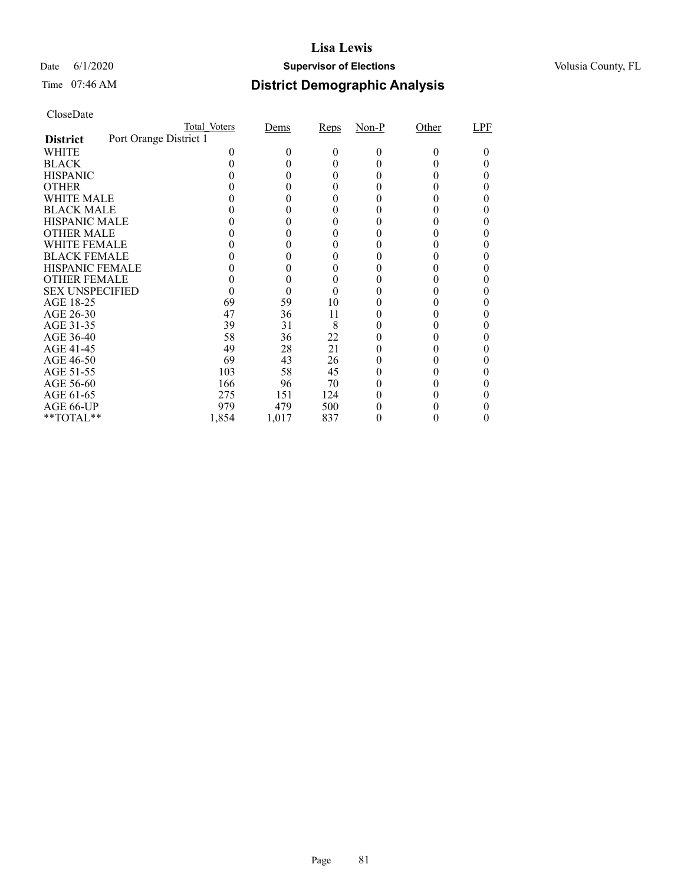# Lisa Lewis

Date 6/1/2020 **Supervisor of Elections** Volusia County, FL

Time 07:46 AM

## District Demographic Analysis

CloseDate

| | Total_Voters | Dems | Reps | Non-P | Other | LPF |
|---|---|---|---|---|---|---|
| **District** Port Orange District 1 | | | | | | |
| WHITE | 0 | 0 | 0 | 0 | 0 | 0 |
| BLACK | 0 | 0 | 0 | 0 | 0 | 0 |
| HISPANIC | 0 | 0 | 0 | 0 | 0 | 0 |
| OTHER | 0 | 0 | 0 | 0 | 0 | 0 |
| WHITE MALE | 0 | 0 | 0 | 0 | 0 | 0 |
| BLACK MALE | 0 | 0 | 0 | 0 | 0 | 0 |
| HISPANIC MALE | 0 | 0 | 0 | 0 | 0 | 0 |
| OTHER MALE | 0 | 0 | 0 | 0 | 0 | 0 |
| WHITE FEMALE | 0 | 0 | 0 | 0 | 0 | 0 |
| BLACK FEMALE | 0 | 0 | 0 | 0 | 0 | 0 |
| HISPANIC FEMALE | 0 | 0 | 0 | 0 | 0 | 0 |
| OTHER FEMALE | 0 | 0 | 0 | 0 | 0 | 0 |
| SEX UNSPECIFIED | 0 | 0 | 0 | 0 | 0 | 0 |
| AGE 18-25 | 69 | 59 | 10 | 0 | 0 | 0 |
| AGE 26-30 | 47 | 36 | 11 | 0 | 0 | 0 |
| AGE 31-35 | 39 | 31 | 8 | 0 | 0 | 0 |
| AGE 36-40 | 58 | 36 | 22 | 0 | 0 | 0 |
| AGE 41-45 | 49 | 28 | 21 | 0 | 0 | 0 |
| AGE 46-50 | 69 | 43 | 26 | 0 | 0 | 0 |
| AGE 51-55 | 103 | 58 | 45 | 0 | 0 | 0 |
| AGE 56-60 | 166 | 96 | 70 | 0 | 0 | 0 |
| AGE 61-65 | 275 | 151 | 124 | 0 | 0 | 0 |
| AGE 66-UP | 979 | 479 | 500 | 0 | 0 | 0 |
| **TOTAL** | 1,854 | 1,017 | 837 | 0 | 0 | 0 |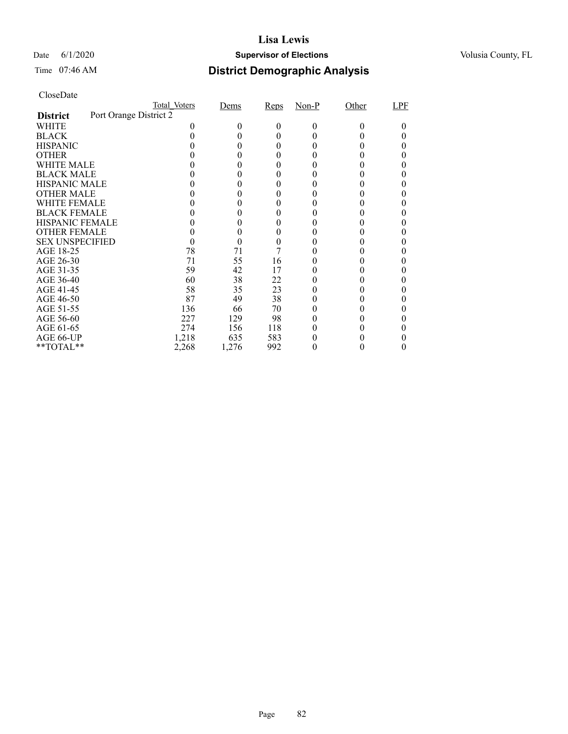# Lisa Lewis

Date 6/1/2020 **Supervisor of Elections** Volusia County, FL

Time 07:46 AM **District Demographic Analysis**

CloseDate

| | Total_Voters | Dems | Reps | Non-P | Other | LPF |
|---|---|---|---|---|---|---|
| **District** Port Orange District 2 | | | | | | |
| WHITE | 0 | 0 | 0 | 0 | 0 | 0 |
| BLACK | 0 | 0 | 0 | 0 | 0 | 0 |
| HISPANIC | 0 | 0 | 0 | 0 | 0 | 0 |
| OTHER | 0 | 0 | 0 | 0 | 0 | 0 |
| WHITE MALE | 0 | 0 | 0 | 0 | 0 | 0 |
| BLACK MALE | 0 | 0 | 0 | 0 | 0 | 0 |
| HISPANIC MALE | 0 | 0 | 0 | 0 | 0 | 0 |
| OTHER MALE | 0 | 0 | 0 | 0 | 0 | 0 |
| WHITE FEMALE | 0 | 0 | 0 | 0 | 0 | 0 |
| BLACK FEMALE | 0 | 0 | 0 | 0 | 0 | 0 |
| HISPANIC FEMALE | 0 | 0 | 0 | 0 | 0 | 0 |
| OTHER FEMALE | 0 | 0 | 0 | 0 | 0 | 0 |
| SEX UNSPECIFIED | 0 | 0 | 0 | 0 | 0 | 0 |
| AGE 18-25 | 78 | 71 | 7 | 0 | 0 | 0 |
| AGE 26-30 | 71 | 55 | 16 | 0 | 0 | 0 |
| AGE 31-35 | 59 | 42 | 17 | 0 | 0 | 0 |
| AGE 36-40 | 60 | 38 | 22 | 0 | 0 | 0 |
| AGE 41-45 | 58 | 35 | 23 | 0 | 0 | 0 |
| AGE 46-50 | 87 | 49 | 38 | 0 | 0 | 0 |
| AGE 51-55 | 136 | 66 | 70 | 0 | 0 | 0 |
| AGE 56-60 | 227 | 129 | 98 | 0 | 0 | 0 |
| AGE 61-65 | 274 | 156 | 118 | 0 | 0 | 0 |
| AGE 66-UP | 1,218 | 635 | 583 | 0 | 0 | 0 |
| **TOTAL** | 2,268 | 1,276 | 992 | 0 | 0 | 0 |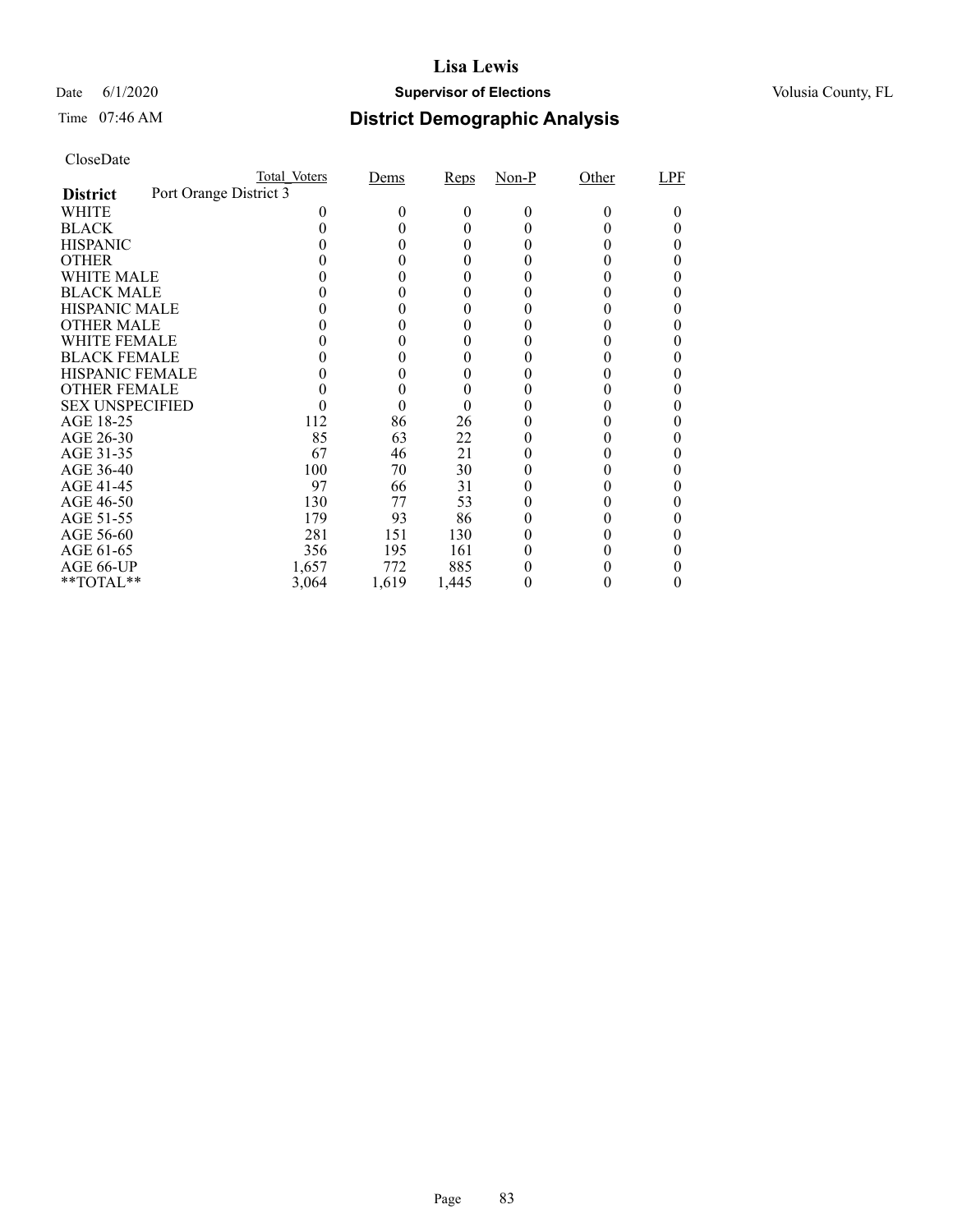# Lisa Lewis

Date 6/1/2020 **Supervisor of Elections** Volusia County, FL

Time 07:46 AM **District Demographic Analysis**

CloseDate

| | Total_Voters | Dems | Reps | Non-P | Other | LPF |
|---|---|---|---|---|---|---|
| **District** Port Orange District 3 | | | | | | |
| WHITE | 0 | 0 | 0 | 0 | 0 | 0 |
| BLACK | 0 | 0 | 0 | 0 | 0 | 0 |
| HISPANIC | 0 | 0 | 0 | 0 | 0 | 0 |
| OTHER | 0 | 0 | 0 | 0 | 0 | 0 |
| WHITE MALE | 0 | 0 | 0 | 0 | 0 | 0 |
| BLACK MALE | 0 | 0 | 0 | 0 | 0 | 0 |
| HISPANIC MALE | 0 | 0 | 0 | 0 | 0 | 0 |
| OTHER MALE | 0 | 0 | 0 | 0 | 0 | 0 |
| WHITE FEMALE | 0 | 0 | 0 | 0 | 0 | 0 |
| BLACK FEMALE | 0 | 0 | 0 | 0 | 0 | 0 |
| HISPANIC FEMALE | 0 | 0 | 0 | 0 | 0 | 0 |
| OTHER FEMALE | 0 | 0 | 0 | 0 | 0 | 0 |
| SEX UNSPECIFIED | 0 | 0 | 0 | 0 | 0 | 0 |
| AGE 18-25 | 112 | 86 | 26 | 0 | 0 | 0 |
| AGE 26-30 | 85 | 63 | 22 | 0 | 0 | 0 |
| AGE 31-35 | 67 | 46 | 21 | 0 | 0 | 0 |
| AGE 36-40 | 100 | 70 | 30 | 0 | 0 | 0 |
| AGE 41-45 | 97 | 66 | 31 | 0 | 0 | 0 |
| AGE 46-50 | 130 | 77 | 53 | 0 | 0 | 0 |
| AGE 51-55 | 179 | 93 | 86 | 0 | 0 | 0 |
| AGE 56-60 | 281 | 151 | 130 | 0 | 0 | 0 |
| AGE 61-65 | 356 | 195 | 161 | 0 | 0 | 0 |
| AGE 66-UP | 1,657 | 772 | 885 | 0 | 0 | 0 |
| **TOTAL** | 3,064 | 1,619 | 1,445 | 0 | 0 | 0 |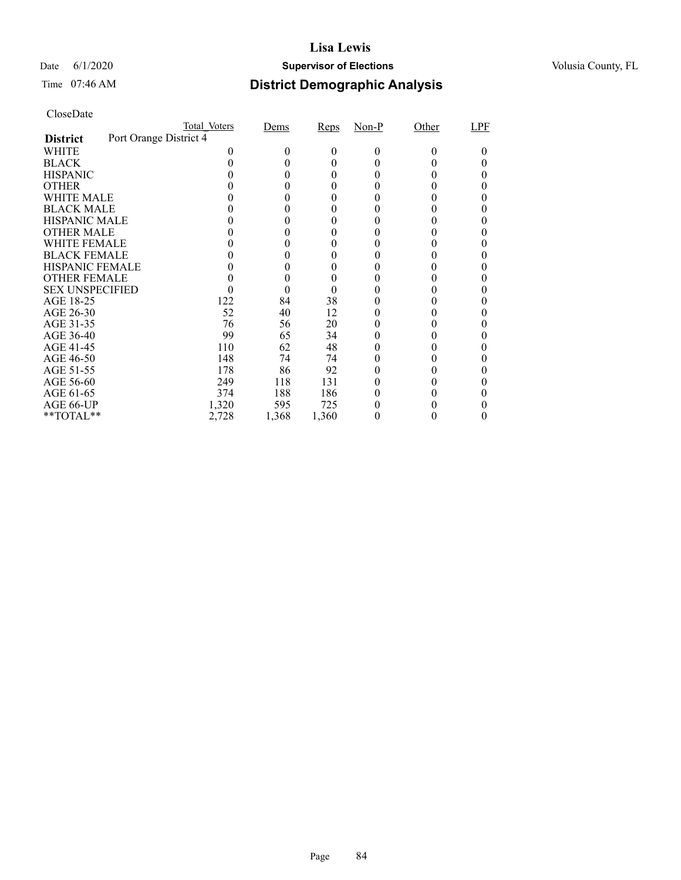# Lisa Lewis

Date 6/1/2020 **Supervisor of Elections** Volusia County, FL

Time 07:46 AM **District Demographic Analysis**

CloseDate

| | Total_Voters | Dems | Reps | Non-P | Other | LPF |
|---|---|---|---|---|---|---|
| **District** Port Orange District 4 | | | | | | |
| WHITE | 0 | 0 | 0 | 0 | 0 | 0 |
| BLACK | 0 | 0 | 0 | 0 | 0 | 0 |
| HISPANIC | 0 | 0 | 0 | 0 | 0 | 0 |
| OTHER | 0 | 0 | 0 | 0 | 0 | 0 |
| WHITE MALE | 0 | 0 | 0 | 0 | 0 | 0 |
| BLACK MALE | 0 | 0 | 0 | 0 | 0 | 0 |
| HISPANIC MALE | 0 | 0 | 0 | 0 | 0 | 0 |
| OTHER MALE | 0 | 0 | 0 | 0 | 0 | 0 |
| WHITE FEMALE | 0 | 0 | 0 | 0 | 0 | 0 |
| BLACK FEMALE | 0 | 0 | 0 | 0 | 0 | 0 |
| HISPANIC FEMALE | 0 | 0 | 0 | 0 | 0 | 0 |
| OTHER FEMALE | 0 | 0 | 0 | 0 | 0 | 0 |
| SEX UNSPECIFIED | 0 | 0 | 0 | 0 | 0 | 0 |
| AGE 18-25 | 122 | 84 | 38 | 0 | 0 | 0 |
| AGE 26-30 | 52 | 40 | 12 | 0 | 0 | 0 |
| AGE 31-35 | 76 | 56 | 20 | 0 | 0 | 0 |
| AGE 36-40 | 99 | 65 | 34 | 0 | 0 | 0 |
| AGE 41-45 | 110 | 62 | 48 | 0 | 0 | 0 |
| AGE 46-50 | 148 | 74 | 74 | 0 | 0 | 0 |
| AGE 51-55 | 178 | 86 | 92 | 0 | 0 | 0 |
| AGE 56-60 | 249 | 118 | 131 | 0 | 0 | 0 |
| AGE 61-65 | 374 | 188 | 186 | 0 | 0 | 0 |
| AGE 66-UP | 1,320 | 595 | 725 | 0 | 0 | 0 |
| **TOTAL** | 2,728 | 1,368 | 1,360 | 0 | 0 | 0 |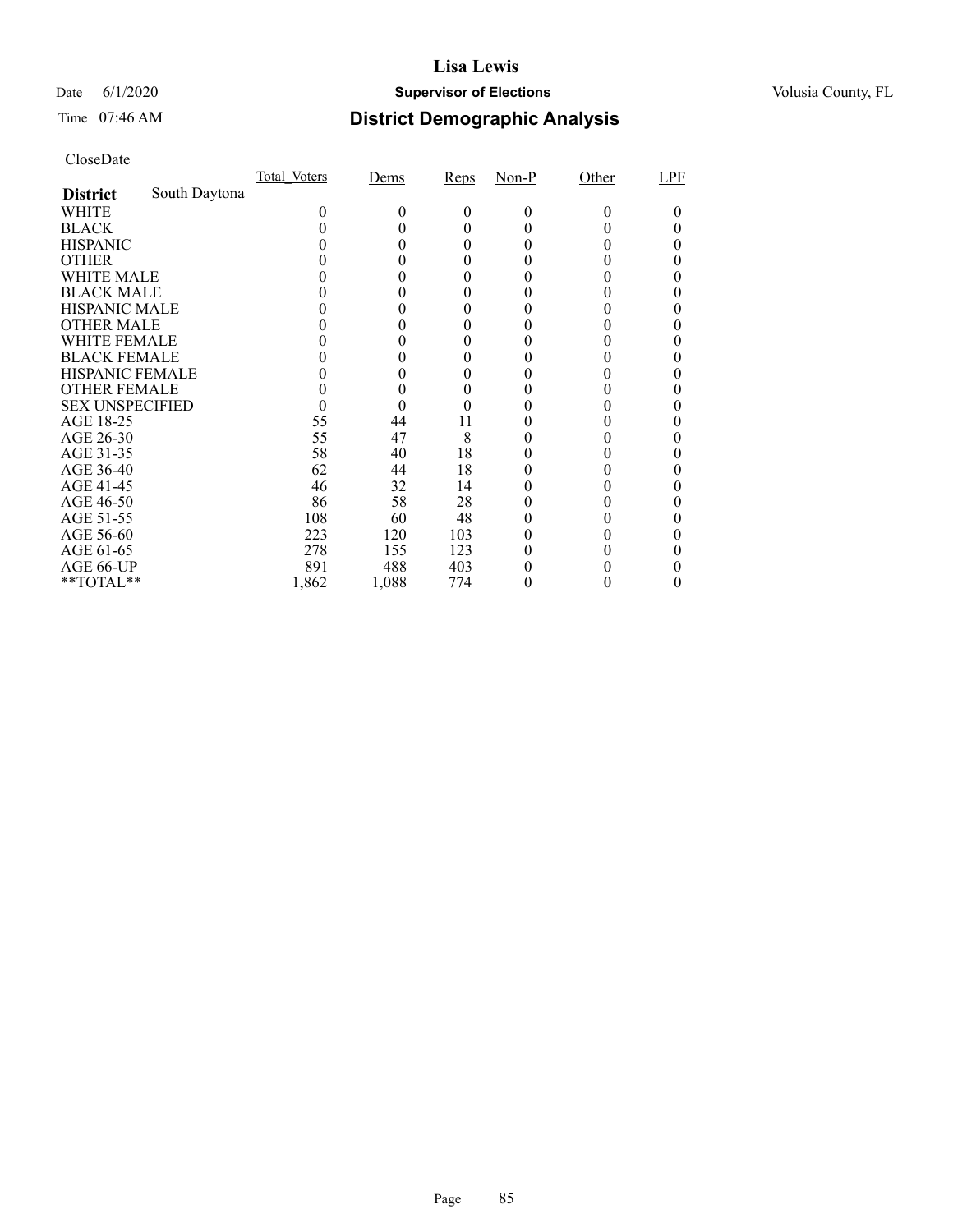# Lisa Lewis

Date 6/1/2020 **Supervisor of Elections** Volusia County, FL

Time 07:46 AM

## District Demographic Analysis

CloseDate

| | Total_Voters | Dems | Reps | Non-P | Other | LPF |
|---|---|---|---|---|---|---|
| **District** South Daytona | | | | | | |
| WHITE | 0 | 0 | 0 | 0 | 0 | 0 |
| BLACK | 0 | 0 | 0 | 0 | 0 | 0 |
| HISPANIC | 0 | 0 | 0 | 0 | 0 | 0 |
| OTHER | 0 | 0 | 0 | 0 | 0 | 0 |
| WHITE MALE | 0 | 0 | 0 | 0 | 0 | 0 |
| BLACK MALE | 0 | 0 | 0 | 0 | 0 | 0 |
| HISPANIC MALE | 0 | 0 | 0 | 0 | 0 | 0 |
| OTHER MALE | 0 | 0 | 0 | 0 | 0 | 0 |
| WHITE FEMALE | 0 | 0 | 0 | 0 | 0 | 0 |
| BLACK FEMALE | 0 | 0 | 0 | 0 | 0 | 0 |
| HISPANIC FEMALE | 0 | 0 | 0 | 0 | 0 | 0 |
| OTHER FEMALE | 0 | 0 | 0 | 0 | 0 | 0 |
| SEX UNSPECIFIED | 0 | 0 | 0 | 0 | 0 | 0 |
| AGE 18-25 | 55 | 44 | 11 | 0 | 0 | 0 |
| AGE 26-30 | 55 | 47 | 8 | 0 | 0 | 0 |
| AGE 31-35 | 58 | 40 | 18 | 0 | 0 | 0 |
| AGE 36-40 | 62 | 44 | 18 | 0 | 0 | 0 |
| AGE 41-45 | 46 | 32 | 14 | 0 | 0 | 0 |
| AGE 46-50 | 86 | 58 | 28 | 0 | 0 | 0 |
| AGE 51-55 | 108 | 60 | 48 | 0 | 0 | 0 |
| AGE 56-60 | 223 | 120 | 103 | 0 | 0 | 0 |
| AGE 61-65 | 278 | 155 | 123 | 0 | 0 | 0 |
| AGE 66-UP | 891 | 488 | 403 | 0 | 0 | 0 |
| **TOTAL** | 1,862 | 1,088 | 774 | 0 | 0 | 0 |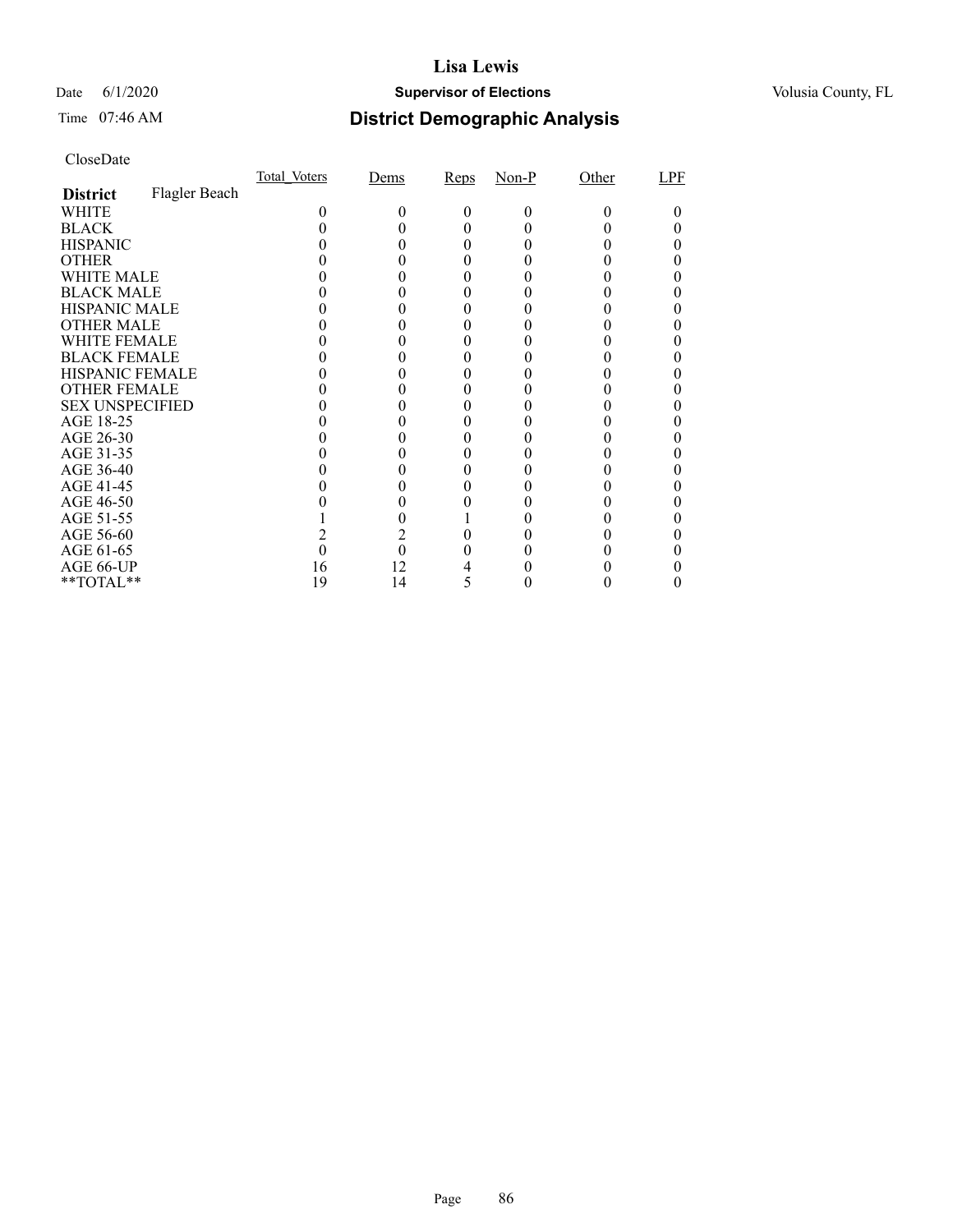# Lisa Lewis

Date 6/1/2020 **Supervisor of Elections** Volusia County, FL

Time 07:46 AM **District Demographic Analysis**

CloseDate

| **District** Flagler Beach | Total_Voters | Dems | Reps | Non-P | Other | LPF |
|---|---|---|---|---|---|---|
| WHITE | 0 | 0 | 0 | 0 | 0 | 0 |
| BLACK | 0 | 0 | 0 | 0 | 0 | 0 |
| HISPANIC | 0 | 0 | 0 | 0 | 0 | 0 |
| OTHER | 0 | 0 | 0 | 0 | 0 | 0 |
| WHITE MALE | 0 | 0 | 0 | 0 | 0 | 0 |
| BLACK MALE | 0 | 0 | 0 | 0 | 0 | 0 |
| HISPANIC MALE | 0 | 0 | 0 | 0 | 0 | 0 |
| OTHER MALE | 0 | 0 | 0 | 0 | 0 | 0 |
| WHITE FEMALE | 0 | 0 | 0 | 0 | 0 | 0 |
| BLACK FEMALE | 0 | 0 | 0 | 0 | 0 | 0 |
| HISPANIC FEMALE | 0 | 0 | 0 | 0 | 0 | 0 |
| OTHER FEMALE | 0 | 0 | 0 | 0 | 0 | 0 |
| SEX UNSPECIFIED | 0 | 0 | 0 | 0 | 0 | 0 |
| AGE 18-25 | 0 | 0 | 0 | 0 | 0 | 0 |
| AGE 26-30 | 0 | 0 | 0 | 0 | 0 | 0 |
| AGE 31-35 | 0 | 0 | 0 | 0 | 0 | 0 |
| AGE 36-40 | 0 | 0 | 0 | 0 | 0 | 0 |
| AGE 41-45 | 0 | 0 | 0 | 0 | 0 | 0 |
| AGE 46-50 | 0 | 0 | 0 | 0 | 0 | 0 |
| AGE 51-55 | 1 | 0 | 1 | 0 | 0 | 0 |
| AGE 56-60 | 2 | 2 | 0 | 0 | 0 | 0 |
| AGE 61-65 | 0 | 0 | 0 | 0 | 0 | 0 |
| AGE 66-UP | 16 | 12 | 4 | 0 | 0 | 0 |
| **TOTAL** | 19 | 14 | 5 | 0 | 0 | 0 |